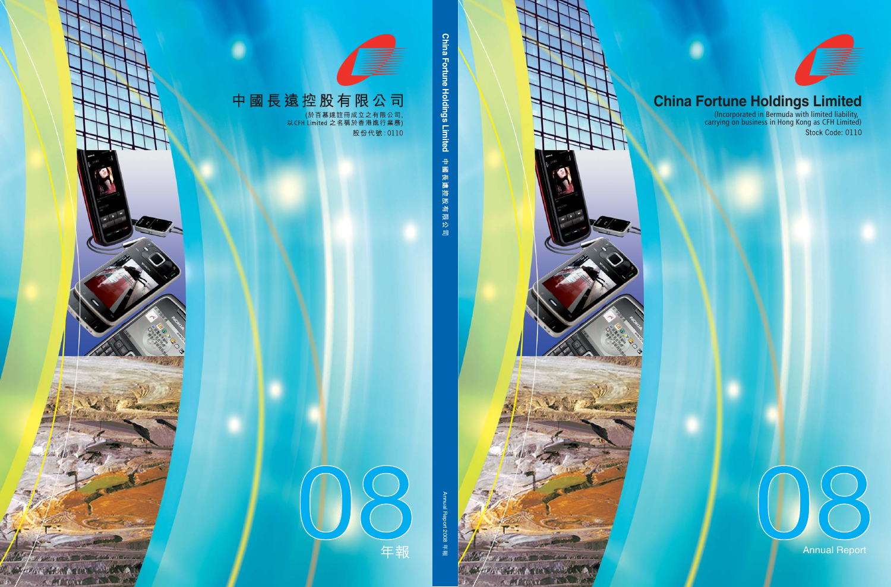中國長遠控股有限公司

(於百慕達註冊成立之有限公司,
以CFH Limited 之名稱於香港進行業務)

股份代號:0110

08

年報

China Fortune Holdings Limited 中國長遠控股有限公司

Annual Report 2008 年報

# China Fortune Holdings Limited

(Incorporated in Bermuda with limited liability,
carrying on business in Hong Kong as CFH Limited)

Stock Code: 0110

08

Annual Report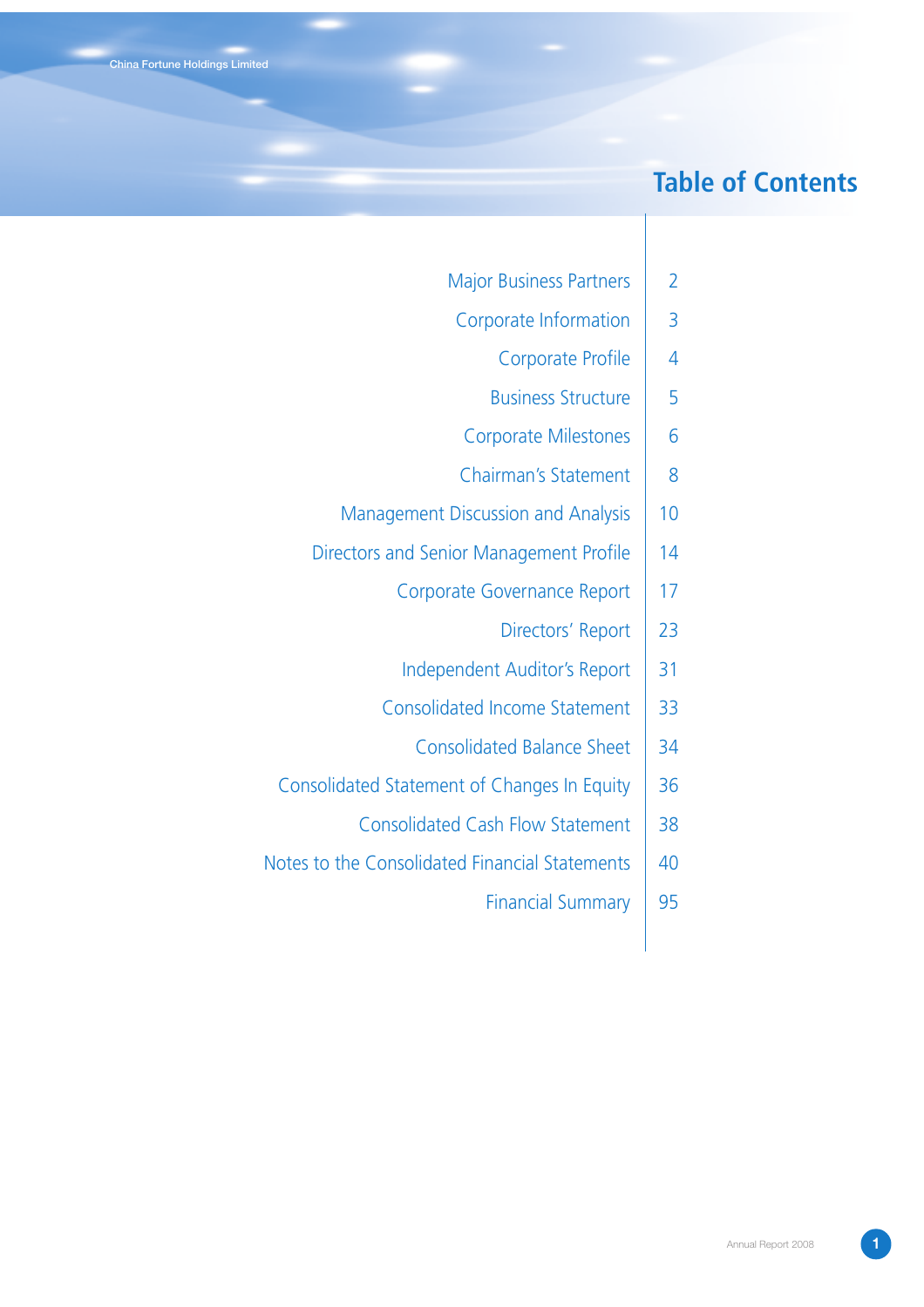# Table of Contents

| | |
|---|---|
| Major Business Partners | 2 |
| Corporate Information | 3 |
| Corporate Profile | 4 |
| Business Structure | 5 |
| Corporate Milestones | 6 |
| Chairman's Statement | 8 |
| Management Discussion and Analysis | 10 |
| Directors and Senior Management Profile | 14 |
| Corporate Governance Report | 17 |
| Directors' Report | 23 |
| Independent Auditor's Report | 31 |
| Consolidated Income Statement | 33 |
| Consolidated Balance Sheet | 34 |
| Consolidated Statement of Changes In Equity | 36 |
| Consolidated Cash Flow Statement | 38 |
| Notes to the Consolidated Financial Statements | 40 |
| Financial Summary | 95 |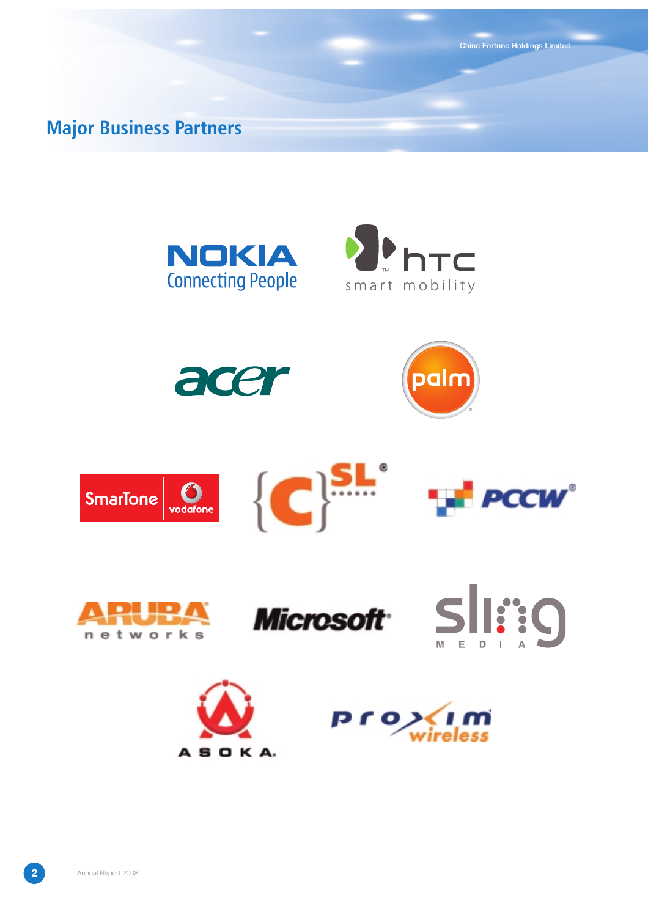## Major Business Partners

NOKIA
Connecting People

htc
smart mobility

acer

palm

SmarTone vodafone

{C}SL

PCCW

ARUBA networks

Microsoft

sling MEDIA

ASOKA

proxim wireless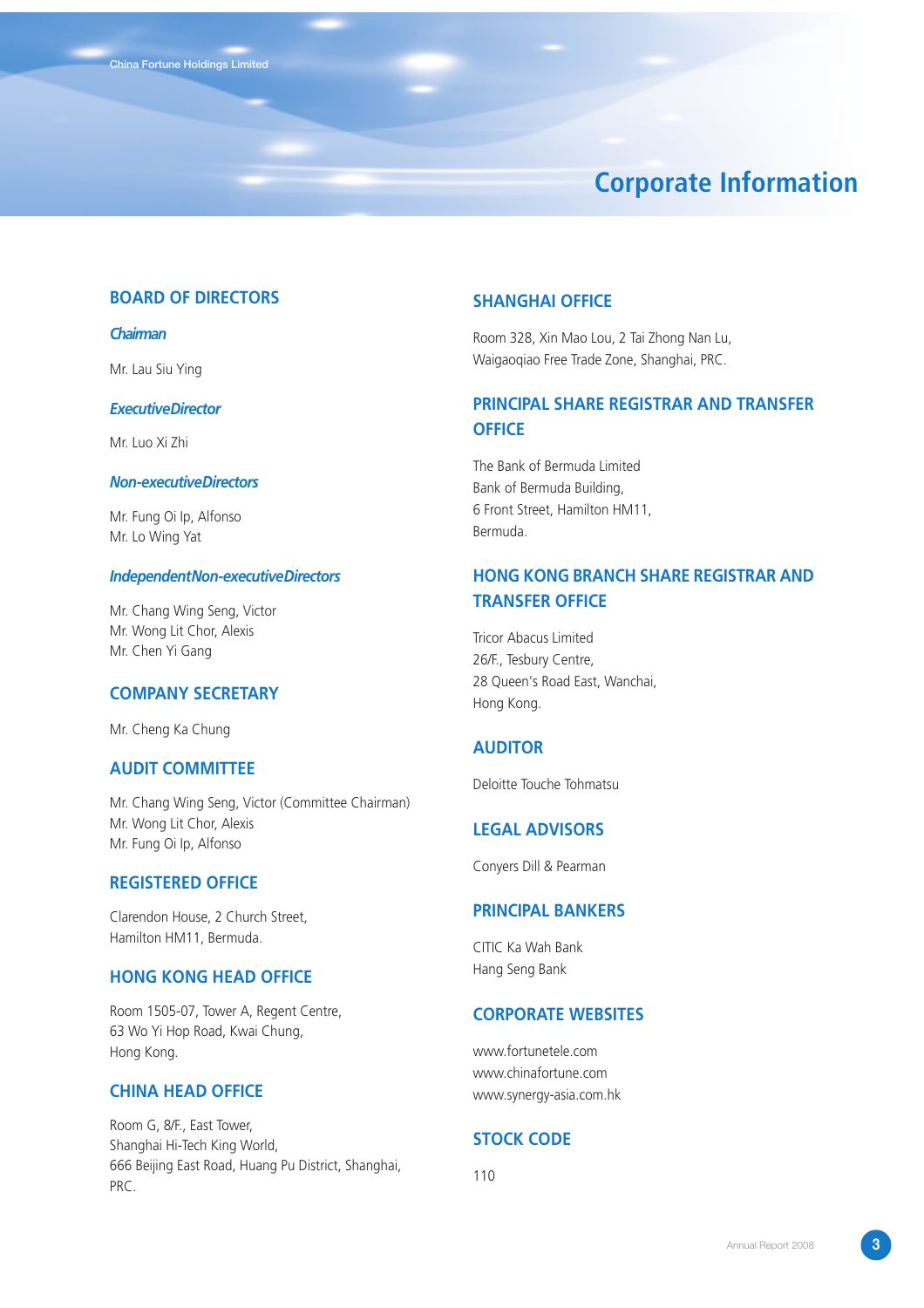# Corporate Information

## BOARD OF DIRECTORS

*Chairman*

Mr. Lau Siu Ying

*Executive Director*

Mr. Luo Xi Zhi

*Non-executive Directors*

Mr. Fung Oi Ip, Alfonso
Mr. Lo Wing Yat

*Independent Non-executive Directors*

Mr. Chang Wing Seng, Victor
Mr. Wong Lit Chor, Alexis
Mr. Chen Yi Gang

## COMPANY SECRETARY

Mr. Cheng Ka Chung

## AUDIT COMMITTEE

Mr. Chang Wing Seng, Victor (Committee Chairman)
Mr. Wong Lit Chor, Alexis
Mr. Fung Oi Ip, Alfonso

## REGISTERED OFFICE

Clarendon House, 2 Church Street,
Hamilton HM11, Bermuda.

## HONG KONG HEAD OFFICE

Room 1505-07, Tower A, Regent Centre,
63 Wo Yi Hop Road, Kwai Chung,
Hong Kong.

## CHINA HEAD OFFICE

Room G, 8/F., East Tower,
Shanghai Hi-Tech King World,
666 Beijing East Road, Huang Pu District, Shanghai,
PRC.

## SHANGHAI OFFICE

Room 328, Xin Mao Lou, 2 Tai Zhong Nan Lu,
Waigaoqiao Free Trade Zone, Shanghai, PRC.

## PRINCIPAL SHARE REGISTRAR AND TRANSFER OFFICE

The Bank of Bermuda Limited
Bank of Bermuda Building,
6 Front Street, Hamilton HM11,
Bermuda.

## HONG KONG BRANCH SHARE REGISTRAR AND TRANSFER OFFICE

Tricor Abacus Limited
26/F., Tesbury Centre,
28 Queen's Road East, Wanchai,
Hong Kong.

## AUDITOR

Deloitte Touche Tohmatsu

## LEGAL ADVISORS

Conyers Dill & Pearman

## PRINCIPAL BANKERS

CITIC Ka Wah Bank
Hang Seng Bank

## CORPORATE WEBSITES

www.fortunetele.com
www.chinafortune.com
www.synergy-asia.com.hk

## STOCK CODE

110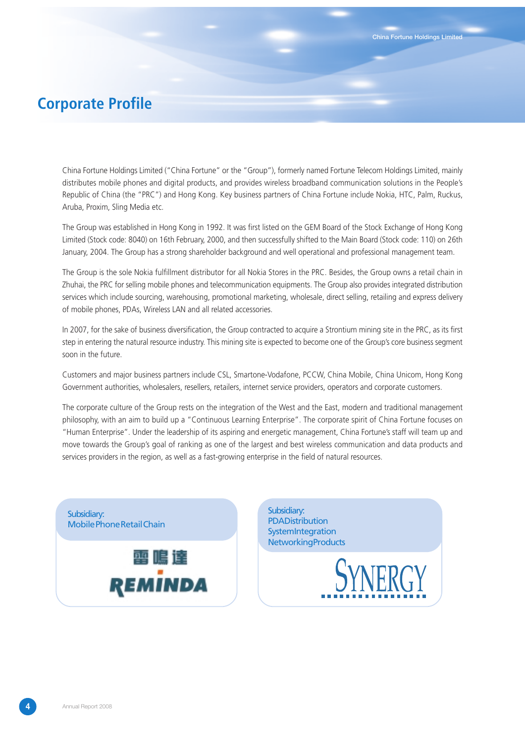# Corporate Profile

China Fortune Holdings Limited ("China Fortune" or the "Group"), formerly named Fortune Telecom Holdings Limited, mainly distributes mobile phones and digital products, and provides wireless broadband communication solutions in the People's Republic of China (the "PRC") and Hong Kong. Key business partners of China Fortune include Nokia, HTC, Palm, Ruckus, Aruba, Proxim, Sling Media etc.

The Group was established in Hong Kong in 1992. It was first listed on the GEM Board of the Stock Exchange of Hong Kong Limited (Stock code: 8040) on 16th February, 2000, and then successfully shifted to the Main Board (Stock code: 110) on 26th January, 2004. The Group has a strong shareholder background and well operational and professional management team.

The Group is the sole Nokia fulfillment distributor for all Nokia Stores in the PRC. Besides, the Group owns a retail chain in Zhuhai, the PRC for selling mobile phones and telecommunication equipments. The Group also provides integrated distribution services which include sourcing, warehousing, promotional marketing, wholesale, direct selling, retailing and express delivery of mobile phones, PDAs, Wireless LAN and all related accessories.

In 2007, for the sake of business diversification, the Group contracted to acquire a Strontium mining site in the PRC, as its first step in entering the natural resource industry. This mining site is expected to become one of the Group's core business segment soon in the future.

Customers and major business partners include CSL, Smartone-Vodafone, PCCW, China Mobile, China Unicom, Hong Kong Government authorities, wholesalers, resellers, retailers, internet service providers, operators and corporate customers.

The corporate culture of the Group rests on the integration of the West and the East, modern and traditional management philosophy, with an aim to build up a "Continuous Learning Enterprise". The corporate spirit of China Fortune focuses on "Human Enterprise". Under the leadership of its aspiring and energetic management, China Fortune's staff will team up and move towards the Group's goal of ranking as one of the largest and best wireless communication and data products and services providers in the region, as well as a fast-growing enterprise in the field of natural resources.

Subsidiary:
Mobile Phone Retail Chain

雷鳴達
REMINDA

Subsidiary:
PDA Distribution
System Integration
Networking Products

SYNERGY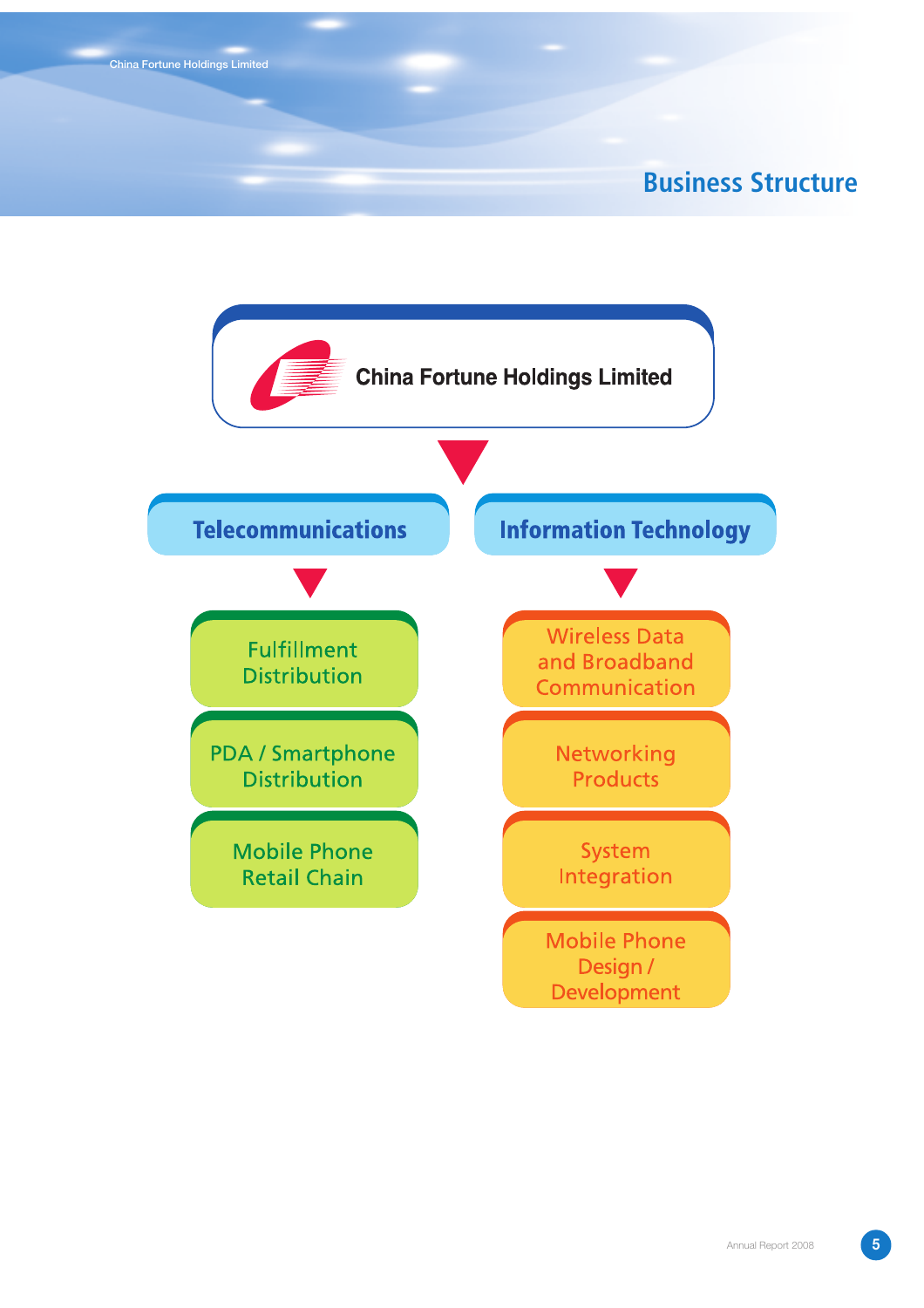# Business Structure

**China Fortune Holdings Limited**

## Telecommunications

- Fulfillment Distribution
- PDA / Smartphone Distribution
- Mobile Phone Retail Chain

## Information Technology

- Wireless Data and Broadband Communication
- Networking Products
- System Integration
- Mobile Phone Design / Development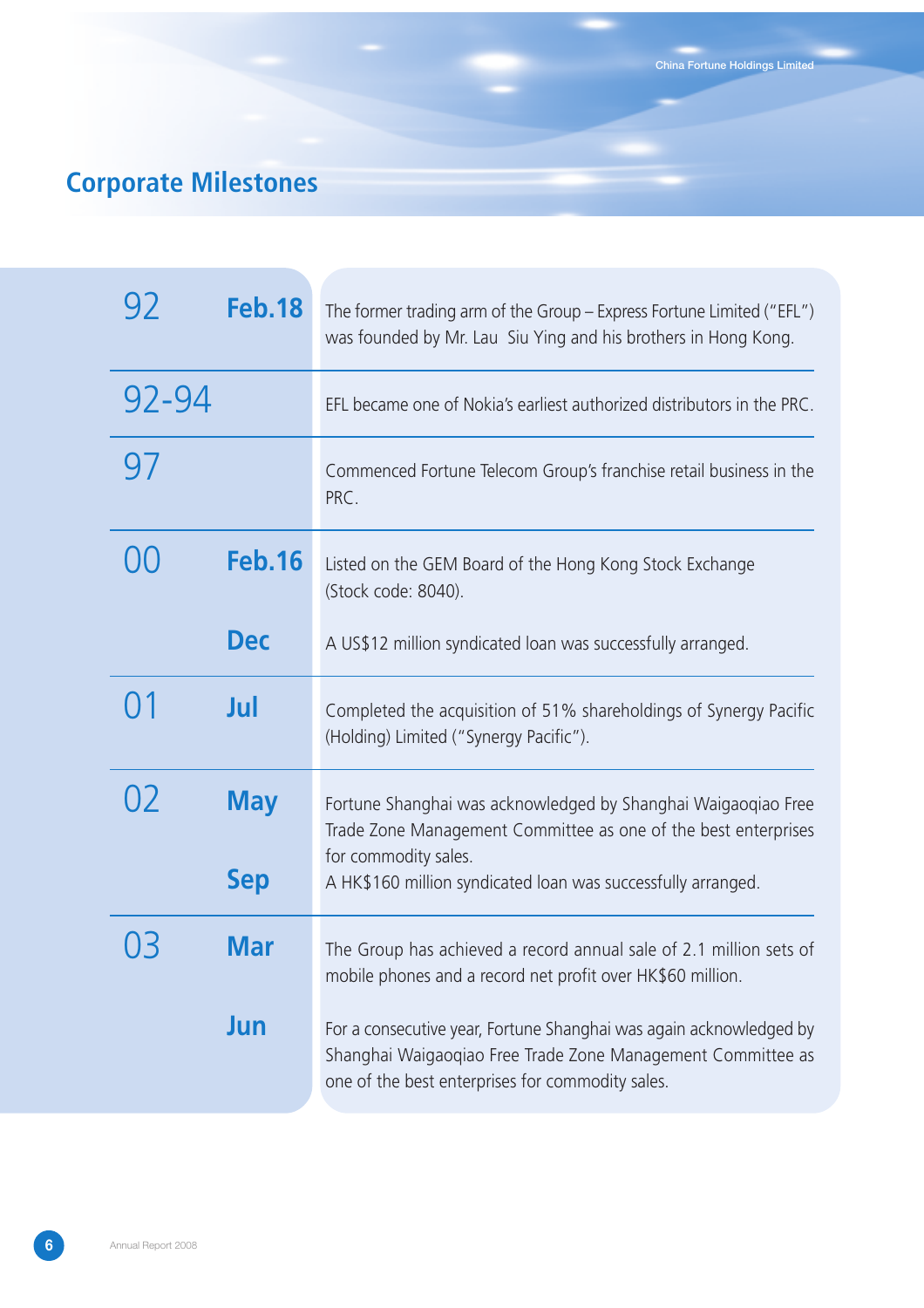# Corporate Milestones

| Year | Date | Milestone |
|---|---|---|
| 92 | Feb.18 | The former trading arm of the Group – Express Fortune Limited ("EFL") was founded by Mr. Lau Siu Ying and his brothers in Hong Kong. |
| 92-94 | | EFL became one of Nokia's earliest authorized distributors in the PRC. |
| 97 | | Commenced Fortune Telecom Group's franchise retail business in the PRC. |
| 00 | Feb.16 | Listed on the GEM Board of the Hong Kong Stock Exchange (Stock code: 8040). |
| | Dec | A US$12 million syndicated loan was successfully arranged. |
| 01 | Jul | Completed the acquisition of 51% shareholdings of Synergy Pacific (Holding) Limited ("Synergy Pacific"). |
| 02 | May | Fortune Shanghai was acknowledged by Shanghai Waigaoqiao Free Trade Zone Management Committee as one of the best enterprises for commodity sales. |
| | Sep | A HK$160 million syndicated loan was successfully arranged. |
| 03 | Mar | The Group has achieved a record annual sale of 2.1 million sets of mobile phones and a record net profit over HK$60 million. |
| | Jun | For a consecutive year, Fortune Shanghai was again acknowledged by Shanghai Waigaoqiao Free Trade Zone Management Committee as one of the best enterprises for commodity sales. |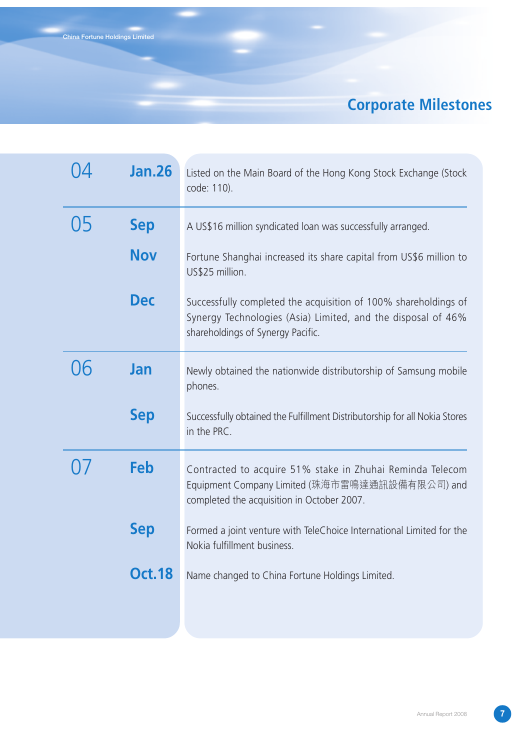# Corporate Milestones

| Year | Date | Event |
|---|---|---|
| 04 | Jan.26 | Listed on the Main Board of the Hong Kong Stock Exchange (Stock code: 110). |
| 05 | Sep | A US$16 million syndicated loan was successfully arranged. |
| | Nov | Fortune Shanghai increased its share capital from US$6 million to US$25 million. |
| | Dec | Successfully completed the acquisition of 100% shareholdings of Synergy Technologies (Asia) Limited, and the disposal of 46% shareholdings of Synergy Pacific. |
| 06 | Jan | Newly obtained the nationwide distributorship of Samsung mobile phones. |
| | Sep | Successfully obtained the Fulfillment Distributorship for all Nokia Stores in the PRC. |
| 07 | Feb | Contracted to acquire 51% stake in Zhuhai Reminda Telecom Equipment Company Limited (珠海市雷鳴達通訊設備有限公司) and completed the acquisition in October 2007. |
| | Sep | Formed a joint venture with TeleChoice International Limited for the Nokia fulfillment business. |
| | Oct.18 | Name changed to China Fortune Holdings Limited. |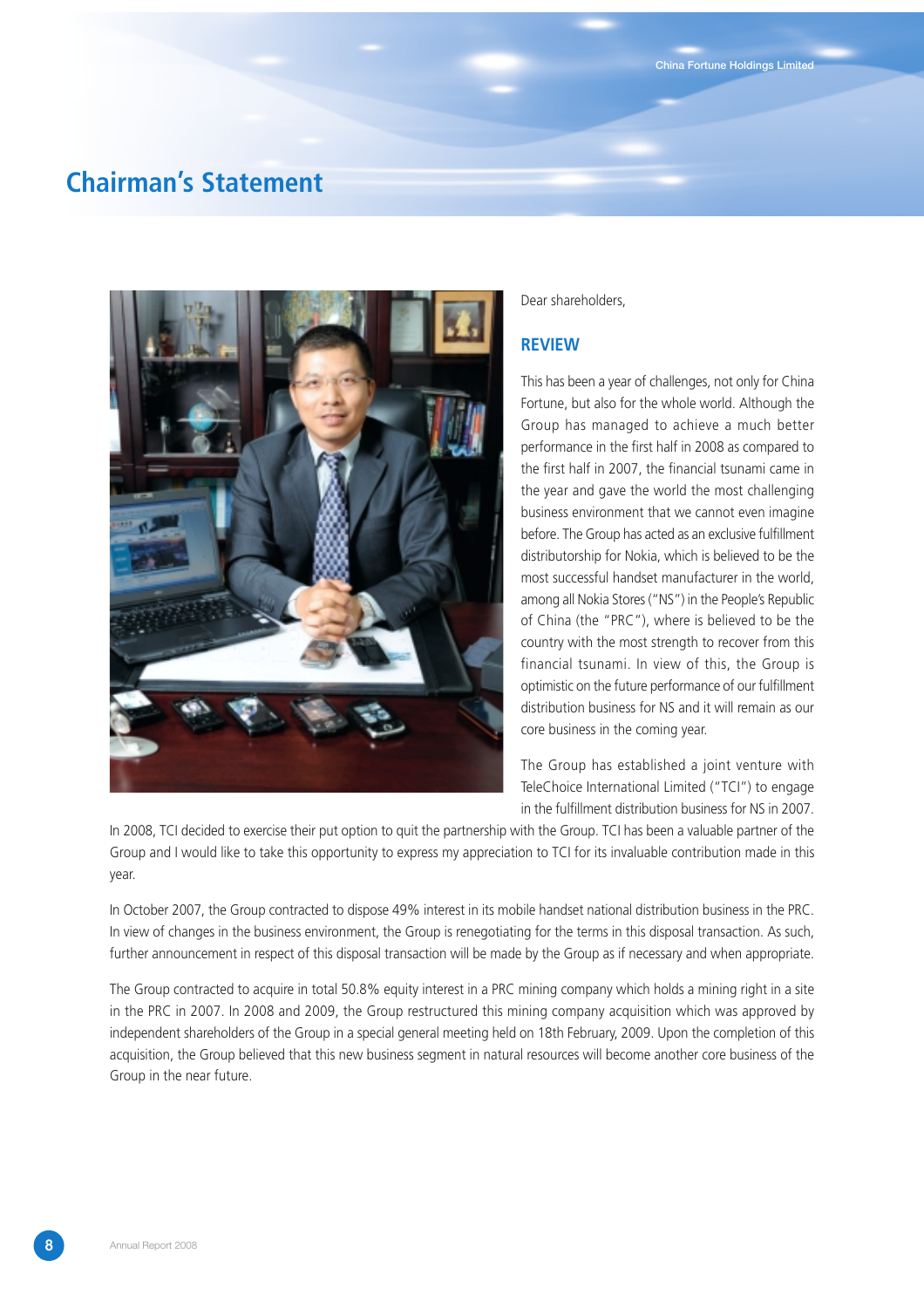# Chairman's Statement

Dear shareholders,

## REVIEW

This has been a year of challenges, not only for China Fortune, but also for the whole world. Although the Group has managed to achieve a much better performance in the first half in 2008 as compared to the first half in 2007, the financial tsunami came in the year and gave the world the most challenging business environment that we cannot even imagine before. The Group has acted as an exclusive fulfillment distributorship for Nokia, which is believed to be the most successful handset manufacturer in the world, among all Nokia Stores ("NS") in the People's Republic of China (the "PRC"), where is believed to be the country with the most strength to recover from this financial tsunami. In view of this, the Group is optimistic on the future performance of our fulfillment distribution business for NS and it will remain as our core business in the coming year.

The Group has established a joint venture with TeleChoice International Limited ("TCI") to engage in the fulfillment distribution business for NS in 2007. In 2008, TCI decided to exercise their put option to quit the partnership with the Group. TCI has been a valuable partner of the Group and I would like to take this opportunity to express my appreciation to TCI for its invaluable contribution made in this year.

In October 2007, the Group contracted to dispose 49% interest in its mobile handset national distribution business in the PRC. In view of changes in the business environment, the Group is renegotiating for the terms in this disposal transaction. As such, further announcement in respect of this disposal transaction will be made by the Group as if necessary and when appropriate.

The Group contracted to acquire in total 50.8% equity interest in a PRC mining company which holds a mining right in a site in the PRC in 2007. In 2008 and 2009, the Group restructured this mining company acquisition which was approved by independent shareholders of the Group in a special general meeting held on 18th February, 2009. Upon the completion of this acquisition, the Group believed that this new business segment in natural resources will become another core business of the Group in the near future.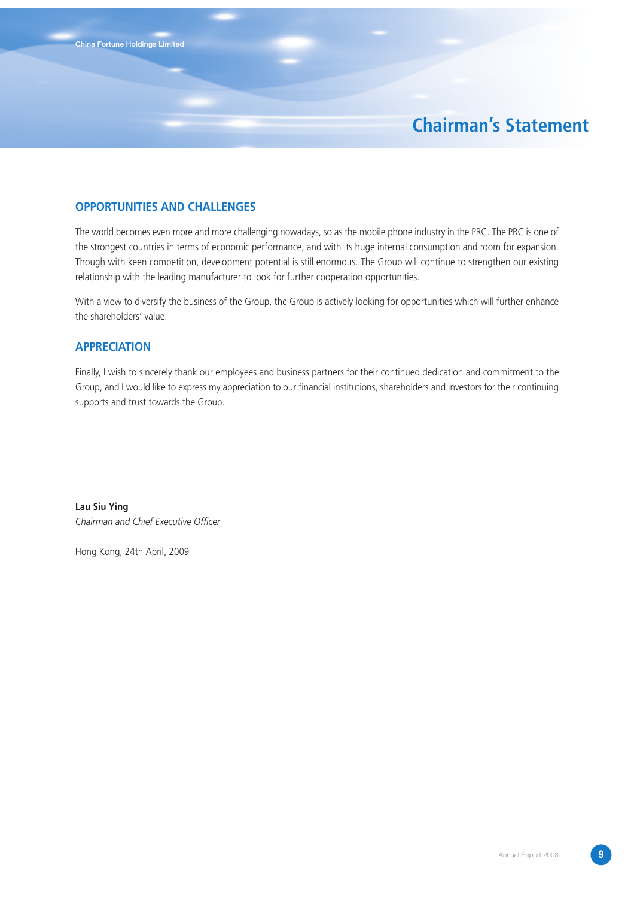# Chairman's Statement

## OPPORTUNITIES AND CHALLENGES

The world becomes even more and more challenging nowadays, so as the mobile phone industry in the PRC. The PRC is one of the strongest countries in terms of economic performance, and with its huge internal consumption and room for expansion. Though with keen competition, development potential is still enormous. The Group will continue to strengthen our existing relationship with the leading manufacturer to look for further cooperation opportunities.

With a view to diversify the business of the Group, the Group is actively looking for opportunities which will further enhance the shareholders' value.

## APPRECIATION

Finally, I wish to sincerely thank our employees and business partners for their continued dedication and commitment to the Group, and I would like to express my appreciation to our financial institutions, shareholders and investors for their continuing supports and trust towards the Group.

**Lau Siu Ying**
*Chairman and Chief Executive Officer*

Hong Kong, 24th April, 2009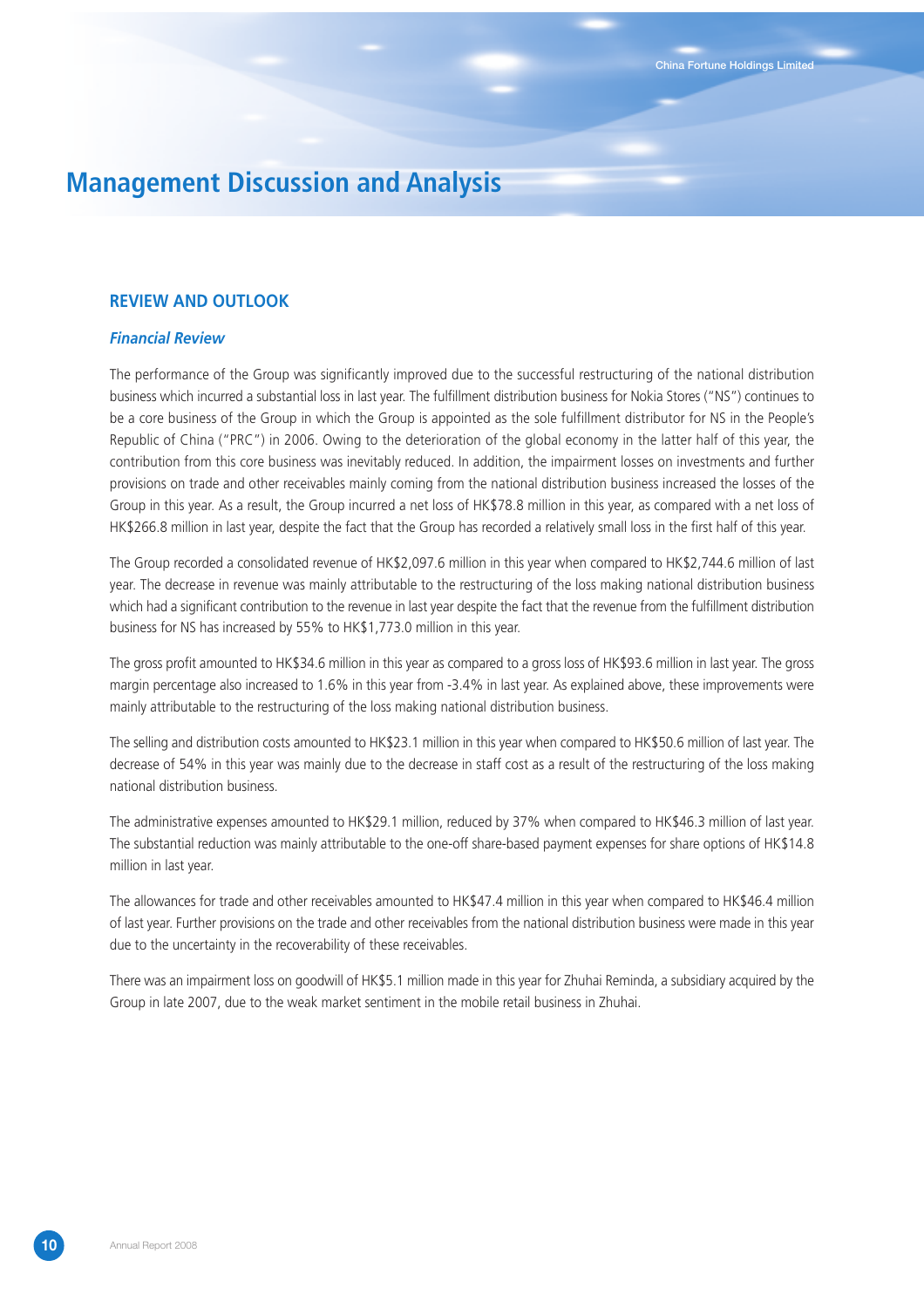# Management Discussion and Analysis

## REVIEW AND OUTLOOK

### *Financial Review*

The performance of the Group was significantly improved due to the successful restructuring of the national distribution business which incurred a substantial loss in last year. The fulfillment distribution business for Nokia Stores ("NS") continues to be a core business of the Group in which the Group is appointed as the sole fulfillment distributor for NS in the People's Republic of China ("PRC") in 2006. Owing to the deterioration of the global economy in the latter half of this year, the contribution from this core business was inevitably reduced. In addition, the impairment losses on investments and further provisions on trade and other receivables mainly coming from the national distribution business increased the losses of the Group in this year. As a result, the Group incurred a net loss of HK$78.8 million in this year, as compared with a net loss of HK$266.8 million in last year, despite the fact that the Group has recorded a relatively small loss in the first half of this year.

The Group recorded a consolidated revenue of HK$2,097.6 million in this year when compared to HK$2,744.6 million of last year. The decrease in revenue was mainly attributable to the restructuring of the loss making national distribution business which had a significant contribution to the revenue in last year despite the fact that the revenue from the fulfillment distribution business for NS has increased by 55% to HK$1,773.0 million in this year.

The gross profit amounted to HK$34.6 million in this year as compared to a gross loss of HK$93.6 million in last year. The gross margin percentage also increased to 1.6% in this year from -3.4% in last year. As explained above, these improvements were mainly attributable to the restructuring of the loss making national distribution business.

The selling and distribution costs amounted to HK$23.1 million in this year when compared to HK$50.6 million of last year. The decrease of 54% in this year was mainly due to the decrease in staff cost as a result of the restructuring of the loss making national distribution business.

The administrative expenses amounted to HK$29.1 million, reduced by 37% when compared to HK$46.3 million of last year. The substantial reduction was mainly attributable to the one-off share-based payment expenses for share options of HK$14.8 million in last year.

The allowances for trade and other receivables amounted to HK$47.4 million in this year when compared to HK$46.4 million of last year. Further provisions on the trade and other receivables from the national distribution business were made in this year due to the uncertainty in the recoverability of these receivables.

There was an impairment loss on goodwill of HK$5.1 million made in this year for Zhuhai Reminda, a subsidiary acquired by the Group in late 2007, due to the weak market sentiment in the mobile retail business in Zhuhai.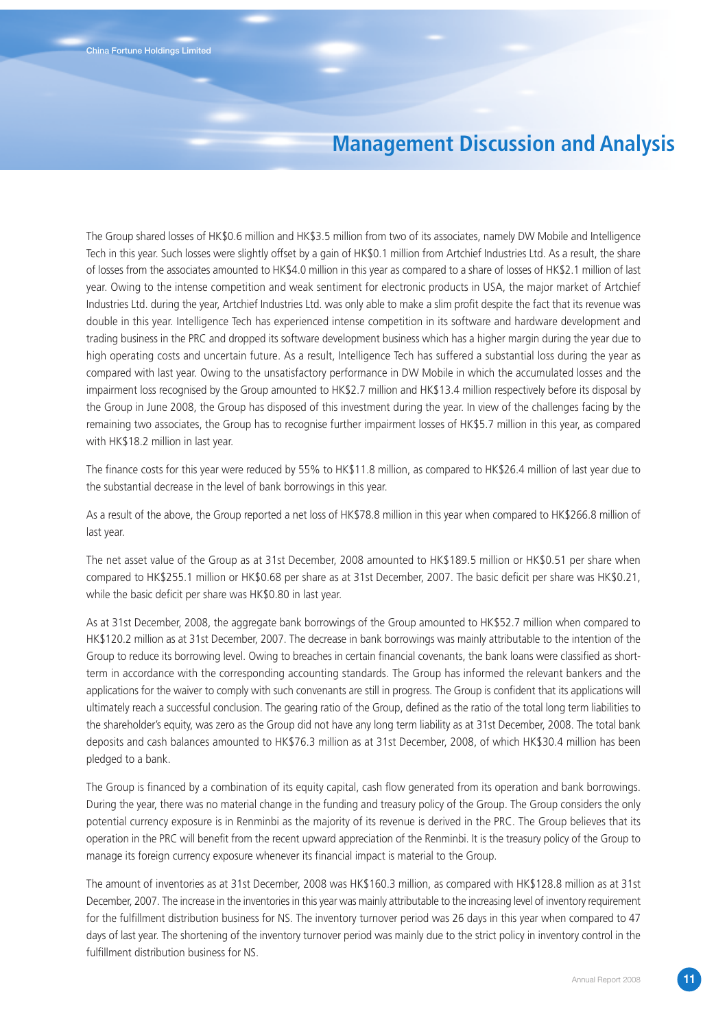# Management Discussion and Analysis

The Group shared losses of HK$0.6 million and HK$3.5 million from two of its associates, namely DW Mobile and Intelligence Tech in this year. Such losses were slightly offset by a gain of HK$0.1 million from Artchief Industries Ltd. As a result, the share of losses from the associates amounted to HK$4.0 million in this year as compared to a share of losses of HK$2.1 million of last year. Owing to the intense competition and weak sentiment for electronic products in USA, the major market of Artchief Industries Ltd. during the year, Artchief Industries Ltd. was only able to make a slim profit despite the fact that its revenue was double in this year. Intelligence Tech has experienced intense competition in its software and hardware development and trading business in the PRC and dropped its software development business which has a higher margin during the year due to high operating costs and uncertain future. As a result, Intelligence Tech has suffered a substantial loss during the year as compared with last year. Owing to the unsatisfactory performance in DW Mobile in which the accumulated losses and the impairment loss recognised by the Group amounted to HK$2.7 million and HK$13.4 million respectively before its disposal by the Group in June 2008, the Group has disposed of this investment during the year. In view of the challenges facing by the remaining two associates, the Group has to recognise further impairment losses of HK$5.7 million in this year, as compared with HK$18.2 million in last year.

The finance costs for this year were reduced by 55% to HK$11.8 million, as compared to HK$26.4 million of last year due to the substantial decrease in the level of bank borrowings in this year.

As a result of the above, the Group reported a net loss of HK$78.8 million in this year when compared to HK$266.8 million of last year.

The net asset value of the Group as at 31st December, 2008 amounted to HK$189.5 million or HK$0.51 per share when compared to HK$255.1 million or HK$0.68 per share as at 31st December, 2007. The basic deficit per share was HK$0.21, while the basic deficit per share was HK$0.80 in last year.

As at 31st December, 2008, the aggregate bank borrowings of the Group amounted to HK$52.7 million when compared to HK$120.2 million as at 31st December, 2007. The decrease in bank borrowings was mainly attributable to the intention of the Group to reduce its borrowing level. Owing to breaches in certain financial covenants, the bank loans were classified as short-term in accordance with the corresponding accounting standards. The Group has informed the relevant bankers and the applications for the waiver to comply with such convenants are still in progress. The Group is confident that its applications will ultimately reach a successful conclusion. The gearing ratio of the Group, defined as the ratio of the total long term liabilities to the shareholder's equity, was zero as the Group did not have any long term liability as at 31st December, 2008. The total bank deposits and cash balances amounted to HK$76.3 million as at 31st December, 2008, of which HK$30.4 million has been pledged to a bank.

The Group is financed by a combination of its equity capital, cash flow generated from its operation and bank borrowings. During the year, there was no material change in the funding and treasury policy of the Group. The Group considers the only potential currency exposure is in Renminbi as the majority of its revenue is derived in the PRC. The Group believes that its operation in the PRC will benefit from the recent upward appreciation of the Renminbi. It is the treasury policy of the Group to manage its foreign currency exposure whenever its financial impact is material to the Group.

The amount of inventories as at 31st December, 2008 was HK$160.3 million, as compared with HK$128.8 million as at 31st December, 2007. The increase in the inventories in this year was mainly attributable to the increasing level of inventory requirement for the fulfillment distribution business for NS. The inventory turnover period was 26 days in this year when compared to 47 days of last year. The shortening of the inventory turnover period was mainly due to the strict policy in inventory control in the fulfillment distribution business for NS.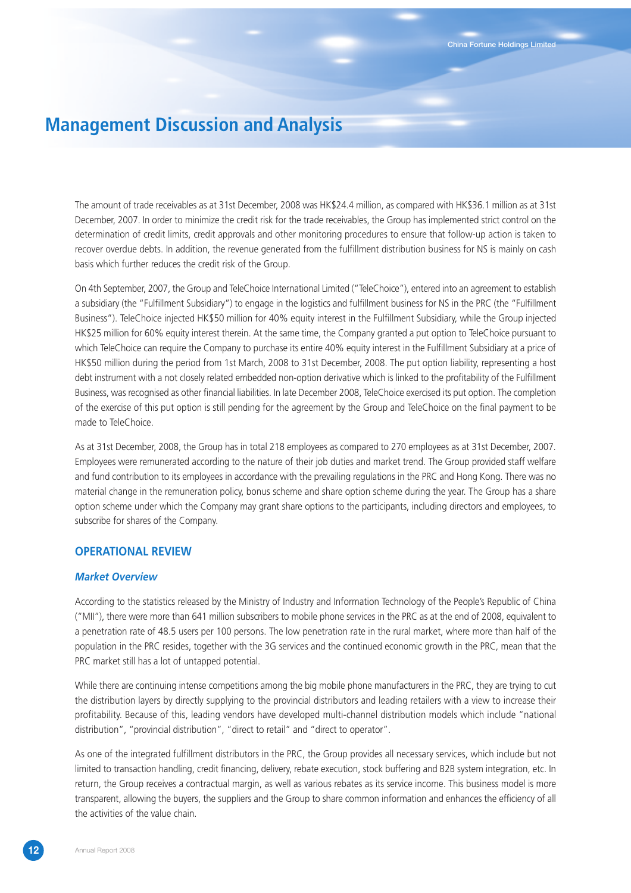# Management Discussion and Analysis

The amount of trade receivables as at 31st December, 2008 was HK$24.4 million, as compared with HK$36.1 million as at 31st December, 2007. In order to minimize the credit risk for the trade receivables, the Group has implemented strict control on the determination of credit limits, credit approvals and other monitoring procedures to ensure that follow-up action is taken to recover overdue debts. In addition, the revenue generated from the fulfillment distribution business for NS is mainly on cash basis which further reduces the credit risk of the Group.

On 4th September, 2007, the Group and TeleChoice International Limited ("TeleChoice"), entered into an agreement to establish a subsidiary (the "Fulfillment Subsidiary") to engage in the logistics and fulfillment business for NS in the PRC (the "Fulfillment Business"). TeleChoice injected HK$50 million for 40% equity interest in the Fulfillment Subsidiary, while the Group injected HK$25 million for 60% equity interest therein. At the same time, the Company granted a put option to TeleChoice pursuant to which TeleChoice can require the Company to purchase its entire 40% equity interest in the Fulfillment Subsidiary at a price of HK$50 million during the period from 1st March, 2008 to 31st December, 2008. The put option liability, representing a host debt instrument with a not closely related embedded non-option derivative which is linked to the profitability of the Fulfillment Business, was recognised as other financial liabilities. In late December 2008, TeleChoice exercised its put option. The completion of the exercise of this put option is still pending for the agreement by the Group and TeleChoice on the final payment to be made to TeleChoice.

As at 31st December, 2008, the Group has in total 218 employees as compared to 270 employees as at 31st December, 2007. Employees were remunerated according to the nature of their job duties and market trend. The Group provided staff welfare and fund contribution to its employees in accordance with the prevailing regulations in the PRC and Hong Kong. There was no material change in the remuneration policy, bonus scheme and share option scheme during the year. The Group has a share option scheme under which the Company may grant share options to the participants, including directors and employees, to subscribe for shares of the Company.

## OPERATIONAL REVIEW

### *Market Overview*

According to the statistics released by the Ministry of Industry and Information Technology of the People's Republic of China ("MII"), there were more than 641 million subscribers to mobile phone services in the PRC as at the end of 2008, equivalent to a penetration rate of 48.5 users per 100 persons. The low penetration rate in the rural market, where more than half of the population in the PRC resides, together with the 3G services and the continued economic growth in the PRC, mean that the PRC market still has a lot of untapped potential.

While there are continuing intense competitions among the big mobile phone manufacturers in the PRC, they are trying to cut the distribution layers by directly supplying to the provincial distributors and leading retailers with a view to increase their profitability. Because of this, leading vendors have developed multi-channel distribution models which include "national distribution", "provincial distribution", "direct to retail" and "direct to operator".

As one of the integrated fulfillment distributors in the PRC, the Group provides all necessary services, which include but not limited to transaction handling, credit financing, delivery, rebate execution, stock buffering and B2B system integration, etc. In return, the Group receives a contractual margin, as well as various rebates as its service income. This business model is more transparent, allowing the buyers, the suppliers and the Group to share common information and enhances the efficiency of all the activities of the value chain.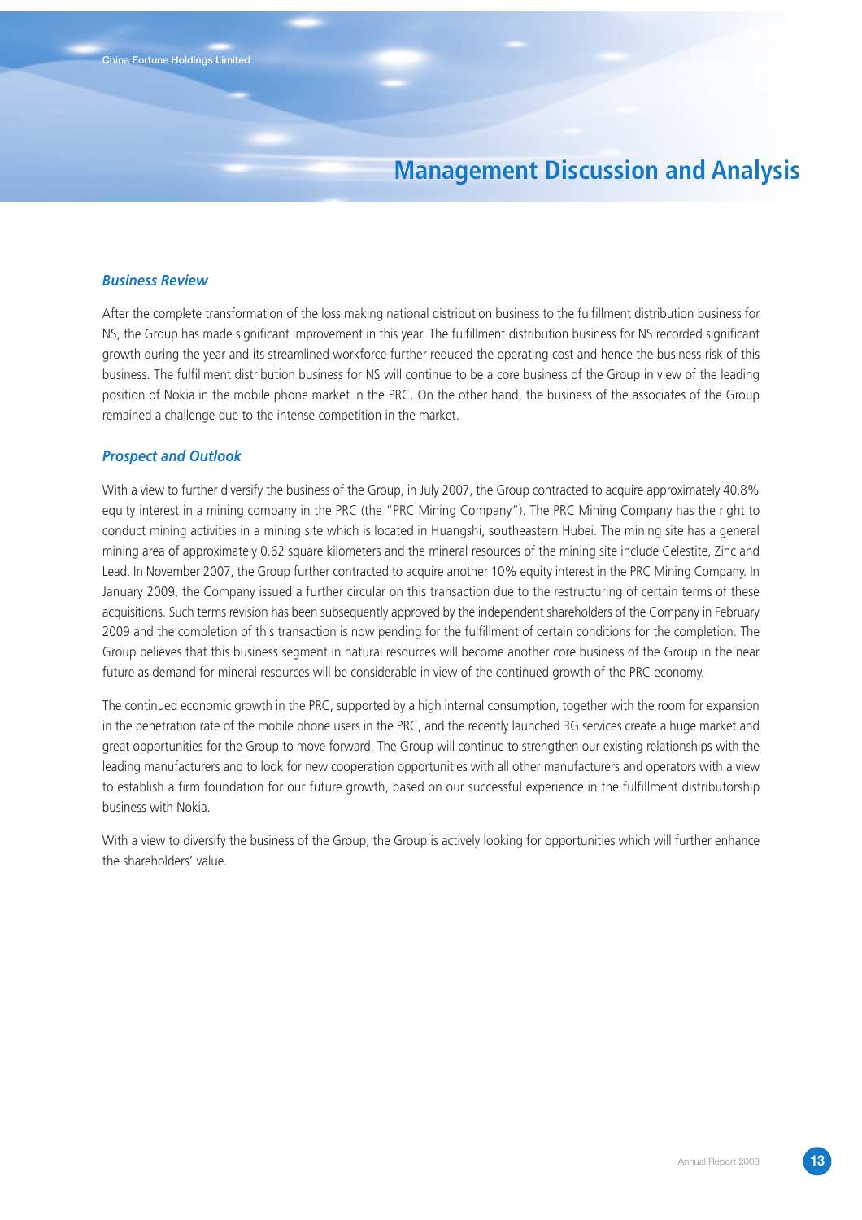# Management Discussion and Analysis

### *Business Review*

After the complete transformation of the loss making national distribution business to the fulfillment distribution business for NS, the Group has made significant improvement in this year. The fulfillment distribution business for NS recorded significant growth during the year and its streamlined workforce further reduced the operating cost and hence the business risk of this business. The fulfillment distribution business for NS will continue to be a core business of the Group in view of the leading position of Nokia in the mobile phone market in the PRC. On the other hand, the business of the associates of the Group remained a challenge due to the intense competition in the market.

### *Prospect and Outlook*

With a view to further diversify the business of the Group, in July 2007, the Group contracted to acquire approximately 40.8% equity interest in a mining company in the PRC (the "PRC Mining Company"). The PRC Mining Company has the right to conduct mining activities in a mining site which is located in Huangshi, southeastern Hubei. The mining site has a general mining area of approximately 0.62 square kilometers and the mineral resources of the mining site include Celestite, Zinc and Lead. In November 2007, the Group further contracted to acquire another 10% equity interest in the PRC Mining Company. In January 2009, the Company issued a further circular on this transaction due to the restructuring of certain terms of these acquisitions. Such terms revision has been subsequently approved by the independent shareholders of the Company in February 2009 and the completion of this transaction is now pending for the fulfillment of certain conditions for the completion. The Group believes that this business segment in natural resources will become another core business of the Group in the near future as demand for mineral resources will be considerable in view of the continued growth of the PRC economy.

The continued economic growth in the PRC, supported by a high internal consumption, together with the room for expansion in the penetration rate of the mobile phone users in the PRC, and the recently launched 3G services create a huge market and great opportunities for the Group to move forward. The Group will continue to strengthen our existing relationships with the leading manufacturers and to look for new cooperation opportunities with all other manufacturers and operators with a view to establish a firm foundation for our future growth, based on our successful experience in the fulfillment distributorship business with Nokia.

With a view to diversify the business of the Group, the Group is actively looking for opportunities which will further enhance the shareholders' value.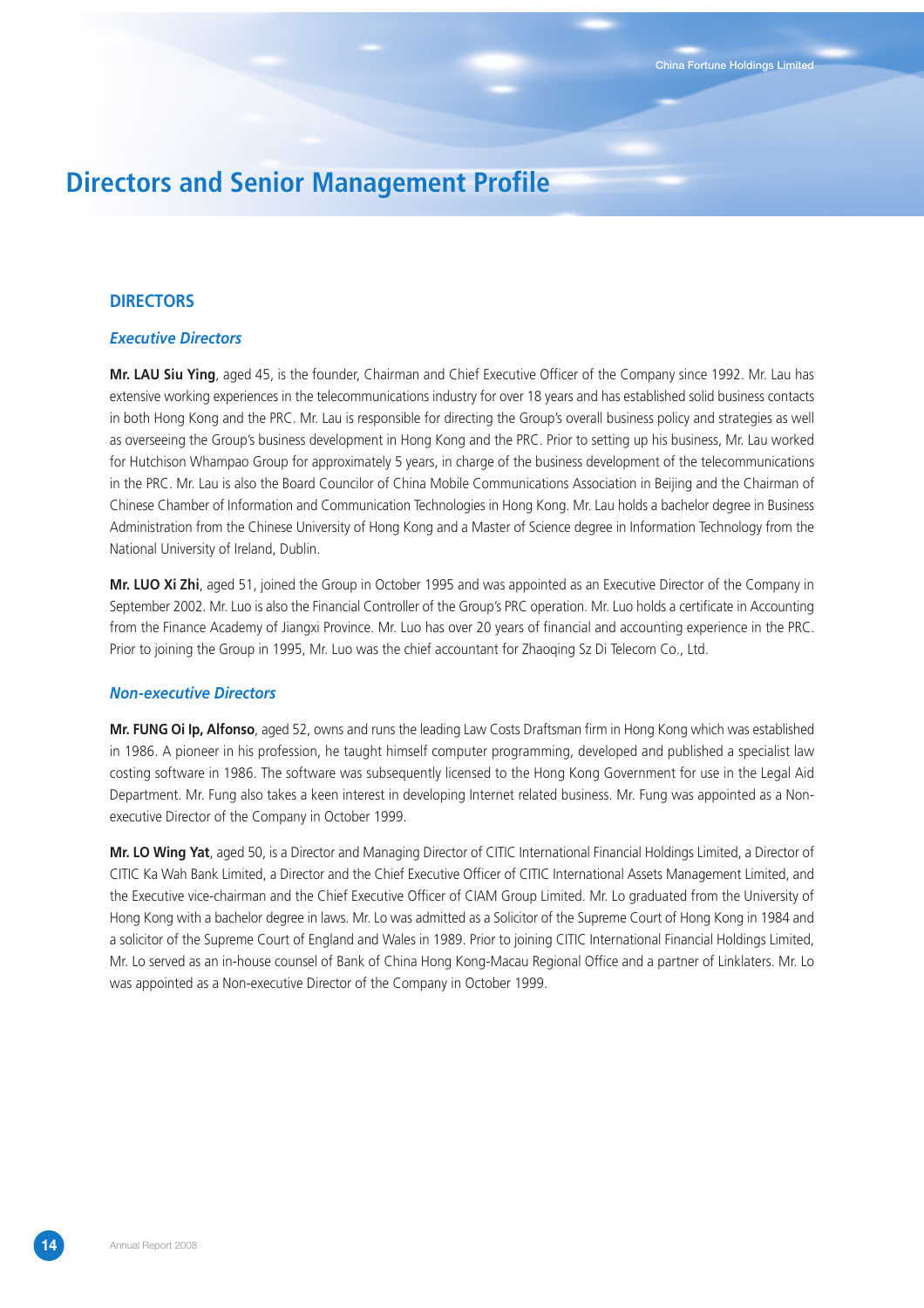# Directors and Senior Management Profile

## DIRECTORS

### *Executive Directors*

**Mr. LAU Siu Ying**, aged 45, is the founder, Chairman and Chief Executive Officer of the Company since 1992. Mr. Lau has extensive working experiences in the telecommunications industry for over 18 years and has established solid business contacts in both Hong Kong and the PRC. Mr. Lau is responsible for directing the Group's overall business policy and strategies as well as overseeing the Group's business development in Hong Kong and the PRC. Prior to setting up his business, Mr. Lau worked for Hutchison Whampao Group for approximately 5 years, in charge of the business development of the telecommunications in the PRC. Mr. Lau is also the Board Councilor of China Mobile Communications Association in Beijing and the Chairman of Chinese Chamber of Information and Communication Technologies in Hong Kong. Mr. Lau holds a bachelor degree in Business Administration from the Chinese University of Hong Kong and a Master of Science degree in Information Technology from the National University of Ireland, Dublin.

**Mr. LUO Xi Zhi**, aged 51, joined the Group in October 1995 and was appointed as an Executive Director of the Company in September 2002. Mr. Luo is also the Financial Controller of the Group's PRC operation. Mr. Luo holds a certificate in Accounting from the Finance Academy of Jiangxi Province. Mr. Luo has over 20 years of financial and accounting experience in the PRC. Prior to joining the Group in 1995, Mr. Luo was the chief accountant for Zhaoqing Sz Di Telecom Co., Ltd.

### *Non-executive Directors*

**Mr. FUNG Oi Ip, Alfonso**, aged 52, owns and runs the leading Law Costs Draftsman firm in Hong Kong which was established in 1986. A pioneer in his profession, he taught himself computer programming, developed and published a specialist law costing software in 1986. The software was subsequently licensed to the Hong Kong Government for use in the Legal Aid Department. Mr. Fung also takes a keen interest in developing Internet related business. Mr. Fung was appointed as a Non-executive Director of the Company in October 1999.

**Mr. LO Wing Yat**, aged 50, is a Director and Managing Director of CITIC International Financial Holdings Limited, a Director of CITIC Ka Wah Bank Limited, a Director and the Chief Executive Officer of CITIC International Assets Management Limited, and the Executive vice-chairman and the Chief Executive Officer of CIAM Group Limited. Mr. Lo graduated from the University of Hong Kong with a bachelor degree in laws. Mr. Lo was admitted as a Solicitor of the Supreme Court of Hong Kong in 1984 and a solicitor of the Supreme Court of England and Wales in 1989. Prior to joining CITIC International Financial Holdings Limited, Mr. Lo served as an in-house counsel of Bank of China Hong Kong-Macau Regional Office and a partner of Linklaters. Mr. Lo was appointed as a Non-executive Director of the Company in October 1999.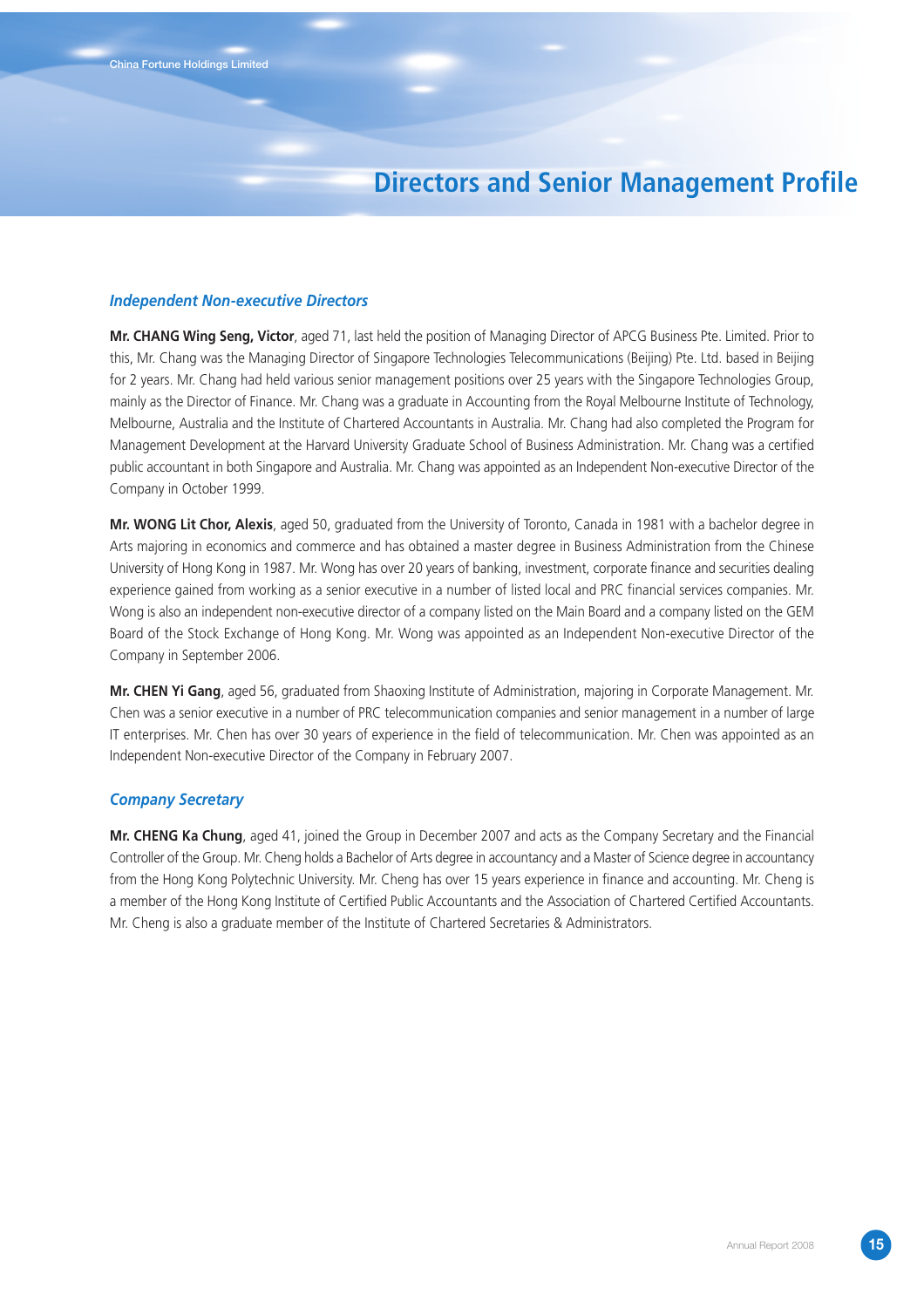# Directors and Senior Management Profile

### *Independent Non-executive Directors*

**Mr. CHANG Wing Seng, Victor**, aged 71, last held the position of Managing Director of APCG Business Pte. Limited. Prior to this, Mr. Chang was the Managing Director of Singapore Technologies Telecommunications (Beijing) Pte. Ltd. based in Beijing for 2 years. Mr. Chang had held various senior management positions over 25 years with the Singapore Technologies Group, mainly as the Director of Finance. Mr. Chang was a graduate in Accounting from the Royal Melbourne Institute of Technology, Melbourne, Australia and the Institute of Chartered Accountants in Australia. Mr. Chang had also completed the Program for Management Development at the Harvard University Graduate School of Business Administration. Mr. Chang was a certified public accountant in both Singapore and Australia. Mr. Chang was appointed as an Independent Non-executive Director of the Company in October 1999.

**Mr. WONG Lit Chor, Alexis**, aged 50, graduated from the University of Toronto, Canada in 1981 with a bachelor degree in Arts majoring in economics and commerce and has obtained a master degree in Business Administration from the Chinese University of Hong Kong in 1987. Mr. Wong has over 20 years of banking, investment, corporate finance and securities dealing experience gained from working as a senior executive in a number of listed local and PRC financial services companies. Mr. Wong is also an independent non-executive director of a company listed on the Main Board and a company listed on the GEM Board of the Stock Exchange of Hong Kong. Mr. Wong was appointed as an Independent Non-executive Director of the Company in September 2006.

**Mr. CHEN Yi Gang**, aged 56, graduated from Shaoxing Institute of Administration, majoring in Corporate Management. Mr. Chen was a senior executive in a number of PRC telecommunication companies and senior management in a number of large IT enterprises. Mr. Chen has over 30 years of experience in the field of telecommunication. Mr. Chen was appointed as an Independent Non-executive Director of the Company in February 2007.

### *Company Secretary*

**Mr. CHENG Ka Chung**, aged 41, joined the Group in December 2007 and acts as the Company Secretary and the Financial Controller of the Group. Mr. Cheng holds a Bachelor of Arts degree in accountancy and a Master of Science degree in accountancy from the Hong Kong Polytechnic University. Mr. Cheng has over 15 years experience in finance and accounting. Mr. Cheng is a member of the Hong Kong Institute of Certified Public Accountants and the Association of Chartered Certified Accountants. Mr. Cheng is also a graduate member of the Institute of Chartered Secretaries & Administrators.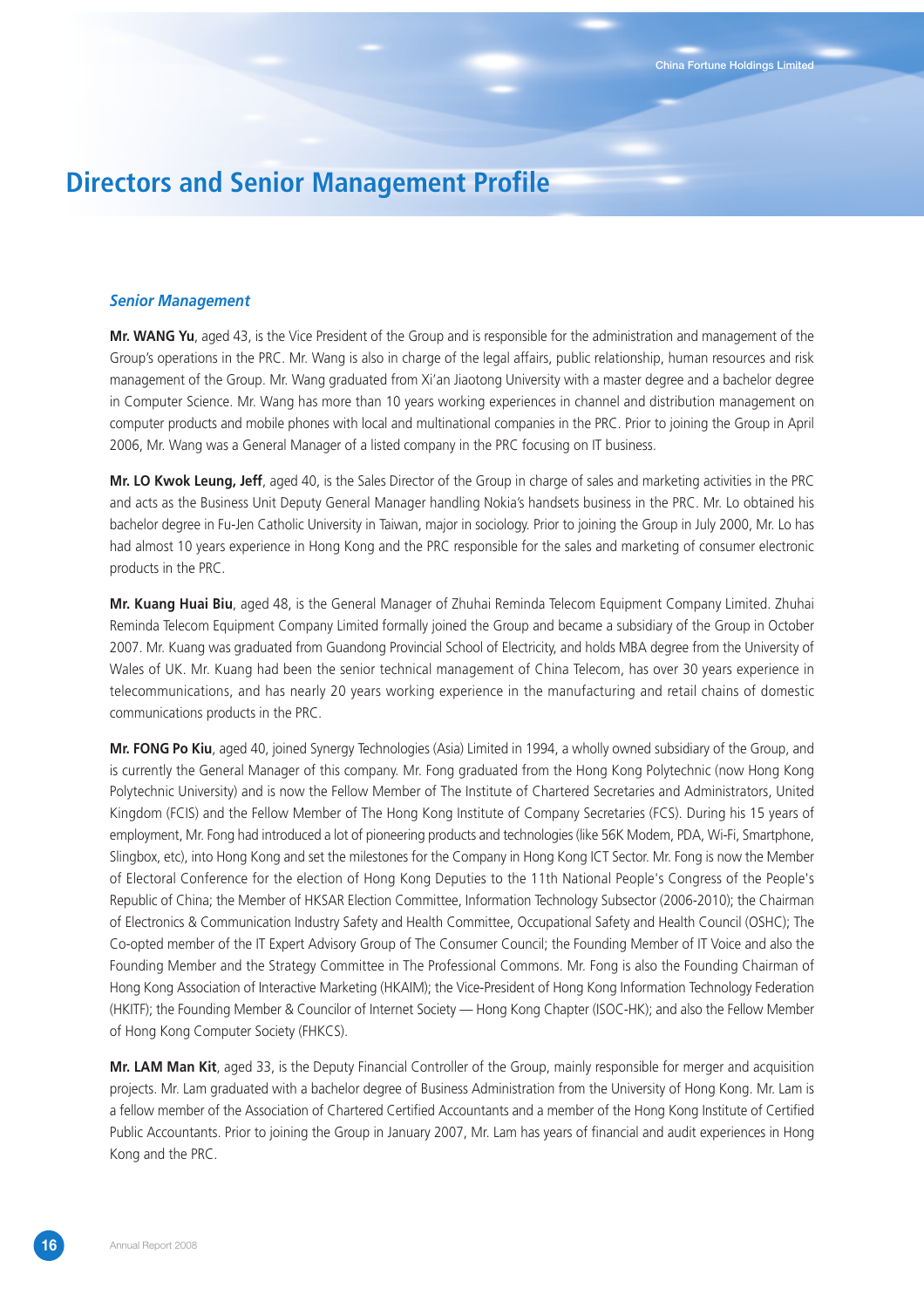# Directors and Senior Management Profile

### *Senior Management*

**Mr. WANG Yu**, aged 43, is the Vice President of the Group and is responsible for the administration and management of the Group's operations in the PRC. Mr. Wang is also in charge of the legal affairs, public relationship, human resources and risk management of the Group. Mr. Wang graduated from Xi'an Jiaotong University with a master degree and a bachelor degree in Computer Science. Mr. Wang has more than 10 years working experiences in channel and distribution management on computer products and mobile phones with local and multinational companies in the PRC. Prior to joining the Group in April 2006, Mr. Wang was a General Manager of a listed company in the PRC focusing on IT business.

**Mr. LO Kwok Leung, Jeff**, aged 40, is the Sales Director of the Group in charge of sales and marketing activities in the PRC and acts as the Business Unit Deputy General Manager handling Nokia's handsets business in the PRC. Mr. Lo obtained his bachelor degree in Fu-Jen Catholic University in Taiwan, major in sociology. Prior to joining the Group in July 2000, Mr. Lo has had almost 10 years experience in Hong Kong and the PRC responsible for the sales and marketing of consumer electronic products in the PRC.

**Mr. Kuang Huai Biu**, aged 48, is the General Manager of Zhuhai Reminda Telecom Equipment Company Limited. Zhuhai Reminda Telecom Equipment Company Limited formally joined the Group and became a subsidiary of the Group in October 2007. Mr. Kuang was graduated from Guandong Provincial School of Electricity, and holds MBA degree from the University of Wales of UK. Mr. Kuang had been the senior technical management of China Telecom, has over 30 years experience in telecommunications, and has nearly 20 years working experience in the manufacturing and retail chains of domestic communications products in the PRC.

**Mr. FONG Po Kiu**, aged 40, joined Synergy Technologies (Asia) Limited in 1994, a wholly owned subsidiary of the Group, and is currently the General Manager of this company. Mr. Fong graduated from the Hong Kong Polytechnic (now Hong Kong Polytechnic University) and is now the Fellow Member of The Institute of Chartered Secretaries and Administrators, United Kingdom (FCIS) and the Fellow Member of The Hong Kong Institute of Company Secretaries (FCS). During his 15 years of employment, Mr. Fong had introduced a lot of pioneering products and technologies (like 56K Modem, PDA, Wi-Fi, Smartphone, Slingbox, etc), into Hong Kong and set the milestones for the Company in Hong Kong ICT Sector. Mr. Fong is now the Member of Electoral Conference for the election of Hong Kong Deputies to the 11th National People's Congress of the People's Republic of China; the Member of HKSAR Election Committee, Information Technology Subsector (2006-2010); the Chairman of Electronics & Communication Industry Safety and Health Committee, Occupational Safety and Health Council (OSHC); The Co-opted member of the IT Expert Advisory Group of The Consumer Council; the Founding Member of IT Voice and also the Founding Member and the Strategy Committee in The Professional Commons. Mr. Fong is also the Founding Chairman of Hong Kong Association of Interactive Marketing (HKAIM); the Vice-President of Hong Kong Information Technology Federation (HKITF); the Founding Member & Councilor of Internet Society — Hong Kong Chapter (ISOC-HK); and also the Fellow Member of Hong Kong Computer Society (FHKCS).

**Mr. LAM Man Kit**, aged 33, is the Deputy Financial Controller of the Group, mainly responsible for merger and acquisition projects. Mr. Lam graduated with a bachelor degree of Business Administration from the University of Hong Kong. Mr. Lam is a fellow member of the Association of Chartered Certified Accountants and a member of the Hong Kong Institute of Certified Public Accountants. Prior to joining the Group in January 2007, Mr. Lam has years of financial and audit experiences in Hong Kong and the PRC.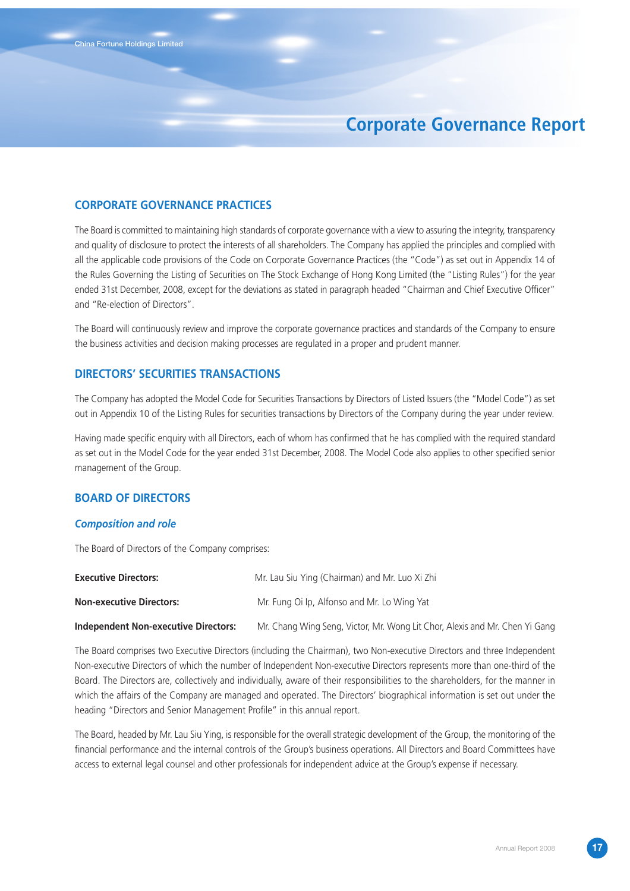# Corporate Governance Report

## CORPORATE GOVERNANCE PRACTICES

The Board is committed to maintaining high standards of corporate governance with a view to assuring the integrity, transparency and quality of disclosure to protect the interests of all shareholders. The Company has applied the principles and complied with all the applicable code provisions of the Code on Corporate Governance Practices (the "Code") as set out in Appendix 14 of the Rules Governing the Listing of Securities on The Stock Exchange of Hong Kong Limited (the "Listing Rules") for the year ended 31st December, 2008, except for the deviations as stated in paragraph headed "Chairman and Chief Executive Officer" and "Re-election of Directors".

The Board will continuously review and improve the corporate governance practices and standards of the Company to ensure the business activities and decision making processes are regulated in a proper and prudent manner.

## DIRECTORS' SECURITIES TRANSACTIONS

The Company has adopted the Model Code for Securities Transactions by Directors of Listed Issuers (the "Model Code") as set out in Appendix 10 of the Listing Rules for securities transactions by Directors of the Company during the year under review.

Having made specific enquiry with all Directors, each of whom has confirmed that he has complied with the required standard as set out in the Model Code for the year ended 31st December, 2008. The Model Code also applies to other specified senior management of the Group.

## BOARD OF DIRECTORS

### *Composition and role*

The Board of Directors of the Company comprises:

**Executive Directors:** Mr. Lau Siu Ying (Chairman) and Mr. Luo Xi Zhi

**Non-executive Directors:** Mr. Fung Oi Ip, Alfonso and Mr. Lo Wing Yat

**Independent Non-executive Directors:** Mr. Chang Wing Seng, Victor, Mr. Wong Lit Chor, Alexis and Mr. Chen Yi Gang

The Board comprises two Executive Directors (including the Chairman), two Non-executive Directors and three Independent Non-executive Directors of which the number of Independent Non-executive Directors represents more than one-third of the Board. The Directors are, collectively and individually, aware of their responsibilities to the shareholders, for the manner in which the affairs of the Company are managed and operated. The Directors' biographical information is set out under the heading "Directors and Senior Management Profile" in this annual report.

The Board, headed by Mr. Lau Siu Ying, is responsible for the overall strategic development of the Group, the monitoring of the financial performance and the internal controls of the Group's business operations. All Directors and Board Committees have access to external legal counsel and other professionals for independent advice at the Group's expense if necessary.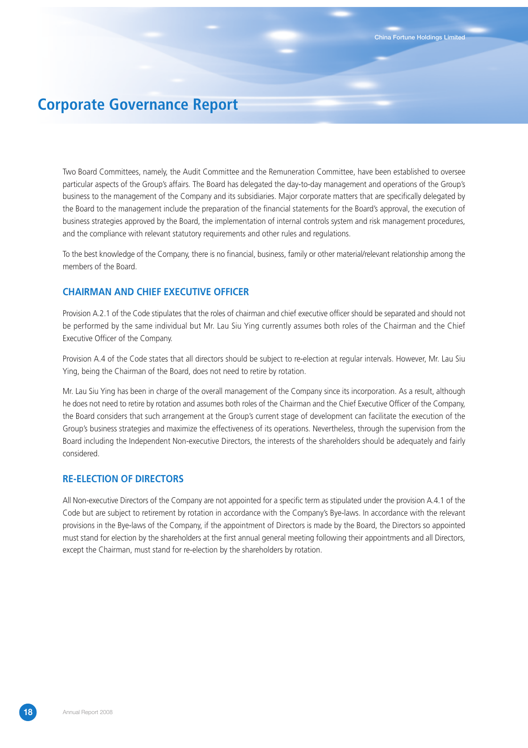# Corporate Governance Report

Two Board Committees, namely, the Audit Committee and the Remuneration Committee, have been established to oversee particular aspects of the Group's affairs. The Board has delegated the day-to-day management and operations of the Group's business to the management of the Company and its subsidiaries. Major corporate matters that are specifically delegated by the Board to the management include the preparation of the financial statements for the Board's approval, the execution of business strategies approved by the Board, the implementation of internal controls system and risk management procedures, and the compliance with relevant statutory requirements and other rules and regulations.

To the best knowledge of the Company, there is no financial, business, family or other material/relevant relationship among the members of the Board.

## CHAIRMAN AND CHIEF EXECUTIVE OFFICER

Provision A.2.1 of the Code stipulates that the roles of chairman and chief executive officer should be separated and should not be performed by the same individual but Mr. Lau Siu Ying currently assumes both roles of the Chairman and the Chief Executive Officer of the Company.

Provision A.4 of the Code states that all directors should be subject to re-election at regular intervals. However, Mr. Lau Siu Ying, being the Chairman of the Board, does not need to retire by rotation.

Mr. Lau Siu Ying has been in charge of the overall management of the Company since its incorporation. As a result, although he does not need to retire by rotation and assumes both roles of the Chairman and the Chief Executive Officer of the Company, the Board considers that such arrangement at the Group's current stage of development can facilitate the execution of the Group's business strategies and maximize the effectiveness of its operations. Nevertheless, through the supervision from the Board including the Independent Non-executive Directors, the interests of the shareholders should be adequately and fairly considered.

## RE-ELECTION OF DIRECTORS

All Non-executive Directors of the Company are not appointed for a specific term as stipulated under the provision A.4.1 of the Code but are subject to retirement by rotation in accordance with the Company's Bye-laws. In accordance with the relevant provisions in the Bye-laws of the Company, if the appointment of Directors is made by the Board, the Directors so appointed must stand for election by the shareholders at the first annual general meeting following their appointments and all Directors, except the Chairman, must stand for re-election by the shareholders by rotation.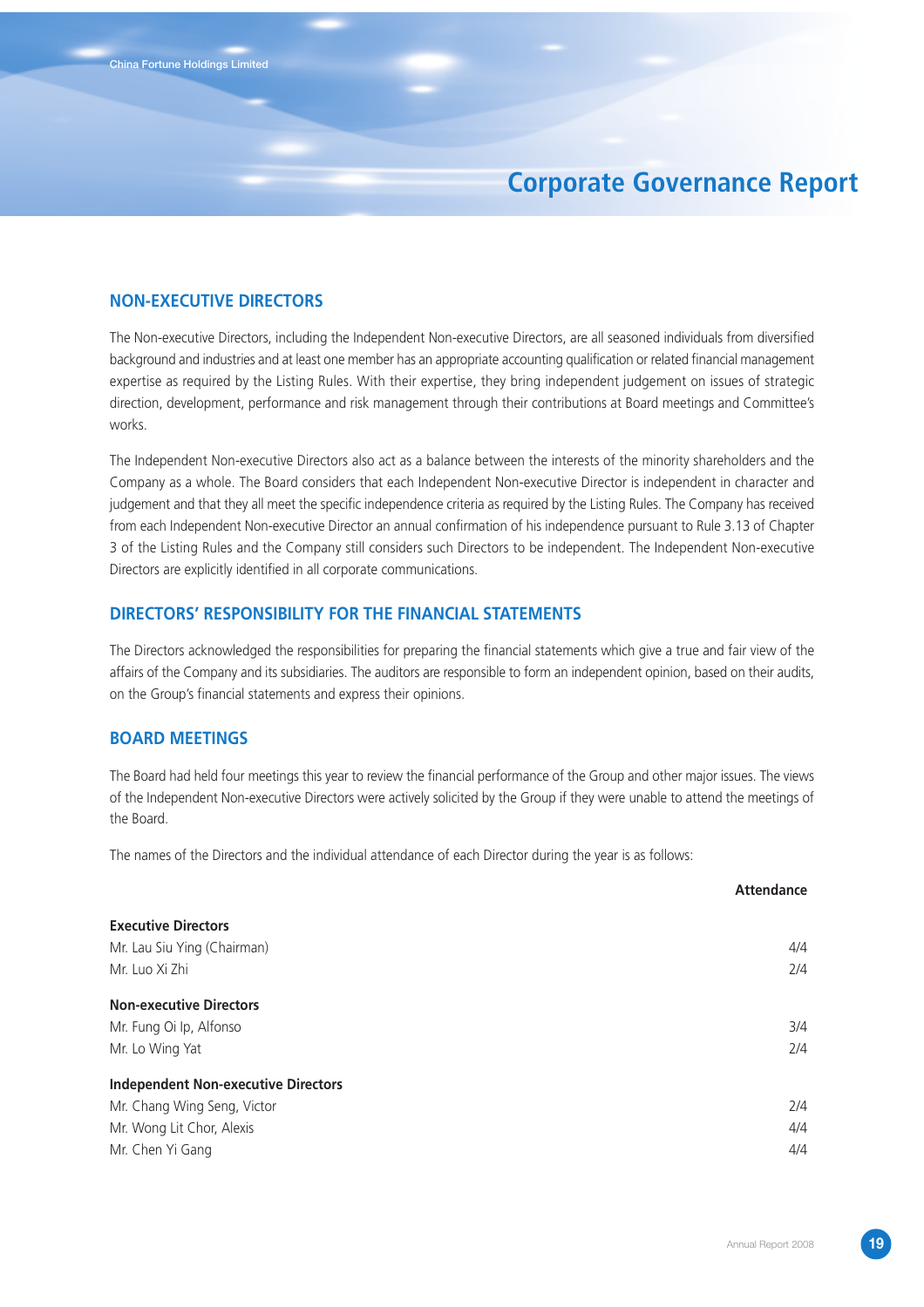# Corporate Governance Report

## NON-EXECUTIVE DIRECTORS

The Non-executive Directors, including the Independent Non-executive Directors, are all seasoned individuals from diversified background and industries and at least one member has an appropriate accounting qualification or related financial management expertise as required by the Listing Rules. With their expertise, they bring independent judgement on issues of strategic direction, development, performance and risk management through their contributions at Board meetings and Committee's works.

The Independent Non-executive Directors also act as a balance between the interests of the minority shareholders and the Company as a whole. The Board considers that each Independent Non-executive Director is independent in character and judgement and that they all meet the specific independence criteria as required by the Listing Rules. The Company has received from each Independent Non-executive Director an annual confirmation of his independence pursuant to Rule 3.13 of Chapter 3 of the Listing Rules and the Company still considers such Directors to be independent. The Independent Non-executive Directors are explicitly identified in all corporate communications.

## DIRECTORS' RESPONSIBILITY FOR THE FINANCIAL STATEMENTS

The Directors acknowledged the responsibilities for preparing the financial statements which give a true and fair view of the affairs of the Company and its subsidiaries. The auditors are responsible to form an independent opinion, based on their audits, on the Group's financial statements and express their opinions.

## BOARD MEETINGS

The Board had held four meetings this year to review the financial performance of the Group and other major issues. The views of the Independent Non-executive Directors were actively solicited by the Group if they were unable to attend the meetings of the Board.

The names of the Directors and the individual attendance of each Director during the year is as follows:

| | Attendance |
|---|---|
| **Executive Directors** | |
| Mr. Lau Siu Ying (Chairman) | 4/4 |
| Mr. Luo Xi Zhi | 2/4 |
| **Non-executive Directors** | |
| Mr. Fung Oi Ip, Alfonso | 3/4 |
| Mr. Lo Wing Yat | 2/4 |
| **Independent Non-executive Directors** | |
| Mr. Chang Wing Seng, Victor | 2/4 |
| Mr. Wong Lit Chor, Alexis | 4/4 |
| Mr. Chen Yi Gang | 4/4 |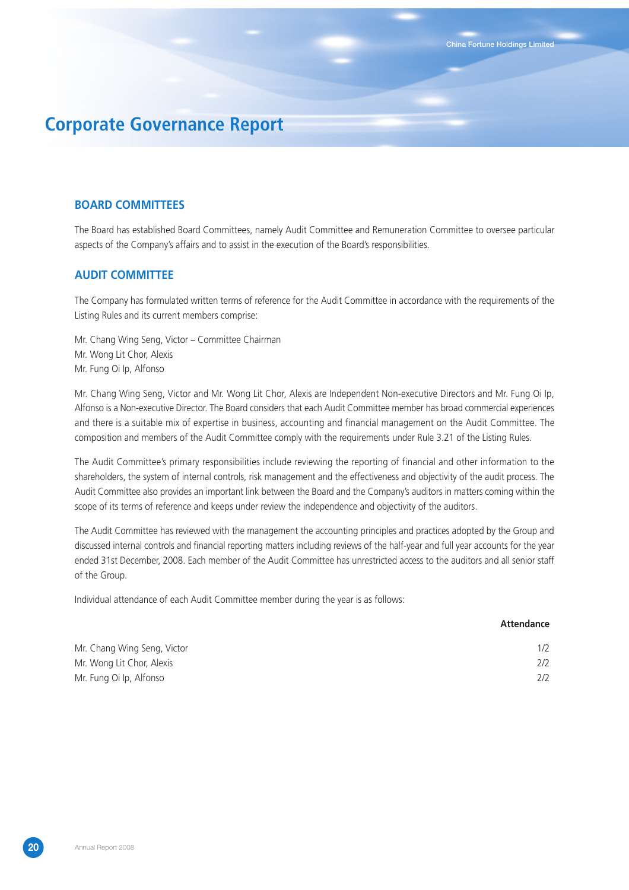# Corporate Governance Report

## BOARD COMMITTEES

The Board has established Board Committees, namely Audit Committee and Remuneration Committee to oversee particular aspects of the Company's affairs and to assist in the execution of the Board's responsibilities.

## AUDIT COMMITTEE

The Company has formulated written terms of reference for the Audit Committee in accordance with the requirements of the Listing Rules and its current members comprise:

Mr. Chang Wing Seng, Victor – Committee Chairman
Mr. Wong Lit Chor, Alexis
Mr. Fung Oi Ip, Alfonso

Mr. Chang Wing Seng, Victor and Mr. Wong Lit Chor, Alexis are Independent Non-executive Directors and Mr. Fung Oi Ip, Alfonso is a Non-executive Director. The Board considers that each Audit Committee member has broad commercial experiences and there is a suitable mix of expertise in business, accounting and financial management on the Audit Committee. The composition and members of the Audit Committee comply with the requirements under Rule 3.21 of the Listing Rules.

The Audit Committee's primary responsibilities include reviewing the reporting of financial and other information to the shareholders, the system of internal controls, risk management and the effectiveness and objectivity of the audit process. The Audit Committee also provides an important link between the Board and the Company's auditors in matters coming within the scope of its terms of reference and keeps under review the independence and objectivity of the auditors.

The Audit Committee has reviewed with the management the accounting principles and practices adopted by the Group and discussed internal controls and financial reporting matters including reviews of the half-year and full year accounts for the year ended 31st December, 2008. Each member of the Audit Committee has unrestricted access to the auditors and all senior staff of the Group.

Individual attendance of each Audit Committee member during the year is as follows:

| | Attendance |
|---|---|
| Mr. Chang Wing Seng, Victor | 1/2 |
| Mr. Wong Lit Chor, Alexis | 2/2 |
| Mr. Fung Oi Ip, Alfonso | 2/2 |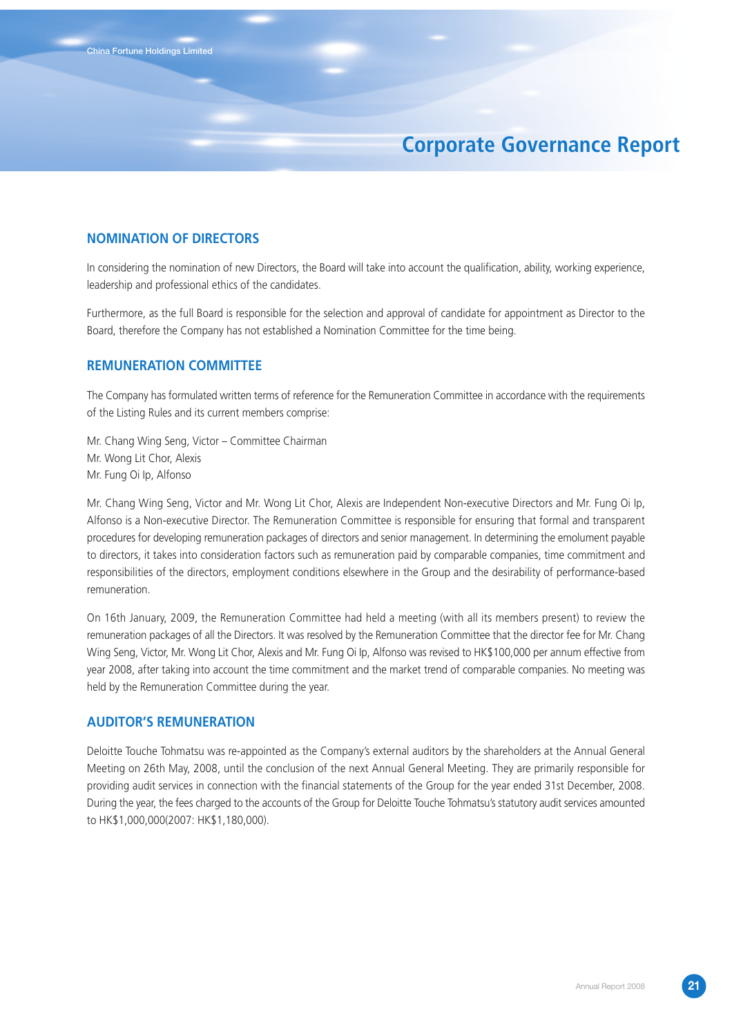# Corporate Governance Report

## NOMINATION OF DIRECTORS

In considering the nomination of new Directors, the Board will take into account the qualification, ability, working experience, leadership and professional ethics of the candidates.

Furthermore, as the full Board is responsible for the selection and approval of candidate for appointment as Director to the Board, therefore the Company has not established a Nomination Committee for the time being.

## REMUNERATION COMMITTEE

The Company has formulated written terms of reference for the Remuneration Committee in accordance with the requirements of the Listing Rules and its current members comprise:

Mr. Chang Wing Seng, Victor – Committee Chairman
Mr. Wong Lit Chor, Alexis
Mr. Fung Oi Ip, Alfonso

Mr. Chang Wing Seng, Victor and Mr. Wong Lit Chor, Alexis are Independent Non-executive Directors and Mr. Fung Oi Ip, Alfonso is a Non-executive Director. The Remuneration Committee is responsible for ensuring that formal and transparent procedures for developing remuneration packages of directors and senior management. In determining the emolument payable to directors, it takes into consideration factors such as remuneration paid by comparable companies, time commitment and responsibilities of the directors, employment conditions elsewhere in the Group and the desirability of performance-based remuneration.

On 16th January, 2009, the Remuneration Committee had held a meeting (with all its members present) to review the remuneration packages of all the Directors. It was resolved by the Remuneration Committee that the director fee for Mr. Chang Wing Seng, Victor, Mr. Wong Lit Chor, Alexis and Mr. Fung Oi Ip, Alfonso was revised to HK$100,000 per annum effective from year 2008, after taking into account the time commitment and the market trend of comparable companies. No meeting was held by the Remuneration Committee during the year.

## AUDITOR'S REMUNERATION

Deloitte Touche Tohmatsu was re-appointed as the Company's external auditors by the shareholders at the Annual General Meeting on 26th May, 2008, until the conclusion of the next Annual General Meeting. They are primarily responsible for providing audit services in connection with the financial statements of the Group for the year ended 31st December, 2008. During the year, the fees charged to the accounts of the Group for Deloitte Touche Tohmatsu's statutory audit services amounted to HK$1,000,000(2007: HK$1,180,000).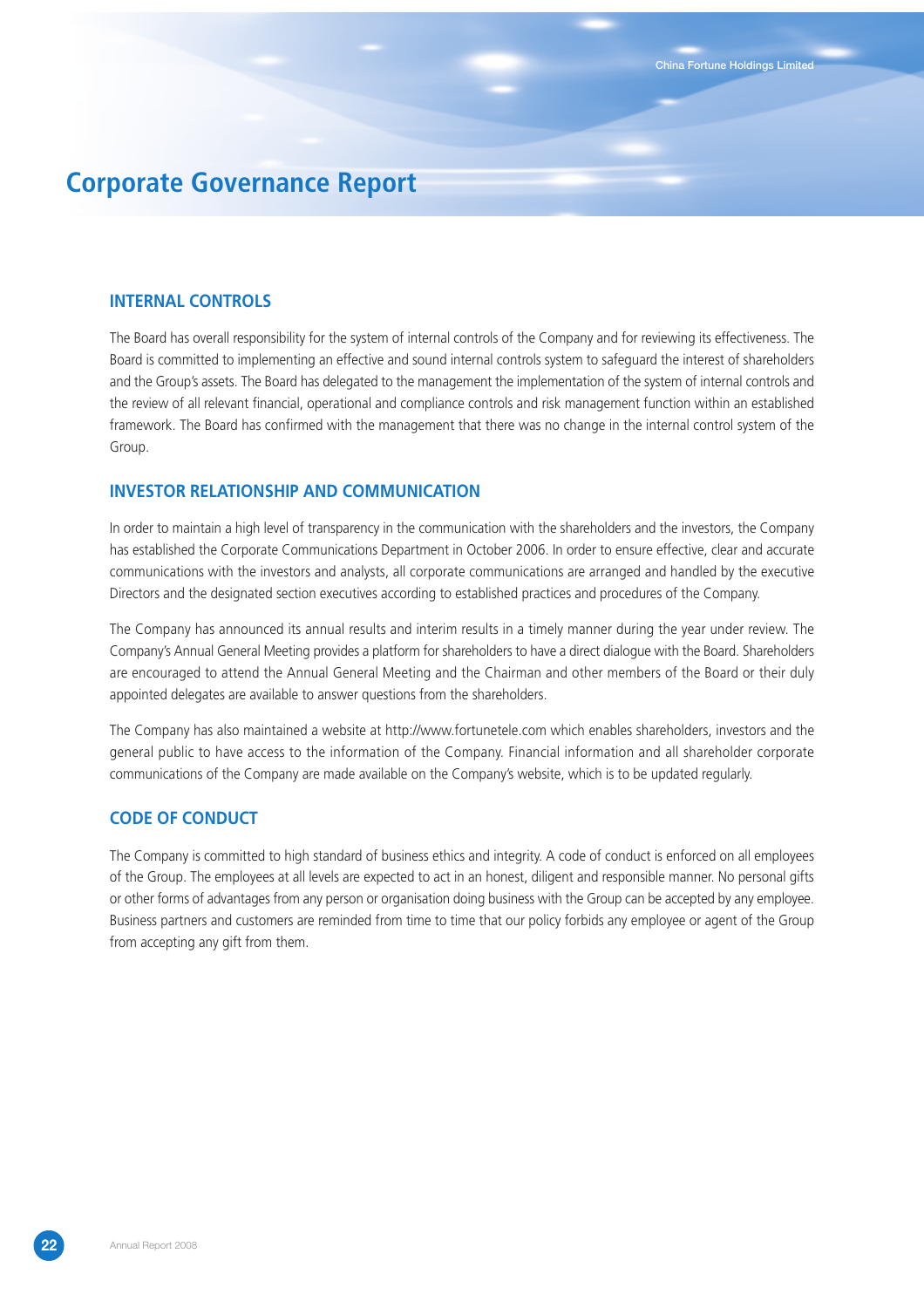# Corporate Governance Report

## INTERNAL CONTROLS

The Board has overall responsibility for the system of internal controls of the Company and for reviewing its effectiveness. The Board is committed to implementing an effective and sound internal controls system to safeguard the interest of shareholders and the Group's assets. The Board has delegated to the management the implementation of the system of internal controls and the review of all relevant financial, operational and compliance controls and risk management function within an established framework. The Board has confirmed with the management that there was no change in the internal control system of the Group.

## INVESTOR RELATIONSHIP AND COMMUNICATION

In order to maintain a high level of transparency in the communication with the shareholders and the investors, the Company has established the Corporate Communications Department in October 2006. In order to ensure effective, clear and accurate communications with the investors and analysts, all corporate communications are arranged and handled by the executive Directors and the designated section executives according to established practices and procedures of the Company.

The Company has announced its annual results and interim results in a timely manner during the year under review. The Company's Annual General Meeting provides a platform for shareholders to have a direct dialogue with the Board. Shareholders are encouraged to attend the Annual General Meeting and the Chairman and other members of the Board or their duly appointed delegates are available to answer questions from the shareholders.

The Company has also maintained a website at http://www.fortunetele.com which enables shareholders, investors and the general public to have access to the information of the Company. Financial information and all shareholder corporate communications of the Company are made available on the Company's website, which is to be updated regularly.

## CODE OF CONDUCT

The Company is committed to high standard of business ethics and integrity. A code of conduct is enforced on all employees of the Group. The employees at all levels are expected to act in an honest, diligent and responsible manner. No personal gifts or other forms of advantages from any person or organisation doing business with the Group can be accepted by any employee. Business partners and customers are reminded from time to time that our policy forbids any employee or agent of the Group from accepting any gift from them.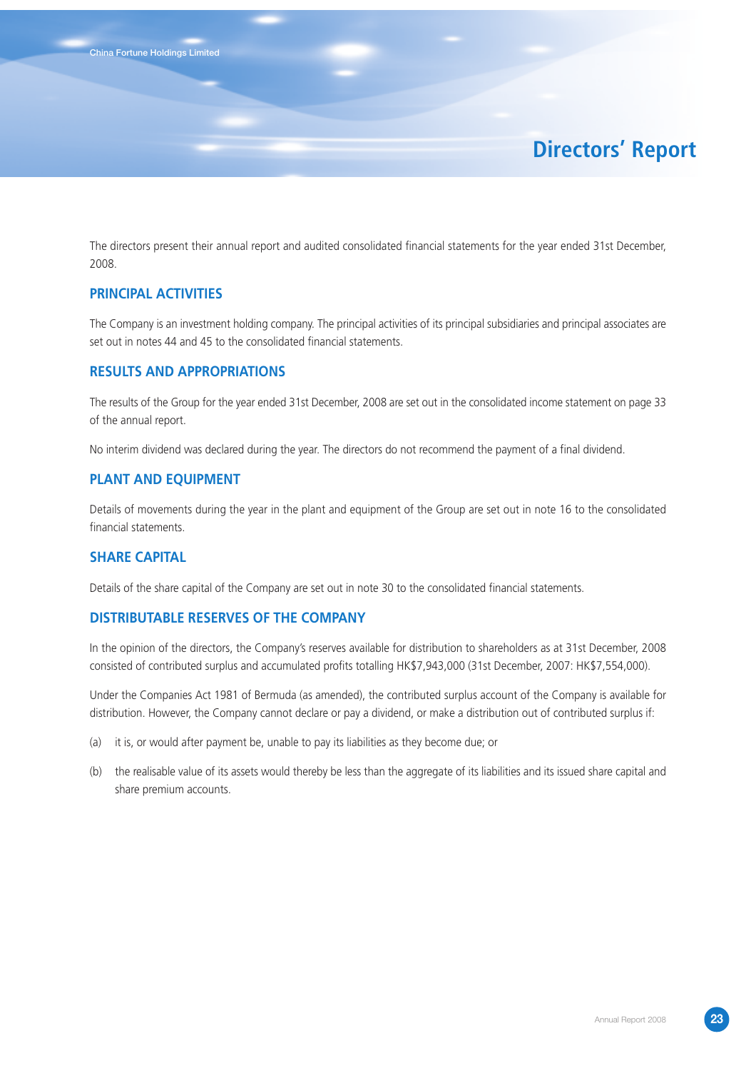# Directors' Report

The directors present their annual report and audited consolidated financial statements for the year ended 31st December, 2008.

## PRINCIPAL ACTIVITIES

The Company is an investment holding company. The principal activities of its principal subsidiaries and principal associates are set out in notes 44 and 45 to the consolidated financial statements.

## RESULTS AND APPROPRIATIONS

The results of the Group for the year ended 31st December, 2008 are set out in the consolidated income statement on page 33 of the annual report.

No interim dividend was declared during the year. The directors do not recommend the payment of a final dividend.

## PLANT AND EQUIPMENT

Details of movements during the year in the plant and equipment of the Group are set out in note 16 to the consolidated financial statements.

## SHARE CAPITAL

Details of the share capital of the Company are set out in note 30 to the consolidated financial statements.

## DISTRIBUTABLE RESERVES OF THE COMPANY

In the opinion of the directors, the Company's reserves available for distribution to shareholders as at 31st December, 2008 consisted of contributed surplus and accumulated profits totalling HK$7,943,000 (31st December, 2007: HK$7,554,000).

Under the Companies Act 1981 of Bermuda (as amended), the contributed surplus account of the Company is available for distribution. However, the Company cannot declare or pay a dividend, or make a distribution out of contributed surplus if:

(a) it is, or would after payment be, unable to pay its liabilities as they become due; or

(b) the realisable value of its assets would thereby be less than the aggregate of its liabilities and its issued share capital and share premium accounts.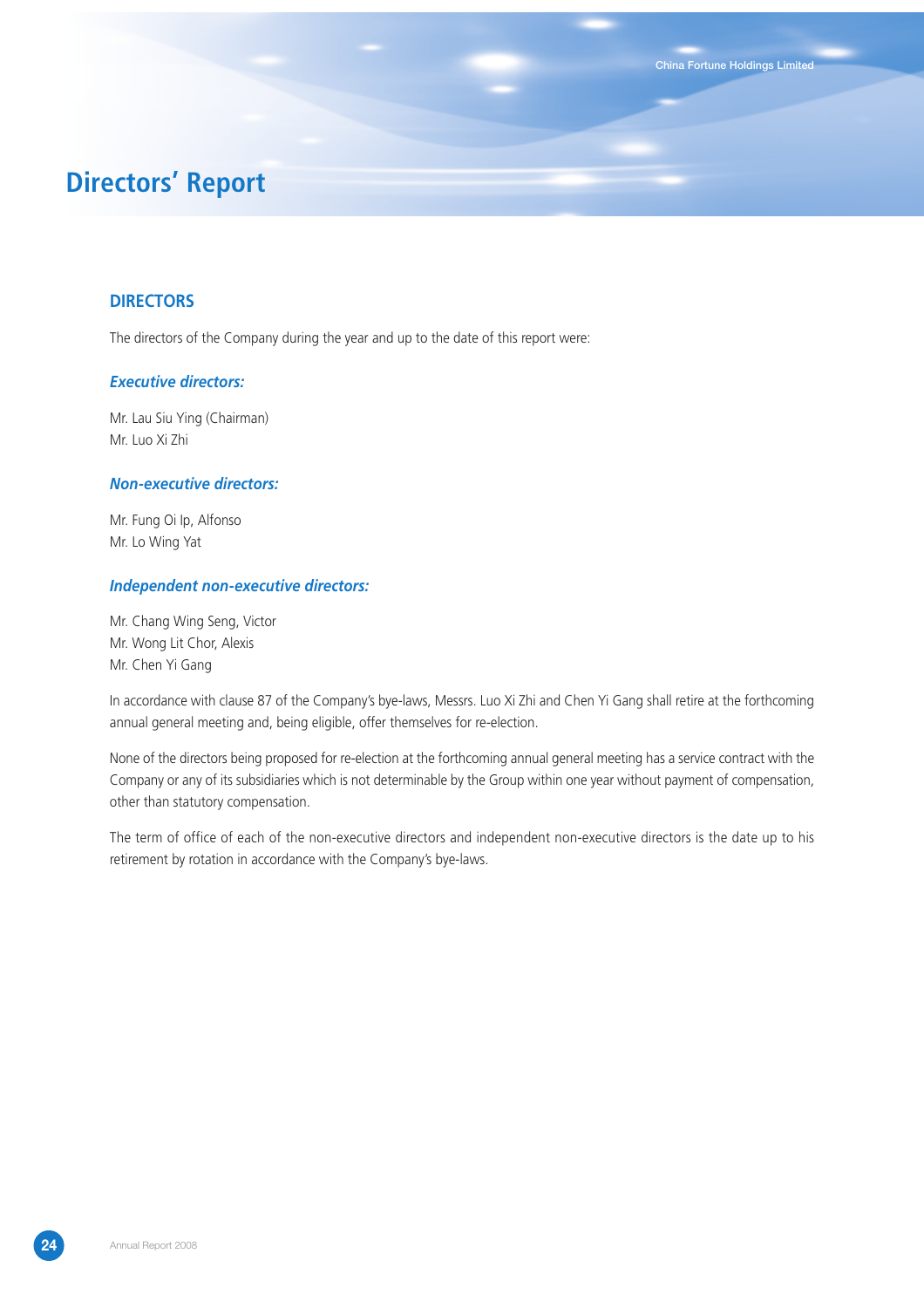# Directors' Report

## DIRECTORS

The directors of the Company during the year and up to the date of this report were:

### *Executive directors:*

Mr. Lau Siu Ying (Chairman)
Mr. Luo Xi Zhi

### *Non-executive directors:*

Mr. Fung Oi Ip, Alfonso
Mr. Lo Wing Yat

### *Independent non-executive directors:*

Mr. Chang Wing Seng, Victor
Mr. Wong Lit Chor, Alexis
Mr. Chen Yi Gang

In accordance with clause 87 of the Company's bye-laws, Messrs. Luo Xi Zhi and Chen Yi Gang shall retire at the forthcoming annual general meeting and, being eligible, offer themselves for re-election.

None of the directors being proposed for re-election at the forthcoming annual general meeting has a service contract with the Company or any of its subsidiaries which is not determinable by the Group within one year without payment of compensation, other than statutory compensation.

The term of office of each of the non-executive directors and independent non-executive directors is the date up to his retirement by rotation in accordance with the Company's bye-laws.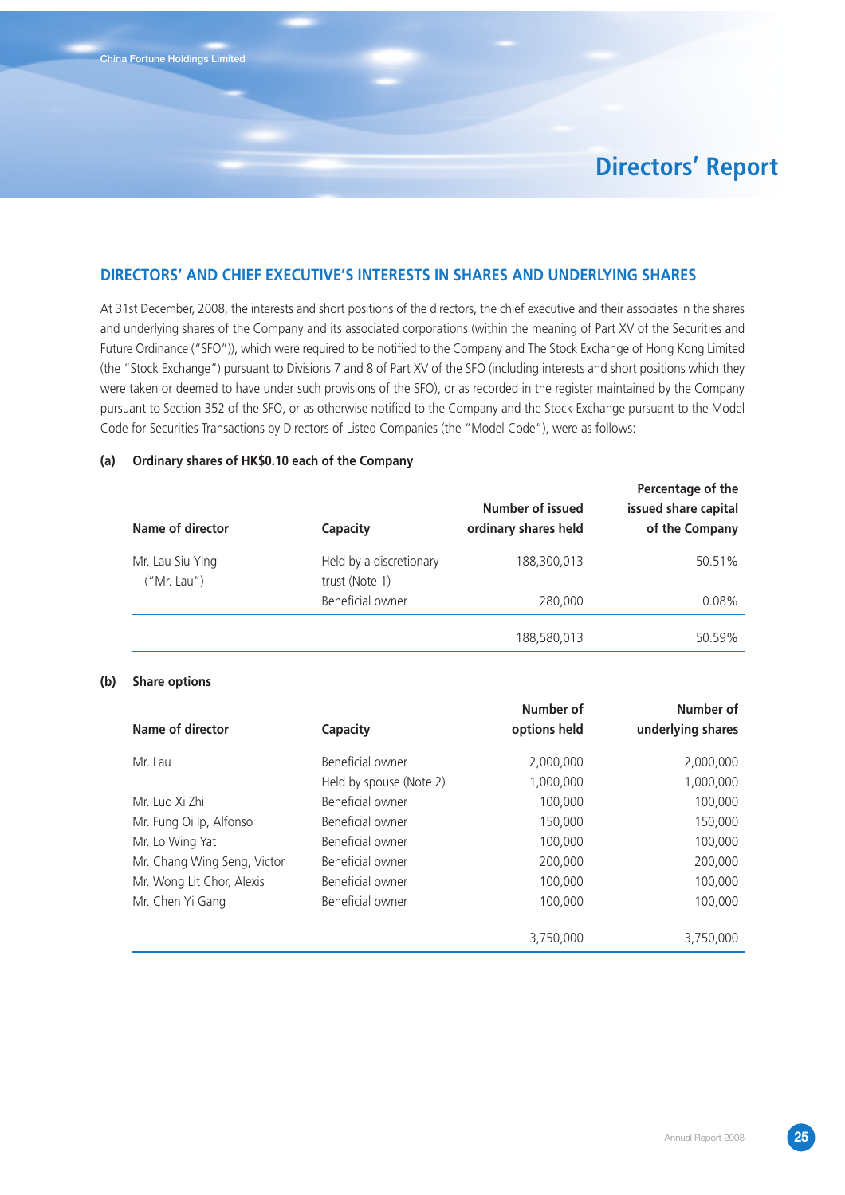## DIRECTORS' AND CHIEF EXECUTIVE'S INTERESTS IN SHARES AND UNDERLYING SHARES

At 31st December, 2008, the interests and short positions of the directors, the chief executive and their associates in the shares and underlying shares of the Company and its associated corporations (within the meaning of Part XV of the Securities and Future Ordinance ("SFO")), which were required to be notified to the Company and The Stock Exchange of Hong Kong Limited (the "Stock Exchange") pursuant to Divisions 7 and 8 of Part XV of the SFO (including interests and short positions which they were taken or deemed to have under such provisions of the SFO), or as recorded in the register maintained by the Company pursuant to Section 352 of the SFO, or as otherwise notified to the Company and the Stock Exchange pursuant to the Model Code for Securities Transactions by Directors of Listed Companies (the "Model Code"), were as follows:

### (a) Ordinary shares of HK$0.10 each of the Company

| Name of director | Capacity | Number of issued ordinary shares held | Percentage of the issued share capital of the Company |
|---|---|---|---|
| Mr. Lau Siu Ying ("Mr. Lau") | Held by a discretionary trust (Note 1) | 188,300,013 | 50.51% |
| | Beneficial owner | 280,000 | 0.08% |
| | | 188,580,013 | 50.59% |

### (b) Share options

| Name of director | Capacity | Number of options held | Number of underlying shares |
|---|---|---|---|
| Mr. Lau | Beneficial owner | 2,000,000 | 2,000,000 |
| | Held by spouse (Note 2) | 1,000,000 | 1,000,000 |
| Mr. Luo Xi Zhi | Beneficial owner | 100,000 | 100,000 |
| Mr. Fung Oi Ip, Alfonso | Beneficial owner | 150,000 | 150,000 |
| Mr. Lo Wing Yat | Beneficial owner | 100,000 | 100,000 |
| Mr. Chang Wing Seng, Victor | Beneficial owner | 200,000 | 200,000 |
| Mr. Wong Lit Chor, Alexis | Beneficial owner | 100,000 | 100,000 |
| Mr. Chen Yi Gang | Beneficial owner | 100,000 | 100,000 |
| | | 3,750,000 | 3,750,000 |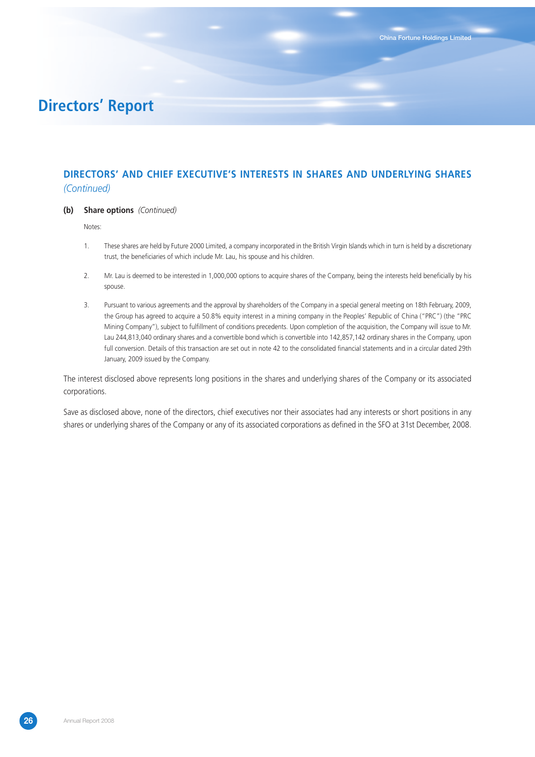# Directors' Report

## DIRECTORS' AND CHIEF EXECUTIVE'S INTERESTS IN SHARES AND UNDERLYING SHARES *(Continued)*

### (b) Share options *(Continued)*

Notes:

1. These shares are held by Future 2000 Limited, a company incorporated in the British Virgin Islands which in turn is held by a discretionary trust, the beneficiaries of which include Mr. Lau, his spouse and his children.

2. Mr. Lau is deemed to be interested in 1,000,000 options to acquire shares of the Company, being the interests held beneficially by his spouse.

3. Pursuant to various agreements and the approval by shareholders of the Company in a special general meeting on 18th February, 2009, the Group has agreed to acquire a 50.8% equity interest in a mining company in the Peoples' Republic of China ("PRC") (the "PRC Mining Company"), subject to fulfillment of conditions precedents. Upon completion of the acquisition, the Company will issue to Mr. Lau 244,813,040 ordinary shares and a convertible bond which is convertible into 142,857,142 ordinary shares in the Company, upon full conversion. Details of this transaction are set out in note 42 to the consolidated financial statements and in a circular dated 29th January, 2009 issued by the Company.

The interest disclosed above represents long positions in the shares and underlying shares of the Company or its associated corporations.

Save as disclosed above, none of the directors, chief executives nor their associates had any interests or short positions in any shares or underlying shares of the Company or any of its associated corporations as defined in the SFO at 31st December, 2008.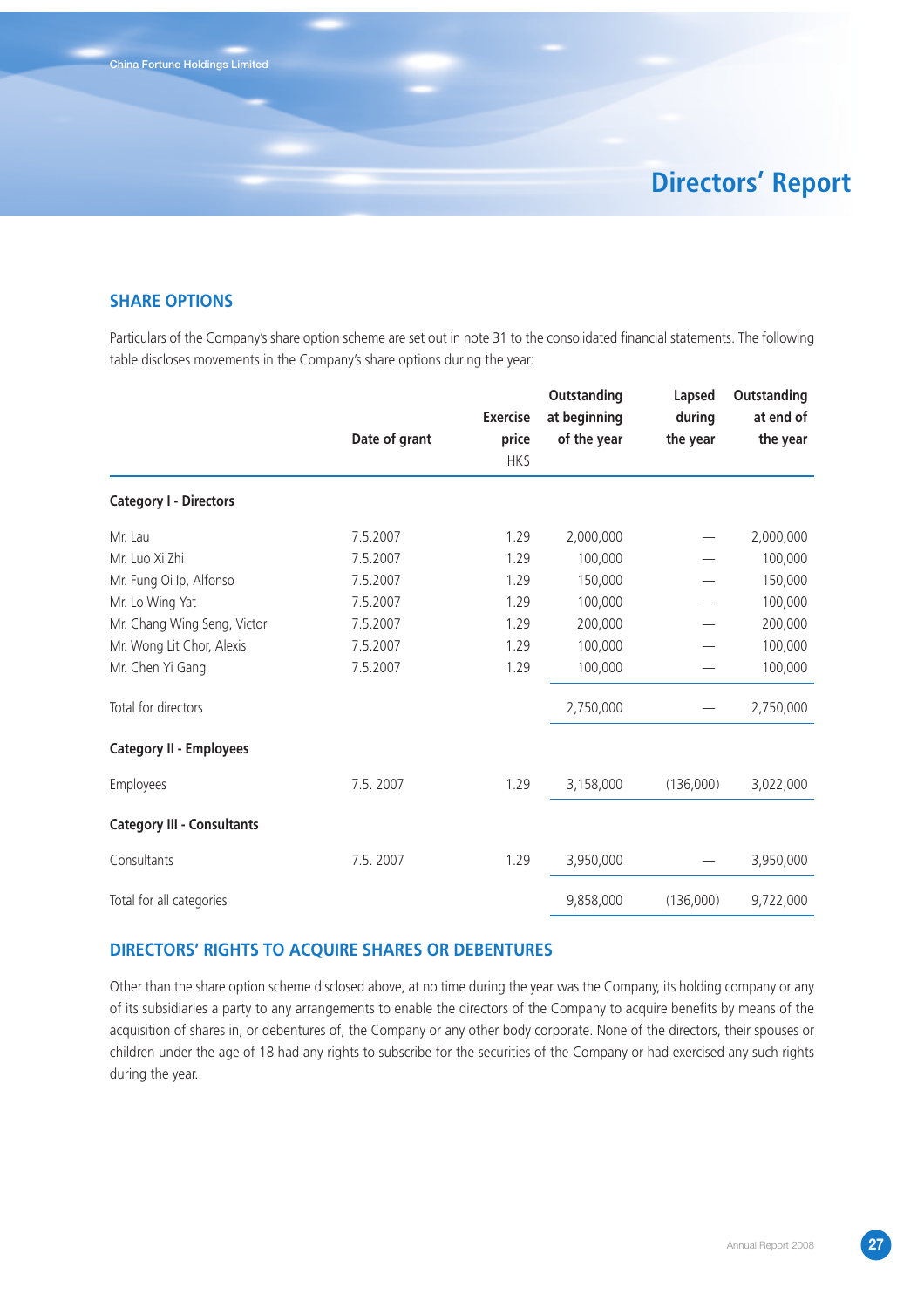## SHARE OPTIONS

Particulars of the Company's share option scheme are set out in note 31 to the consolidated financial statements. The following table discloses movements in the Company's share options during the year:

| | Date of grant | Exercise price HK$ | Outstanding at beginning of the year | Lapsed during the year | Outstanding at end of the year |
|---|---|---|---|---|---|
| **Category I - Directors** | | | | | |
| Mr. Lau | 7.5.2007 | 1.29 | 2,000,000 | — | 2,000,000 |
| Mr. Luo Xi Zhi | 7.5.2007 | 1.29 | 100,000 | — | 100,000 |
| Mr. Fung Oi Ip, Alfonso | 7.5.2007 | 1.29 | 150,000 | — | 150,000 |
| Mr. Lo Wing Yat | 7.5.2007 | 1.29 | 100,000 | — | 100,000 |
| Mr. Chang Wing Seng, Victor | 7.5.2007 | 1.29 | 200,000 | — | 200,000 |
| Mr. Wong Lit Chor, Alexis | 7.5.2007 | 1.29 | 100,000 | — | 100,000 |
| Mr. Chen Yi Gang | 7.5.2007 | 1.29 | 100,000 | — | 100,000 |
| Total for directors | | | 2,750,000 | — | 2,750,000 |
| **Category II - Employees** | | | | | |
| Employees | 7.5. 2007 | 1.29 | 3,158,000 | (136,000) | 3,022,000 |
| **Category III - Consultants** | | | | | |
| Consultants | 7.5. 2007 | 1.29 | 3,950,000 | — | 3,950,000 |
| Total for all categories | | | 9,858,000 | (136,000) | 9,722,000 |

## DIRECTORS' RIGHTS TO ACQUIRE SHARES OR DEBENTURES

Other than the share option scheme disclosed above, at no time during the year was the Company, its holding company or any of its subsidiaries a party to any arrangements to enable the directors of the Company to acquire benefits by means of the acquisition of shares in, or debentures of, the Company or any other body corporate. None of the directors, their spouses or children under the age of 18 had any rights to subscribe for the securities of the Company or had exercised any such rights during the year.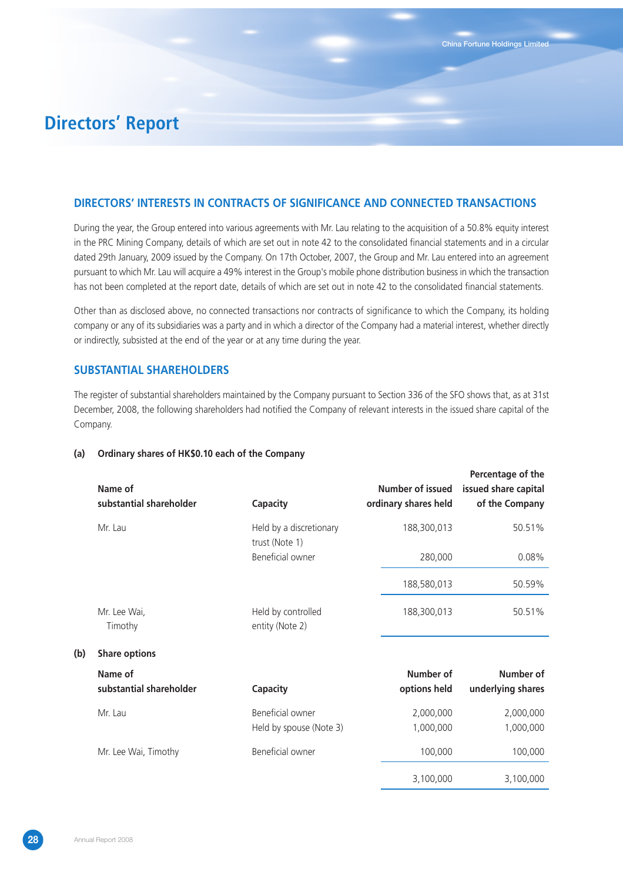# Directors' Report

## DIRECTORS' INTERESTS IN CONTRACTS OF SIGNIFICANCE AND CONNECTED TRANSACTIONS

During the year, the Group entered into various agreements with Mr. Lau relating to the acquisition of a 50.8% equity interest in the PRC Mining Company, details of which are set out in note 42 to the consolidated financial statements and in a circular dated 29th January, 2009 issued by the Company. On 17th October, 2007, the Group and Mr. Lau entered into an agreement pursuant to which Mr. Lau will acquire a 49% interest in the Group's mobile phone distribution business in which the transaction has not been completed at the report date, details of which are set out in note 42 to the consolidated financial statements.

Other than as disclosed above, no connected transactions nor contracts of significance to which the Company, its holding company or any of its subsidiaries was a party and in which a director of the Company had a material interest, whether directly or indirectly, subsisted at the end of the year or at any time during the year.

## SUBSTANTIAL SHAREHOLDERS

The register of substantial shareholders maintained by the Company pursuant to Section 336 of the SFO shows that, as at 31st December, 2008, the following shareholders had notified the Company of relevant interests in the issued share capital of the Company.

**(a) Ordinary shares of HK$0.10 each of the Company**

| Name of substantial shareholder | Capacity | Number of issued ordinary shares held | Percentage of the issued share capital of the Company |
|---|---|---|---|
| Mr. Lau | Held by a discretionary trust (Note 1) | 188,300,013 | 50.51% |
| | Beneficial owner | 280,000 | 0.08% |
| | | 188,580,013 | 50.59% |
| Mr. Lee Wai, Timothy | Held by controlled entity (Note 2) | 188,300,013 | 50.51% |

**(b) Share options**

| Name of substantial shareholder | Capacity | Number of options held | Number of underlying shares |
|---|---|---|---|
| Mr. Lau | Beneficial owner | 2,000,000 | 2,000,000 |
| | Held by spouse (Note 3) | 1,000,000 | 1,000,000 |
| Mr. Lee Wai, Timothy | Beneficial owner | 100,000 | 100,000 |
| | | 3,100,000 | 3,100,000 |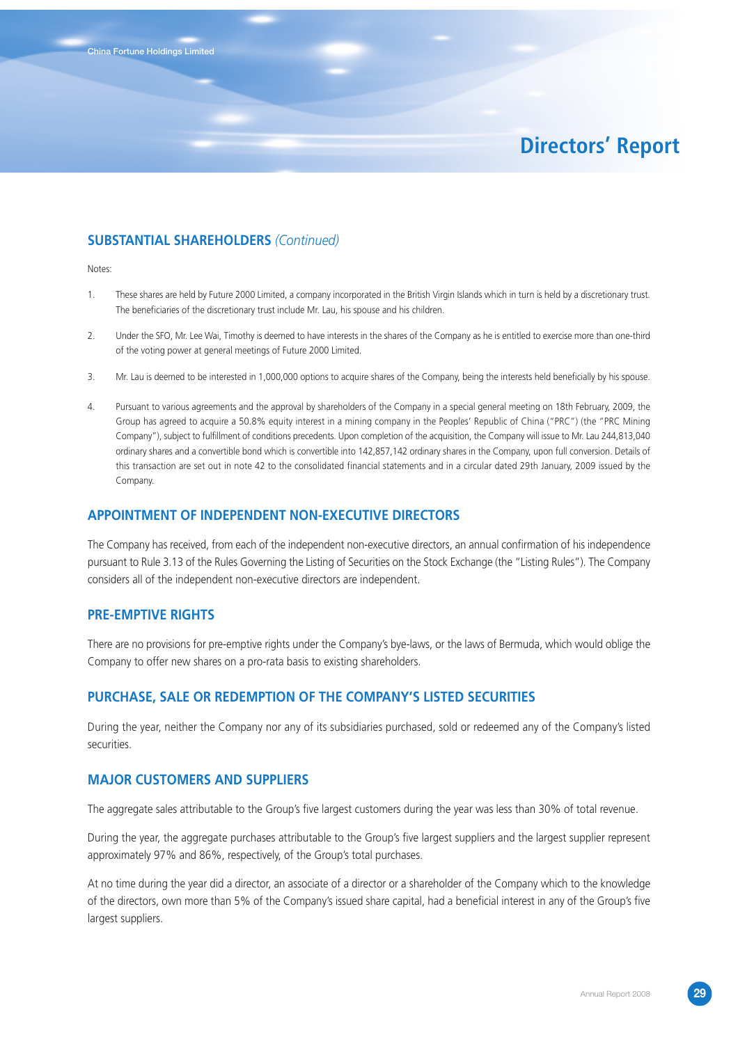## SUBSTANTIAL SHAREHOLDERS *(Continued)*

Notes:

1. These shares are held by Future 2000 Limited, a company incorporated in the British Virgin Islands which in turn is held by a discretionary trust. The beneficiaries of the discretionary trust include Mr. Lau, his spouse and his children.

2. Under the SFO, Mr. Lee Wai, Timothy is deemed to have interests in the shares of the Company as he is entitled to exercise more than one-third of the voting power at general meetings of Future 2000 Limited.

3. Mr. Lau is deemed to be interested in 1,000,000 options to acquire shares of the Company, being the interests held beneficially by his spouse.

4. Pursuant to various agreements and the approval by shareholders of the Company in a special general meeting on 18th February, 2009, the Group has agreed to acquire a 50.8% equity interest in a mining company in the Peoples' Republic of China ("PRC") (the "PRC Mining Company"), subject to fulfillment of conditions precedents. Upon completion of the acquisition, the Company will issue to Mr. Lau 244,813,040 ordinary shares and a convertible bond which is convertible into 142,857,142 ordinary shares in the Company, upon full conversion. Details of this transaction are set out in note 42 to the consolidated financial statements and in a circular dated 29th January, 2009 issued by the Company.

## APPOINTMENT OF INDEPENDENT NON-EXECUTIVE DIRECTORS

The Company has received, from each of the independent non-executive directors, an annual confirmation of his independence pursuant to Rule 3.13 of the Rules Governing the Listing of Securities on the Stock Exchange (the "Listing Rules"). The Company considers all of the independent non-executive directors are independent.

## PRE-EMPTIVE RIGHTS

There are no provisions for pre-emptive rights under the Company's bye-laws, or the laws of Bermuda, which would oblige the Company to offer new shares on a pro-rata basis to existing shareholders.

## PURCHASE, SALE OR REDEMPTION OF THE COMPANY'S LISTED SECURITIES

During the year, neither the Company nor any of its subsidiaries purchased, sold or redeemed any of the Company's listed securities.

## MAJOR CUSTOMERS AND SUPPLIERS

The aggregate sales attributable to the Group's five largest customers during the year was less than 30% of total revenue.

During the year, the aggregate purchases attributable to the Group's five largest suppliers and the largest supplier represent approximately 97% and 86%, respectively, of the Group's total purchases.

At no time during the year did a director, an associate of a director or a shareholder of the Company which to the knowledge of the directors, own more than 5% of the Company's issued share capital, had a beneficial interest in any of the Group's five largest suppliers.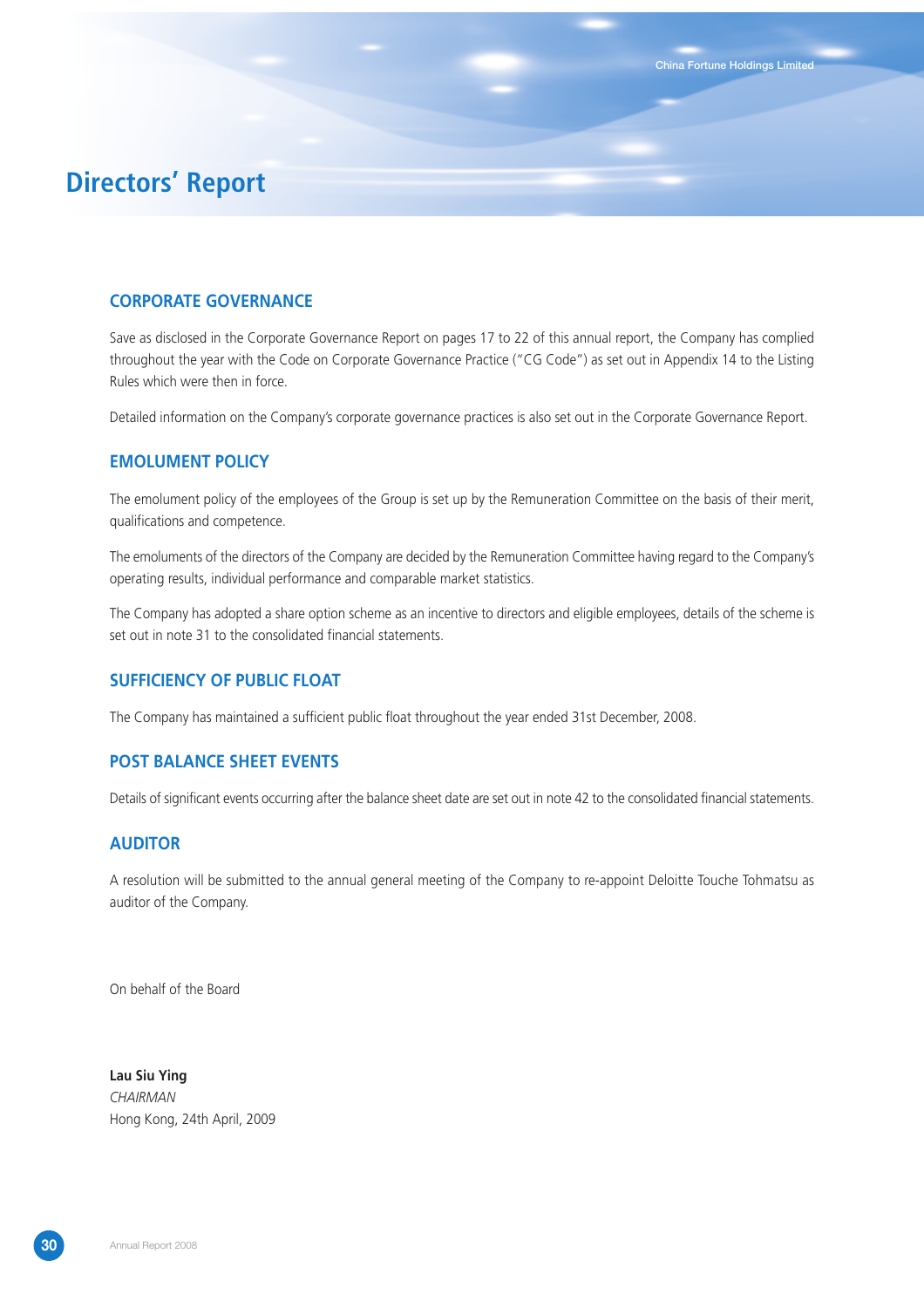# Directors' Report

## CORPORATE GOVERNANCE

Save as disclosed in the Corporate Governance Report on pages 17 to 22 of this annual report, the Company has complied throughout the year with the Code on Corporate Governance Practice ("CG Code") as set out in Appendix 14 to the Listing Rules which were then in force.

Detailed information on the Company's corporate governance practices is also set out in the Corporate Governance Report.

## EMOLUMENT POLICY

The emolument policy of the employees of the Group is set up by the Remuneration Committee on the basis of their merit, qualifications and competence.

The emoluments of the directors of the Company are decided by the Remuneration Committee having regard to the Company's operating results, individual performance and comparable market statistics.

The Company has adopted a share option scheme as an incentive to directors and eligible employees, details of the scheme is set out in note 31 to the consolidated financial statements.

## SUFFICIENCY OF PUBLIC FLOAT

The Company has maintained a sufficient public float throughout the year ended 31st December, 2008.

## POST BALANCE SHEET EVENTS

Details of significant events occurring after the balance sheet date are set out in note 42 to the consolidated financial statements.

## AUDITOR

A resolution will be submitted to the annual general meeting of the Company to re-appoint Deloitte Touche Tohmatsu as auditor of the Company.

On behalf of the Board

**Lau Siu Ying**
*CHAIRMAN*
Hong Kong, 24th April, 2009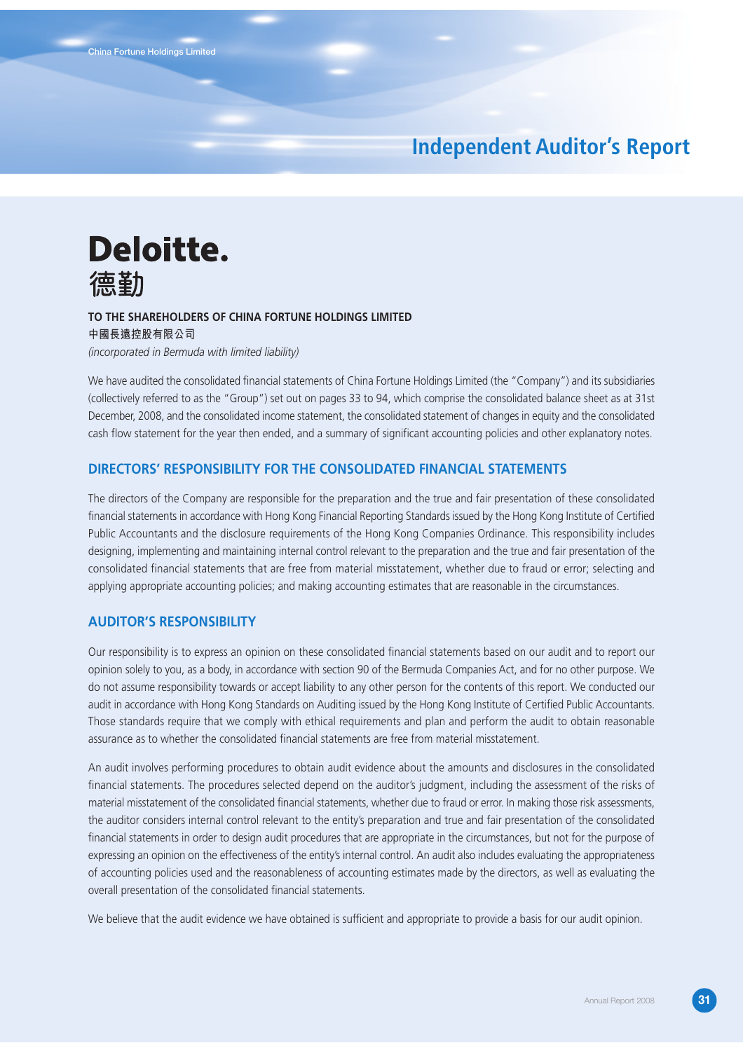# Independent Auditor's Report

**Deloitte.**
**德勤**

**TO THE SHAREHOLDERS OF CHINA FORTUNE HOLDINGS LIMITED**
**中國長遠控股有限公司**
*(incorporated in Bermuda with limited liability)*

We have audited the consolidated financial statements of China Fortune Holdings Limited (the "Company") and its subsidiaries (collectively referred to as the "Group") set out on pages 33 to 94, which comprise the consolidated balance sheet as at 31st December, 2008, and the consolidated income statement, the consolidated statement of changes in equity and the consolidated cash flow statement for the year then ended, and a summary of significant accounting policies and other explanatory notes.

## DIRECTORS' RESPONSIBILITY FOR THE CONSOLIDATED FINANCIAL STATEMENTS

The directors of the Company are responsible for the preparation and the true and fair presentation of these consolidated financial statements in accordance with Hong Kong Financial Reporting Standards issued by the Hong Kong Institute of Certified Public Accountants and the disclosure requirements of the Hong Kong Companies Ordinance. This responsibility includes designing, implementing and maintaining internal control relevant to the preparation and the true and fair presentation of the consolidated financial statements that are free from material misstatement, whether due to fraud or error; selecting and applying appropriate accounting policies; and making accounting estimates that are reasonable in the circumstances.

## AUDITOR'S RESPONSIBILITY

Our responsibility is to express an opinion on these consolidated financial statements based on our audit and to report our opinion solely to you, as a body, in accordance with section 90 of the Bermuda Companies Act, and for no other purpose. We do not assume responsibility towards or accept liability to any other person for the contents of this report. We conducted our audit in accordance with Hong Kong Standards on Auditing issued by the Hong Kong Institute of Certified Public Accountants. Those standards require that we comply with ethical requirements and plan and perform the audit to obtain reasonable assurance as to whether the consolidated financial statements are free from material misstatement.

An audit involves performing procedures to obtain audit evidence about the amounts and disclosures in the consolidated financial statements. The procedures selected depend on the auditor's judgment, including the assessment of the risks of material misstatement of the consolidated financial statements, whether due to fraud or error. In making those risk assessments, the auditor considers internal control relevant to the entity's preparation and true and fair presentation of the consolidated financial statements in order to design audit procedures that are appropriate in the circumstances, but not for the purpose of expressing an opinion on the effectiveness of the entity's internal control. An audit also includes evaluating the appropriateness of accounting policies used and the reasonableness of accounting estimates made by the directors, as well as evaluating the overall presentation of the consolidated financial statements.

We believe that the audit evidence we have obtained is sufficient and appropriate to provide a basis for our audit opinion.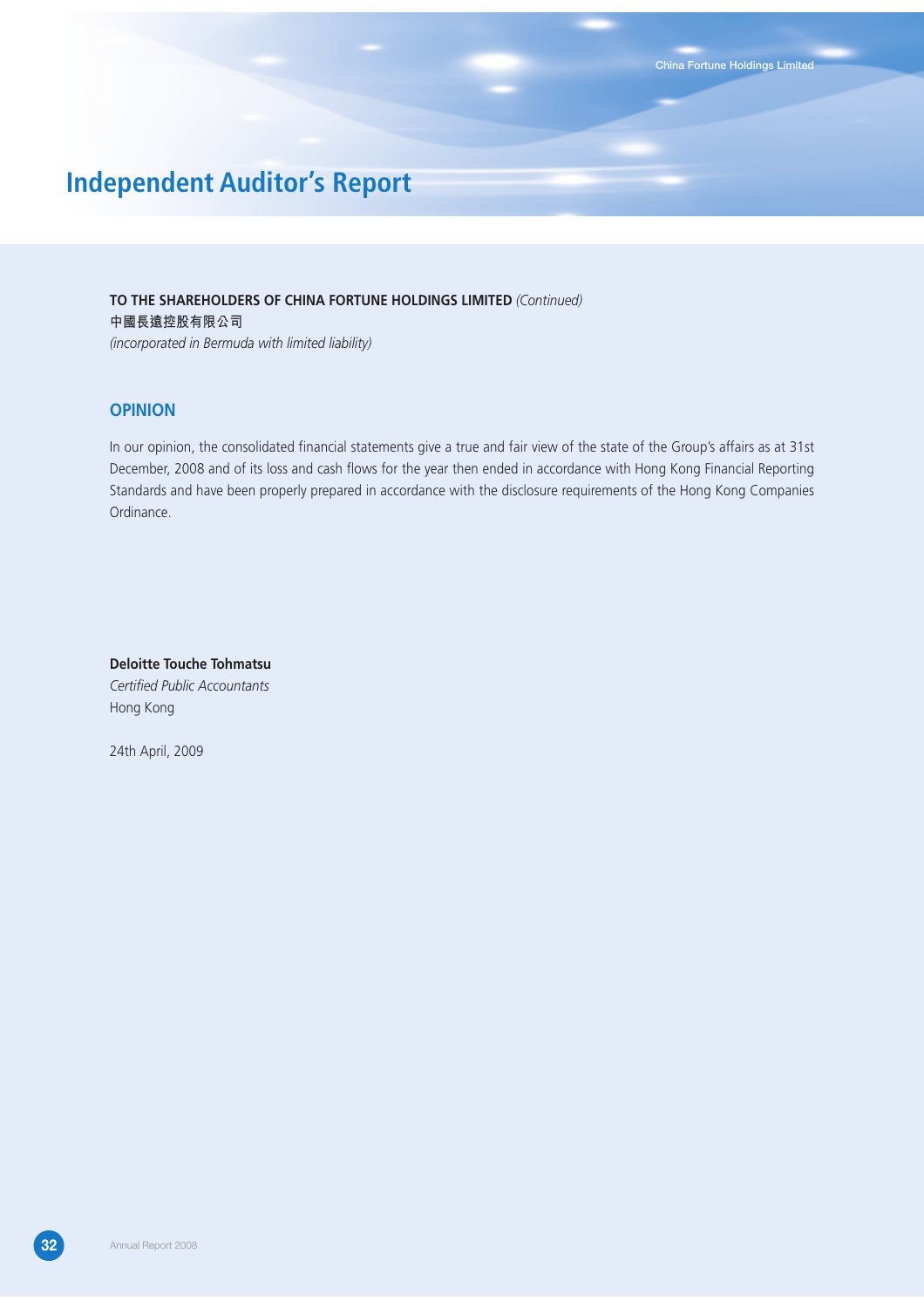# Independent Auditor's Report

**TO THE SHAREHOLDERS OF CHINA FORTUNE HOLDINGS LIMITED** *(Continued)*
**中國長遠控股有限公司**
*(incorporated in Bermuda with limited liability)*

## OPINION

In our opinion, the consolidated financial statements give a true and fair view of the state of the Group's affairs as at 31st December, 2008 and of its loss and cash flows for the year then ended in accordance with Hong Kong Financial Reporting Standards and have been properly prepared in accordance with the disclosure requirements of the Hong Kong Companies Ordinance.

**Deloitte Touche Tohmatsu**
*Certified Public Accountants*
Hong Kong

24th April, 2009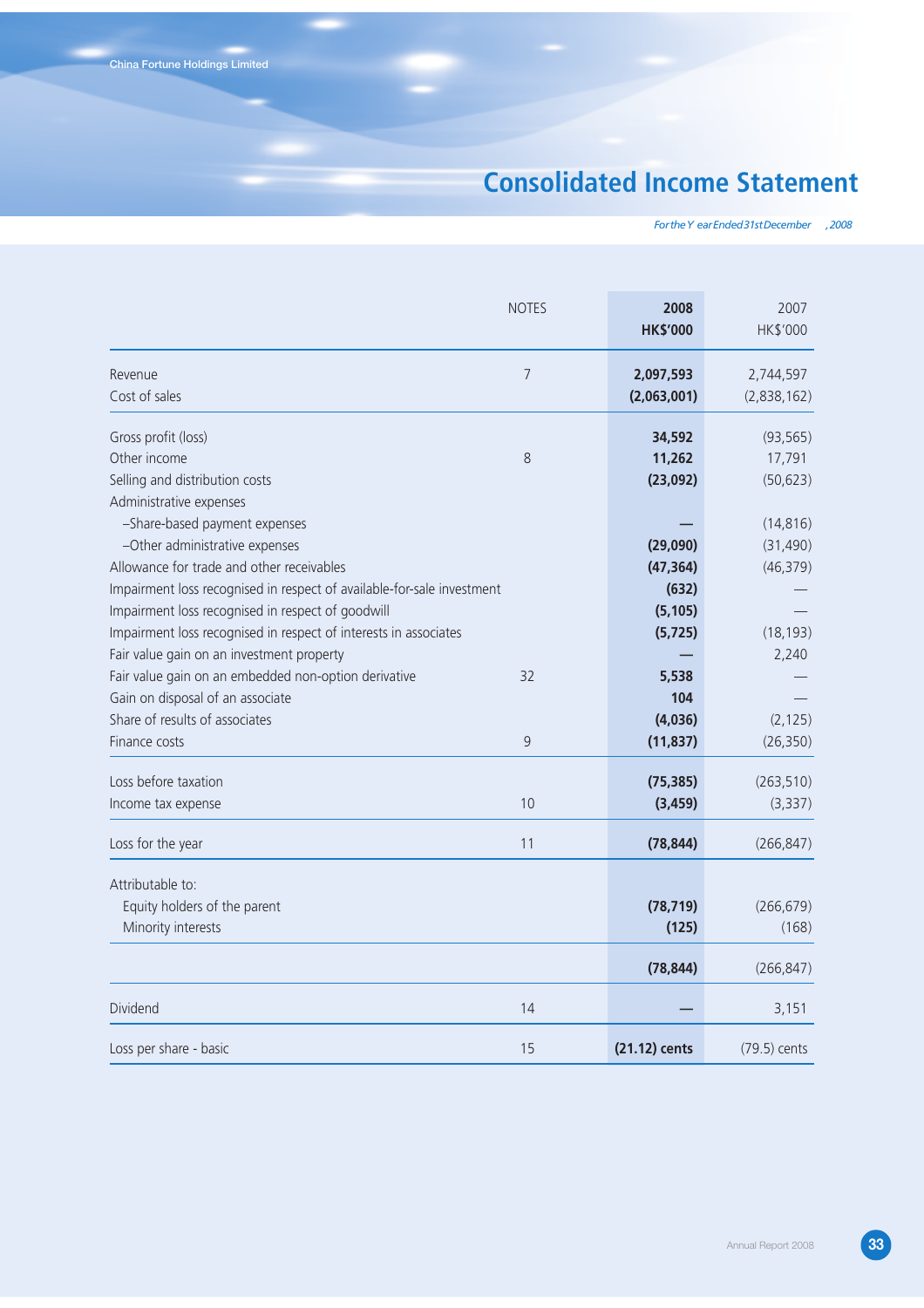# Consolidated Income Statement

*For the Year Ended 31st December, 2008*

| | NOTES | 2008 HK$'000 | 2007 HK$'000 |
|---|---|---|---|
| Revenue | 7 | **2,097,593** | 2,744,597 |
| Cost of sales | | **(2,063,001)** | (2,838,162) |
| Gross profit (loss) | | **34,592** | (93,565) |
| Other income | 8 | **11,262** | 17,791 |
| Selling and distribution costs | | **(23,092)** | (50,623) |
| Administrative expenses | | | |
| –Share-based payment expenses | | **—** | (14,816) |
| –Other administrative expenses | | **(29,090)** | (31,490) |
| Allowance for trade and other receivables | | **(47,364)** | (46,379) |
| Impairment loss recognised in respect of available-for-sale investment | | **(632)** | — |
| Impairment loss recognised in respect of goodwill | | **(5,105)** | — |
| Impairment loss recognised in respect of interests in associates | | **(5,725)** | (18,193) |
| Fair value gain on an investment property | | **—** | 2,240 |
| Fair value gain on an embedded non-option derivative | 32 | **5,538** | — |
| Gain on disposal of an associate | | **104** | — |
| Share of results of associates | | **(4,036)** | (2,125) |
| Finance costs | 9 | **(11,837)** | (26,350) |
| Loss before taxation | | **(75,385)** | (263,510) |
| Income tax expense | 10 | **(3,459)** | (3,337) |
| Loss for the year | 11 | **(78,844)** | (266,847) |
| Attributable to: | | | |
| Equity holders of the parent | | **(78,719)** | (266,679) |
| Minority interests | | **(125)** | (168) |
| | | **(78,844)** | (266,847) |
| Dividend | 14 | **—** | 3,151 |
| Loss per share - basic | 15 | **(21.12) cents** | (79.5) cents |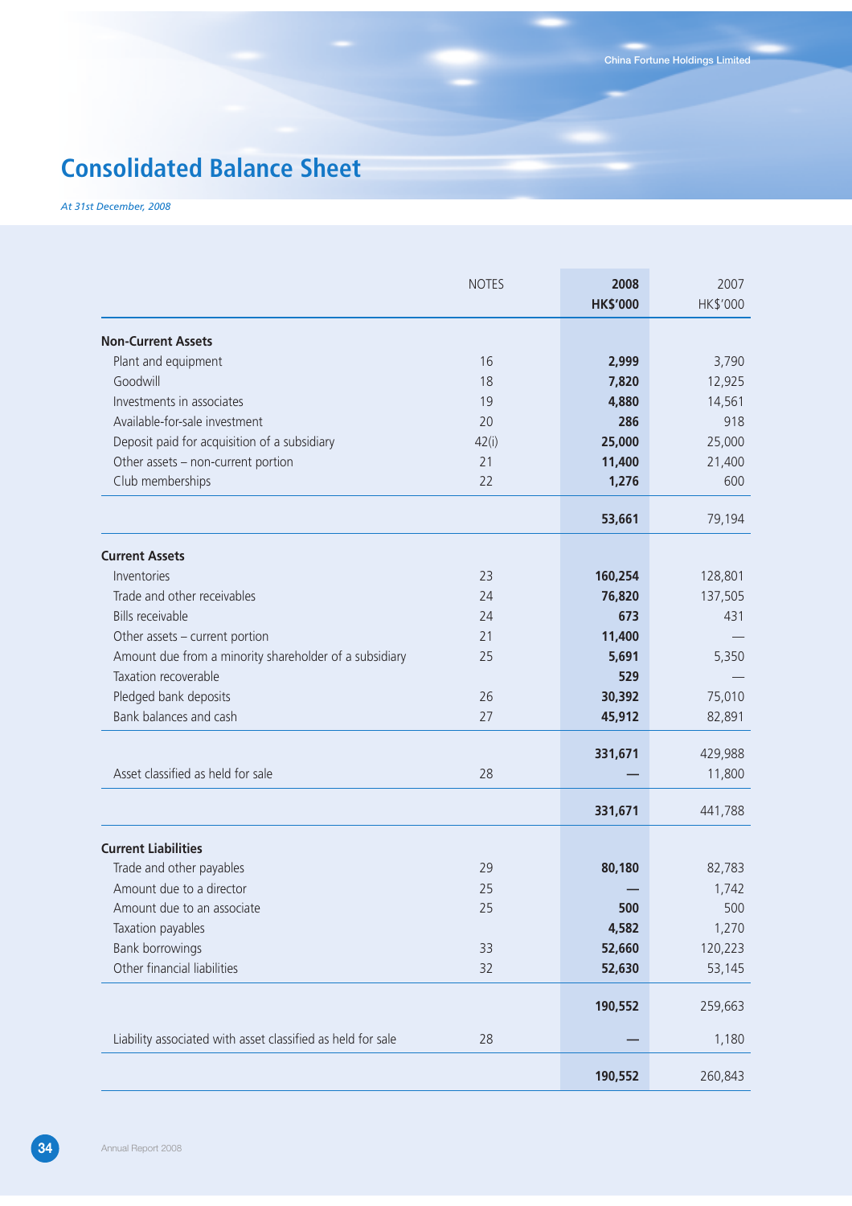# Consolidated Balance Sheet

*At 31st December, 2008*

| | NOTES | 2008 HK$'000 | 2007 HK$'000 |
|---|---|---|---|
| **Non-Current Assets** | | | |
| Plant and equipment | 16 | **2,999** | 3,790 |
| Goodwill | 18 | **7,820** | 12,925 |
| Investments in associates | 19 | **4,880** | 14,561 |
| Available-for-sale investment | 20 | **286** | 918 |
| Deposit paid for acquisition of a subsidiary | 42(i) | **25,000** | 25,000 |
| Other assets – non-current portion | 21 | **11,400** | 21,400 |
| Club memberships | 22 | **1,276** | 600 |
| | | **53,661** | 79,194 |
| **Current Assets** | | | |
| Inventories | 23 | **160,254** | 128,801 |
| Trade and other receivables | 24 | **76,820** | 137,505 |
| Bills receivable | 24 | **673** | 431 |
| Other assets – current portion | 21 | **11,400** | — |
| Amount due from a minority shareholder of a subsidiary | 25 | **5,691** | 5,350 |
| Taxation recoverable | | **529** | — |
| Pledged bank deposits | 26 | **30,392** | 75,010 |
| Bank balances and cash | 27 | **45,912** | 82,891 |
| | | **331,671** | 429,988 |
| Asset classified as held for sale | 28 | **—** | 11,800 |
| | | **331,671** | 441,788 |
| **Current Liabilities** | | | |
| Trade and other payables | 29 | **80,180** | 82,783 |
| Amount due to a director | 25 | **—** | 1,742 |
| Amount due to an associate | 25 | **500** | 500 |
| Taxation payables | | **4,582** | 1,270 |
| Bank borrowings | 33 | **52,660** | 120,223 |
| Other financial liabilities | 32 | **52,630** | 53,145 |
| | | **190,552** | 259,663 |
| Liability associated with asset classified as held for sale | 28 | **—** | 1,180 |
| | | **190,552** | 260,843 |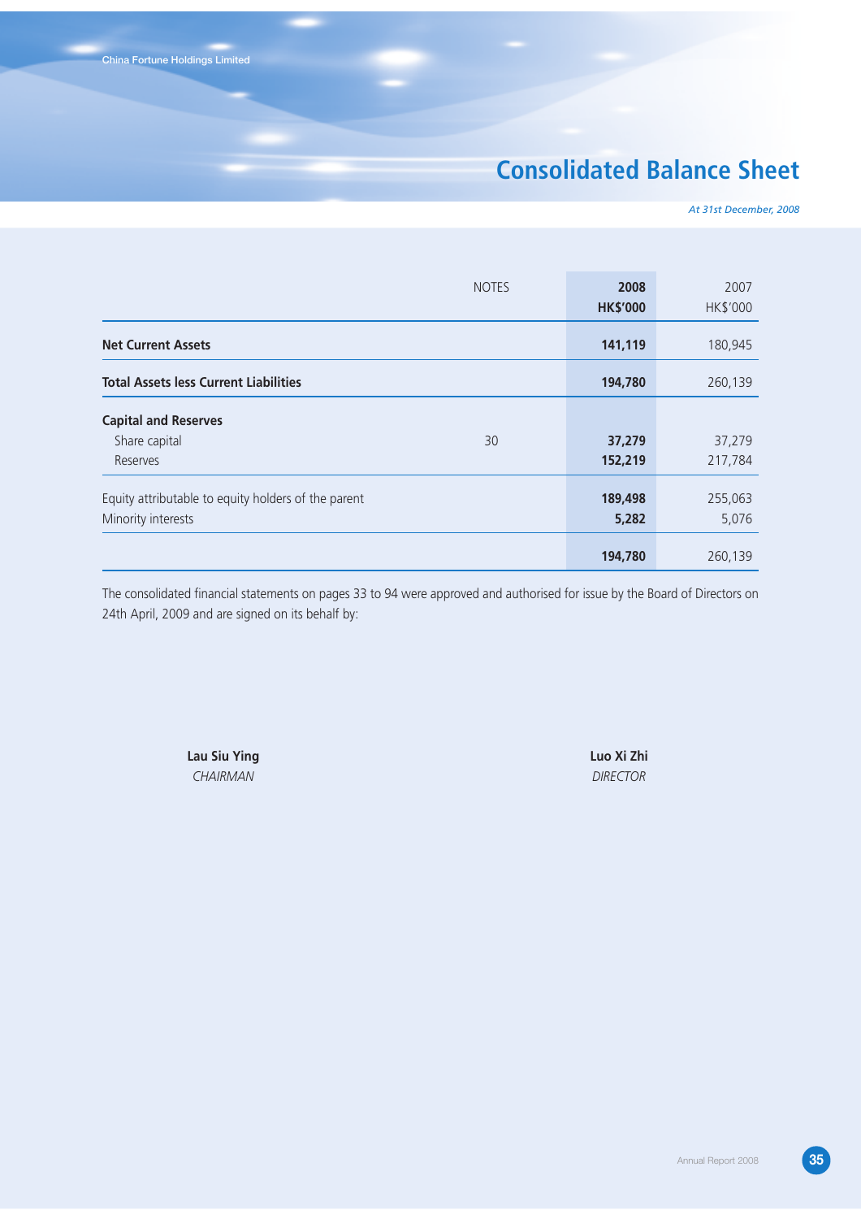# Consolidated Balance Sheet

*At 31st December, 2008*

| | NOTES | 2008<br>HK$'000 | 2007<br>HK$'000 |
|---|---|---|---|
| **Net Current Assets** | | **141,119** | 180,945 |
| **Total Assets less Current Liabilities** | | **194,780** | 260,139 |
| **Capital and Reserves** | | | |
| Share capital | 30 | **37,279** | 37,279 |
| Reserves | | **152,219** | 217,784 |
| Equity attributable to equity holders of the parent | | **189,498** | 255,063 |
| Minority interests | | **5,282** | 5,076 |
| | | **194,780** | 260,139 |

The consolidated financial statements on pages 33 to 94 were approved and authorised for issue by the Board of Directors on 24th April, 2009 and are signed on its behalf by:

**Lau Siu Ying**
*CHAIRMAN*

**Luo Xi Zhi**
*DIRECTOR*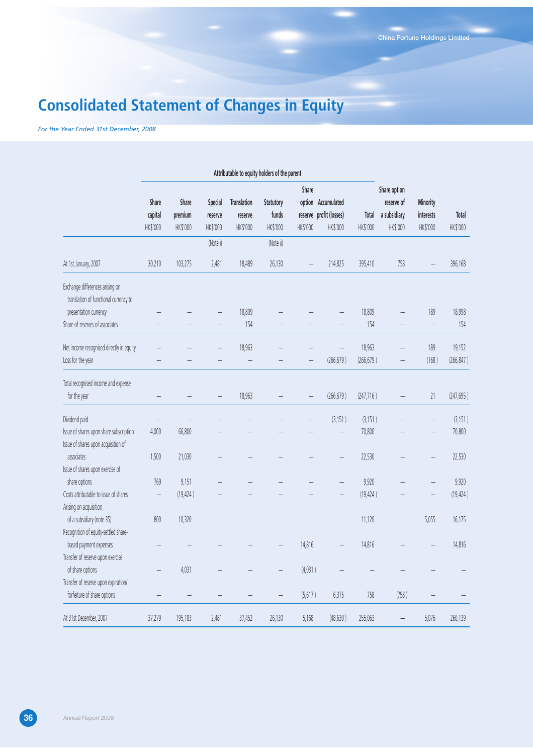# Consolidated Statement of Changes in Equity

*For the Year Ended 31st December, 2008*

| | Attributable to equity holders of the parent | | | | | | | | | | |
|---|---|---|---|---|---|---|---|---|---|---|---|
| | Share capital HK$'000 | Share premium HK$'000 | Special reserve HK$'000 | Translation reserve HK$'000 | Statutory funds HK$'000 | Share option reserve HK$'000 | Accumulated profit (losses) HK$'000 | Total HK$'000 | Share option reserve of a subsidiary HK$'000 | Minority interests HK$'000 | Total HK$'000 |
| | | | (Note i) | | (Note ii) | | | | | | |
| At 1st January, 2007 | 30,210 | 103,275 | 2,481 | 18,489 | 26,130 | – | 214,825 | 395,410 | 758 | – | 396,168 |
| Exchange differences arising on translation of functional currency to presentation currency | – | – | – | 18,809 | – | – | – | 18,809 | – | 189 | 18,998 |
| Share of reserves of associates | – | – | – | 154 | – | – | – | 154 | – | – | 154 |
| Net income recognised directly in equity | – | – | – | 18,963 | – | – | – | 18,963 | – | 189 | 19,152 |
| Loss for the year | – | – | – | – | – | – | (266,679) | (266,679) | – | (168) | (266,847) |
| Total recognised income and expense for the year | – | – | – | 18,963 | – | – | (266,679) | (247,716) | – | 21 | (247,695) |
| Dividend paid | – | – | – | – | – | – | (3,151) | (3,151) | – | – | (3,151) |
| Issue of shares upon share subscription | 4,000 | 66,800 | – | – | – | – | – | 70,800 | – | – | 70,800 |
| Issue of shares upon acquisition of associates | 1,500 | 21,030 | – | – | – | – | – | 22,530 | – | – | 22,530 |
| Issue of shares upon exercise of share options | 769 | 9,151 | – | – | – | – | – | 9,920 | – | – | 9,920 |
| Costs attributable to issue of shares | – | (19,424) | – | – | – | – | – | (19,424) | – | – | (19,424) |
| Arising on acquisition of a subsidiary (note 35) | 800 | 10,320 | – | – | – | – | – | 11,120 | – | 5,055 | 16,175 |
| Recognition of equity-settled share-based payment expenses | – | – | – | – | – | 14,816 | – | 14,816 | – | – | 14,816 |
| Transfer of reserve upon exercise of share options | – | 4,031 | – | – | – | (4,031) | – | – | – | – | – |
| Transfer of reserve upon expiration/ forfeiture of share options | – | – | – | – | – | (5,617) | 6,375 | 758 | (758) | – | – |
| At 31st December, 2007 | 37,279 | 195,183 | 2,481 | 37,452 | 26,130 | 5,168 | (48,630) | 255,063 | – | 5,076 | 260,139 |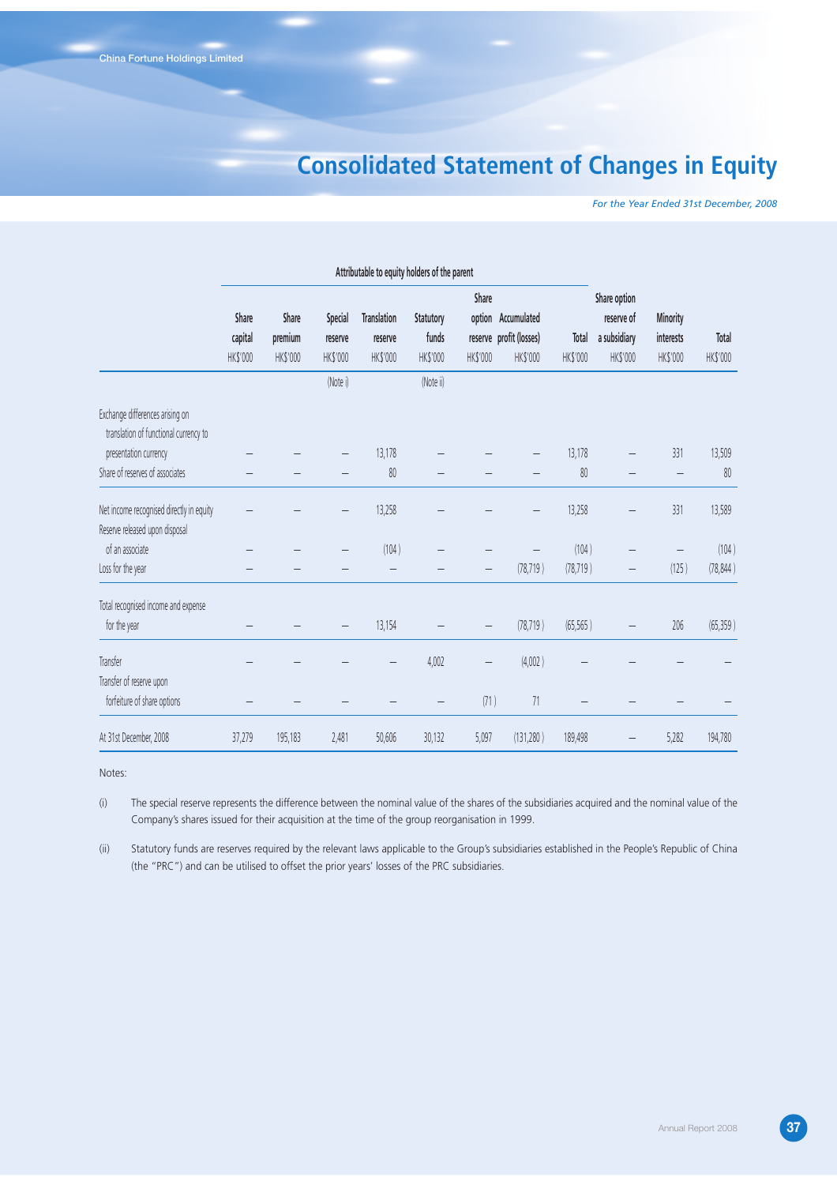# Consolidated Statement of Changes in Equity

*For the Year Ended 31st December, 2008*

| | Attributable to equity holders of the parent | | | | | | | | | | |
|---|---|---|---|---|---|---|---|---|---|---|---|
| | Share capital | Share premium | Special reserve | Translation reserve | Statutory funds | Share option reserve | Accumulated profit (losses) | Total | Share option reserve of a subsidiary | Minority interests | Total |
| | HK$'000 | HK$'000 | HK$'000 | HK$'000 | HK$'000 | HK$'000 | HK$'000 | HK$'000 | HK$'000 | HK$'000 | HK$'000 |
| | | | (Note i) | | (Note ii) | | | | | | |
| Exchange differences arising on translation of functional currency to presentation currency | – | – | – | 13,178 | – | – | – | 13,178 | – | 331 | 13,509 |
| Share of reserves of associates | – | – | – | 80 | – | – | – | 80 | – | – | 80 |
| Net income recognised directly in equity | – | – | – | 13,258 | – | – | – | 13,258 | – | 331 | 13,589 |
| Reserve released upon disposal of an associate | – | – | – | (104) | – | – | – | (104) | – | – | (104) |
| Loss for the year | – | – | – | – | – | – | (78,719) | (78,719) | – | (125) | (78,844) |
| Total recognised income and expense for the year | – | – | – | 13,154 | – | – | (78,719) | (65,565) | – | 206 | (65,359) |
| Transfer | – | – | – | – | 4,002 | – | (4,002) | – | – | – | – |
| Transfer of reserve upon forfeiture of share options | – | – | – | – | – | (71) | 71 | – | – | – | – |
| At 31st December, 2008 | 37,279 | 195,183 | 2,481 | 50,606 | 30,132 | 5,097 | (131,280) | 189,498 | – | 5,282 | 194,780 |

Notes:

(i) The special reserve represents the difference between the nominal value of the shares of the subsidiaries acquired and the nominal value of the Company's shares issued for their acquisition at the time of the group reorganisation in 1999.

(ii) Statutory funds are reserves required by the relevant laws applicable to the Group's subsidiaries established in the People's Republic of China (the "PRC") and can be utilised to offset the prior years' losses of the PRC subsidiaries.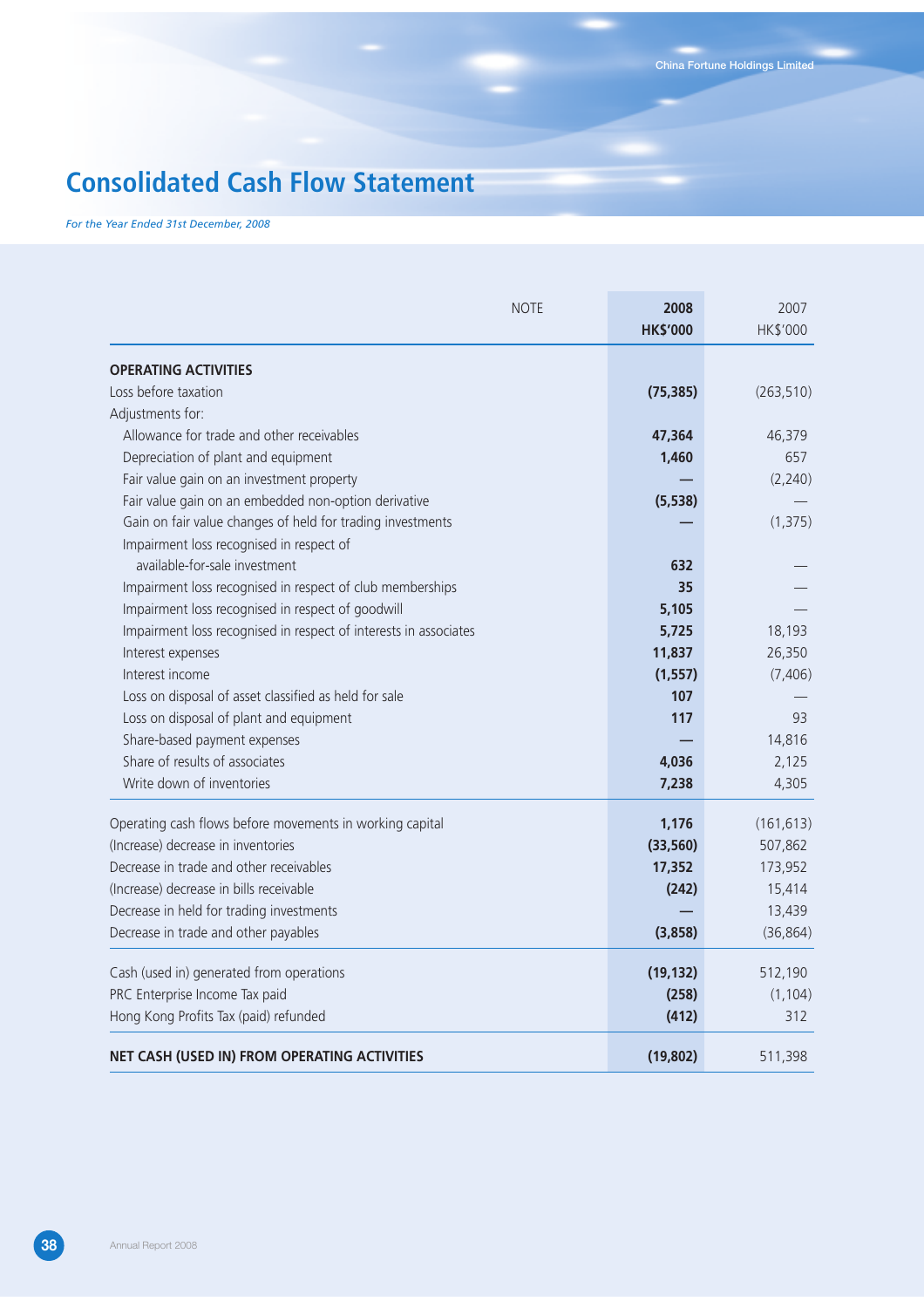# Consolidated Cash Flow Statement

*For the Year Ended 31st December, 2008*

| | NOTE | 2008<br>HK$'000 | 2007<br>HK$'000 |
|---|---|---|---|
| **OPERATING ACTIVITIES** | | | |
| Loss before taxation | | **(75,385)** | (263,510) |
| Adjustments for: | | | |
| Allowance for trade and other receivables | | **47,364** | 46,379 |
| Depreciation of plant and equipment | | **1,460** | 657 |
| Fair value gain on an investment property | | **—** | (2,240) |
| Fair value gain on an embedded non-option derivative | | **(5,538)** | — |
| Gain on fair value changes of held for trading investments | | **—** | (1,375) |
| Impairment loss recognised in respect of available-for-sale investment | | **632** | — |
| Impairment loss recognised in respect of club memberships | | **35** | — |
| Impairment loss recognised in respect of goodwill | | **5,105** | — |
| Impairment loss recognised in respect of interests in associates | | **5,725** | 18,193 |
| Interest expenses | | **11,837** | 26,350 |
| Interest income | | **(1,557)** | (7,406) |
| Loss on disposal of asset classified as held for sale | | **107** | — |
| Loss on disposal of plant and equipment | | **117** | 93 |
| Share-based payment expenses | | **—** | 14,816 |
| Share of results of associates | | **4,036** | 2,125 |
| Write down of inventories | | **7,238** | 4,305 |
| Operating cash flows before movements in working capital | | **1,176** | (161,613) |
| (Increase) decrease in inventories | | **(33,560)** | 507,862 |
| Decrease in trade and other receivables | | **17,352** | 173,952 |
| (Increase) decrease in bills receivable | | **(242)** | 15,414 |
| Decrease in held for trading investments | | **—** | 13,439 |
| Decrease in trade and other payables | | **(3,858)** | (36,864) |
| Cash (used in) generated from operations | | **(19,132)** | 512,190 |
| PRC Enterprise Income Tax paid | | **(258)** | (1,104) |
| Hong Kong Profits Tax (paid) refunded | | **(412)** | 312 |
| **NET CASH (USED IN) FROM OPERATING ACTIVITIES** | | **(19,802)** | 511,398 |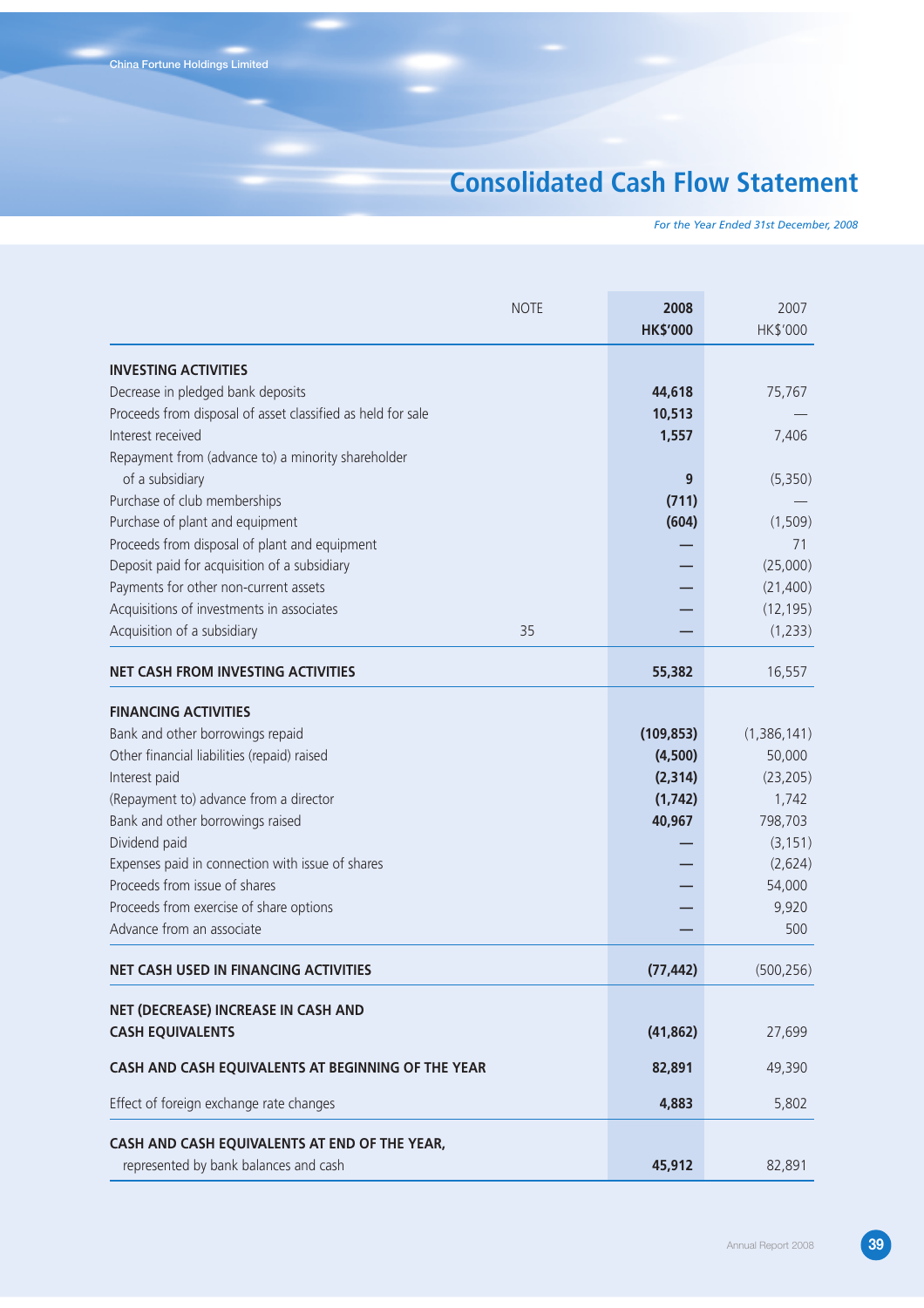# Consolidated Cash Flow Statement

*For the Year Ended 31st December, 2008*

| | NOTE | 2008 HK$'000 | 2007 HK$'000 |
|---|---|---|---|
| **INVESTING ACTIVITIES** | | | |
| Decrease in pledged bank deposits | | **44,618** | 75,767 |
| Proceeds from disposal of asset classified as held for sale | | **10,513** | — |
| Interest received | | **1,557** | 7,406 |
| Repayment from (advance to) a minority shareholder of a subsidiary | | **9** | (5,350) |
| Purchase of club memberships | | **(711)** | — |
| Purchase of plant and equipment | | **(604)** | (1,509) |
| Proceeds from disposal of plant and equipment | | **—** | 71 |
| Deposit paid for acquisition of a subsidiary | | **—** | (25,000) |
| Payments for other non-current assets | | **—** | (21,400) |
| Acquisitions of investments in associates | | **—** | (12,195) |
| Acquisition of a subsidiary | 35 | **—** | (1,233) |
| **NET CASH FROM INVESTING ACTIVITIES** | | **55,382** | 16,557 |
| **FINANCING ACTIVITIES** | | | |
| Bank and other borrowings repaid | | **(109,853)** | (1,386,141) |
| Other financial liabilities (repaid) raised | | **(4,500)** | 50,000 |
| Interest paid | | **(2,314)** | (23,205) |
| (Repayment to) advance from a director | | **(1,742)** | 1,742 |
| Bank and other borrowings raised | | **40,967** | 798,703 |
| Dividend paid | | **—** | (3,151) |
| Expenses paid in connection with issue of shares | | **—** | (2,624) |
| Proceeds from issue of shares | | **—** | 54,000 |
| Proceeds from exercise of share options | | **—** | 9,920 |
| Advance from an associate | | **—** | 500 |
| **NET CASH USED IN FINANCING ACTIVITIES** | | **(77,442)** | (500,256) |
| **NET (DECREASE) INCREASE IN CASH AND CASH EQUIVALENTS** | | **(41,862)** | 27,699 |
| **CASH AND CASH EQUIVALENTS AT BEGINNING OF THE YEAR** | | **82,891** | 49,390 |
| Effect of foreign exchange rate changes | | **4,883** | 5,802 |
| **CASH AND CASH EQUIVALENTS AT END OF THE YEAR,** represented by bank balances and cash | | **45,912** | 82,891 |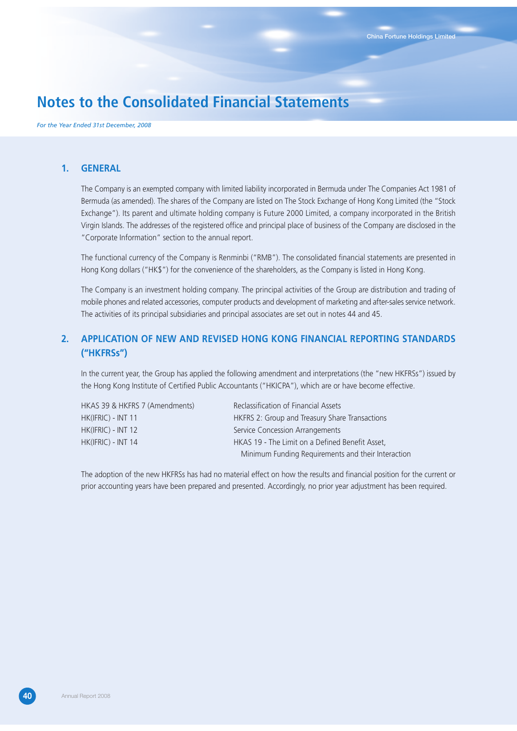# Notes to the Consolidated Financial Statements

*For the Year Ended 31st December, 2008*

## 1. GENERAL

The Company is an exempted company with limited liability incorporated in Bermuda under The Companies Act 1981 of Bermuda (as amended). The shares of the Company are listed on The Stock Exchange of Hong Kong Limited (the "Stock Exchange"). Its parent and ultimate holding company is Future 2000 Limited, a company incorporated in the British Virgin Islands. The addresses of the registered office and principal place of business of the Company are disclosed in the "Corporate Information" section to the annual report.

The functional currency of the Company is Renminbi ("RMB"). The consolidated financial statements are presented in Hong Kong dollars ("HK$") for the convenience of the shareholders, as the Company is listed in Hong Kong.

The Company is an investment holding company. The principal activities of the Group are distribution and trading of mobile phones and related accessories, computer products and development of marketing and after-sales service network. The activities of its principal subsidiaries and principal associates are set out in notes 44 and 45.

## 2. APPLICATION OF NEW AND REVISED HONG KONG FINANCIAL REPORTING STANDARDS ("HKFRSs")

In the current year, the Group has applied the following amendment and interpretations (the "new HKFRSs") issued by the Hong Kong Institute of Certified Public Accountants ("HKICPA"), which are or have become effective.

| | |
|---|---|
| HKAS 39 & HKFRS 7 (Amendments) | Reclassification of Financial Assets |
| HK(IFRIC) - INT 11 | HKFRS 2: Group and Treasury Share Transactions |
| HK(IFRIC) - INT 12 | Service Concession Arrangements |
| HK(IFRIC) - INT 14 | HKAS 19 - The Limit on a Defined Benefit Asset, Minimum Funding Requirements and their Interaction |

The adoption of the new HKFRSs has had no material effect on how the results and financial position for the current or prior accounting years have been prepared and presented. Accordingly, no prior year adjustment has been required.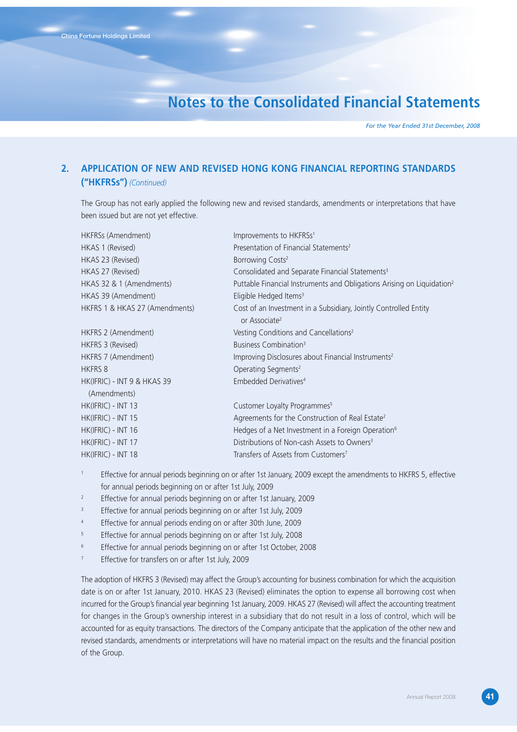## 2. APPLICATION OF NEW AND REVISED HONG KONG FINANCIAL REPORTING STANDARDS ("HKFRSs") *(Continued)*

The Group has not early applied the following new and revised standards, amendments or interpretations that have been issued but are not yet effective.

| | |
|---|---|
| HKFRSs (Amendment) | Improvements to HKFRSs[1] |
| HKAS 1 (Revised) | Presentation of Financial Statements[2] |
| HKAS 23 (Revised) | Borrowing Costs[2] |
| HKAS 27 (Revised) | Consolidated and Separate Financial Statements[3] |
| HKAS 32 & 1 (Amendments) | Puttable Financial Instruments and Obligations Arising on Liquidation[2] |
| HKAS 39 (Amendment) | Eligible Hedged Items[3] |
| HKFRS 1 & HKAS 27 (Amendments) | Cost of an Investment in a Subsidiary, Jointly Controlled Entity or Associate[2] |
| HKFRS 2 (Amendment) | Vesting Conditions and Cancellations[2] |
| HKFRS 3 (Revised) | Business Combination[3] |
| HKFRS 7 (Amendment) | Improving Disclosures about Financial Instruments[2] |
| HKFRS 8 | Operating Segments[2] |
| HK(IFRIC) - INT 9 & HKAS 39 (Amendments) | Embedded Derivatives[4] |
| HK(IFRIC) - INT 13 | Customer Loyalty Programmes[5] |
| HK(IFRIC) - INT 15 | Agreements for the Construction of Real Estate[2] |
| HK(IFRIC) - INT 16 | Hedges of a Net Investment in a Foreign Operation[6] |
| HK(IFRIC) - INT 17 | Distributions of Non-cash Assets to Owners[3] |
| HK(IFRIC) - INT 18 | Transfers of Assets from Customers[7] |

[1] Effective for annual periods beginning on or after 1st January, 2009 except the amendments to HKFRS 5, effective for annual periods beginning on or after 1st July, 2009

[2] Effective for annual periods beginning on or after 1st January, 2009

[3] Effective for annual periods beginning on or after 1st July, 2009

[4] Effective for annual periods ending on or after 30th June, 2009

[5] Effective for annual periods beginning on or after 1st July, 2008

[6] Effective for annual periods beginning on or after 1st October, 2008

[7] Effective for transfers on or after 1st July, 2009

The adoption of HKFRS 3 (Revised) may affect the Group's accounting for business combination for which the acquisition date is on or after 1st January, 2010. HKAS 23 (Revised) eliminates the option to expense all borrowing cost when incurred for the Group's financial year beginning 1st January, 2009. HKAS 27 (Revised) will affect the accounting treatment for changes in the Group's ownership interest in a subsidiary that do not result in a loss of control, which will be accounted for as equity transactions. The directors of the Company anticipate that the application of the other new and revised standards, amendments or interpretations will have no material impact on the results and the financial position of the Group.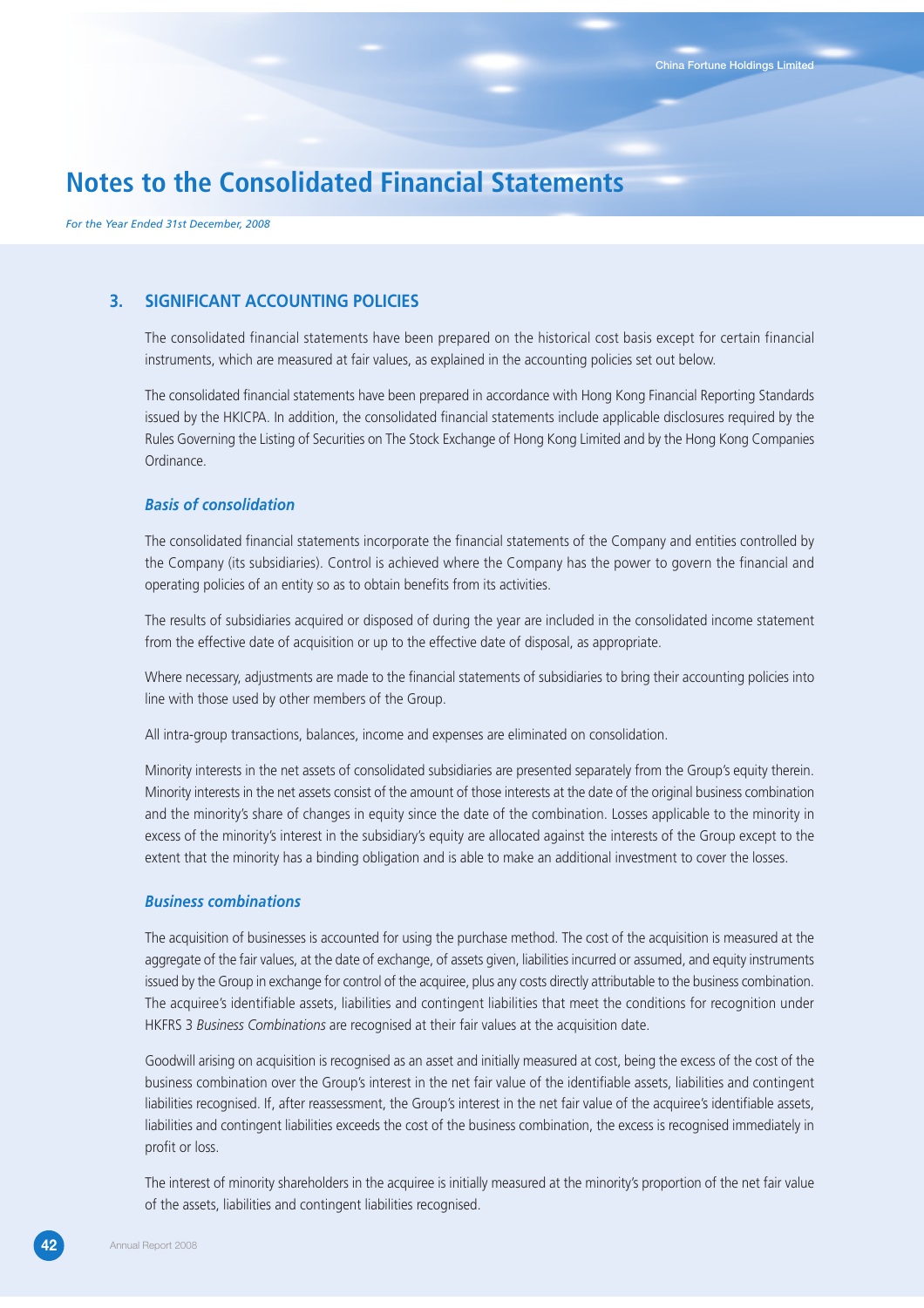# Notes to the Consolidated Financial Statements

*For the Year Ended 31st December, 2008*

## 3. SIGNIFICANT ACCOUNTING POLICIES

The consolidated financial statements have been prepared on the historical cost basis except for certain financial instruments, which are measured at fair values, as explained in the accounting policies set out below.

The consolidated financial statements have been prepared in accordance with Hong Kong Financial Reporting Standards issued by the HKICPA. In addition, the consolidated financial statements include applicable disclosures required by the Rules Governing the Listing of Securities on The Stock Exchange of Hong Kong Limited and by the Hong Kong Companies Ordinance.

### *Basis of consolidation*

The consolidated financial statements incorporate the financial statements of the Company and entities controlled by the Company (its subsidiaries). Control is achieved where the Company has the power to govern the financial and operating policies of an entity so as to obtain benefits from its activities.

The results of subsidiaries acquired or disposed of during the year are included in the consolidated income statement from the effective date of acquisition or up to the effective date of disposal, as appropriate.

Where necessary, adjustments are made to the financial statements of subsidiaries to bring their accounting policies into line with those used by other members of the Group.

All intra-group transactions, balances, income and expenses are eliminated on consolidation.

Minority interests in the net assets of consolidated subsidiaries are presented separately from the Group's equity therein. Minority interests in the net assets consist of the amount of those interests at the date of the original business combination and the minority's share of changes in equity since the date of the combination. Losses applicable to the minority in excess of the minority's interest in the subsidiary's equity are allocated against the interests of the Group except to the extent that the minority has a binding obligation and is able to make an additional investment to cover the losses.

### *Business combinations*

The acquisition of businesses is accounted for using the purchase method. The cost of the acquisition is measured at the aggregate of the fair values, at the date of exchange, of assets given, liabilities incurred or assumed, and equity instruments issued by the Group in exchange for control of the acquiree, plus any costs directly attributable to the business combination. The acquiree's identifiable assets, liabilities and contingent liabilities that meet the conditions for recognition under HKFRS 3 *Business Combinations* are recognised at their fair values at the acquisition date.

Goodwill arising on acquisition is recognised as an asset and initially measured at cost, being the excess of the cost of the business combination over the Group's interest in the net fair value of the identifiable assets, liabilities and contingent liabilities recognised. If, after reassessment, the Group's interest in the net fair value of the acquiree's identifiable assets, liabilities and contingent liabilities exceeds the cost of the business combination, the excess is recognised immediately in profit or loss.

The interest of minority shareholders in the acquiree is initially measured at the minority's proportion of the net fair value of the assets, liabilities and contingent liabilities recognised.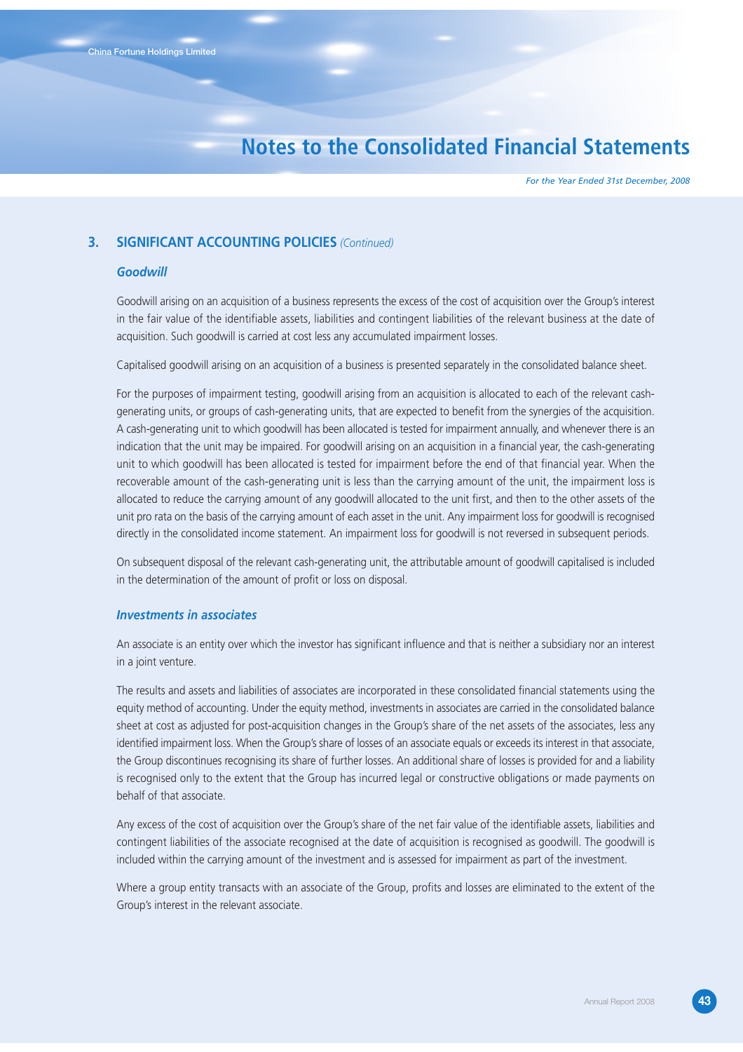## 3. SIGNIFICANT ACCOUNTING POLICIES *(Continued)*

### *Goodwill*

Goodwill arising on an acquisition of a business represents the excess of the cost of acquisition over the Group's interest in the fair value of the identifiable assets, liabilities and contingent liabilities of the relevant business at the date of acquisition. Such goodwill is carried at cost less any accumulated impairment losses.

Capitalised goodwill arising on an acquisition of a business is presented separately in the consolidated balance sheet.

For the purposes of impairment testing, goodwill arising from an acquisition is allocated to each of the relevant cash-generating units, or groups of cash-generating units, that are expected to benefit from the synergies of the acquisition. A cash-generating unit to which goodwill has been allocated is tested for impairment annually, and whenever there is an indication that the unit may be impaired. For goodwill arising on an acquisition in a financial year, the cash-generating unit to which goodwill has been allocated is tested for impairment before the end of that financial year. When the recoverable amount of the cash-generating unit is less than the carrying amount of the unit, the impairment loss is allocated to reduce the carrying amount of any goodwill allocated to the unit first, and then to the other assets of the unit pro rata on the basis of the carrying amount of each asset in the unit. Any impairment loss for goodwill is recognised directly in the consolidated income statement. An impairment loss for goodwill is not reversed in subsequent periods.

On subsequent disposal of the relevant cash-generating unit, the attributable amount of goodwill capitalised is included in the determination of the amount of profit or loss on disposal.

### *Investments in associates*

An associate is an entity over which the investor has significant influence and that is neither a subsidiary nor an interest in a joint venture.

The results and assets and liabilities of associates are incorporated in these consolidated financial statements using the equity method of accounting. Under the equity method, investments in associates are carried in the consolidated balance sheet at cost as adjusted for post-acquisition changes in the Group's share of the net assets of the associates, less any identified impairment loss. When the Group's share of losses of an associate equals or exceeds its interest in that associate, the Group discontinues recognising its share of further losses. An additional share of losses is provided for and a liability is recognised only to the extent that the Group has incurred legal or constructive obligations or made payments on behalf of that associate.

Any excess of the cost of acquisition over the Group's share of the net fair value of the identifiable assets, liabilities and contingent liabilities of the associate recognised at the date of acquisition is recognised as goodwill. The goodwill is included within the carrying amount of the investment and is assessed for impairment as part of the investment.

Where a group entity transacts with an associate of the Group, profits and losses are eliminated to the extent of the Group's interest in the relevant associate.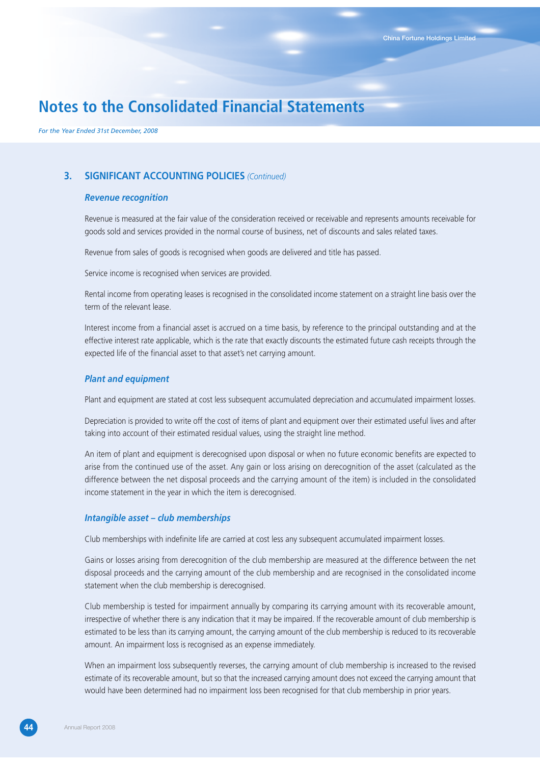## 3. SIGNIFICANT ACCOUNTING POLICIES *(Continued)*

### *Revenue recognition*

Revenue is measured at the fair value of the consideration received or receivable and represents amounts receivable for goods sold and services provided in the normal course of business, net of discounts and sales related taxes.

Revenue from sales of goods is recognised when goods are delivered and title has passed.

Service income is recognised when services are provided.

Rental income from operating leases is recognised in the consolidated income statement on a straight line basis over the term of the relevant lease.

Interest income from a financial asset is accrued on a time basis, by reference to the principal outstanding and at the effective interest rate applicable, which is the rate that exactly discounts the estimated future cash receipts through the expected life of the financial asset to that asset's net carrying amount.

### *Plant and equipment*

Plant and equipment are stated at cost less subsequent accumulated depreciation and accumulated impairment losses.

Depreciation is provided to write off the cost of items of plant and equipment over their estimated useful lives and after taking into account of their estimated residual values, using the straight line method.

An item of plant and equipment is derecognised upon disposal or when no future economic benefits are expected to arise from the continued use of the asset. Any gain or loss arising on derecognition of the asset (calculated as the difference between the net disposal proceeds and the carrying amount of the item) is included in the consolidated income statement in the year in which the item is derecognised.

### *Intangible asset – club memberships*

Club memberships with indefinite life are carried at cost less any subsequent accumulated impairment losses.

Gains or losses arising from derecognition of the club membership are measured at the difference between the net disposal proceeds and the carrying amount of the club membership and are recognised in the consolidated income statement when the club membership is derecognised.

Club membership is tested for impairment annually by comparing its carrying amount with its recoverable amount, irrespective of whether there is any indication that it may be impaired. If the recoverable amount of club membership is estimated to be less than its carrying amount, the carrying amount of the club membership is reduced to its recoverable amount. An impairment loss is recognised as an expense immediately.

When an impairment loss subsequently reverses, the carrying amount of club membership is increased to the revised estimate of its recoverable amount, but so that the increased carrying amount does not exceed the carrying amount that would have been determined had no impairment loss been recognised for that club membership in prior years.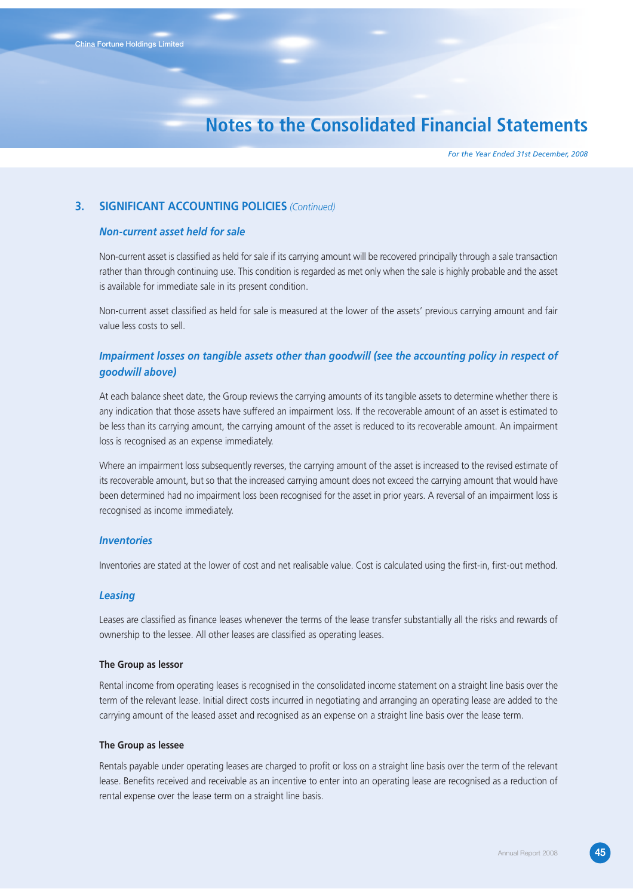## 3. SIGNIFICANT ACCOUNTING POLICIES *(Continued)*

### *Non-current asset held for sale*

Non-current asset is classified as held for sale if its carrying amount will be recovered principally through a sale transaction rather than through continuing use. This condition is regarded as met only when the sale is highly probable and the asset is available for immediate sale in its present condition.

Non-current asset classified as held for sale is measured at the lower of the assets' previous carrying amount and fair value less costs to sell.

### *Impairment losses on tangible assets other than goodwill (see the accounting policy in respect of goodwill above)*

At each balance sheet date, the Group reviews the carrying amounts of its tangible assets to determine whether there is any indication that those assets have suffered an impairment loss. If the recoverable amount of an asset is estimated to be less than its carrying amount, the carrying amount of the asset is reduced to its recoverable amount. An impairment loss is recognised as an expense immediately.

Where an impairment loss subsequently reverses, the carrying amount of the asset is increased to the revised estimate of its recoverable amount, but so that the increased carrying amount does not exceed the carrying amount that would have been determined had no impairment loss been recognised for the asset in prior years. A reversal of an impairment loss is recognised as income immediately.

### *Inventories*

Inventories are stated at the lower of cost and net realisable value. Cost is calculated using the first-in, first-out method.

### *Leasing*

Leases are classified as finance leases whenever the terms of the lease transfer substantially all the risks and rewards of ownership to the lessee. All other leases are classified as operating leases.

**The Group as lessor**

Rental income from operating leases is recognised in the consolidated income statement on a straight line basis over the term of the relevant lease. Initial direct costs incurred in negotiating and arranging an operating lease are added to the carrying amount of the leased asset and recognised as an expense on a straight line basis over the lease term.

**The Group as lessee**

Rentals payable under operating leases are charged to profit or loss on a straight line basis over the term of the relevant lease. Benefits received and receivable as an incentive to enter into an operating lease are recognised as a reduction of rental expense over the lease term on a straight line basis.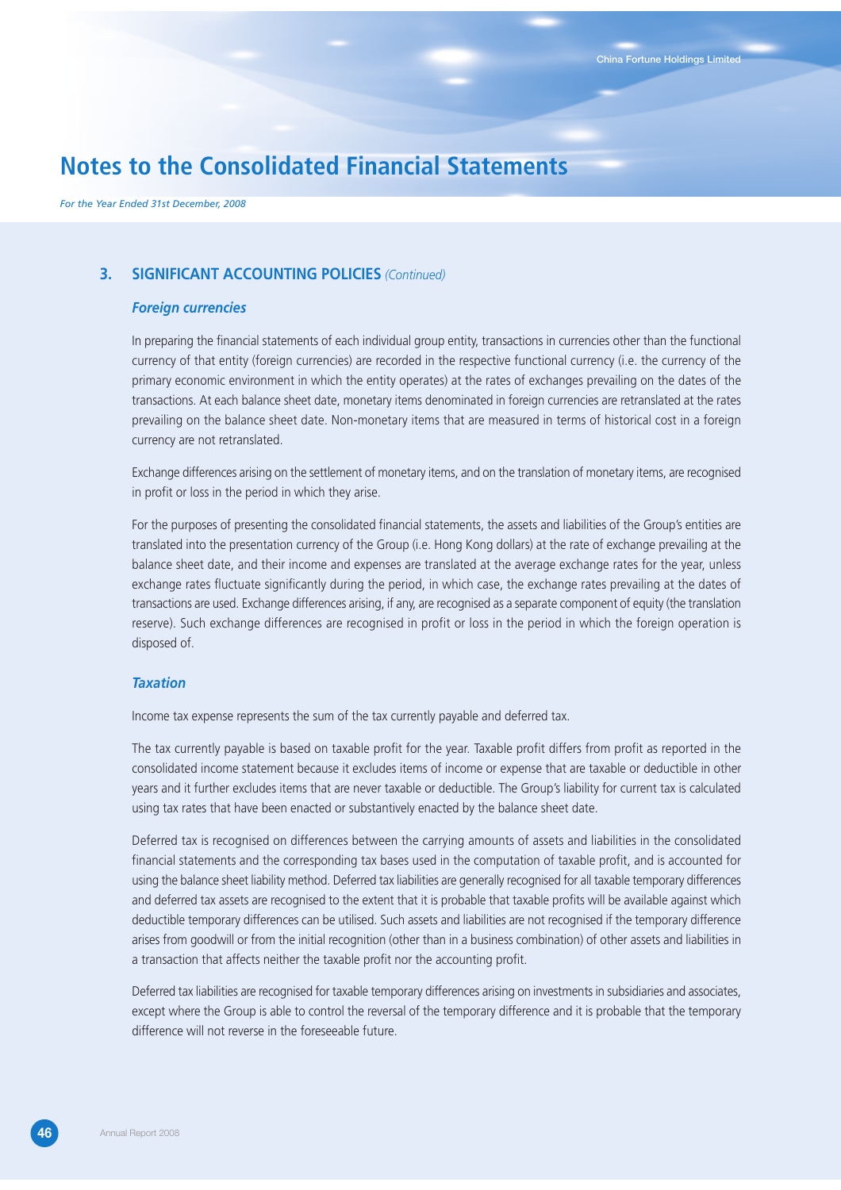## 3. SIGNIFICANT ACCOUNTING POLICIES *(Continued)*

### *Foreign currencies*

In preparing the financial statements of each individual group entity, transactions in currencies other than the functional currency of that entity (foreign currencies) are recorded in the respective functional currency (i.e. the currency of the primary economic environment in which the entity operates) at the rates of exchanges prevailing on the dates of the transactions. At each balance sheet date, monetary items denominated in foreign currencies are retranslated at the rates prevailing on the balance sheet date. Non-monetary items that are measured in terms of historical cost in a foreign currency are not retranslated.

Exchange differences arising on the settlement of monetary items, and on the translation of monetary items, are recognised in profit or loss in the period in which they arise.

For the purposes of presenting the consolidated financial statements, the assets and liabilities of the Group's entities are translated into the presentation currency of the Group (i.e. Hong Kong dollars) at the rate of exchange prevailing at the balance sheet date, and their income and expenses are translated at the average exchange rates for the year, unless exchange rates fluctuate significantly during the period, in which case, the exchange rates prevailing at the dates of transactions are used. Exchange differences arising, if any, are recognised as a separate component of equity (the translation reserve). Such exchange differences are recognised in profit or loss in the period in which the foreign operation is disposed of.

### *Taxation*

Income tax expense represents the sum of the tax currently payable and deferred tax.

The tax currently payable is based on taxable profit for the year. Taxable profit differs from profit as reported in the consolidated income statement because it excludes items of income or expense that are taxable or deductible in other years and it further excludes items that are never taxable or deductible. The Group's liability for current tax is calculated using tax rates that have been enacted or substantively enacted by the balance sheet date.

Deferred tax is recognised on differences between the carrying amounts of assets and liabilities in the consolidated financial statements and the corresponding tax bases used in the computation of taxable profit, and is accounted for using the balance sheet liability method. Deferred tax liabilities are generally recognised for all taxable temporary differences and deferred tax assets are recognised to the extent that it is probable that taxable profits will be available against which deductible temporary differences can be utilised. Such assets and liabilities are not recognised if the temporary difference arises from goodwill or from the initial recognition (other than in a business combination) of other assets and liabilities in a transaction that affects neither the taxable profit nor the accounting profit.

Deferred tax liabilities are recognised for taxable temporary differences arising on investments in subsidiaries and associates, except where the Group is able to control the reversal of the temporary difference and it is probable that the temporary difference will not reverse in the foreseeable future.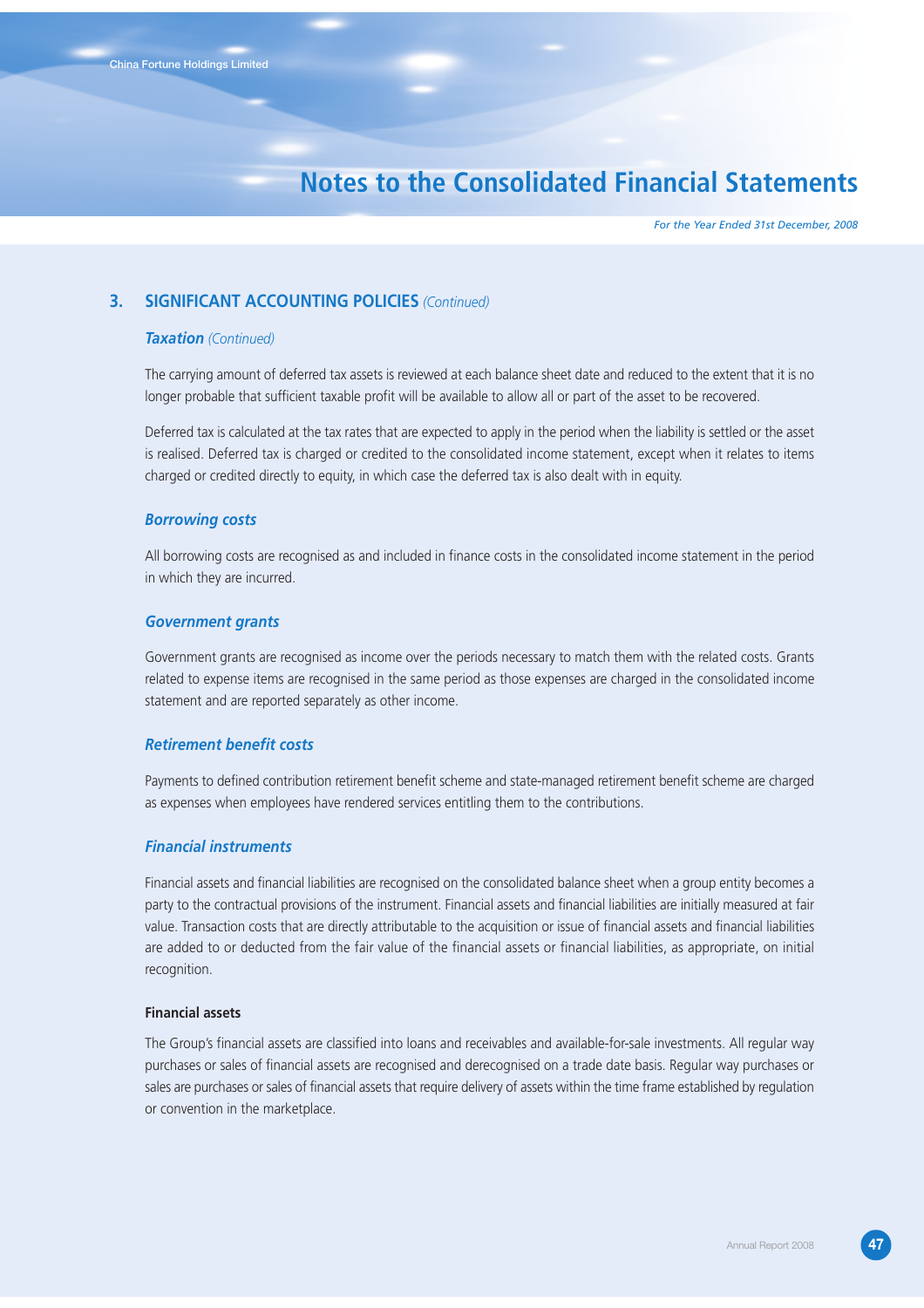## 3. SIGNIFICANT ACCOUNTING POLICIES *(Continued)*

### *Taxation (Continued)*

The carrying amount of deferred tax assets is reviewed at each balance sheet date and reduced to the extent that it is no longer probable that sufficient taxable profit will be available to allow all or part of the asset to be recovered.

Deferred tax is calculated at the tax rates that are expected to apply in the period when the liability is settled or the asset is realised. Deferred tax is charged or credited to the consolidated income statement, except when it relates to items charged or credited directly to equity, in which case the deferred tax is also dealt with in equity.

### *Borrowing costs*

All borrowing costs are recognised as and included in finance costs in the consolidated income statement in the period in which they are incurred.

### *Government grants*

Government grants are recognised as income over the periods necessary to match them with the related costs. Grants related to expense items are recognised in the same period as those expenses are charged in the consolidated income statement and are reported separately as other income.

### *Retirement benefit costs*

Payments to defined contribution retirement benefit scheme and state-managed retirement benefit scheme are charged as expenses when employees have rendered services entitling them to the contributions.

### *Financial instruments*

Financial assets and financial liabilities are recognised on the consolidated balance sheet when a group entity becomes a party to the contractual provisions of the instrument. Financial assets and financial liabilities are initially measured at fair value. Transaction costs that are directly attributable to the acquisition or issue of financial assets and financial liabilities are added to or deducted from the fair value of the financial assets or financial liabilities, as appropriate, on initial recognition.

#### Financial assets

The Group's financial assets are classified into loans and receivables and available-for-sale investments. All regular way purchases or sales of financial assets are recognised and derecognised on a trade date basis. Regular way purchases or sales are purchases or sales of financial assets that require delivery of assets within the time frame established by regulation or convention in the marketplace.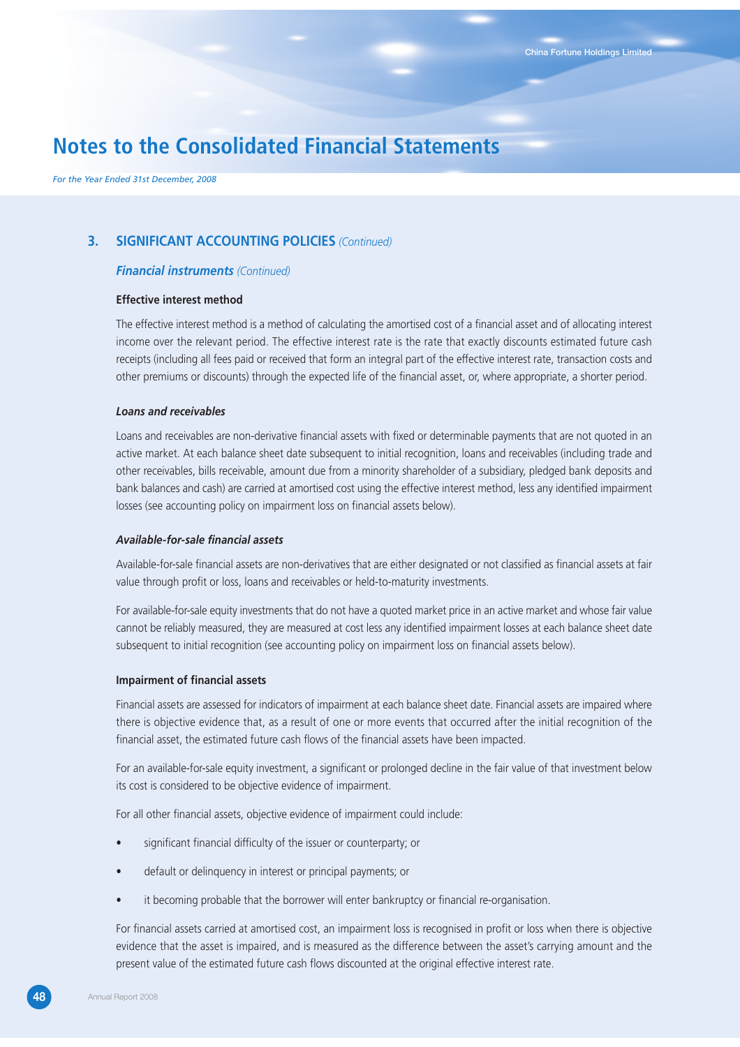# Notes to the Consolidated Financial Statements

*For the Year Ended 31st December, 2008*

## 3. SIGNIFICANT ACCOUNTING POLICIES *(Continued)*

### *Financial instruments (Continued)*

**Effective interest method**

The effective interest method is a method of calculating the amortised cost of a financial asset and of allocating interest income over the relevant period. The effective interest rate is the rate that exactly discounts estimated future cash receipts (including all fees paid or received that form an integral part of the effective interest rate, transaction costs and other premiums or discounts) through the expected life of the financial asset, or, where appropriate, a shorter period.

***Loans and receivables***

Loans and receivables are non-derivative financial assets with fixed or determinable payments that are not quoted in an active market. At each balance sheet date subsequent to initial recognition, loans and receivables (including trade and other receivables, bills receivable, amount due from a minority shareholder of a subsidiary, pledged bank deposits and bank balances and cash) are carried at amortised cost using the effective interest method, less any identified impairment losses (see accounting policy on impairment loss on financial assets below).

***Available-for-sale financial assets***

Available-for-sale financial assets are non-derivatives that are either designated or not classified as financial assets at fair value through profit or loss, loans and receivables or held-to-maturity investments.

For available-for-sale equity investments that do not have a quoted market price in an active market and whose fair value cannot be reliably measured, they are measured at cost less any identified impairment losses at each balance sheet date subsequent to initial recognition (see accounting policy on impairment loss on financial assets below).

**Impairment of financial assets**

Financial assets are assessed for indicators of impairment at each balance sheet date. Financial assets are impaired where there is objective evidence that, as a result of one or more events that occurred after the initial recognition of the financial asset, the estimated future cash flows of the financial assets have been impacted.

For an available-for-sale equity investment, a significant or prolonged decline in the fair value of that investment below its cost is considered to be objective evidence of impairment.

For all other financial assets, objective evidence of impairment could include:

- significant financial difficulty of the issuer or counterparty; or
- default or delinquency in interest or principal payments; or
- it becoming probable that the borrower will enter bankruptcy or financial re-organisation.

For financial assets carried at amortised cost, an impairment loss is recognised in profit or loss when there is objective evidence that the asset is impaired, and is measured as the difference between the asset's carrying amount and the present value of the estimated future cash flows discounted at the original effective interest rate.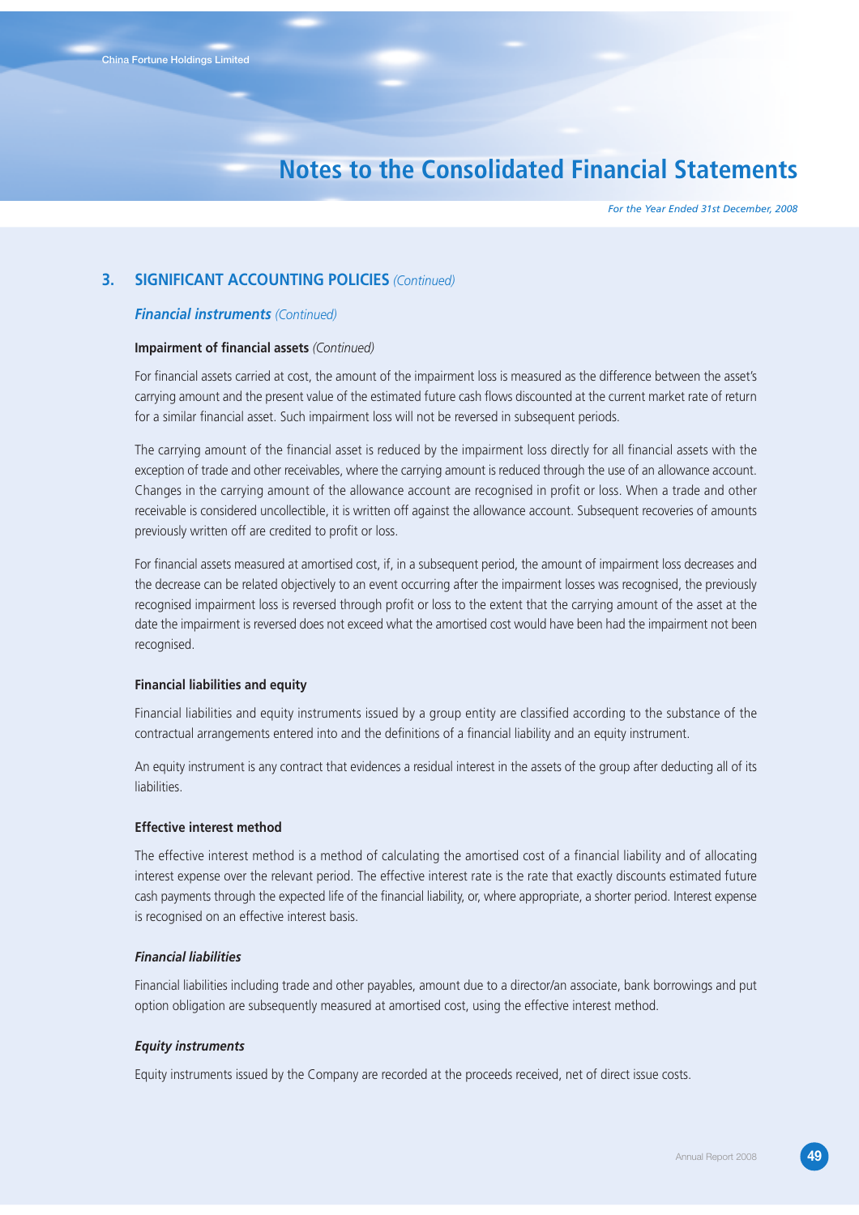## 3. SIGNIFICANT ACCOUNTING POLICIES *(Continued)*

### *Financial instruments* *(Continued)*

**Impairment of financial assets** *(Continued)*

For financial assets carried at cost, the amount of the impairment loss is measured as the difference between the asset's carrying amount and the present value of the estimated future cash flows discounted at the current market rate of return for a similar financial asset. Such impairment loss will not be reversed in subsequent periods.

The carrying amount of the financial asset is reduced by the impairment loss directly for all financial assets with the exception of trade and other receivables, where the carrying amount is reduced through the use of an allowance account. Changes in the carrying amount of the allowance account are recognised in profit or loss. When a trade and other receivable is considered uncollectible, it is written off against the allowance account. Subsequent recoveries of amounts previously written off are credited to profit or loss.

For financial assets measured at amortised cost, if, in a subsequent period, the amount of impairment loss decreases and the decrease can be related objectively to an event occurring after the impairment losses was recognised, the previously recognised impairment loss is reversed through profit or loss to the extent that the carrying amount of the asset at the date the impairment is reversed does not exceed what the amortised cost would have been had the impairment not been recognised.

**Financial liabilities and equity**

Financial liabilities and equity instruments issued by a group entity are classified according to the substance of the contractual arrangements entered into and the definitions of a financial liability and an equity instrument.

An equity instrument is any contract that evidences a residual interest in the assets of the group after deducting all of its liabilities.

**Effective interest method**

The effective interest method is a method of calculating the amortised cost of a financial liability and of allocating interest expense over the relevant period. The effective interest rate is the rate that exactly discounts estimated future cash payments through the expected life of the financial liability, or, where appropriate, a shorter period. Interest expense is recognised on an effective interest basis.

***Financial liabilities***

Financial liabilities including trade and other payables, amount due to a director/an associate, bank borrowings and put option obligation are subsequently measured at amortised cost, using the effective interest method.

***Equity instruments***

Equity instruments issued by the Company are recorded at the proceeds received, net of direct issue costs.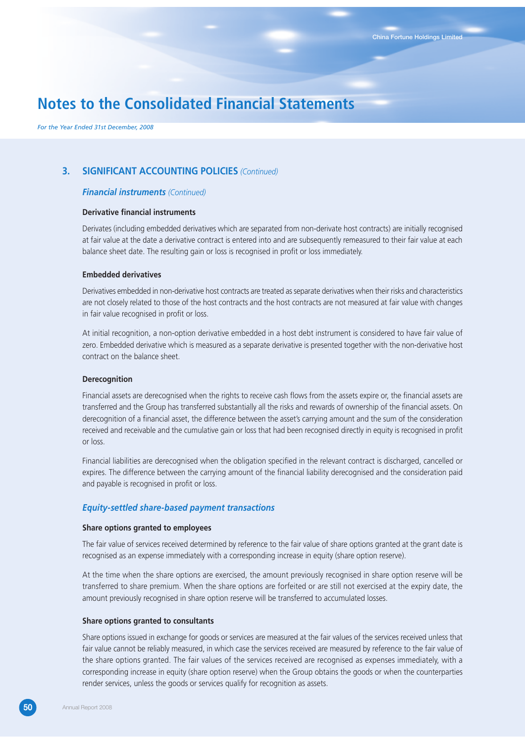## 3. SIGNIFICANT ACCOUNTING POLICIES *(Continued)*

### *Financial instruments (Continued)*

**Derivative financial instruments**

Derivates (including embedded derivatives which are separated from non-derivate host contracts) are initially recognised at fair value at the date a derivative contract is entered into and are subsequently remeasured to their fair value at each balance sheet date. The resulting gain or loss is recognised in profit or loss immediately.

**Embedded derivatives**

Derivatives embedded in non-derivative host contracts are treated as separate derivatives when their risks and characteristics are not closely related to those of the host contracts and the host contracts are not measured at fair value with changes in fair value recognised in profit or loss.

At initial recognition, a non-option derivative embedded in a host debt instrument is considered to have fair value of zero. Embedded derivative which is measured as a separate derivative is presented together with the non-derivative host contract on the balance sheet.

**Derecognition**

Financial assets are derecognised when the rights to receive cash flows from the assets expire or, the financial assets are transferred and the Group has transferred substantially all the risks and rewards of ownership of the financial assets. On derecognition of a financial asset, the difference between the asset's carrying amount and the sum of the consideration received and receivable and the cumulative gain or loss that had been recognised directly in equity is recognised in profit or loss.

Financial liabilities are derecognised when the obligation specified in the relevant contract is discharged, cancelled or expires. The difference between the carrying amount of the financial liability derecognised and the consideration paid and payable is recognised in profit or loss.

### *Equity-settled share-based payment transactions*

**Share options granted to employees**

The fair value of services received determined by reference to the fair value of share options granted at the grant date is recognised as an expense immediately with a corresponding increase in equity (share option reserve).

At the time when the share options are exercised, the amount previously recognised in share option reserve will be transferred to share premium. When the share options are forfeited or are still not exercised at the expiry date, the amount previously recognised in share option reserve will be transferred to accumulated losses.

**Share options granted to consultants**

Share options issued in exchange for goods or services are measured at the fair values of the services received unless that fair value cannot be reliably measured, in which case the services received are measured by reference to the fair value of the share options granted. The fair values of the services received are recognised as expenses immediately, with a corresponding increase in equity (share option reserve) when the Group obtains the goods or when the counterparties render services, unless the goods or services qualify for recognition as assets.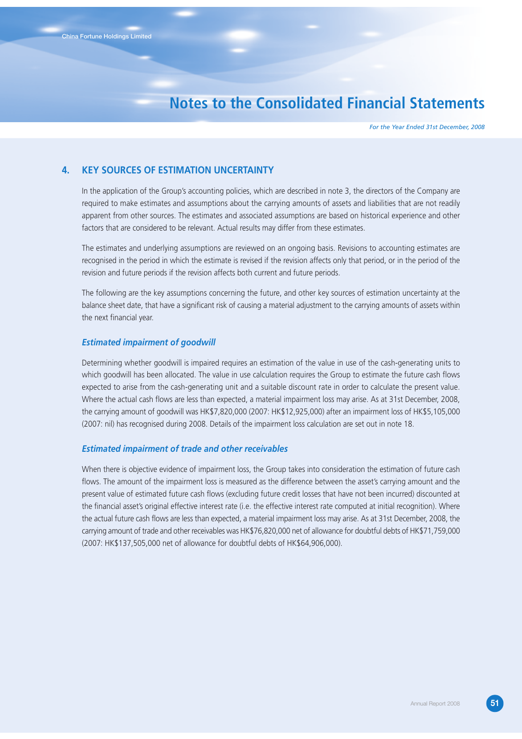## 4. KEY SOURCES OF ESTIMATION UNCERTAINTY

In the application of the Group's accounting policies, which are described in note 3, the directors of the Company are required to make estimates and assumptions about the carrying amounts of assets and liabilities that are not readily apparent from other sources. The estimates and associated assumptions are based on historical experience and other factors that are considered to be relevant. Actual results may differ from these estimates.

The estimates and underlying assumptions are reviewed on an ongoing basis. Revisions to accounting estimates are recognised in the period in which the estimate is revised if the revision affects only that period, or in the period of the revision and future periods if the revision affects both current and future periods.

The following are the key assumptions concerning the future, and other key sources of estimation uncertainty at the balance sheet date, that have a significant risk of causing a material adjustment to the carrying amounts of assets within the next financial year.

### *Estimated impairment of goodwill*

Determining whether goodwill is impaired requires an estimation of the value in use of the cash-generating units to which goodwill has been allocated. The value in use calculation requires the Group to estimate the future cash flows expected to arise from the cash-generating unit and a suitable discount rate in order to calculate the present value. Where the actual cash flows are less than expected, a material impairment loss may arise. As at 31st December, 2008, the carrying amount of goodwill was HK$7,820,000 (2007: HK$12,925,000) after an impairment loss of HK$5,105,000 (2007: nil) has recognised during 2008. Details of the impairment loss calculation are set out in note 18.

### *Estimated impairment of trade and other receivables*

When there is objective evidence of impairment loss, the Group takes into consideration the estimation of future cash flows. The amount of the impairment loss is measured as the difference between the asset's carrying amount and the present value of estimated future cash flows (excluding future credit losses that have not been incurred) discounted at the financial asset's original effective interest rate (i.e. the effective interest rate computed at initial recognition). Where the actual future cash flows are less than expected, a material impairment loss may arise. As at 31st December, 2008, the carrying amount of trade and other receivables was HK$76,820,000 net of allowance for doubtful debts of HK$71,759,000 (2007: HK$137,505,000 net of allowance for doubtful debts of HK$64,906,000).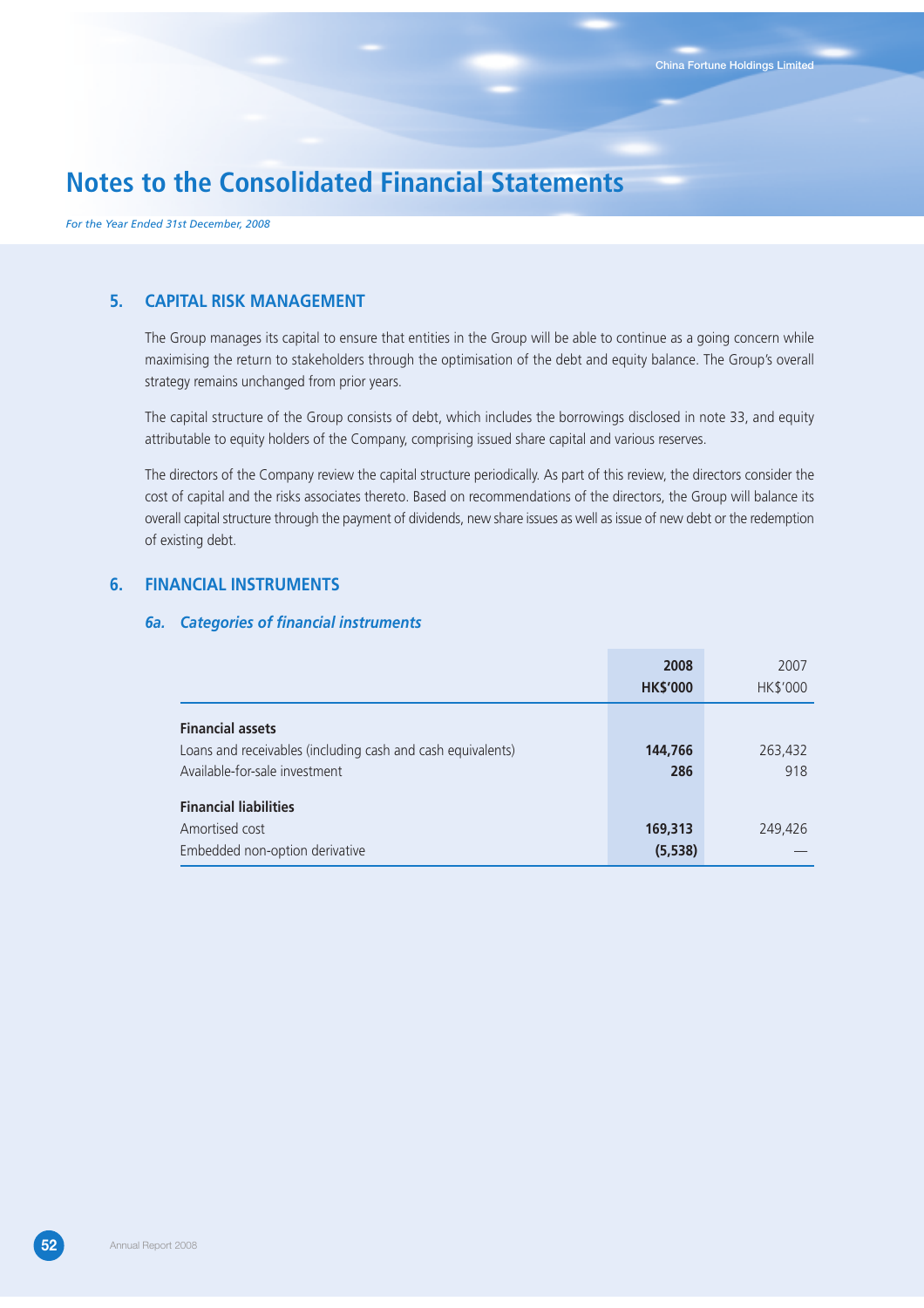# Notes to the Consolidated Financial Statements

*For the Year Ended 31st December, 2008*

## 5. CAPITAL RISK MANAGEMENT

The Group manages its capital to ensure that entities in the Group will be able to continue as a going concern while maximising the return to stakeholders through the optimisation of the debt and equity balance. The Group's overall strategy remains unchanged from prior years.

The capital structure of the Group consists of debt, which includes the borrowings disclosed in note 33, and equity attributable to equity holders of the Company, comprising issued share capital and various reserves.

The directors of the Company review the capital structure periodically. As part of this review, the directors consider the cost of capital and the risks associates thereto. Based on recommendations of the directors, the Group will balance its overall capital structure through the payment of dividends, new share issues as well as issue of new debt or the redemption of existing debt.

## 6. FINANCIAL INSTRUMENTS

### *6a. Categories of financial instruments*

| | **2008** | 2007 |
|---|---|---|
| | **HK$'000** | HK$'000 |
| **Financial assets** | | |
| Loans and receivables (including cash and cash equivalents) | **144,766** | 263,432 |
| Available-for-sale investment | **286** | 918 |
| **Financial liabilities** | | |
| Amortised cost | **169,313** | 249,426 |
| Embedded non-option derivative | **(5,538)** | — |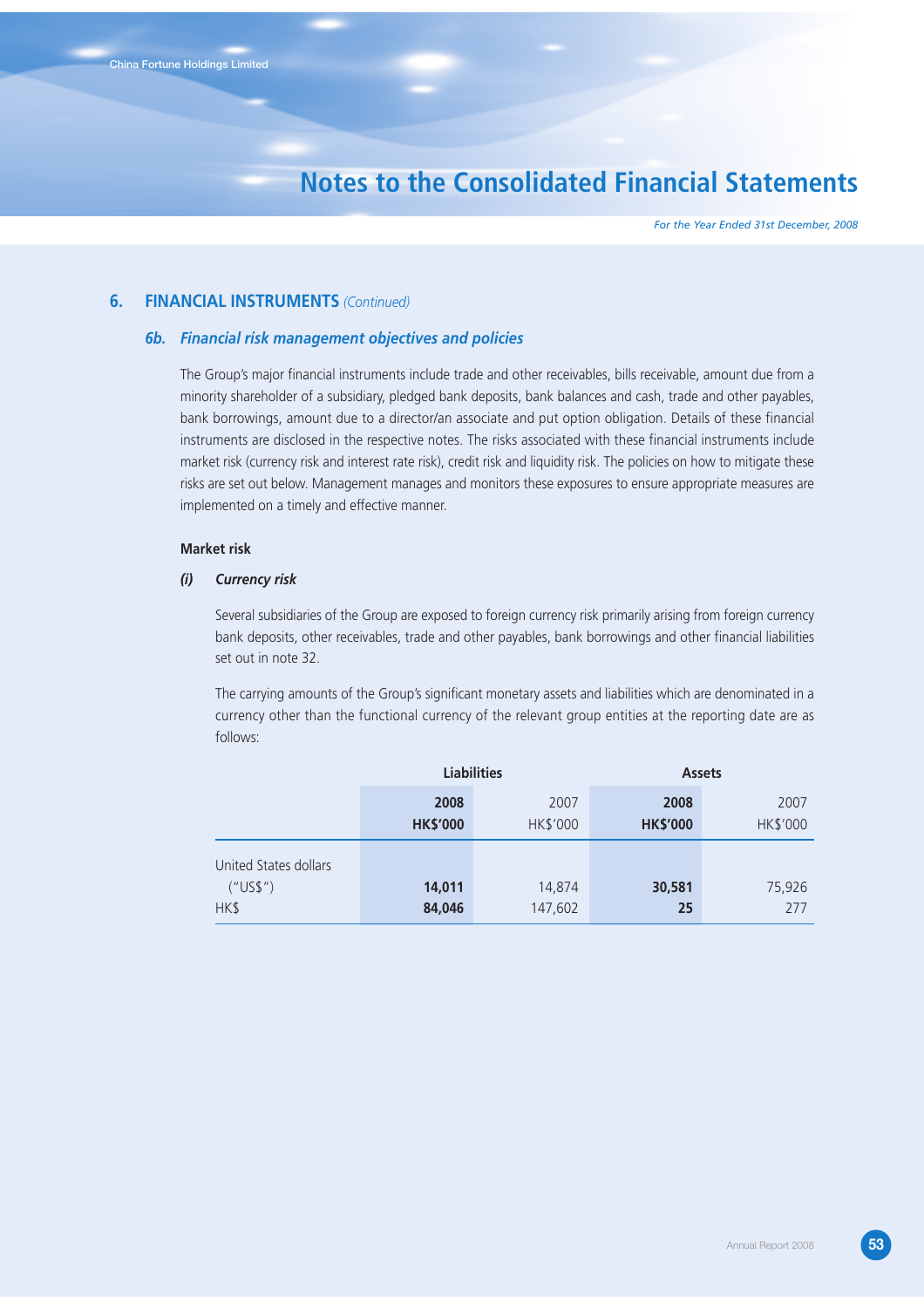## 6. FINANCIAL INSTRUMENTS *(Continued)*

### *6b. Financial risk management objectives and policies*

The Group's major financial instruments include trade and other receivables, bills receivable, amount due from a minority shareholder of a subsidiary, pledged bank deposits, bank balances and cash, trade and other payables, bank borrowings, amount due to a director/an associate and put option obligation. Details of these financial instruments are disclosed in the respective notes. The risks associated with these financial instruments include market risk (currency risk and interest rate risk), credit risk and liquidity risk. The policies on how to mitigate these risks are set out below. Management manages and monitors these exposures to ensure appropriate measures are implemented on a timely and effective manner.

**Market risk**

***(i) Currency risk***

Several subsidiaries of the Group are exposed to foreign currency risk primarily arising from foreign currency bank deposits, other receivables, trade and other payables, bank borrowings and other financial liabilities set out in note 32.

The carrying amounts of the Group's significant monetary assets and liabilities which are denominated in a currency other than the functional currency of the relevant group entities at the reporting date are as follows:

| | Liabilities | | Assets | |
|---|---|---|---|---|
| | **2008** | 2007 | **2008** | 2007 |
| | **HK$'000** | HK$'000 | **HK$'000** | HK$'000 |
| United States dollars ("US$") | **14,011** | 14,874 | **30,581** | 75,926 |
| HK$ | **84,046** | 147,602 | **25** | 277 |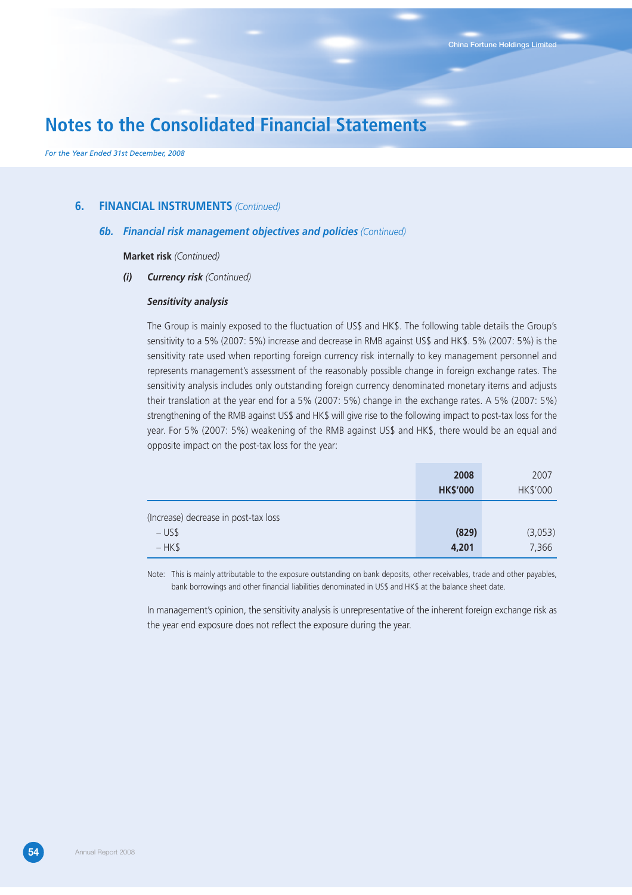# Notes to the Consolidated Financial Statements

*For the Year Ended 31st December, 2008*

## 6. FINANCIAL INSTRUMENTS *(Continued)*

### 6b. *Financial risk management objectives and policies (Continued)*

**Market risk** *(Continued)*

***(i) Currency risk*** *(Continued)*

***Sensitivity analysis***

The Group is mainly exposed to the fluctuation of US$ and HK$. The following table details the Group's sensitivity to a 5% (2007: 5%) increase and decrease in RMB against US$ and HK$. 5% (2007: 5%) is the sensitivity rate used when reporting foreign currency risk internally to key management personnel and represents management's assessment of the reasonably possible change in foreign exchange rates. The sensitivity analysis includes only outstanding foreign currency denominated monetary items and adjusts their translation at the year end for a 5% (2007: 5%) change in the exchange rates. A 5% (2007: 5%) strengthening of the RMB against US$ and HK$ will give rise to the following impact to post-tax loss for the year. For 5% (2007: 5%) weakening of the RMB against US$ and HK$, there would be an equal and opposite impact on the post-tax loss for the year:

| | **2008** **HK$'000** | 2007 HK$'000 |
|---|---|---|
| (Increase) decrease in post-tax loss | | |
| – US$ | **(829)** | (3,053) |
| – HK$ | **4,201** | 7,366 |

Note: This is mainly attributable to the exposure outstanding on bank deposits, other receivables, trade and other payables, bank borrowings and other financial liabilities denominated in US$ and HK$ at the balance sheet date.

In management's opinion, the sensitivity analysis is unrepresentative of the inherent foreign exchange risk as the year end exposure does not reflect the exposure during the year.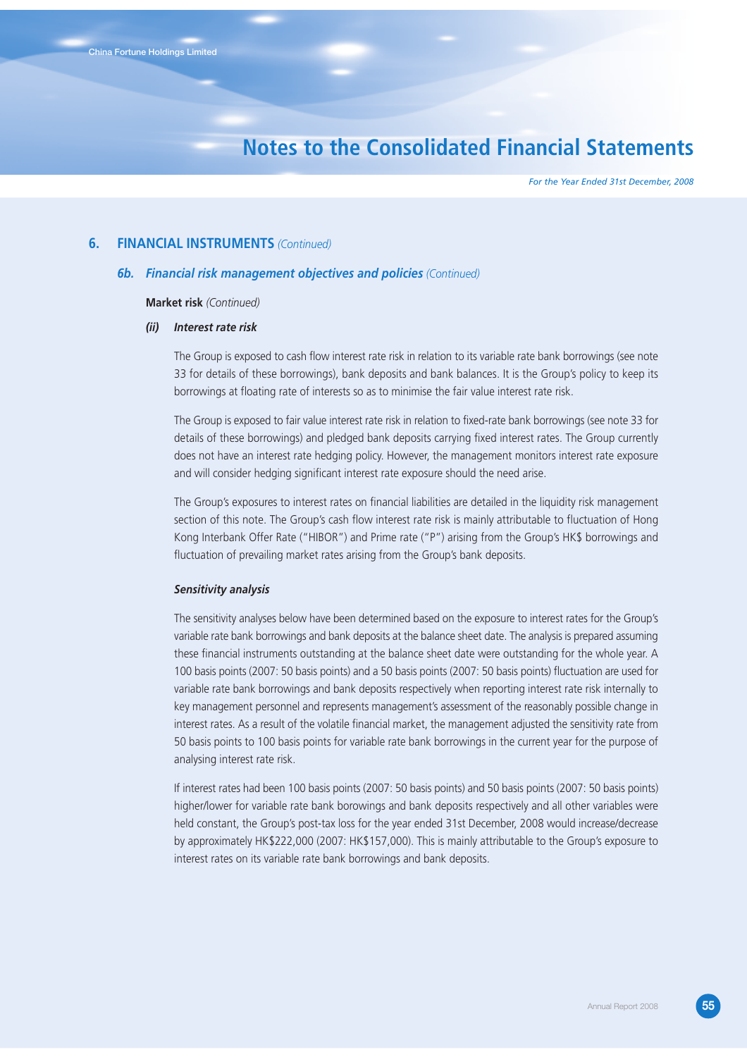## 6. FINANCIAL INSTRUMENTS *(Continued)*

### 6b. *Financial risk management objectives and policies (Continued)*

**Market risk** *(Continued)*

***(ii) Interest rate risk***

The Group is exposed to cash flow interest rate risk in relation to its variable rate bank borrowings (see note 33 for details of these borrowings), bank deposits and bank balances. It is the Group's policy to keep its borrowings at floating rate of interests so as to minimise the fair value interest rate risk.

The Group is exposed to fair value interest rate risk in relation to fixed-rate bank borrowings (see note 33 for details of these borrowings) and pledged bank deposits carrying fixed interest rates. The Group currently does not have an interest rate hedging policy. However, the management monitors interest rate exposure and will consider hedging significant interest rate exposure should the need arise.

The Group's exposures to interest rates on financial liabilities are detailed in the liquidity risk management section of this note. The Group's cash flow interest rate risk is mainly attributable to fluctuation of Hong Kong Interbank Offer Rate ("HIBOR") and Prime rate ("P") arising from the Group's HK$ borrowings and fluctuation of prevailing market rates arising from the Group's bank deposits.

***Sensitivity analysis***

The sensitivity analyses below have been determined based on the exposure to interest rates for the Group's variable rate bank borrowings and bank deposits at the balance sheet date. The analysis is prepared assuming these financial instruments outstanding at the balance sheet date were outstanding for the whole year. A 100 basis points (2007: 50 basis points) and a 50 basis points (2007: 50 basis points) fluctuation are used for variable rate bank borrowings and bank deposits respectively when reporting interest rate risk internally to key management personnel and represents management's assessment of the reasonably possible change in interest rates. As a result of the volatile financial market, the management adjusted the sensitivity rate from 50 basis points to 100 basis points for variable rate bank borrowings in the current year for the purpose of analysing interest rate risk.

If interest rates had been 100 basis points (2007: 50 basis points) and 50 basis points (2007: 50 basis points) higher/lower for variable rate bank borowings and bank deposits respectively and all other variables were held constant, the Group's post-tax loss for the year ended 31st December, 2008 would increase/decrease by approximately HK$222,000 (2007: HK$157,000). This is mainly attributable to the Group's exposure to interest rates on its variable rate bank borrowings and bank deposits.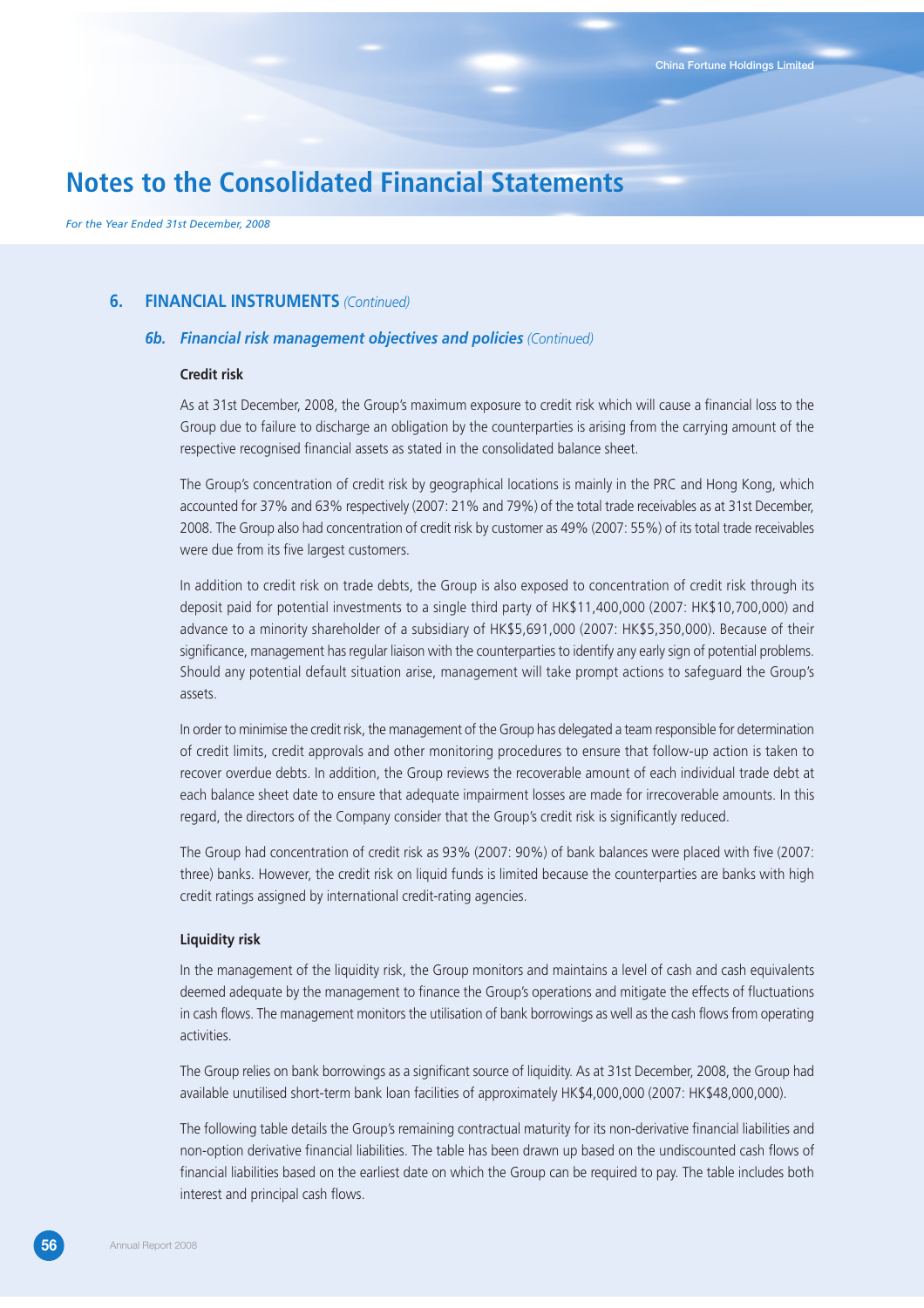# Notes to the Consolidated Financial Statements

*For the Year Ended 31st December, 2008*

## 6. FINANCIAL INSTRUMENTS *(Continued)*

### *6b. Financial risk management objectives and policies (Continued)*

**Credit risk**

As at 31st December, 2008, the Group's maximum exposure to credit risk which will cause a financial loss to the Group due to failure to discharge an obligation by the counterparties is arising from the carrying amount of the respective recognised financial assets as stated in the consolidated balance sheet.

The Group's concentration of credit risk by geographical locations is mainly in the PRC and Hong Kong, which accounted for 37% and 63% respectively (2007: 21% and 79%) of the total trade receivables as at 31st December, 2008. The Group also had concentration of credit risk by customer as 49% (2007: 55%) of its total trade receivables were due from its five largest customers.

In addition to credit risk on trade debts, the Group is also exposed to concentration of credit risk through its deposit paid for potential investments to a single third party of HK$11,400,000 (2007: HK$10,700,000) and advance to a minority shareholder of a subsidiary of HK$5,691,000 (2007: HK$5,350,000). Because of their significance, management has regular liaison with the counterparties to identify any early sign of potential problems. Should any potential default situation arise, management will take prompt actions to safeguard the Group's assets.

In order to minimise the credit risk, the management of the Group has delegated a team responsible for determination of credit limits, credit approvals and other monitoring procedures to ensure that follow-up action is taken to recover overdue debts. In addition, the Group reviews the recoverable amount of each individual trade debt at each balance sheet date to ensure that adequate impairment losses are made for irrecoverable amounts. In this regard, the directors of the Company consider that the Group's credit risk is significantly reduced.

The Group had concentration of credit risk as 93% (2007: 90%) of bank balances were placed with five (2007: three) banks. However, the credit risk on liquid funds is limited because the counterparties are banks with high credit ratings assigned by international credit-rating agencies.

**Liquidity risk**

In the management of the liquidity risk, the Group monitors and maintains a level of cash and cash equivalents deemed adequate by the management to finance the Group's operations and mitigate the effects of fluctuations in cash flows. The management monitors the utilisation of bank borrowings as well as the cash flows from operating activities.

The Group relies on bank borrowings as a significant source of liquidity. As at 31st December, 2008, the Group had available unutilised short-term bank loan facilities of approximately HK$4,000,000 (2007: HK$48,000,000).

The following table details the Group's remaining contractual maturity for its non-derivative financial liabilities and non-option derivative financial liabilities. The table has been drawn up based on the undiscounted cash flows of financial liabilities based on the earliest date on which the Group can be required to pay. The table includes both interest and principal cash flows.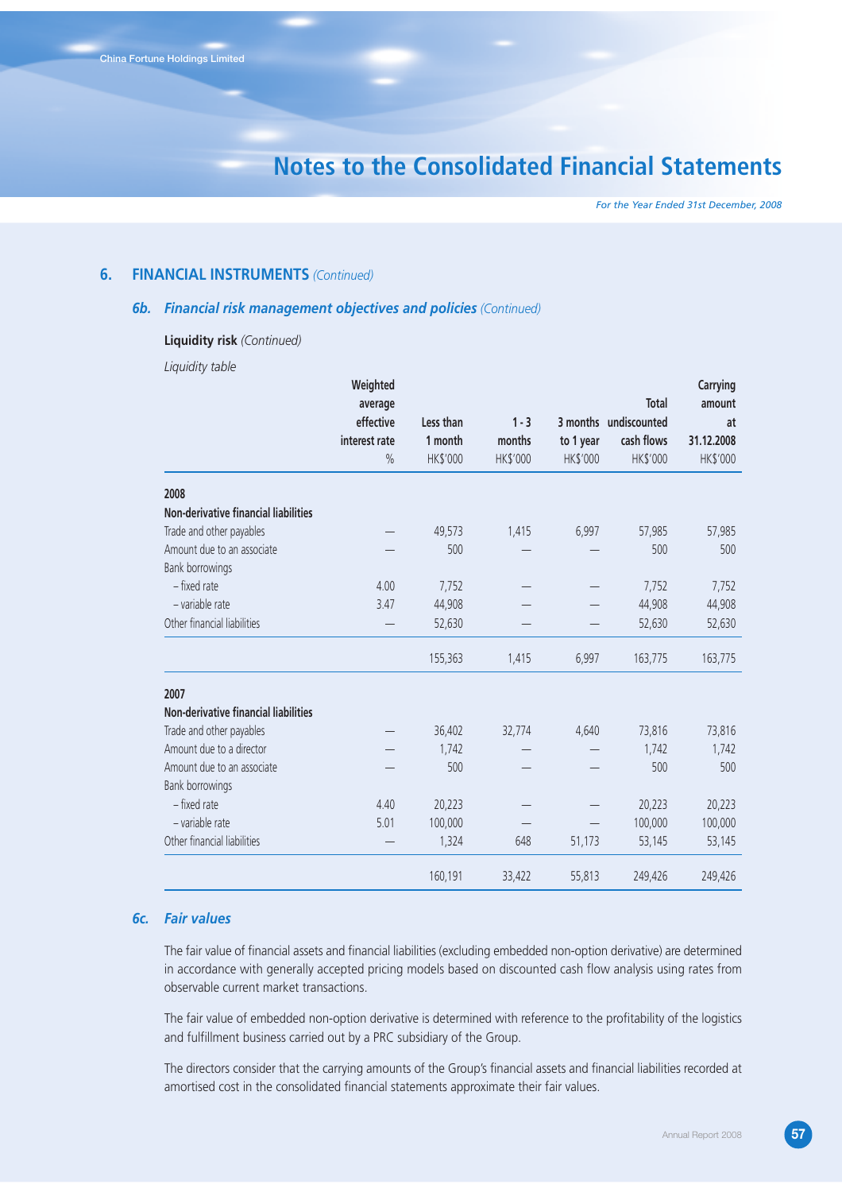## 6. FINANCIAL INSTRUMENTS *(Continued)*

### 6b. *Financial risk management objectives and policies (Continued)*

**Liquidity risk** *(Continued)*

*Liquidity table*

| | Weighted average effective interest rate | Less than 1 month | 1 - 3 months | 3 months to 1 year | Total undiscounted cash flows | Carrying amount at 31.12.2008 |
|---|---|---|---|---|---|---|
| | % | HK$'000 | HK$'000 | HK$'000 | HK$'000 | HK$'000 |
| **2008** | | | | | | |
| **Non-derivative financial liabilities** | | | | | | |
| Trade and other payables | — | 49,573 | 1,415 | 6,997 | 57,985 | 57,985 |
| Amount due to an associate | — | 500 | — | — | 500 | 500 |
| Bank borrowings | | | | | | |
| – fixed rate | 4.00 | 7,752 | — | — | 7,752 | 7,752 |
| – variable rate | 3.47 | 44,908 | — | — | 44,908 | 44,908 |
| Other financial liabilities | — | 52,630 | — | — | 52,630 | 52,630 |
| | | 155,363 | 1,415 | 6,997 | 163,775 | 163,775 |
| **2007** | | | | | | |
| **Non-derivative financial liabilities** | | | | | | |
| Trade and other payables | — | 36,402 | 32,774 | 4,640 | 73,816 | 73,816 |
| Amount due to a director | — | 1,742 | — | — | 1,742 | 1,742 |
| Amount due to an associate | — | 500 | — | — | 500 | 500 |
| Bank borrowings | | | | | | |
| – fixed rate | 4.40 | 20,223 | — | — | 20,223 | 20,223 |
| – variable rate | 5.01 | 100,000 | — | — | 100,000 | 100,000 |
| Other financial liabilities | — | 1,324 | 648 | 51,173 | 53,145 | 53,145 |
| | | 160,191 | 33,422 | 55,813 | 249,426 | 249,426 |

### 6c. *Fair values*

The fair value of financial assets and financial liabilities (excluding embedded non-option derivative) are determined in accordance with generally accepted pricing models based on discounted cash flow analysis using rates from observable current market transactions.

The fair value of embedded non-option derivative is determined with reference to the profitability of the logistics and fulfillment business carried out by a PRC subsidiary of the Group.

The directors consider that the carrying amounts of the Group's financial assets and financial liabilities recorded at amortised cost in the consolidated financial statements approximate their fair values.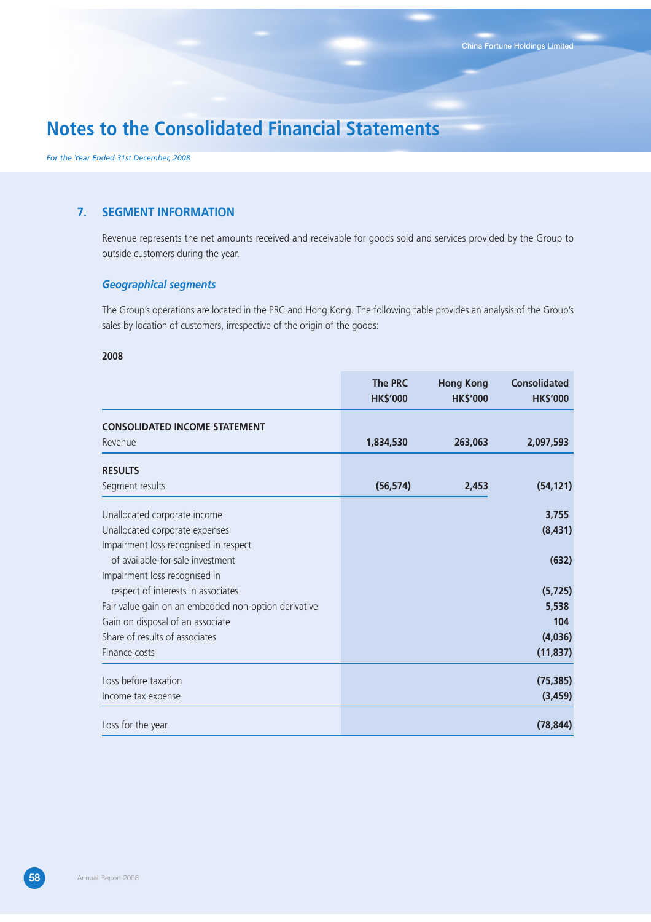# Notes to the Consolidated Financial Statements

*For the Year Ended 31st December, 2008*

## 7. SEGMENT INFORMATION

Revenue represents the net amounts received and receivable for goods sold and services provided by the Group to outside customers during the year.

### *Geographical segments*

The Group's operations are located in the PRC and Hong Kong. The following table provides an analysis of the Group's sales by location of customers, irrespective of the origin of the goods:

**2008**

| | The PRC HK$'000 | Hong Kong HK$'000 | Consolidated HK$'000 |
|---|---|---|---|
| **CONSOLIDATED INCOME STATEMENT** | | | |
| Revenue | **1,834,530** | **263,063** | **2,097,593** |
| **RESULTS** | | | |
| Segment results | **(56,574)** | **2,453** | **(54,121)** |
| Unallocated corporate income | | | **3,755** |
| Unallocated corporate expenses | | | **(8,431)** |
| Impairment loss recognised in respect of available-for-sale investment | | | **(632)** |
| Impairment loss recognised in respect of interests in associates | | | **(5,725)** |
| Fair value gain on an embedded non-option derivative | | | **5,538** |
| Gain on disposal of an associate | | | **104** |
| Share of results of associates | | | **(4,036)** |
| Finance costs | | | **(11,837)** |
| Loss before taxation | | | **(75,385)** |
| Income tax expense | | | **(3,459)** |
| Loss for the year | | | **(78,844)** |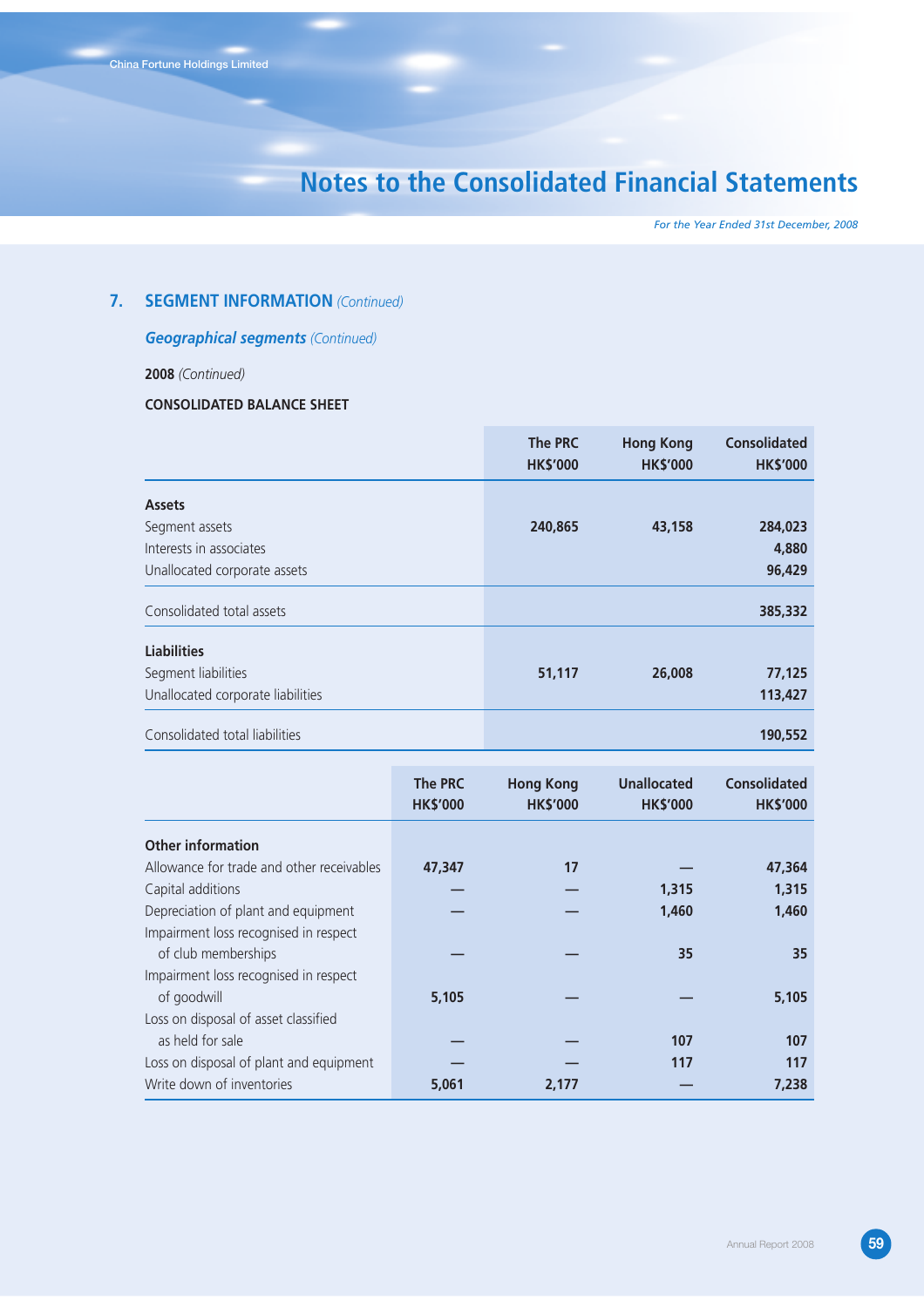## 7. SEGMENT INFORMATION *(Continued)*

### *Geographical segments* *(Continued)*

**2008** *(Continued)*

**CONSOLIDATED BALANCE SHEET**

| | The PRC HK$'000 | Hong Kong HK$'000 | Consolidated HK$'000 |
|---|---|---|---|
| **Assets** | | | |
| Segment assets | 240,865 | 43,158 | 284,023 |
| Interests in associates | | | 4,880 |
| Unallocated corporate assets | | | 96,429 |
| Consolidated total assets | | | 385,332 |
| **Liabilities** | | | |
| Segment liabilities | 51,117 | 26,008 | 77,125 |
| Unallocated corporate liabilities | | | 113,427 |
| Consolidated total liabilities | | | 190,552 |

| | The PRC HK$'000 | Hong Kong HK$'000 | Unallocated HK$'000 | Consolidated HK$'000 |
|---|---|---|---|---|
| **Other information** | | | | |
| Allowance for trade and other receivables | 47,347 | 17 | — | 47,364 |
| Capital additions | — | — | 1,315 | 1,315 |
| Depreciation of plant and equipment | — | — | 1,460 | 1,460 |
| Impairment loss recognised in respect of club memberships | — | — | 35 | 35 |
| Impairment loss recognised in respect of goodwill | 5,105 | — | — | 5,105 |
| Loss on disposal of asset classified as held for sale | — | — | 107 | 107 |
| Loss on disposal of plant and equipment | — | — | 117 | 117 |
| Write down of inventories | 5,061 | 2,177 | — | 7,238 |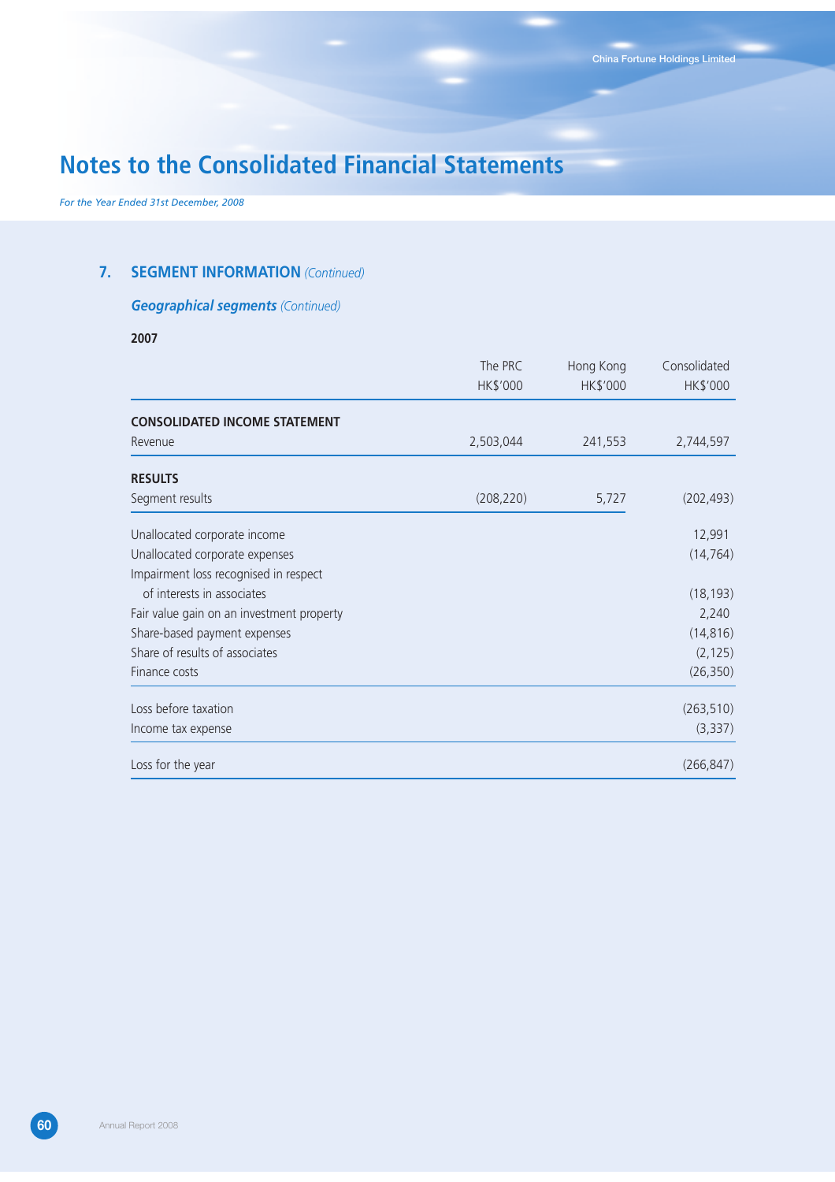# Notes to the Consolidated Financial Statements

*For the Year Ended 31st December, 2008*

## 7. SEGMENT INFORMATION *(Continued)*

### *Geographical segments (Continued)*

**2007**

| | The PRC HK$'000 | Hong Kong HK$'000 | Consolidated HK$'000 |
|---|---|---|---|
| **CONSOLIDATED INCOME STATEMENT** | | | |
| Revenue | 2,503,044 | 241,553 | 2,744,597 |
| **RESULTS** | | | |
| Segment results | (208,220) | 5,727 | (202,493) |
| Unallocated corporate income | | | 12,991 |
| Unallocated corporate expenses | | | (14,764) |
| Impairment loss recognised in respect of interests in associates | | | (18,193) |
| Fair value gain on an investment property | | | 2,240 |
| Share-based payment expenses | | | (14,816) |
| Share of results of associates | | | (2,125) |
| Finance costs | | | (26,350) |
| Loss before taxation | | | (263,510) |
| Income tax expense | | | (3,337) |
| Loss for the year | | | (266,847) |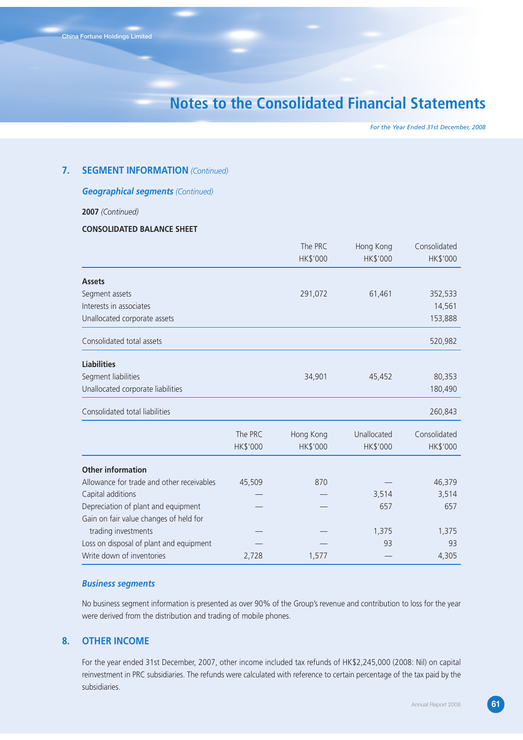## 7. SEGMENT INFORMATION *(Continued)*

### *Geographical segments (Continued)*

**2007** *(Continued)*

**CONSOLIDATED BALANCE SHEET**

| | The PRC HK$'000 | Hong Kong HK$'000 | Consolidated HK$'000 |
|---|---|---|---|
| **Assets** | | | |
| Segment assets | 291,072 | 61,461 | 352,533 |
| Interests in associates | | | 14,561 |
| Unallocated corporate assets | | | 153,888 |
| Consolidated total assets | | | 520,982 |
| **Liabilities** | | | |
| Segment liabilities | 34,901 | 45,452 | 80,353 |
| Unallocated corporate liabilities | | | 180,490 |
| Consolidated total liabilities | | | 260,843 |

| | The PRC HK$'000 | Hong Kong HK$'000 | Unallocated HK$'000 | Consolidated HK$'000 |
|---|---|---|---|---|
| **Other information** | | | | |
| Allowance for trade and other receivables | 45,509 | 870 | — | 46,379 |
| Capital additions | — | — | 3,514 | 3,514 |
| Depreciation of plant and equipment | — | — | 657 | 657 |
| Gain on fair value changes of held for trading investments | — | — | 1,375 | 1,375 |
| Loss on disposal of plant and equipment | — | — | 93 | 93 |
| Write down of inventories | 2,728 | 1,577 | — | 4,305 |

### *Business segments*

No business segment information is presented as over 90% of the Group's revenue and contribution to loss for the year were derived from the distribution and trading of mobile phones.

## 8. OTHER INCOME

For the year ended 31st December, 2007, other income included tax refunds of HK$2,245,000 (2008: Nil) on capital reinvestment in PRC subsidiaries. The refunds were calculated with reference to certain percentage of the tax paid by the subsidiaries.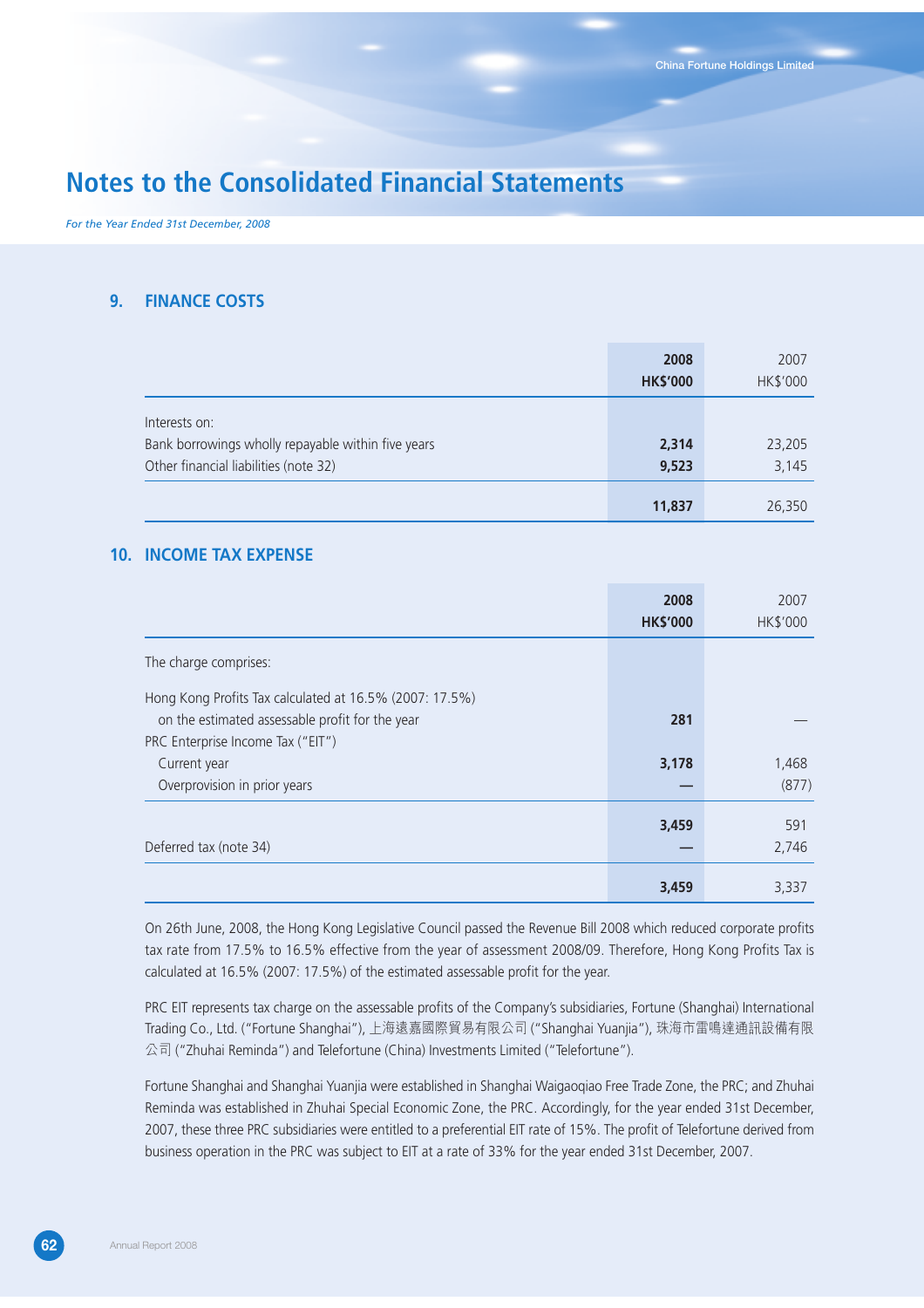# Notes to the Consolidated Financial Statements

*For the Year Ended 31st December, 2008*

## 9. FINANCE COSTS

| | 2008 HK$'000 | 2007 HK$'000 |
|---|---|---|
| Interests on: | | |
| Bank borrowings wholly repayable within five years | **2,314** | 23,205 |
| Other financial liabilities (note 32) | **9,523** | 3,145 |
| | **11,837** | 26,350 |

## 10. INCOME TAX EXPENSE

| | 2008 HK$'000 | 2007 HK$'000 |
|---|---|---|
| The charge comprises: | | |
| Hong Kong Profits Tax calculated at 16.5% (2007: 17.5%) on the estimated assessable profit for the year | **281** | — |
| PRC Enterprise Income Tax ("EIT") | | |
| Current year | **3,178** | 1,468 |
| Overprovision in prior years | **—** | (877) |
| | **3,459** | 591 |
| Deferred tax (note 34) | **—** | 2,746 |
| | **3,459** | 3,337 |

On 26th June, 2008, the Hong Kong Legislative Council passed the Revenue Bill 2008 which reduced corporate profits tax rate from 17.5% to 16.5% effective from the year of assessment 2008/09. Therefore, Hong Kong Profits Tax is calculated at 16.5% (2007: 17.5%) of the estimated assessable profit for the year.

PRC EIT represents tax charge on the assessable profits of the Company's subsidiaries, Fortune (Shanghai) International Trading Co., Ltd. ("Fortune Shanghai"), 上海遠嘉國際貿易有限公司 ("Shanghai Yuanjia"), 珠海市雷鳴達通訊設備有限公司 ("Zhuhai Reminda") and Telefortune (China) Investments Limited ("Telefortune").

Fortune Shanghai and Shanghai Yuanjia were established in Shanghai Waigaoqiao Free Trade Zone, the PRC; and Zhuhai Reminda was established in Zhuhai Special Economic Zone, the PRC. Accordingly, for the year ended 31st December, 2007, these three PRC subsidiaries were entitled to a preferential EIT rate of 15%. The profit of Telefortune derived from business operation in the PRC was subject to EIT at a rate of 33% for the year ended 31st December, 2007.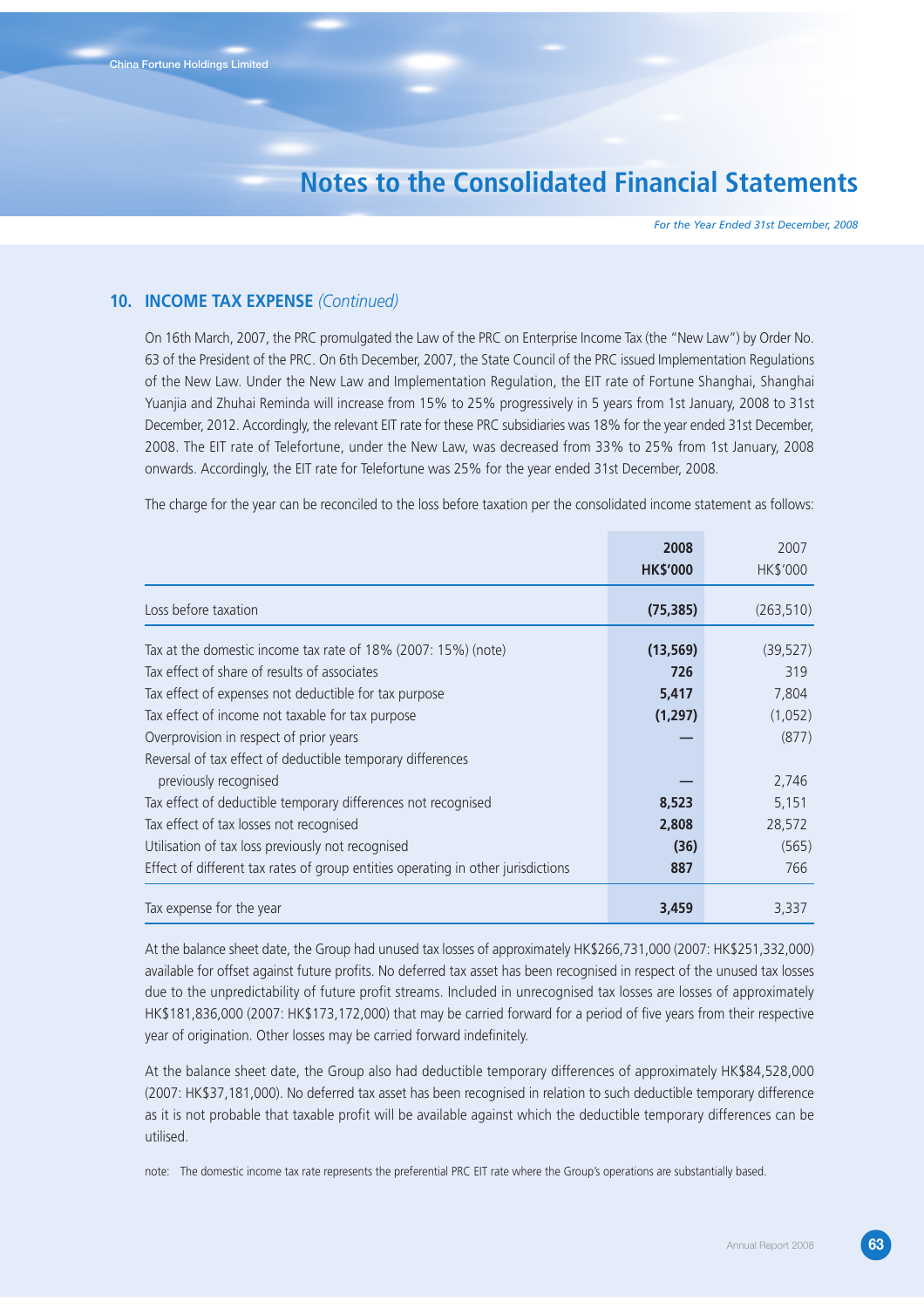## 10. INCOME TAX EXPENSE *(Continued)*

On 16th March, 2007, the PRC promulgated the Law of the PRC on Enterprise Income Tax (the "New Law") by Order No. 63 of the President of the PRC. On 6th December, 2007, the State Council of the PRC issued Implementation Regulations of the New Law. Under the New Law and Implementation Regulation, the EIT rate of Fortune Shanghai, Shanghai Yuanjia and Zhuhai Reminda will increase from 15% to 25% progressively in 5 years from 1st January, 2008 to 31st December, 2012. Accordingly, the relevant EIT rate for these PRC subsidiaries was 18% for the year ended 31st December, 2008. The EIT rate of Telefortune, under the New Law, was decreased from 33% to 25% from 1st January, 2008 onwards. Accordingly, the EIT rate for Telefortune was 25% for the year ended 31st December, 2008.

The charge for the year can be reconciled to the loss before taxation per the consolidated income statement as follows:

| | **2008** **HK$'000** | 2007 HK$'000 |
|---|---|---|
| Loss before taxation | **(75,385)** | (263,510) |
| Tax at the domestic income tax rate of 18% (2007: 15%) (note) | **(13,569)** | (39,527) |
| Tax effect of share of results of associates | **726** | 319 |
| Tax effect of expenses not deductible for tax purpose | **5,417** | 7,804 |
| Tax effect of income not taxable for tax purpose | **(1,297)** | (1,052) |
| Overprovision in respect of prior years | **—** | (877) |
| Reversal of tax effect of deductible temporary differences previously recognised | **—** | 2,746 |
| Tax effect of deductible temporary differences not recognised | **8,523** | 5,151 |
| Tax effect of tax losses not recognised | **2,808** | 28,572 |
| Utilisation of tax loss previously not recognised | **(36)** | (565) |
| Effect of different tax rates of group entities operating in other jurisdictions | **887** | 766 |
| Tax expense for the year | **3,459** | 3,337 |

At the balance sheet date, the Group had unused tax losses of approximately HK$266,731,000 (2007: HK$251,332,000) available for offset against future profits. No deferred tax asset has been recognised in respect of the unused tax losses due to the unpredictability of future profit streams. Included in unrecognised tax losses are losses of approximately HK$181,836,000 (2007: HK$173,172,000) that may be carried forward for a period of five years from their respective year of origination. Other losses may be carried forward indefinitely.

At the balance sheet date, the Group also had deductible temporary differences of approximately HK$84,528,000 (2007: HK$37,181,000). No deferred tax asset has been recognised in relation to such deductible temporary difference as it is not probable that taxable profit will be available against which the deductible temporary differences can be utilised.

note: The domestic income tax rate represents the preferential PRC EIT rate where the Group's operations are substantially based.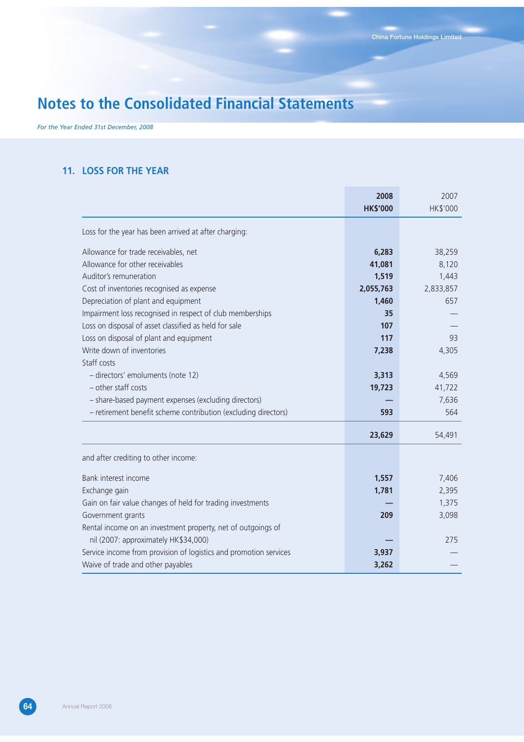# Notes to the Consolidated Financial Statements

*For the Year Ended 31st December, 2008*

## 11. LOSS FOR THE YEAR

| | **2008** **HK$'000** | 2007 HK$'000 |
|---|---|---|
| Loss for the year has been arrived at after charging: | | |
| Allowance for trade receivables, net | **6,283** | 38,259 |
| Allowance for other receivables | **41,081** | 8,120 |
| Auditor's remuneration | **1,519** | 1,443 |
| Cost of inventories recognised as expense | **2,055,763** | 2,833,857 |
| Depreciation of plant and equipment | **1,460** | 657 |
| Impairment loss recognised in respect of club memberships | **35** | — |
| Loss on disposal of asset classified as held for sale | **107** | — |
| Loss on disposal of plant and equipment | **117** | 93 |
| Write down of inventories | **7,238** | 4,305 |
| Staff costs | | |
| – directors' emoluments (note 12) | **3,313** | 4,569 |
| – other staff costs | **19,723** | 41,722 |
| – share-based payment expenses (excluding directors) | **—** | 7,636 |
| – retirement benefit scheme contribution (excluding directors) | **593** | 564 |
| | **23,629** | 54,491 |
| and after crediting to other income: | | |
| Bank interest income | **1,557** | 7,406 |
| Exchange gain | **1,781** | 2,395 |
| Gain on fair value changes of held for trading investments | **—** | 1,375 |
| Government grants | **209** | 3,098 |
| Rental income on an investment property, net of outgoings of nil (2007: approximately HK$34,000) | **—** | 275 |
| Service income from provision of logistics and promotion services | **3,937** | — |
| Waive of trade and other payables | **3,262** | — |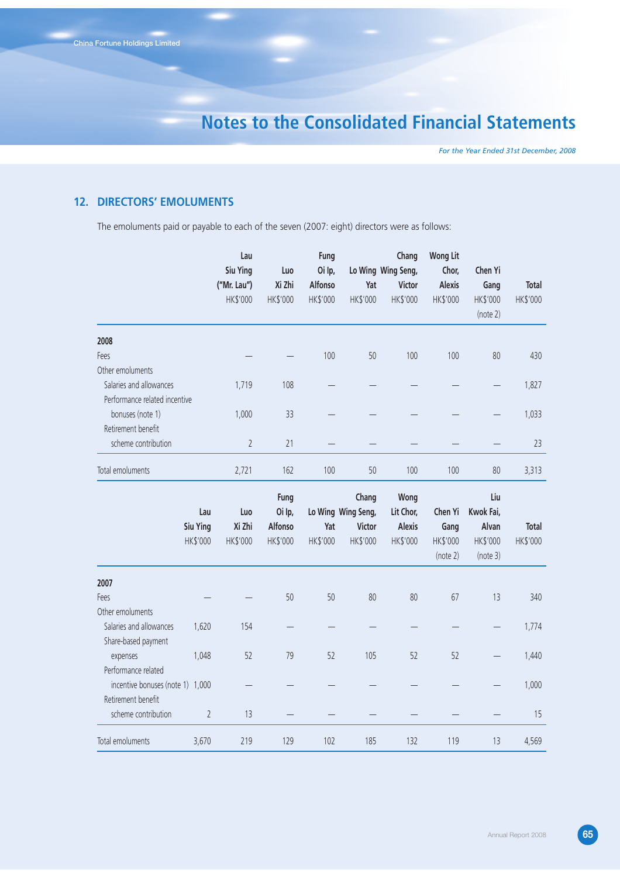## 12. DIRECTORS' EMOLUMENTS

The emoluments paid or payable to each of the seven (2007: eight) directors were as follows:

| | Lau Siu Ying ("Mr. Lau") HK$'000 | Luo Xi Zhi HK$'000 | Fung Oi Ip, Alfonso HK$'000 | Lo Wing Yat HK$'000 | Chang Wing Seng, Victor HK$'000 | Wong Lit Chor, Alexis HK$'000 | Chen Yi Gang HK$'000 (note 2) | Total HK$'000 |
|---|---|---|---|---|---|---|---|---|
| **2008** | | | | | | | | |
| Fees | — | — | 100 | 50 | 100 | 100 | 80 | 430 |
| Other emoluments | | | | | | | | |
| Salaries and allowances | 1,719 | 108 | — | — | — | — | — | 1,827 |
| Performance related incentive bonuses (note 1) | 1,000 | 33 | — | — | — | — | — | 1,033 |
| Retirement benefit scheme contribution | 2 | 21 | — | — | — | — | — | 23 |
| Total emoluments | 2,721 | 162 | 100 | 50 | 100 | 100 | 80 | 3,313 |

| | Lau Siu Ying HK$'000 | Luo Xi Zhi HK$'000 | Fung Oi Ip, Alfonso HK$'000 | Lo Wing Yat HK$'000 | Chang Wing Seng, Victor HK$'000 | Wong Lit Chor, Alexis HK$'000 | Chen Yi Gang HK$'000 (note 2) | Liu Kwok Fai, Alvan HK$'000 (note 3) | Total HK$'000 |
|---|---|---|---|---|---|---|---|---|---|
| **2007** | | | | | | | | | |
| Fees | — | — | 50 | 50 | 80 | 80 | 67 | 13 | 340 |
| Other emoluments | | | | | | | | | |
| Salaries and allowances | 1,620 | 154 | — | — | — | — | — | — | 1,774 |
| Share-based payment expenses | 1,048 | 52 | 79 | 52 | 105 | 52 | 52 | — | 1,440 |
| Performance related incentive bonuses (note 1) | 1,000 | — | — | — | — | — | — | — | 1,000 |
| Retirement benefit scheme contribution | 2 | 13 | — | — | — | — | — | — | 15 |
| Total emoluments | 3,670 | 219 | 129 | 102 | 185 | 132 | 119 | 13 | 4,569 |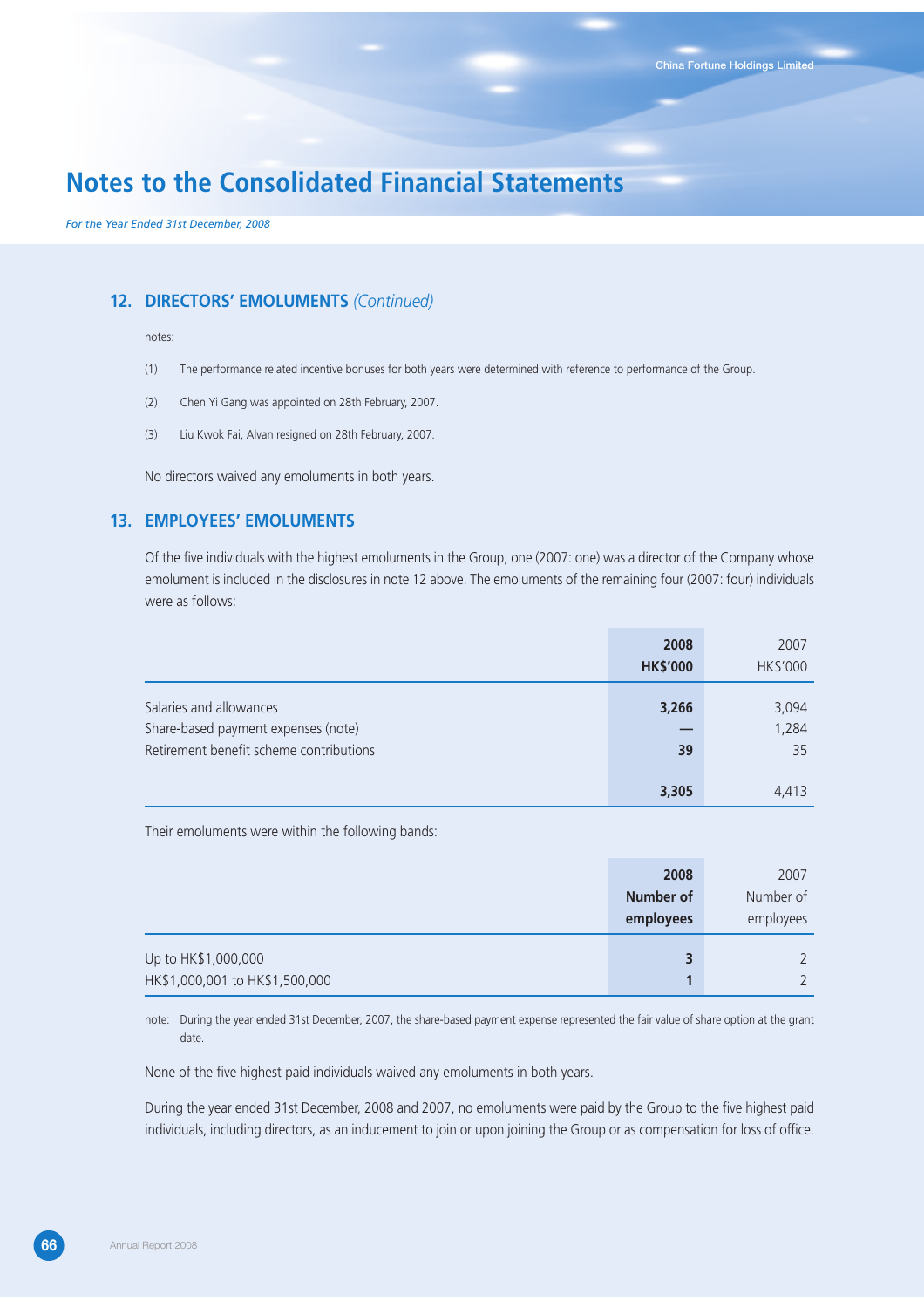# Notes to the Consolidated Financial Statements

*For the Year Ended 31st December, 2008*

## 12. DIRECTORS' EMOLUMENTS *(Continued)*

notes:

(1) The performance related incentive bonuses for both years were determined with reference to performance of the Group.

(2) Chen Yi Gang was appointed on 28th February, 2007.

(3) Liu Kwok Fai, Alvan resigned on 28th February, 2007.

No directors waived any emoluments in both years.

## 13. EMPLOYEES' EMOLUMENTS

Of the five individuals with the highest emoluments in the Group, one (2007: one) was a director of the Company whose emolument is included in the disclosures in note 12 above. The emoluments of the remaining four (2007: four) individuals were as follows:

| | **2008 HK$'000** | 2007 HK$'000 |
|---|---|---|
| Salaries and allowances | **3,266** | 3,094 |
| Share-based payment expenses (note) | **—** | 1,284 |
| Retirement benefit scheme contributions | **39** | 35 |
| | **3,305** | 4,413 |

Their emoluments were within the following bands:

| | **2008 Number of employees** | 2007 Number of employees |
|---|---|---|
| Up to HK$1,000,000 | **3** | 2 |
| HK$1,000,001 to HK$1,500,000 | **1** | 2 |

note: During the year ended 31st December, 2007, the share-based payment expense represented the fair value of share option at the grant date.

None of the five highest paid individuals waived any emoluments in both years.

During the year ended 31st December, 2008 and 2007, no emoluments were paid by the Group to the five highest paid individuals, including directors, as an inducement to join or upon joining the Group or as compensation for loss of office.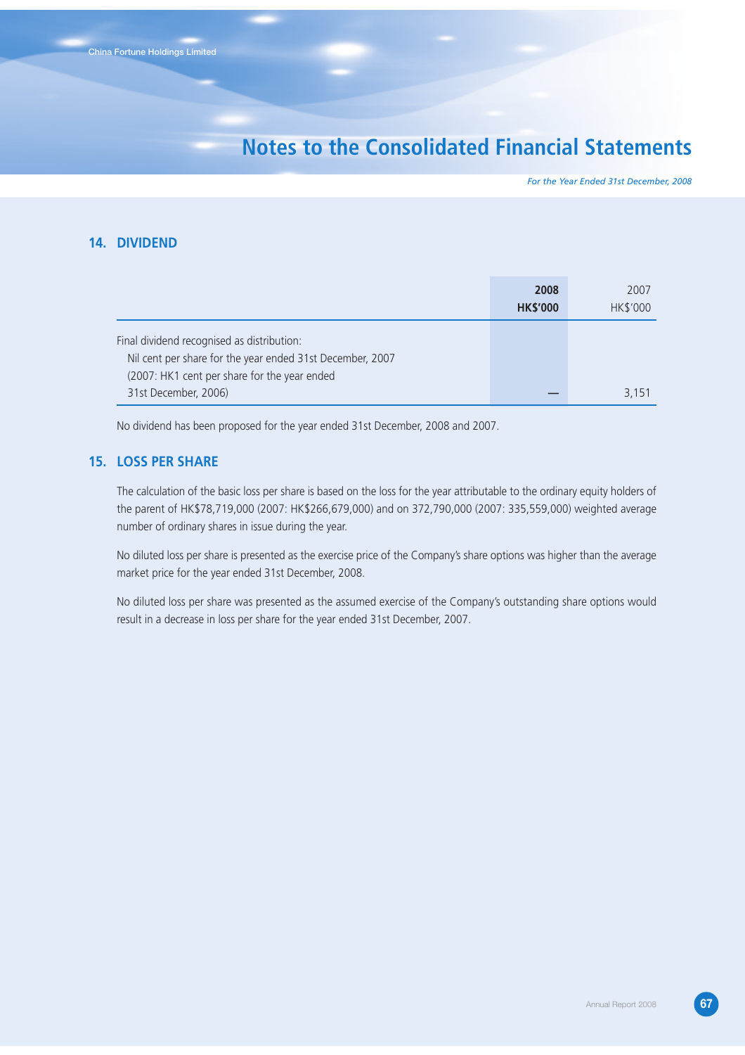## 14. DIVIDEND

| | 2008<br>HK$'000 | 2007<br>HK$'000 |
|---|---|---|
| Final dividend recognised as distribution:<br>Nil cent per share for the year ended 31st December, 2007<br>(2007: HK1 cent per share for the year ended<br>31st December, 2006) | — | 3,151 |

No dividend has been proposed for the year ended 31st December, 2008 and 2007.

## 15. LOSS PER SHARE

The calculation of the basic loss per share is based on the loss for the year attributable to the ordinary equity holders of the parent of HK$78,719,000 (2007: HK$266,679,000) and on 372,790,000 (2007: 335,559,000) weighted average number of ordinary shares in issue during the year.

No diluted loss per share is presented as the exercise price of the Company's share options was higher than the average market price for the year ended 31st December, 2008.

No diluted loss per share was presented as the assumed exercise of the Company's outstanding share options would result in a decrease in loss per share for the year ended 31st December, 2007.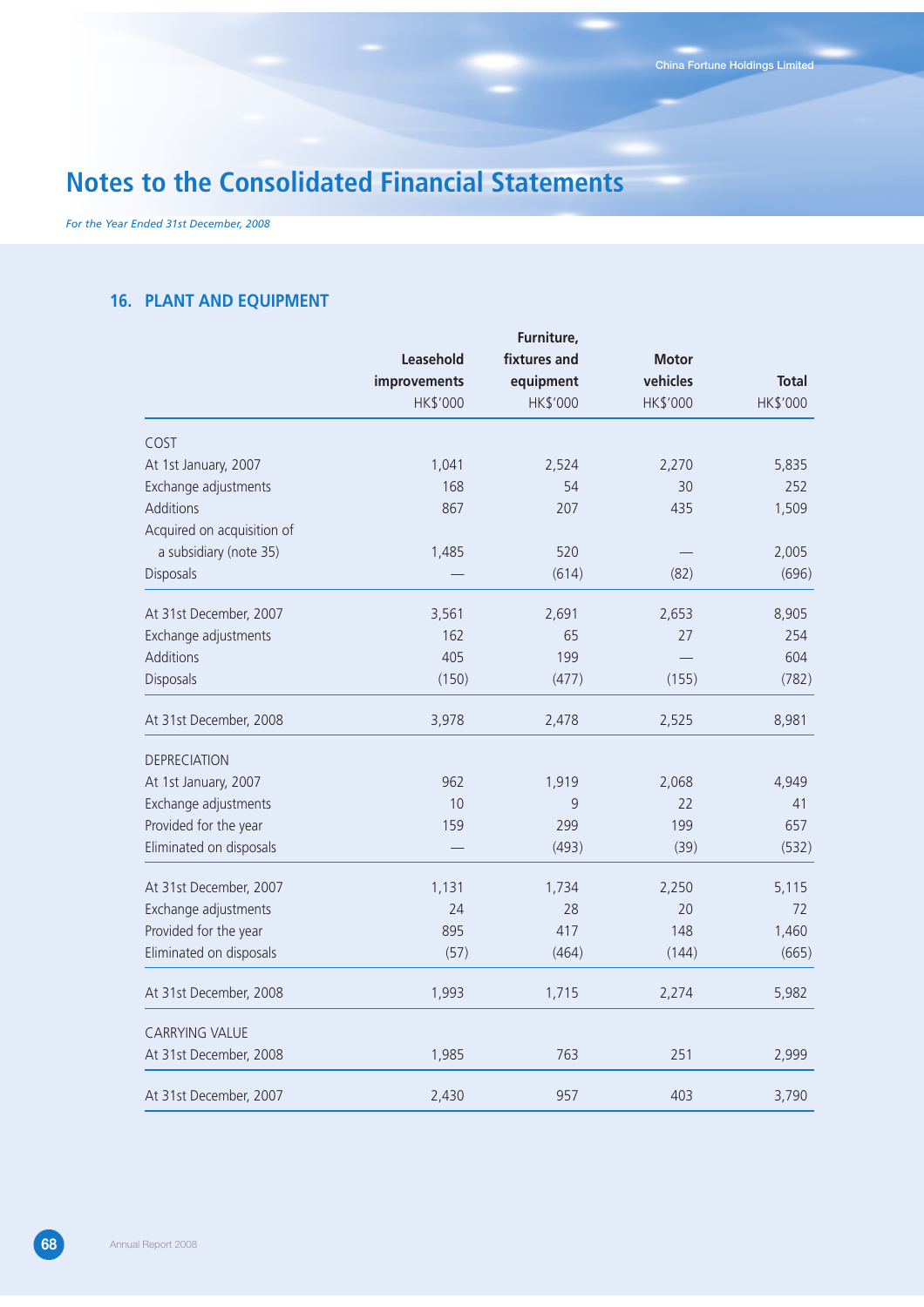# Notes to the Consolidated Financial Statements

*For the Year Ended 31st December, 2008*

## 16. PLANT AND EQUIPMENT

| | Leasehold improvements HK$'000 | Furniture, fixtures and equipment HK$'000 | Motor vehicles HK$'000 | Total HK$'000 |
|---|---|---|---|---|
| COST | | | | |
| At 1st January, 2007 | 1,041 | 2,524 | 2,270 | 5,835 |
| Exchange adjustments | 168 | 54 | 30 | 252 |
| Additions | 867 | 207 | 435 | 1,509 |
| Acquired on acquisition of a subsidiary (note 35) | 1,485 | 520 | — | 2,005 |
| Disposals | — | (614) | (82) | (696) |
| At 31st December, 2007 | 3,561 | 2,691 | 2,653 | 8,905 |
| Exchange adjustments | 162 | 65 | 27 | 254 |
| Additions | 405 | 199 | — | 604 |
| Disposals | (150) | (477) | (155) | (782) |
| At 31st December, 2008 | 3,978 | 2,478 | 2,525 | 8,981 |
| DEPRECIATION | | | | |
| At 1st January, 2007 | 962 | 1,919 | 2,068 | 4,949 |
| Exchange adjustments | 10 | 9 | 22 | 41 |
| Provided for the year | 159 | 299 | 199 | 657 |
| Eliminated on disposals | — | (493) | (39) | (532) |
| At 31st December, 2007 | 1,131 | 1,734 | 2,250 | 5,115 |
| Exchange adjustments | 24 | 28 | 20 | 72 |
| Provided for the year | 895 | 417 | 148 | 1,460 |
| Eliminated on disposals | (57) | (464) | (144) | (665) |
| At 31st December, 2008 | 1,993 | 1,715 | 2,274 | 5,982 |
| CARRYING VALUE | | | | |
| At 31st December, 2008 | 1,985 | 763 | 251 | 2,999 |
| At 31st December, 2007 | 2,430 | 957 | 403 | 3,790 |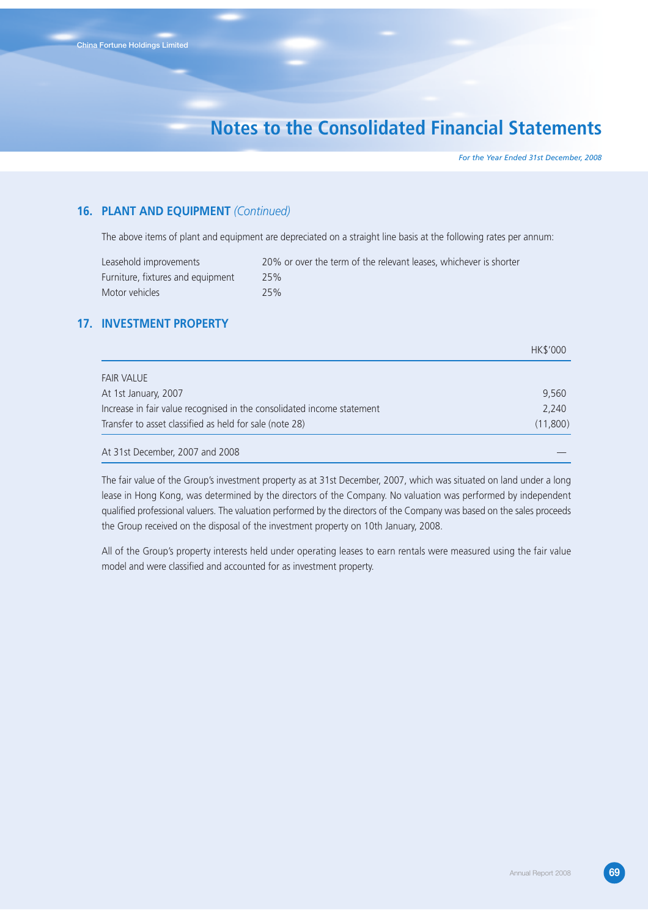## 16. PLANT AND EQUIPMENT *(Continued)*

The above items of plant and equipment are depreciated on a straight line basis at the following rates per annum:

| | |
|---|---|
| Leasehold improvements | 20% or over the term of the relevant leases, whichever is shorter |
| Furniture, fixtures and equipment | 25% |
| Motor vehicles | 25% |

## 17. INVESTMENT PROPERTY

| | HK$'000 |
|---|---|
| FAIR VALUE | |
| At 1st January, 2007 | 9,560 |
| Increase in fair value recognised in the consolidated income statement | 2,240 |
| Transfer to asset classified as held for sale (note 28) | (11,800) |
| At 31st December, 2007 and 2008 | — |

The fair value of the Group's investment property as at 31st December, 2007, which was situated on land under a long lease in Hong Kong, was determined by the directors of the Company. No valuation was performed by independent qualified professional valuers. The valuation performed by the directors of the Company was based on the sales proceeds the Group received on the disposal of the investment property on 10th January, 2008.

All of the Group's property interests held under operating leases to earn rentals were measured using the fair value model and were classified and accounted for as investment property.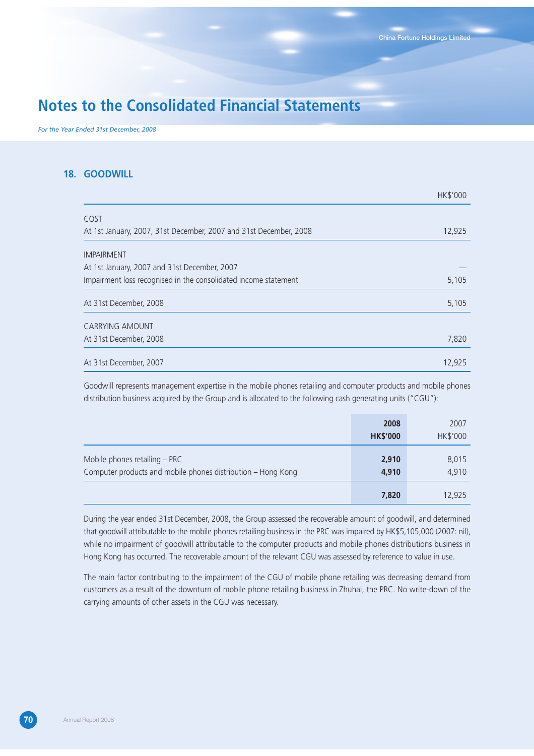# Notes to the Consolidated Financial Statements

*For the Year Ended 31st December, 2008*

## 18. GOODWILL

| | HK$'000 |
|---|---|
| COST | |
| At 1st January, 2007, 31st December, 2007 and 31st December, 2008 | 12,925 |
| IMPAIRMENT | |
| At 1st January, 2007 and 31st December, 2007 | — |
| Impairment loss recognised in the consolidated income statement | 5,105 |
| At 31st December, 2008 | 5,105 |
| CARRYING AMOUNT | |
| At 31st December, 2008 | 7,820 |
| At 31st December, 2007 | 12,925 |

Goodwill represents management expertise in the mobile phones retailing and computer products and mobile phones distribution business acquired by the Group and is allocated to the following cash generating units ("CGU"):

| | **2008 HK$'000** | 2007 HK$'000 |
|---|---|---|
| Mobile phones retailing – PRC | **2,910** | 8,015 |
| Computer products and mobile phones distribution – Hong Kong | **4,910** | 4,910 |
| | **7,820** | 12,925 |

During the year ended 31st December, 2008, the Group assessed the recoverable amount of goodwill, and determined that goodwill attributable to the mobile phones retailing business in the PRC was impaired by HK$5,105,000 (2007: nil), while no impairment of goodwill attributable to the computer products and mobile phones distributions business in Hong Kong has occurred. The recoverable amount of the relevant CGU was assessed by reference to value in use.

The main factor contributing to the impairment of the CGU of mobile phone retailing was decreasing demand from customers as a result of the downturn of mobile phone retailing business in Zhuhai, the PRC. No write-down of the carrying amounts of other assets in the CGU was necessary.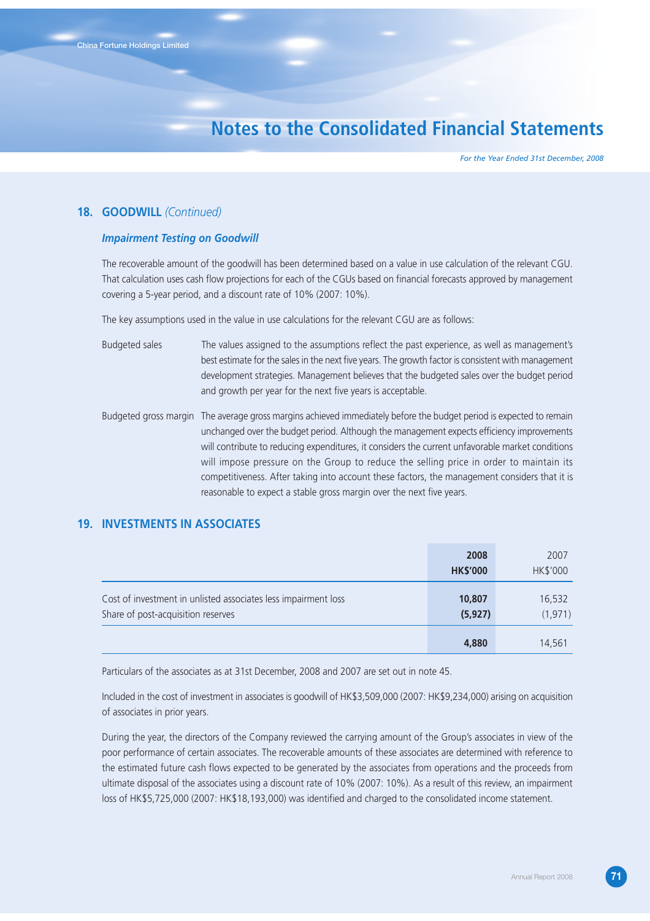## 18. GOODWILL *(Continued)*

### *Impairment Testing on Goodwill*

The recoverable amount of the goodwill has been determined based on a value in use calculation of the relevant CGU. That calculation uses cash flow projections for each of the CGUs based on financial forecasts approved by management covering a 5-year period, and a discount rate of 10% (2007: 10%).

The key assumptions used in the value in use calculations for the relevant CGU are as follows:

Budgeted sales — The values assigned to the assumptions reflect the past experience, as well as management's best estimate for the sales in the next five years. The growth factor is consistent with management development strategies. Management believes that the budgeted sales over the budget period and growth per year for the next five years is acceptable.

Budgeted gross margin — The average gross margins achieved immediately before the budget period is expected to remain unchanged over the budget period. Although the management expects efficiency improvements will contribute to reducing expenditures, it considers the current unfavorable market conditions will impose pressure on the Group to reduce the selling price in order to maintain its competitiveness. After taking into account these factors, the management considers that it is reasonable to expect a stable gross margin over the next five years.

## 19. INVESTMENTS IN ASSOCIATES

| | **2008** **HK$'000** | 2007 HK$'000 |
|---|---|---|
| Cost of investment in unlisted associates less impairment loss | **10,807** | 16,532 |
| Share of post-acquisition reserves | **(5,927)** | (1,971) |
| | **4,880** | 14,561 |

Particulars of the associates as at 31st December, 2008 and 2007 are set out in note 45.

Included in the cost of investment in associates is goodwill of HK$3,509,000 (2007: HK$9,234,000) arising on acquisition of associates in prior years.

During the year, the directors of the Company reviewed the carrying amount of the Group's associates in view of the poor performance of certain associates. The recoverable amounts of these associates are determined with reference to the estimated future cash flows expected to be generated by the associates from operations and the proceeds from ultimate disposal of the associates using a discount rate of 10% (2007: 10%). As a result of this review, an impairment loss of HK$5,725,000 (2007: HK$18,193,000) was identified and charged to the consolidated income statement.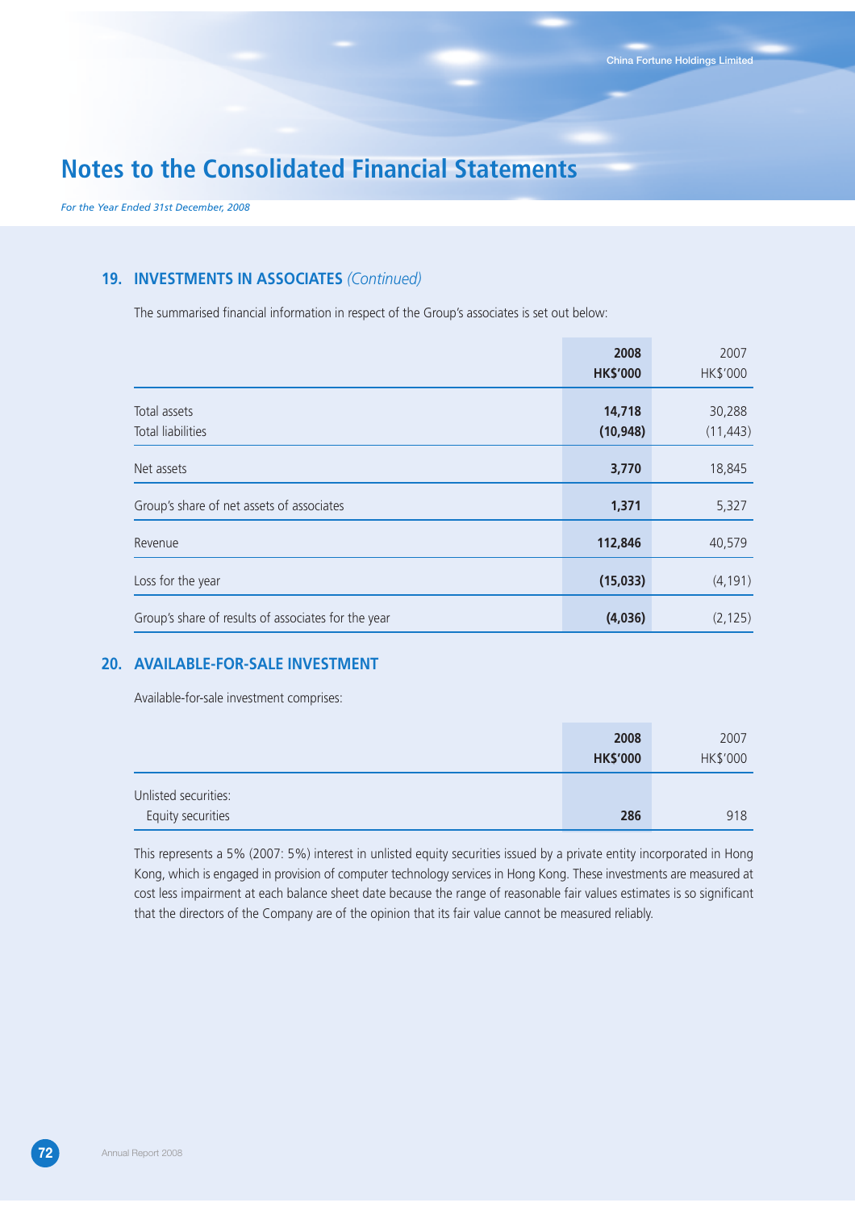# Notes to the Consolidated Financial Statements

*For the Year Ended 31st December, 2008*

## 19. INVESTMENTS IN ASSOCIATES *(Continued)*

The summarised financial information in respect of the Group's associates is set out below:

| | **2008** **HK$'000** | 2007 HK$'000 |
|---|---|---|
| Total assets | **14,718** | 30,288 |
| Total liabilities | **(10,948)** | (11,443) |
| Net assets | **3,770** | 18,845 |
| Group's share of net assets of associates | **1,371** | 5,327 |
| Revenue | **112,846** | 40,579 |
| Loss for the year | **(15,033)** | (4,191) |
| Group's share of results of associates for the year | **(4,036)** | (2,125) |

## 20. AVAILABLE-FOR-SALE INVESTMENT

Available-for-sale investment comprises:

| | **2008** **HK$'000** | 2007 HK$'000 |
|---|---|---|
| Unlisted securities: | | |
| Equity securities | **286** | 918 |

This represents a 5% (2007: 5%) interest in unlisted equity securities issued by a private entity incorporated in Hong Kong, which is engaged in provision of computer technology services in Hong Kong. These investments are measured at cost less impairment at each balance sheet date because the range of reasonable fair values estimates is so significant that the directors of the Company are of the opinion that its fair value cannot be measured reliably.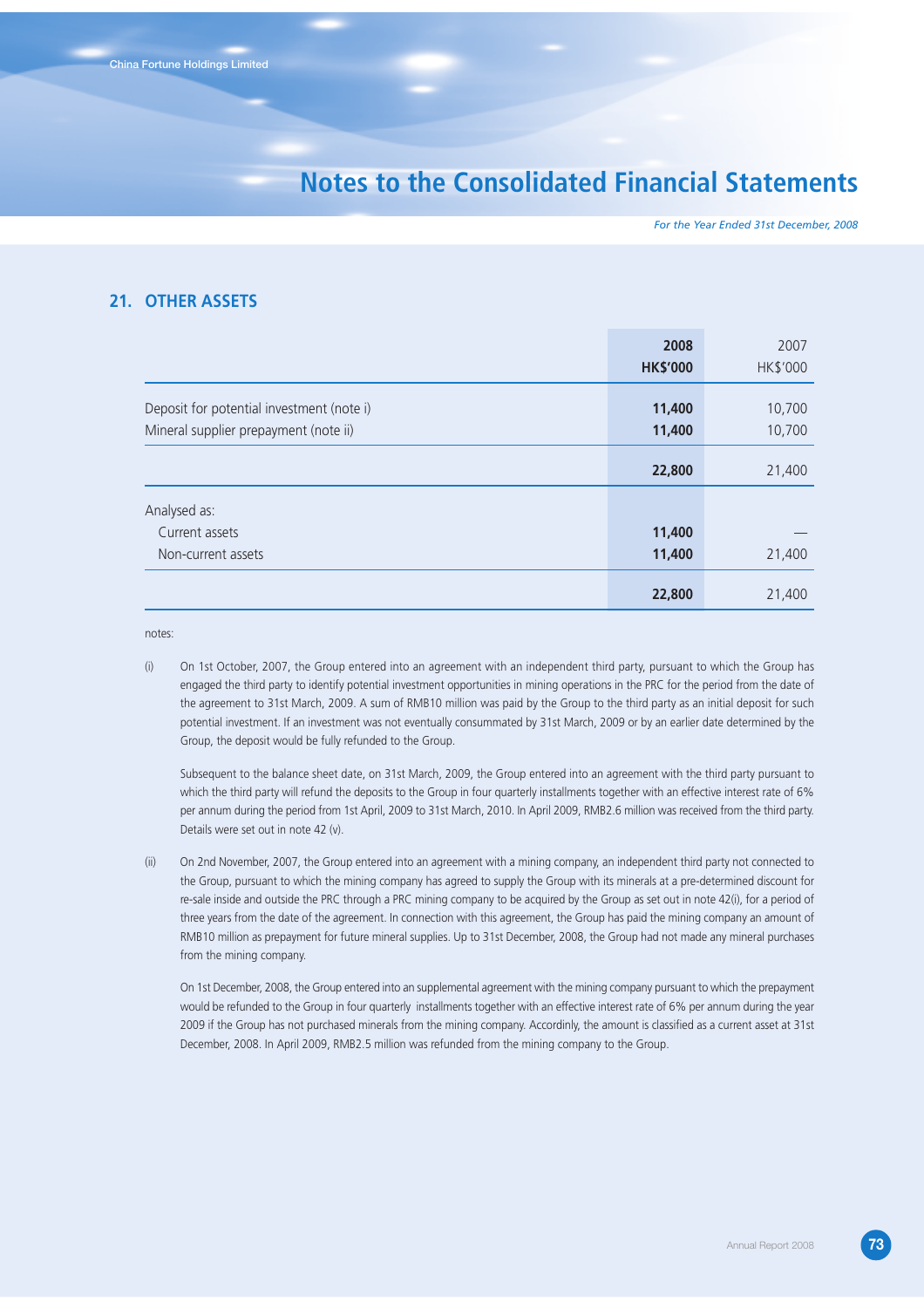## 21. OTHER ASSETS

| | 2008<br>HK$'000 | 2007<br>HK$'000 |
|---|---|---|
| Deposit for potential investment (note i) | 11,400 | 10,700 |
| Mineral supplier prepayment (note ii) | 11,400 | 10,700 |
| | 22,800 | 21,400 |
| Analysed as: | | |
| Current assets | 11,400 | — |
| Non-current assets | 11,400 | 21,400 |
| | 22,800 | 21,400 |

notes:

(i) On 1st October, 2007, the Group entered into an agreement with an independent third party, pursuant to which the Group has engaged the third party to identify potential investment opportunities in mining operations in the PRC for the period from the date of the agreement to 31st March, 2009. A sum of RMB10 million was paid by the Group to the third party as an initial deposit for such potential investment. If an investment was not eventually consummated by 31st March, 2009 or by an earlier date determined by the Group, the deposit would be fully refunded to the Group.

Subsequent to the balance sheet date, on 31st March, 2009, the Group entered into an agreement with the third party pursuant to which the third party will refund the deposits to the Group in four quarterly installments together with an effective interest rate of 6% per annum during the period from 1st April, 2009 to 31st March, 2010. In April 2009, RMB2.6 million was received from the third party. Details were set out in note 42 (v).

(ii) On 2nd November, 2007, the Group entered into an agreement with a mining company, an independent third party not connected to the Group, pursuant to which the mining company has agreed to supply the Group with its minerals at a pre-determined discount for re-sale inside and outside the PRC through a PRC mining company to be acquired by the Group as set out in note 42(i), for a period of three years from the date of the agreement. In connection with this agreement, the Group has paid the mining company an amount of RMB10 million as prepayment for future mineral supplies. Up to 31st December, 2008, the Group had not made any mineral purchases from the mining company.

On 1st December, 2008, the Group entered into an supplemental agreement with the mining company pursuant to which the prepayment would be refunded to the Group in four quarterly installments together with an effective interest rate of 6% per annum during the year 2009 if the Group has not purchased minerals from the mining company. Accordinly, the amount is classified as a current asset at 31st December, 2008. In April 2009, RMB2.5 million was refunded from the mining company to the Group.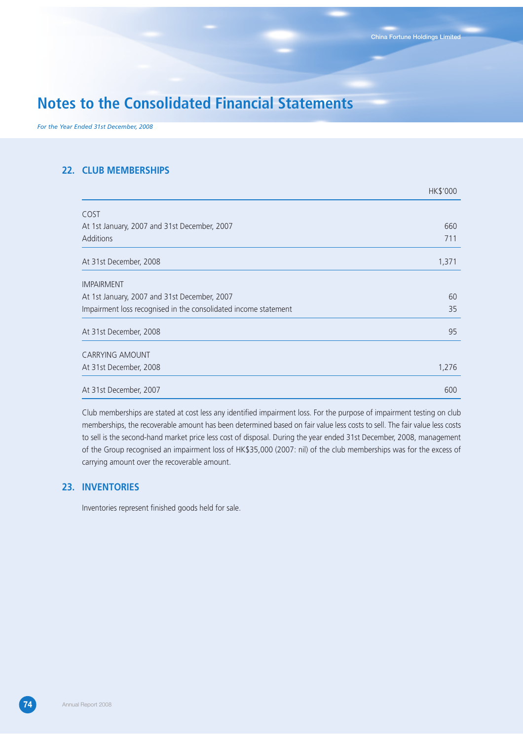# Notes to the Consolidated Financial Statements

*For the Year Ended 31st December, 2008*

## 22. CLUB MEMBERSHIPS

| | HK$'000 |
|---|---|
| COST | |
| At 1st January, 2007 and 31st December, 2007 | 660 |
| Additions | 711 |
| At 31st December, 2008 | 1,371 |
| IMPAIRMENT | |
| At 1st January, 2007 and 31st December, 2007 | 60 |
| Impairment loss recognised in the consolidated income statement | 35 |
| At 31st December, 2008 | 95 |
| CARRYING AMOUNT | |
| At 31st December, 2008 | 1,276 |
| At 31st December, 2007 | 600 |

Club memberships are stated at cost less any identified impairment loss. For the purpose of impairment testing on club memberships, the recoverable amount has been determined based on fair value less costs to sell. The fair value less costs to sell is the second-hand market price less cost of disposal. During the year ended 31st December, 2008, management of the Group recognised an impairment loss of HK$35,000 (2007: nil) of the club memberships was for the excess of carrying amount over the recoverable amount.

## 23. INVENTORIES

Inventories represent finished goods held for sale.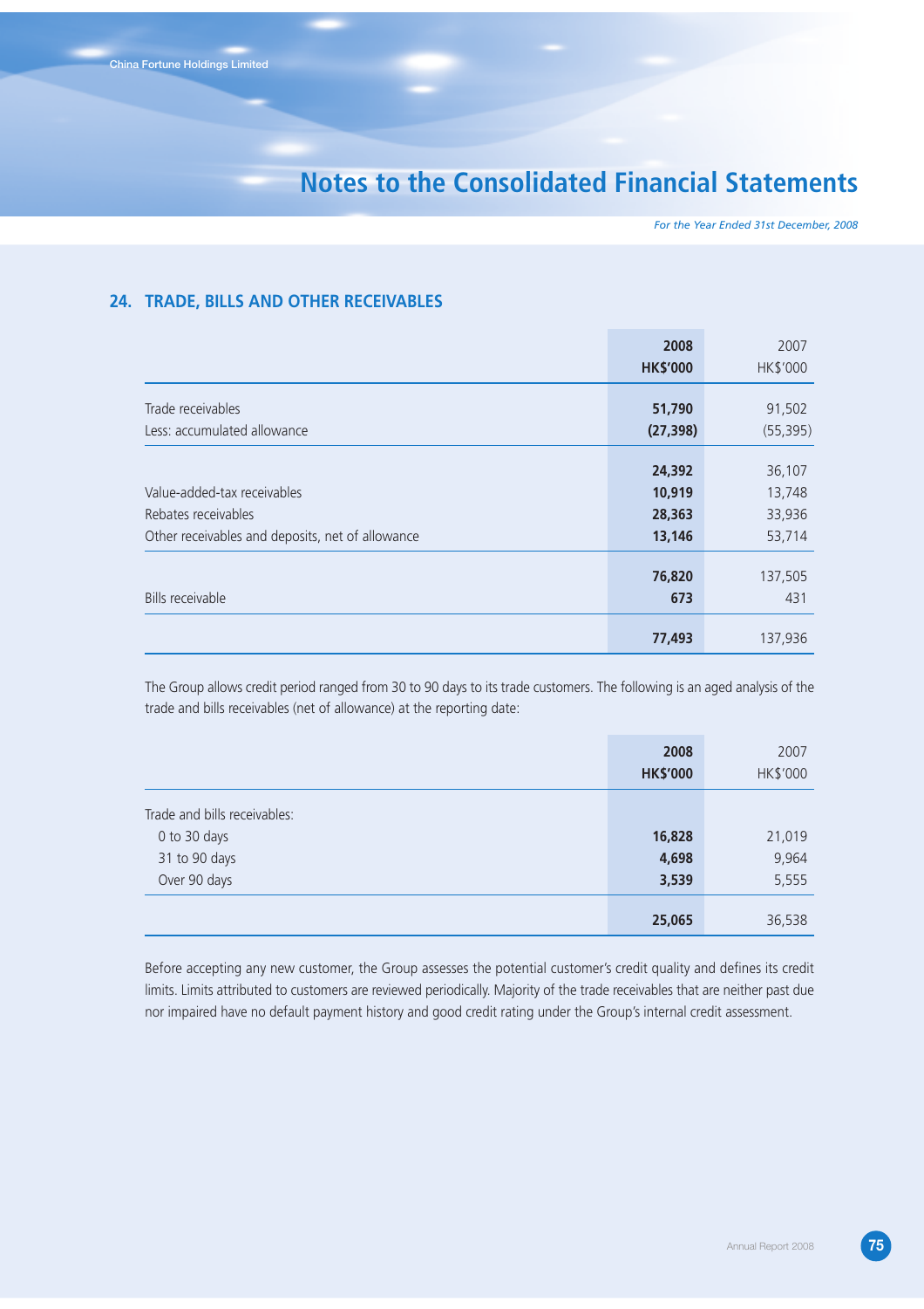## 24. TRADE, BILLS AND OTHER RECEIVABLES

| | 2008 HK$'000 | 2007 HK$'000 |
|---|---|---|
| Trade receivables | **51,790** | 91,502 |
| Less: accumulated allowance | **(27,398)** | (55,395) |
| | **24,392** | 36,107 |
| Value-added-tax receivables | **10,919** | 13,748 |
| Rebates receivables | **28,363** | 33,936 |
| Other receivables and deposits, net of allowance | **13,146** | 53,714 |
| | **76,820** | 137,505 |
| Bills receivable | **673** | 431 |
| | **77,493** | 137,936 |

The Group allows credit period ranged from 30 to 90 days to its trade customers. The following is an aged analysis of the trade and bills receivables (net of allowance) at the reporting date:

| | 2008 HK$'000 | 2007 HK$'000 |
|---|---|---|
| Trade and bills receivables: | | |
| 0 to 30 days | **16,828** | 21,019 |
| 31 to 90 days | **4,698** | 9,964 |
| Over 90 days | **3,539** | 5,555 |
| | **25,065** | 36,538 |

Before accepting any new customer, the Group assesses the potential customer's credit quality and defines its credit limits. Limits attributed to customers are reviewed periodically. Majority of the trade receivables that are neither past due nor impaired have no default payment history and good credit rating under the Group's internal credit assessment.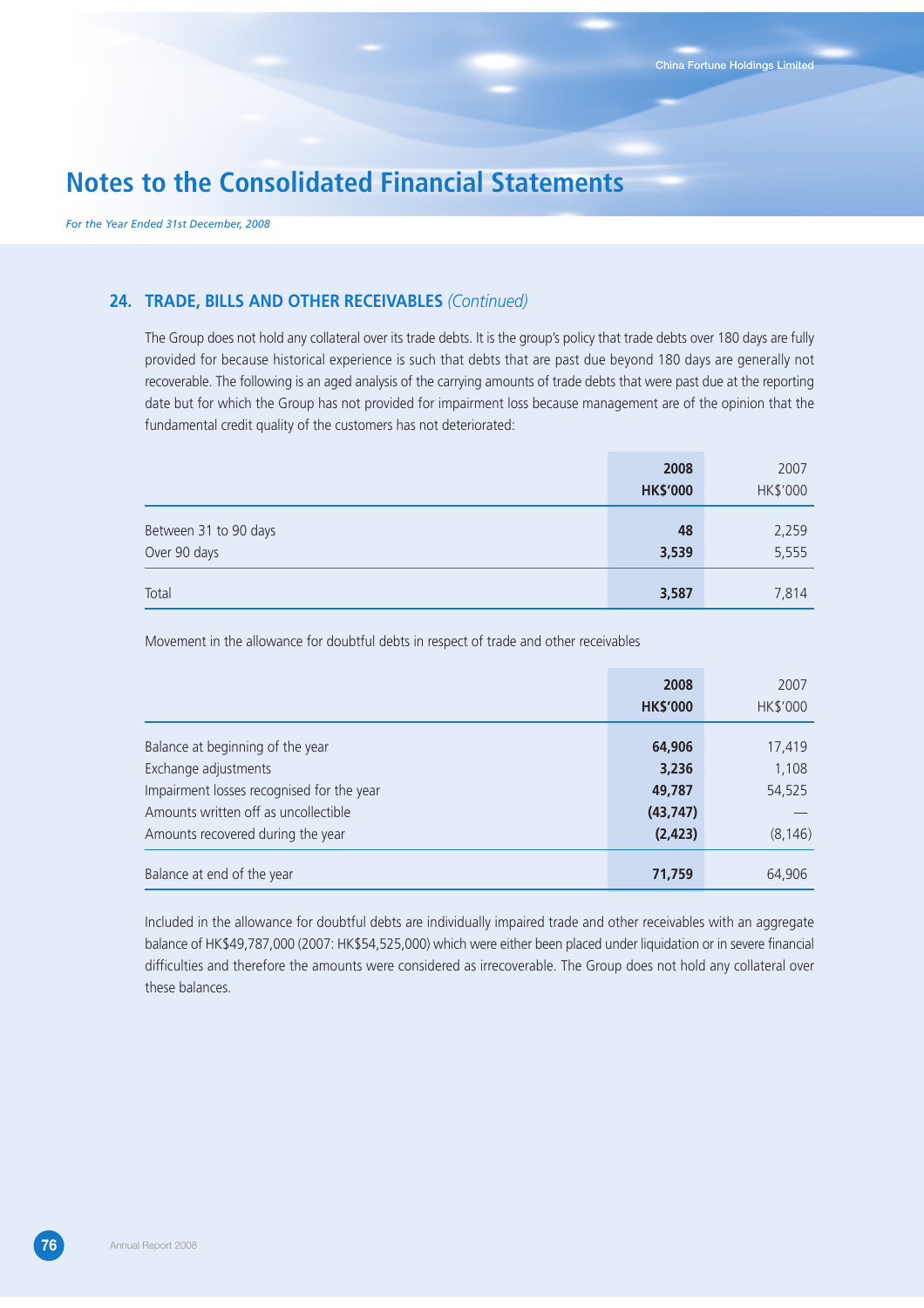## 24. TRADE, BILLS AND OTHER RECEIVABLES *(Continued)*

The Group does not hold any collateral over its trade debts. It is the group's policy that trade debts over 180 days are fully provided for because historical experience is such that debts that are past due beyond 180 days are generally not recoverable. The following is an aged analysis of the carrying amounts of trade debts that were past due at the reporting date but for which the Group has not provided for impairment loss because management are of the opinion that the fundamental credit quality of the customers has not deteriorated:

| | **2008** **HK$'000** | 2007 HK$'000 |
|---|---|---|
| Between 31 to 90 days | **48** | 2,259 |
| Over 90 days | **3,539** | 5,555 |
| Total | **3,587** | 7,814 |

Movement in the allowance for doubtful debts in respect of trade and other receivables

| | **2008** **HK$'000** | 2007 HK$'000 |
|---|---|---|
| Balance at beginning of the year | **64,906** | 17,419 |
| Exchange adjustments | **3,236** | 1,108 |
| Impairment losses recognised for the year | **49,787** | 54,525 |
| Amounts written off as uncollectible | **(43,747)** | — |
| Amounts recovered during the year | **(2,423)** | (8,146) |
| Balance at end of the year | **71,759** | 64,906 |

Included in the allowance for doubtful debts are individually impaired trade and other receivables with an aggregate balance of HK$49,787,000 (2007: HK$54,525,000) which were either been placed under liquidation or in severe financial difficulties and therefore the amounts were considered as irrecoverable. The Group does not hold any collateral over these balances.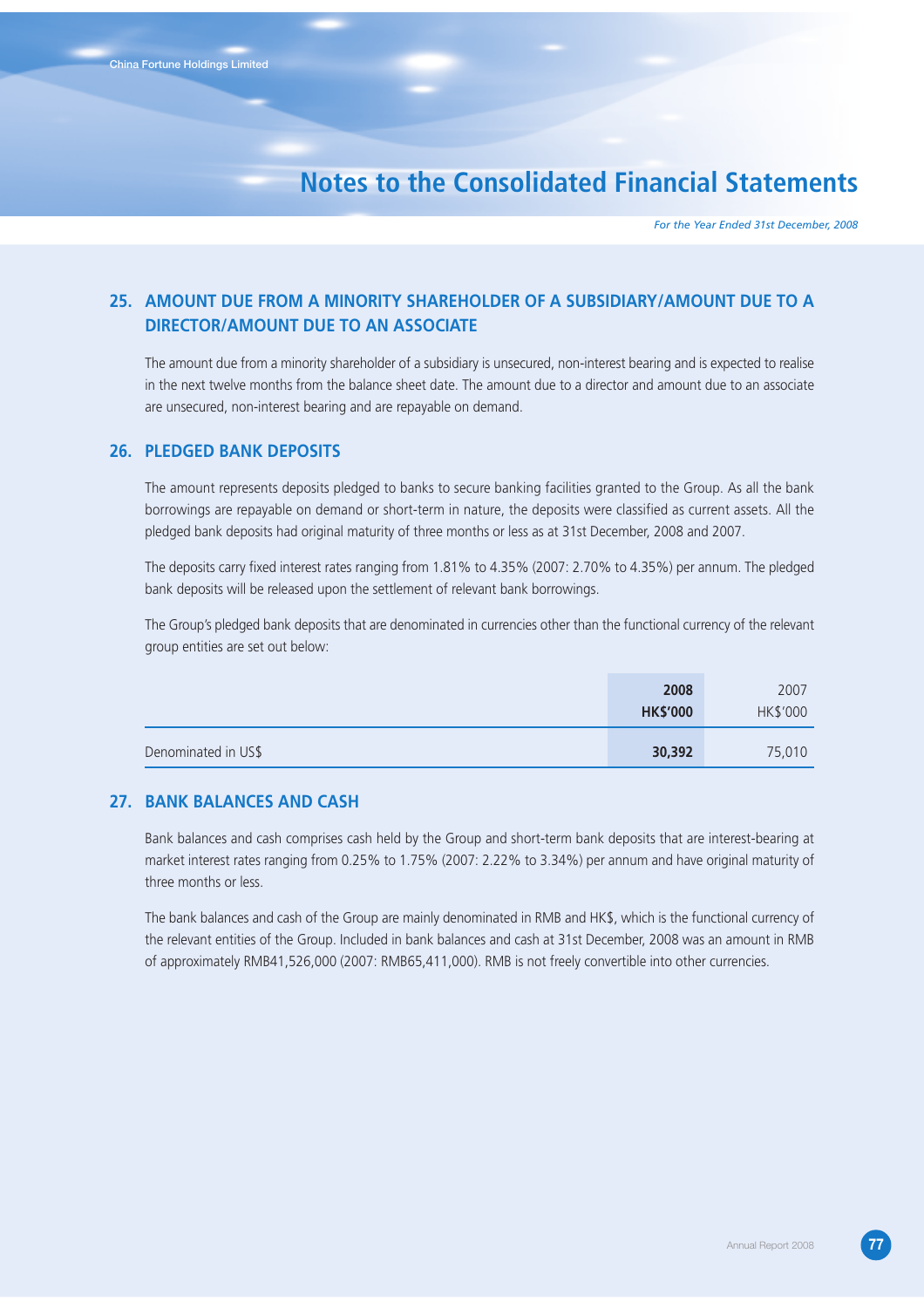## 25. AMOUNT DUE FROM A MINORITY SHAREHOLDER OF A SUBSIDIARY/AMOUNT DUE TO A DIRECTOR/AMOUNT DUE TO AN ASSOCIATE

The amount due from a minority shareholder of a subsidiary is unsecured, non-interest bearing and is expected to realise in the next twelve months from the balance sheet date. The amount due to a director and amount due to an associate are unsecured, non-interest bearing and are repayable on demand.

## 26. PLEDGED BANK DEPOSITS

The amount represents deposits pledged to banks to secure banking facilities granted to the Group. As all the bank borrowings are repayable on demand or short-term in nature, the deposits were classified as current assets. All the pledged bank deposits had original maturity of three months or less as at 31st December, 2008 and 2007.

The deposits carry fixed interest rates ranging from 1.81% to 4.35% (2007: 2.70% to 4.35%) per annum. The pledged bank deposits will be released upon the settlement of relevant bank borrowings.

The Group's pledged bank deposits that are denominated in currencies other than the functional currency of the relevant group entities are set out below:

| | **2008** | 2007 |
|---|---|---|
| | **HK$'000** | HK$'000 |
| Denominated in US$ | **30,392** | 75,010 |

## 27. BANK BALANCES AND CASH

Bank balances and cash comprises cash held by the Group and short-term bank deposits that are interest-bearing at market interest rates ranging from 0.25% to 1.75% (2007: 2.22% to 3.34%) per annum and have original maturity of three months or less.

The bank balances and cash of the Group are mainly denominated in RMB and HK$, which is the functional currency of the relevant entities of the Group. Included in bank balances and cash at 31st December, 2008 was an amount in RMB of approximately RMB41,526,000 (2007: RMB65,411,000). RMB is not freely convertible into other currencies.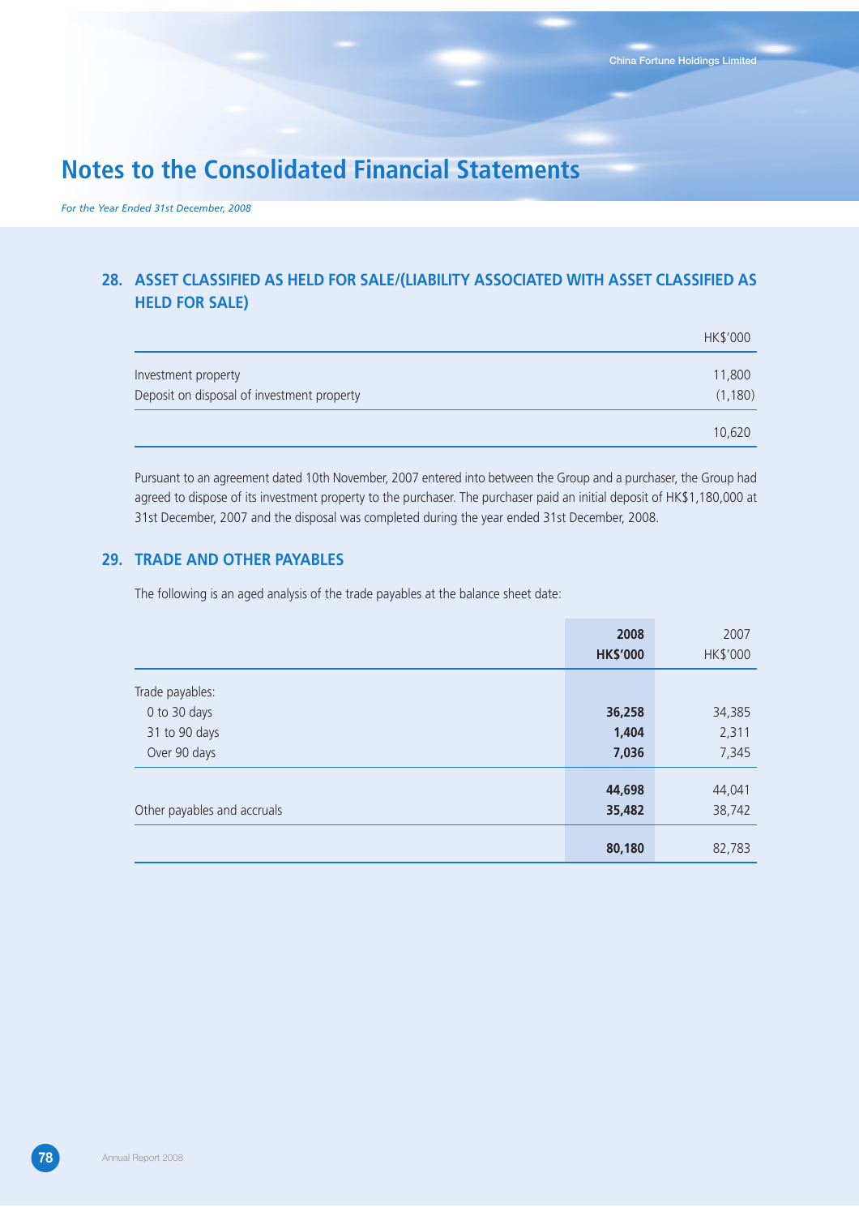# Notes to the Consolidated Financial Statements

*For the Year Ended 31st December, 2008*

## 28. ASSET CLASSIFIED AS HELD FOR SALE/(LIABILITY ASSOCIATED WITH ASSET CLASSIFIED AS HELD FOR SALE)

| | HK$'000 |
|---|---|
| Investment property | 11,800 |
| Deposit on disposal of investment property | (1,180) |
| | 10,620 |

Pursuant to an agreement dated 10th November, 2007 entered into between the Group and a purchaser, the Group had agreed to dispose of its investment property to the purchaser. The purchaser paid an initial deposit of HK$1,180,000 at 31st December, 2007 and the disposal was completed during the year ended 31st December, 2008.

## 29. TRADE AND OTHER PAYABLES

The following is an aged analysis of the trade payables at the balance sheet date:

| | **2008 HK$'000** | 2007 HK$'000 |
|---|---|---|
| Trade payables: | | |
| 0 to 30 days | **36,258** | 34,385 |
| 31 to 90 days | **1,404** | 2,311 |
| Over 90 days | **7,036** | 7,345 |
| | **44,698** | 44,041 |
| Other payables and accruals | **35,482** | 38,742 |
| | **80,180** | 82,783 |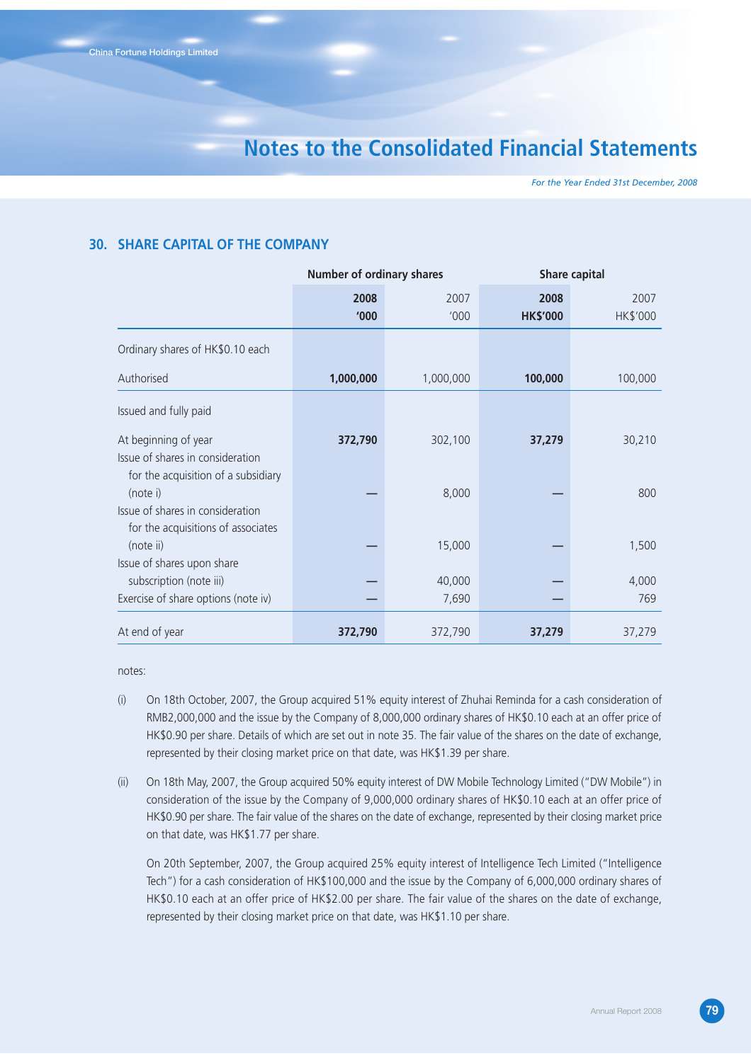## 30. SHARE CAPITAL OF THE COMPANY

| | Number of ordinary shares | | Share capital | |
|---|---|---|---|---|
| | **2008** | 2007 | **2008** | 2007 |
| | **'000** | '000 | **HK$'000** | HK$'000 |
| Ordinary shares of HK$0.10 each | | | | |
| Authorised | **1,000,000** | 1,000,000 | **100,000** | 100,000 |
| Issued and fully paid | | | | |
| At beginning of year | **372,790** | 302,100 | **37,279** | 30,210 |
| Issue of shares in consideration for the acquisition of a subsidiary (note i) | **—** | 8,000 | **—** | 800 |
| Issue of shares in consideration for the acquisitions of associates (note ii) | **—** | 15,000 | **—** | 1,500 |
| Issue of shares upon share subscription (note iii) | **—** | 40,000 | **—** | 4,000 |
| Exercise of share options (note iv) | **—** | 7,690 | **—** | 769 |
| At end of year | **372,790** | 372,790 | **37,279** | 37,279 |

notes:

(i) On 18th October, 2007, the Group acquired 51% equity interest of Zhuhai Reminda for a cash consideration of RMB2,000,000 and the issue by the Company of 8,000,000 ordinary shares of HK$0.10 each at an offer price of HK$0.90 per share. Details of which are set out in note 35. The fair value of the shares on the date of exchange, represented by their closing market price on that date, was HK$1.39 per share.

(ii) On 18th May, 2007, the Group acquired 50% equity interest of DW Mobile Technology Limited ("DW Mobile") in consideration of the issue by the Company of 9,000,000 ordinary shares of HK$0.10 each at an offer price of HK$0.90 per share. The fair value of the shares on the date of exchange, represented by their closing market price on that date, was HK$1.77 per share.

On 20th September, 2007, the Group acquired 25% equity interest of Intelligence Tech Limited ("Intelligence Tech") for a cash consideration of HK$100,000 and the issue by the Company of 6,000,000 ordinary shares of HK$0.10 each at an offer price of HK$2.00 per share. The fair value of the shares on the date of exchange, represented by their closing market price on that date, was HK$1.10 per share.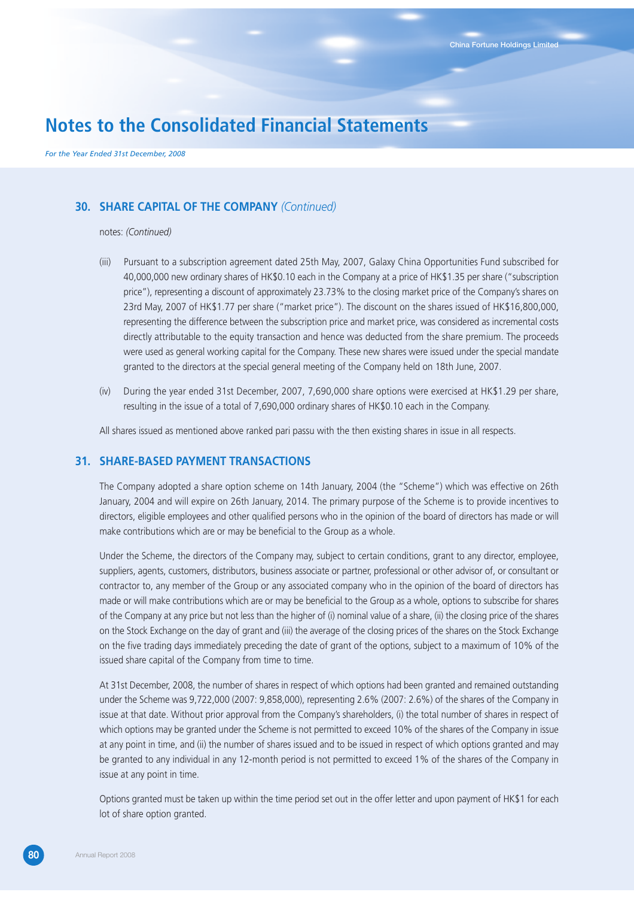## 30. SHARE CAPITAL OF THE COMPANY *(Continued)*

notes: *(Continued)*

(iii) Pursuant to a subscription agreement dated 25th May, 2007, Galaxy China Opportunities Fund subscribed for 40,000,000 new ordinary shares of HK$0.10 each in the Company at a price of HK$1.35 per share ("subscription price"), representing a discount of approximately 23.73% to the closing market price of the Company's shares on 23rd May, 2007 of HK$1.77 per share ("market price"). The discount on the shares issued of HK$16,800,000, representing the difference between the subscription price and market price, was considered as incremental costs directly attributable to the equity transaction and hence was deducted from the share premium. The proceeds were used as general working capital for the Company. These new shares were issued under the special mandate granted to the directors at the special general meeting of the Company held on 18th June, 2007.

(iv) During the year ended 31st December, 2007, 7,690,000 share options were exercised at HK$1.29 per share, resulting in the issue of a total of 7,690,000 ordinary shares of HK$0.10 each in the Company.

All shares issued as mentioned above ranked pari passu with the then existing shares in issue in all respects.

## 31. SHARE-BASED PAYMENT TRANSACTIONS

The Company adopted a share option scheme on 14th January, 2004 (the "Scheme") which was effective on 26th January, 2004 and will expire on 26th January, 2014. The primary purpose of the Scheme is to provide incentives to directors, eligible employees and other qualified persons who in the opinion of the board of directors has made or will make contributions which are or may be beneficial to the Group as a whole.

Under the Scheme, the directors of the Company may, subject to certain conditions, grant to any director, employee, suppliers, agents, customers, distributors, business associate or partner, professional or other advisor of, or consultant or contractor to, any member of the Group or any associated company who in the opinion of the board of directors has made or will make contributions which are or may be beneficial to the Group as a whole, options to subscribe for shares of the Company at any price but not less than the higher of (i) nominal value of a share, (ii) the closing price of the shares on the Stock Exchange on the day of grant and (iii) the average of the closing prices of the shares on the Stock Exchange on the five trading days immediately preceding the date of grant of the options, subject to a maximum of 10% of the issued share capital of the Company from time to time.

At 31st December, 2008, the number of shares in respect of which options had been granted and remained outstanding under the Scheme was 9,722,000 (2007: 9,858,000), representing 2.6% (2007: 2.6%) of the shares of the Company in issue at that date. Without prior approval from the Company's shareholders, (i) the total number of shares in respect of which options may be granted under the Scheme is not permitted to exceed 10% of the shares of the Company in issue at any point in time, and (ii) the number of shares issued and to be issued in respect of which options granted and may be granted to any individual in any 12-month period is not permitted to exceed 1% of the shares of the Company in issue at any point in time.

Options granted must be taken up within the time period set out in the offer letter and upon payment of HK$1 for each lot of share option granted.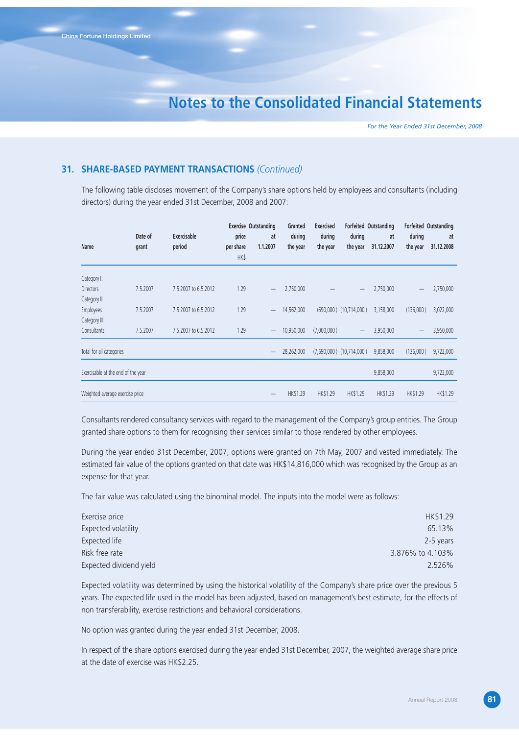## 31. SHARE-BASED PAYMENT TRANSACTIONS *(Continued)*

The following table discloses movement of the Company's share options held by employees and consultants (including directors) during the year ended 31st December, 2008 and 2007:

| Name | Date of grant | Exercisable period | Exercise price per share HK$ | Outstanding at 1.1.2007 | Granted during the year | Exercised during the year | Forfeited during the year | Outstanding at 31.12.2007 | Forfeited during the year | Outstanding at 31.12.2008 |
|---|---|---|---|---|---|---|---|---|---|---|
| Category I: | | | | | | | | | | |
| Directors | 7.5.2007 | 7.5.2007 to 6.5.2012 | 1.29 | — | 2,750,000 | — | — | 2,750,000 | — | 2,750,000 |
| Category II: | | | | | | | | | | |
| Employees | 7.5.2007 | 7.5.2007 to 6.5.2012 | 1.29 | — | 14,562,000 | (690,000) | (10,714,000) | 3,158,000 | (136,000) | 3,022,000 |
| Category III: | | | | | | | | | | |
| Consultants | 7.5.2007 | 7.5.2007 to 6.5.2012 | 1.29 | — | 10,950,000 | (7,000,000) | — | 3,950,000 | — | 3,950,000 |
| Total for all categories | | | | — | 28,262,000 | (7,690,000) | (10,714,000) | 9,858,000 | (136,000) | 9,722,000 |
| Exercisable at the end of the year | | | | | | | | 9,858,000 | | 9,722,000 |
| Weighted average exercise price | | | | — | HK$1.29 | HK$1.29 | HK$1.29 | HK$1.29 | HK$1.29 | HK$1.29 |

Consultants rendered consultancy services with regard to the management of the Company's group entities. The Group granted share options to them for recognising their services similar to those rendered by other employees.

During the year ended 31st December, 2007, options were granted on 7th May, 2007 and vested immediately. The estimated fair value of the options granted on that date was HK$14,816,000 which was recognised by the Group as an expense for that year.

The fair value was calculated using the binominal model. The inputs into the model were as follows:

| | |
|---|---|
| Exercise price | HK$1.29 |
| Expected volatility | 65.13% |
| Expected life | 2-5 years |
| Risk free rate | 3.876% to 4.103% |
| Expected dividend yield | 2.526% |

Expected volatility was determined by using the historical volatility of the Company's share price over the previous 5 years. The expected life used in the model has been adjusted, based on management's best estimate, for the effects of non transferability, exercise restrictions and behavioral considerations.

No option was granted during the year ended 31st December, 2008.

In respect of the share options exercised during the year ended 31st December, 2007, the weighted average share price at the date of exercise was HK$2.25.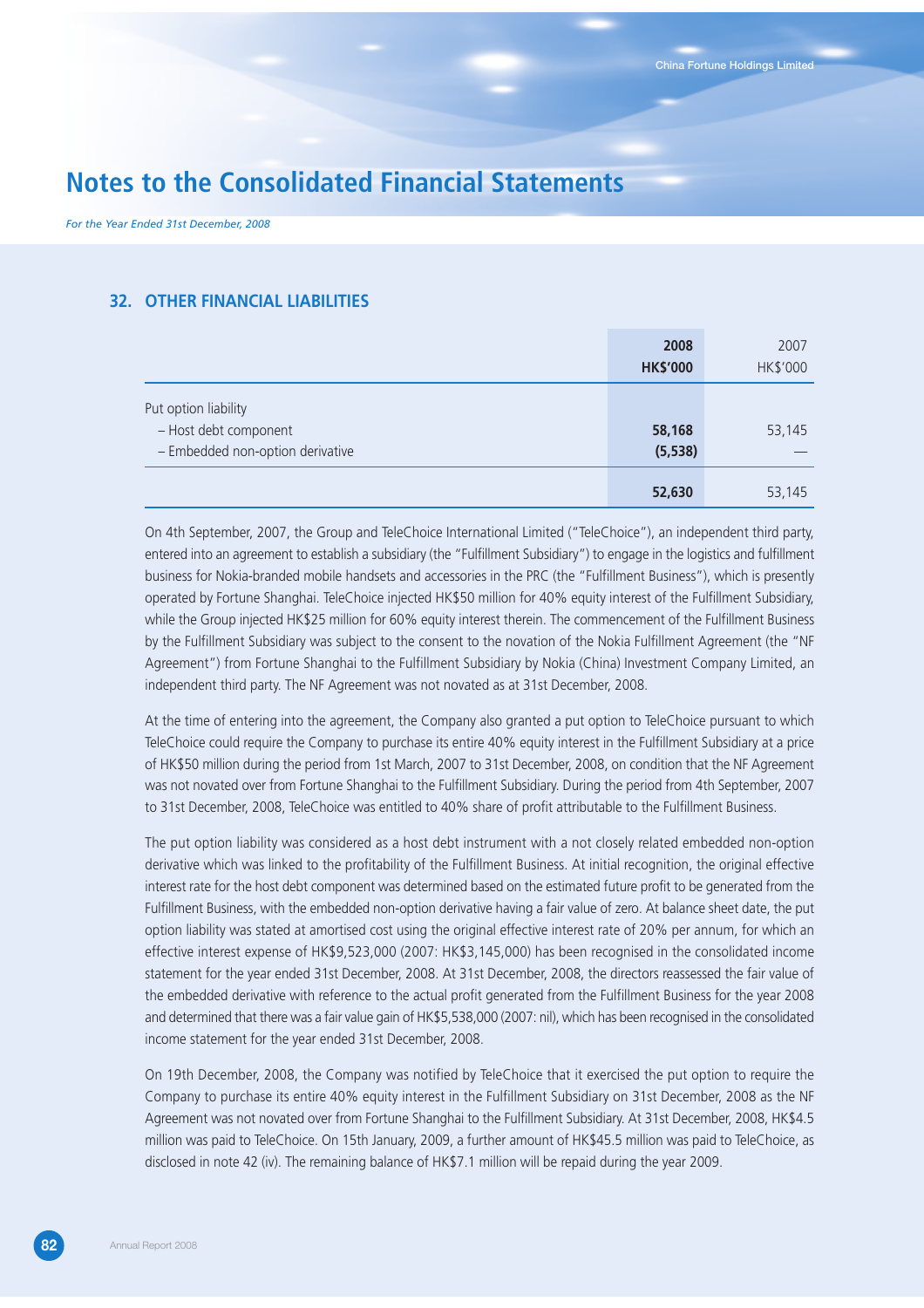# Notes to the Consolidated Financial Statements

*For the Year Ended 31st December, 2008*

## 32. OTHER FINANCIAL LIABILITIES

| | **2008** **HK$'000** | 2007 HK$'000 |
|---|---|---|
| Put option liability | | |
| – Host debt component | **58,168** | 53,145 |
| – Embedded non-option derivative | **(5,538)** | — |
| | **52,630** | 53,145 |

On 4th September, 2007, the Group and TeleChoice International Limited ("TeleChoice"), an independent third party, entered into an agreement to establish a subsidiary (the "Fulfillment Subsidiary") to engage in the logistics and fulfillment business for Nokia-branded mobile handsets and accessories in the PRC (the "Fulfillment Business"), which is presently operated by Fortune Shanghai. TeleChoice injected HK$50 million for 40% equity interest of the Fulfillment Subsidiary, while the Group injected HK$25 million for 60% equity interest therein. The commencement of the Fulfillment Business by the Fulfillment Subsidiary was subject to the consent to the novation of the Nokia Fulfillment Agreement (the "NF Agreement") from Fortune Shanghai to the Fulfillment Subsidiary by Nokia (China) Investment Company Limited, an independent third party. The NF Agreement was not novated as at 31st December, 2008.

At the time of entering into the agreement, the Company also granted a put option to TeleChoice pursuant to which TeleChoice could require the Company to purchase its entire 40% equity interest in the Fulfillment Subsidiary at a price of HK$50 million during the period from 1st March, 2007 to 31st December, 2008, on condition that the NF Agreement was not novated over from Fortune Shanghai to the Fulfillment Subsidiary. During the period from 4th September, 2007 to 31st December, 2008, TeleChoice was entitled to 40% share of profit attributable to the Fulfillment Business.

The put option liability was considered as a host debt instrument with a not closely related embedded non-option derivative which was linked to the profitability of the Fulfillment Business. At initial recognition, the original effective interest rate for the host debt component was determined based on the estimated future profit to be generated from the Fulfillment Business, with the embedded non-option derivative having a fair value of zero. At balance sheet date, the put option liability was stated at amortised cost using the original effective interest rate of 20% per annum, for which an effective interest expense of HK$9,523,000 (2007: HK$3,145,000) has been recognised in the consolidated income statement for the year ended 31st December, 2008. At 31st December, 2008, the directors reassessed the fair value of the embedded derivative with reference to the actual profit generated from the Fulfillment Business for the year 2008 and determined that there was a fair value gain of HK$5,538,000 (2007: nil), which has been recognised in the consolidated income statement for the year ended 31st December, 2008.

On 19th December, 2008, the Company was notified by TeleChoice that it exercised the put option to require the Company to purchase its entire 40% equity interest in the Fulfillment Subsidiary on 31st December, 2008 as the NF Agreement was not novated over from Fortune Shanghai to the Fulfillment Subsidiary. At 31st December, 2008, HK$4.5 million was paid to TeleChoice. On 15th January, 2009, a further amount of HK$45.5 million was paid to TeleChoice, as disclosed in note 42 (iv). The remaining balance of HK$7.1 million will be repaid during the year 2009.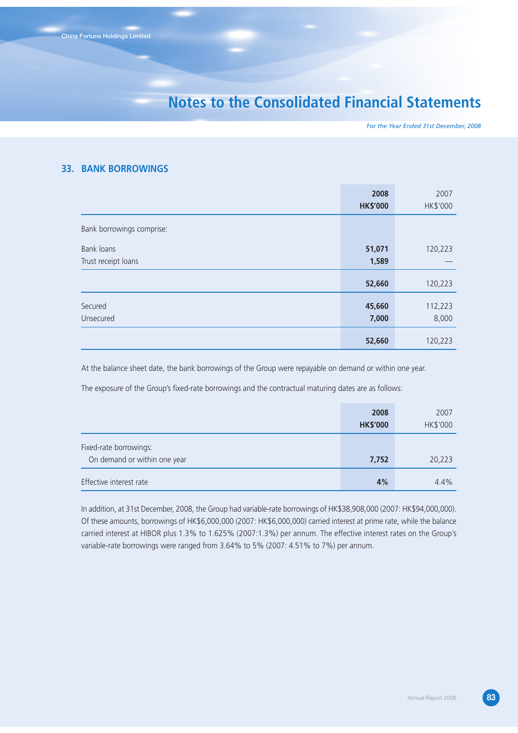## 33. BANK BORROWINGS

| | 2008<br>HK$'000 | 2007<br>HK$'000 |
|---|---|---|
| Bank borrowings comprise: | | |
| Bank loans | 51,071 | 120,223 |
| Trust receipt loans | 1,589 | — |
| | 52,660 | 120,223 |
| Secured | 45,660 | 112,223 |
| Unsecured | 7,000 | 8,000 |
| | 52,660 | 120,223 |

At the balance sheet date, the bank borrowings of the Group were repayable on demand or within one year.

The exposure of the Group's fixed-rate borrowings and the contractual maturing dates are as follows:

| | 2008<br>HK$'000 | 2007<br>HK$'000 |
|---|---|---|
| Fixed-rate borrowings: | | |
| On demand or within one year | 7,752 | 20,223 |
| Effective interest rate | 4% | 4.4% |

In addition, at 31st December, 2008, the Group had variable-rate borrowings of HK$38,908,000 (2007: HK$94,000,000). Of these amounts, borrowings of HK$6,000,000 (2007: HK$6,000,000) carried interest at prime rate, while the balance carried interest at HIBOR plus 1.3% to 1.625% (2007:1.3%) per annum. The effective interest rates on the Group's variable-rate borrowings were ranged from 3.64% to 5% (2007: 4.51% to 7%) per annum.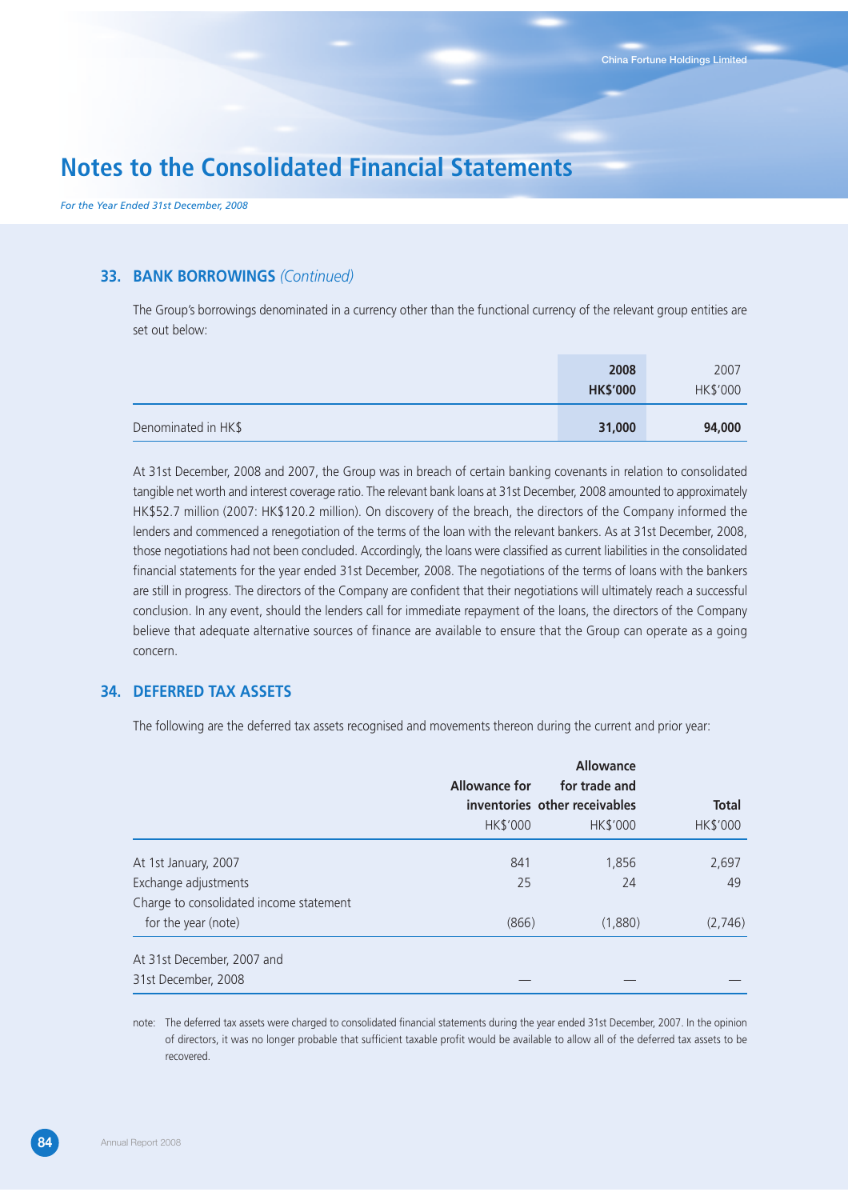## 33. BANK BORROWINGS *(Continued)*

The Group's borrowings denominated in a currency other than the functional currency of the relevant group entities are set out below:

| | **2008** **HK$'000** | 2007 HK$'000 |
|---|---|---|
| Denominated in HK$ | **31,000** | **94,000** |

At 31st December, 2008 and 2007, the Group was in breach of certain banking covenants in relation to consolidated tangible net worth and interest coverage ratio. The relevant bank loans at 31st December, 2008 amounted to approximately HK$52.7 million (2007: HK$120.2 million). On discovery of the breach, the directors of the Company informed the lenders and commenced a renegotiation of the terms of the loan with the relevant bankers. As at 31st December, 2008, those negotiations had not been concluded. Accordingly, the loans were classified as current liabilities in the consolidated financial statements for the year ended 31st December, 2008. The negotiations of the terms of loans with the bankers are still in progress. The directors of the Company are confident that their negotiations will ultimately reach a successful conclusion. In any event, should the lenders call for immediate repayment of the loans, the directors of the Company believe that adequate alternative sources of finance are available to ensure that the Group can operate as a going concern.

## 34. DEFERRED TAX ASSETS

The following are the deferred tax assets recognised and movements thereon during the current and prior year:

| | **Allowance for inventories** HK$'000 | **Allowance for trade and other receivables** HK$'000 | **Total** HK$'000 |
|---|---|---|---|
| At 1st January, 2007 | 841 | 1,856 | 2,697 |
| Exchange adjustments | 25 | 24 | 49 |
| Charge to consolidated income statement for the year (note) | (866) | (1,880) | (2,746) |
| At 31st December, 2007 and 31st December, 2008 | — | — | — |

note: The deferred tax assets were charged to consolidated financial statements during the year ended 31st December, 2007. In the opinion of directors, it was no longer probable that sufficient taxable profit would be available to allow all of the deferred tax assets to be recovered.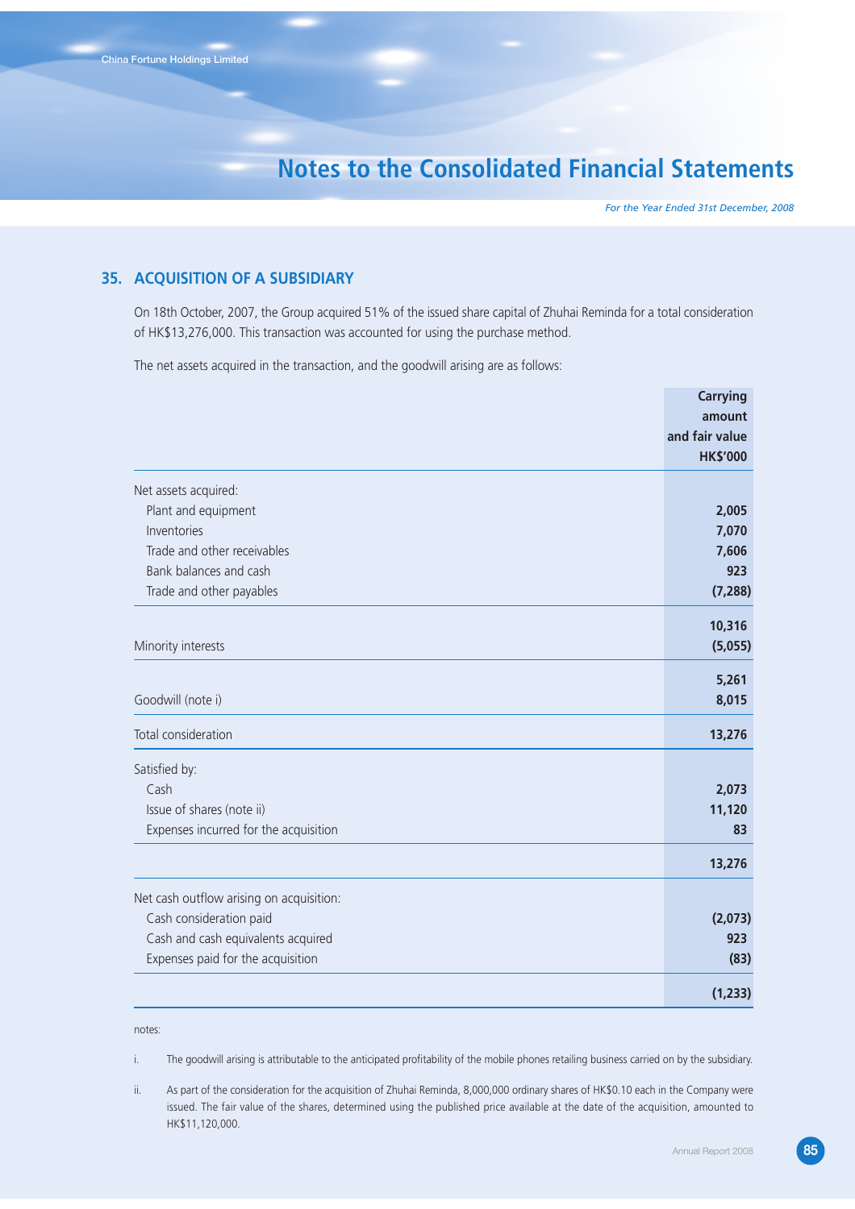## 35. ACQUISITION OF A SUBSIDIARY

On 18th October, 2007, the Group acquired 51% of the issued share capital of Zhuhai Reminda for a total consideration of HK$13,276,000. This transaction was accounted for using the purchase method.

The net assets acquired in the transaction, and the goodwill arising are as follows:

| | Carrying amount and fair value HK$'000 |
|---|---|
| Net assets acquired: | |
| Plant and equipment | 2,005 |
| Inventories | 7,070 |
| Trade and other receivables | 7,606 |
| Bank balances and cash | 923 |
| Trade and other payables | (7,288) |
| | 10,316 |
| Minority interests | (5,055) |
| | 5,261 |
| Goodwill (note i) | 8,015 |
| Total consideration | 13,276 |
| Satisfied by: | |
| Cash | 2,073 |
| Issue of shares (note ii) | 11,120 |
| Expenses incurred for the acquisition | 83 |
| | 13,276 |
| Net cash outflow arising on acquisition: | |
| Cash consideration paid | (2,073) |
| Cash and cash equivalents acquired | 923 |
| Expenses paid for the acquisition | (83) |
| | (1,233) |

notes:

i. The goodwill arising is attributable to the anticipated profitability of the mobile phones retailing business carried on by the subsidiary.

ii. As part of the consideration for the acquisition of Zhuhai Reminda, 8,000,000 ordinary shares of HK$0.10 each in the Company were issued. The fair value of the shares, determined using the published price available at the date of the acquisition, amounted to HK$11,120,000.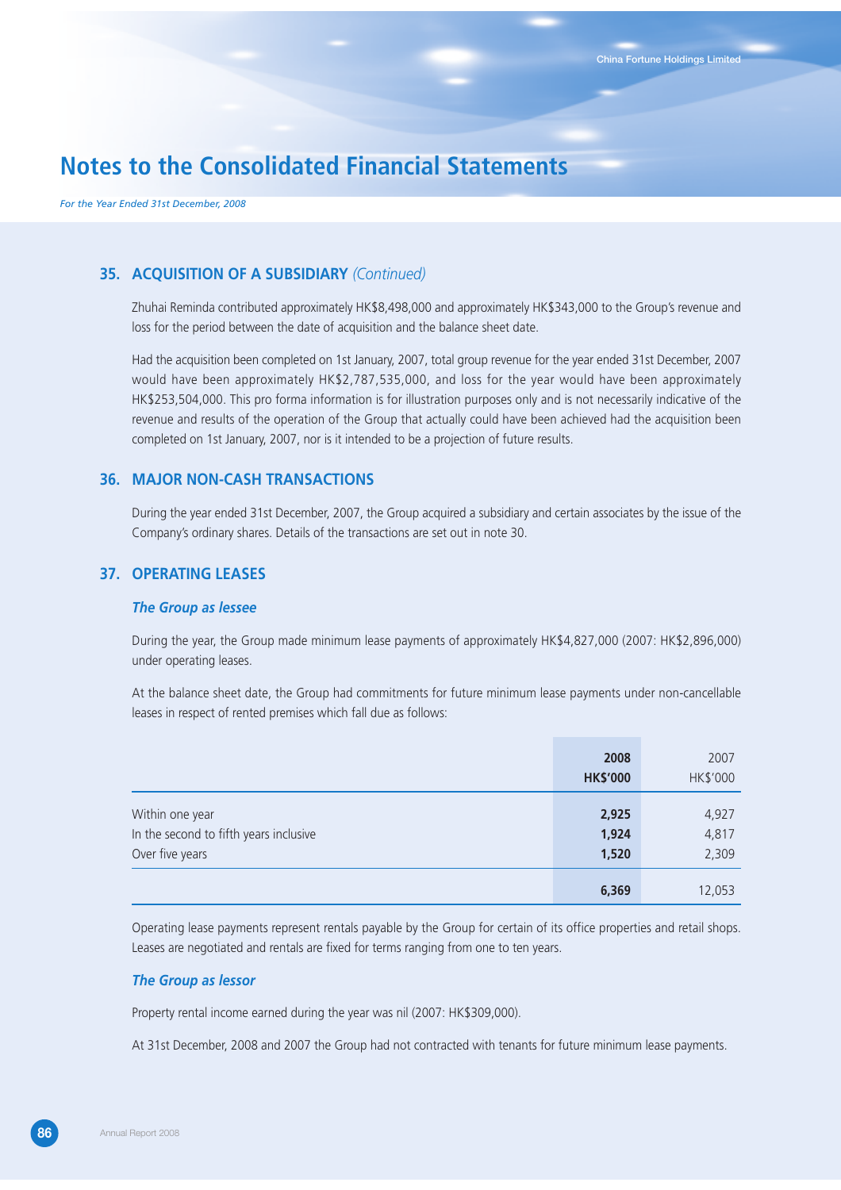# Notes to the Consolidated Financial Statements

*For the Year Ended 31st December, 2008*

## 35. ACQUISITION OF A SUBSIDIARY *(Continued)*

Zhuhai Reminda contributed approximately HK$8,498,000 and approximately HK$343,000 to the Group's revenue and loss for the period between the date of acquisition and the balance sheet date.

Had the acquisition been completed on 1st January, 2007, total group revenue for the year ended 31st December, 2007 would have been approximately HK$2,787,535,000, and loss for the year would have been approximately HK$253,504,000. This pro forma information is for illustration purposes only and is not necessarily indicative of the revenue and results of the operation of the Group that actually could have been achieved had the acquisition been completed on 1st January, 2007, nor is it intended to be a projection of future results.

## 36. MAJOR NON-CASH TRANSACTIONS

During the year ended 31st December, 2007, the Group acquired a subsidiary and certain associates by the issue of the Company's ordinary shares. Details of the transactions are set out in note 30.

## 37. OPERATING LEASES

### *The Group as lessee*

During the year, the Group made minimum lease payments of approximately HK$4,827,000 (2007: HK$2,896,000) under operating leases.

At the balance sheet date, the Group had commitments for future minimum lease payments under non-cancellable leases in respect of rented premises which fall due as follows:

| | **2008**<br>**HK$'000** | 2007<br>HK$'000 |
|---|---|---|
| Within one year | **2,925** | 4,927 |
| In the second to fifth years inclusive | **1,924** | 4,817 |
| Over five years | **1,520** | 2,309 |
| | **6,369** | 12,053 |

Operating lease payments represent rentals payable by the Group for certain of its office properties and retail shops. Leases are negotiated and rentals are fixed for terms ranging from one to ten years.

### *The Group as lessor*

Property rental income earned during the year was nil (2007: HK$309,000).

At 31st December, 2008 and 2007 the Group had not contracted with tenants for future minimum lease payments.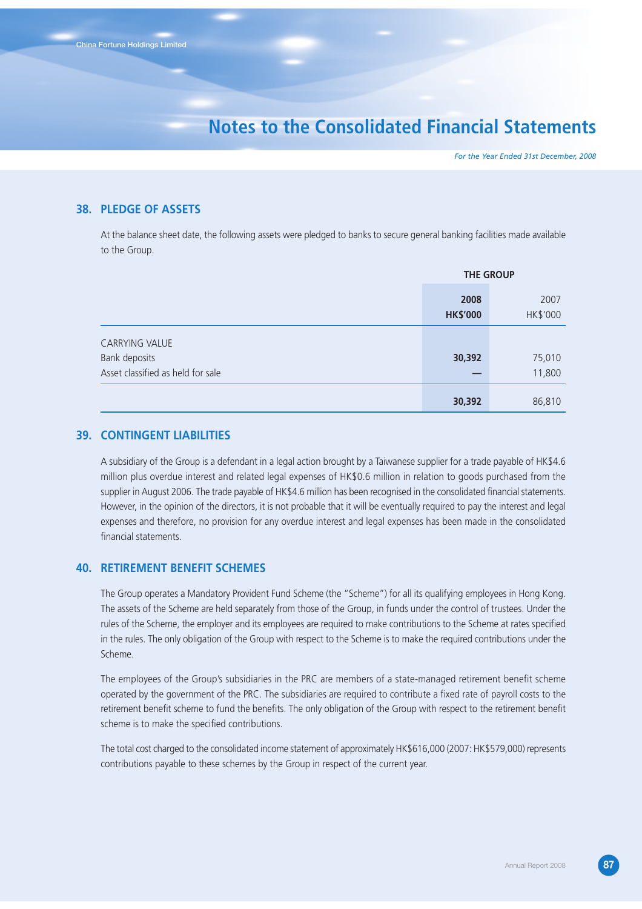## 38. PLEDGE OF ASSETS

At the balance sheet date, the following assets were pledged to banks to secure general banking facilities made available to the Group.

| | THE GROUP | |
|---|---|---|
| | **2008** | 2007 |
| | **HK$'000** | HK$'000 |
| CARRYING VALUE | | |
| Bank deposits | **30,392** | 75,010 |
| Asset classified as held for sale | **—** | 11,800 |
| | **30,392** | 86,810 |

## 39. CONTINGENT LIABILITIES

A subsidiary of the Group is a defendant in a legal action brought by a Taiwanese supplier for a trade payable of HK$4.6 million plus overdue interest and related legal expenses of HK$0.6 million in relation to goods purchased from the supplier in August 2006. The trade payable of HK$4.6 million has been recognised in the consolidated financial statements. However, in the opinion of the directors, it is not probable that it will be eventually required to pay the interest and legal expenses and therefore, no provision for any overdue interest and legal expenses has been made in the consolidated financial statements.

## 40. RETIREMENT BENEFIT SCHEMES

The Group operates a Mandatory Provident Fund Scheme (the "Scheme") for all its qualifying employees in Hong Kong. The assets of the Scheme are held separately from those of the Group, in funds under the control of trustees. Under the rules of the Scheme, the employer and its employees are required to make contributions to the Scheme at rates specified in the rules. The only obligation of the Group with respect to the Scheme is to make the required contributions under the Scheme.

The employees of the Group's subsidiaries in the PRC are members of a state-managed retirement benefit scheme operated by the government of the PRC. The subsidiaries are required to contribute a fixed rate of payroll costs to the retirement benefit scheme to fund the benefits. The only obligation of the Group with respect to the retirement benefit scheme is to make the specified contributions.

The total cost charged to the consolidated income statement of approximately HK$616,000 (2007: HK$579,000) represents contributions payable to these schemes by the Group in respect of the current year.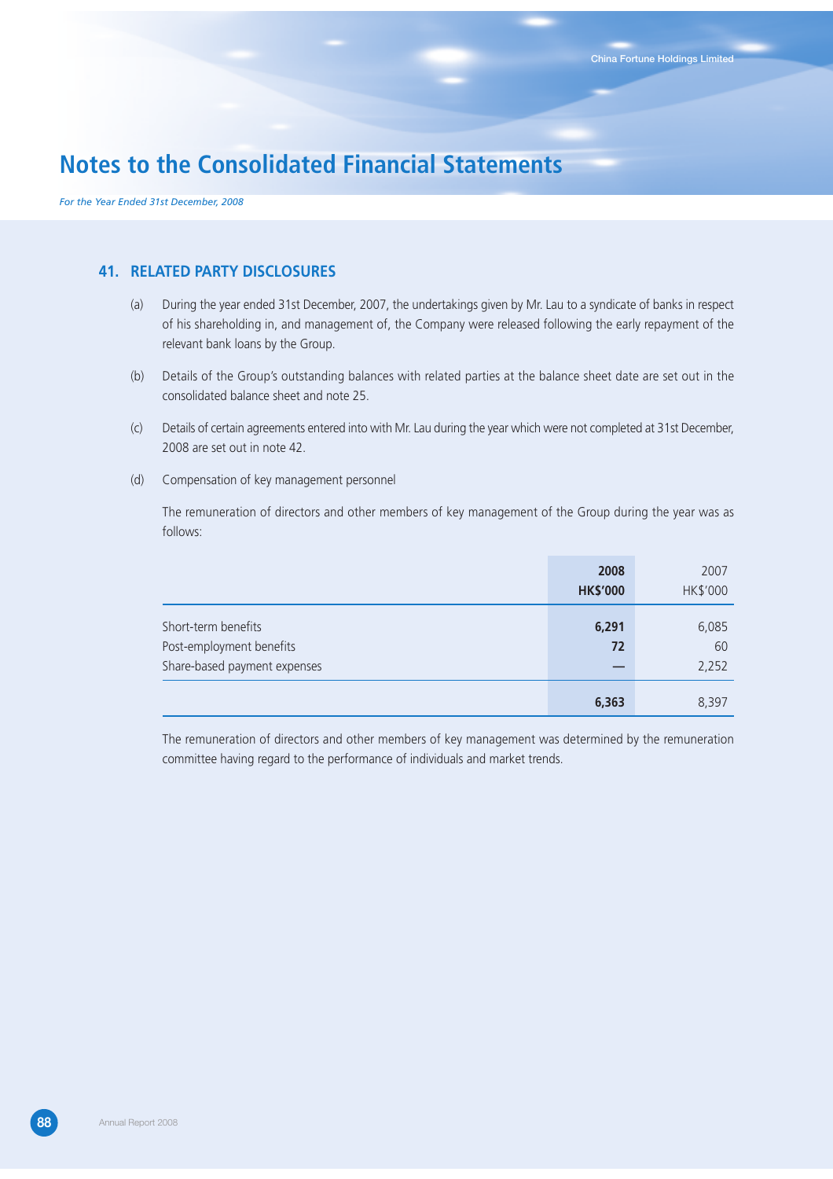# Notes to the Consolidated Financial Statements

*For the Year Ended 31st December, 2008*

## 41. RELATED PARTY DISCLOSURES

(a) During the year ended 31st December, 2007, the undertakings given by Mr. Lau to a syndicate of banks in respect of his shareholding in, and management of, the Company were released following the early repayment of the relevant bank loans by the Group.

(b) Details of the Group's outstanding balances with related parties at the balance sheet date are set out in the consolidated balance sheet and note 25.

(c) Details of certain agreements entered into with Mr. Lau during the year which were not completed at 31st December, 2008 are set out in note 42.

(d) Compensation of key management personnel

The remuneration of directors and other members of key management of the Group during the year was as follows:

| | **2008** | 2007 |
|---|---|---|
| | **HK$'000** | HK$'000 |
| Short-term benefits | **6,291** | 6,085 |
| Post-employment benefits | **72** | 60 |
| Share-based payment expenses | **—** | 2,252 |
| | **6,363** | 8,397 |

The remuneration of directors and other members of key management was determined by the remuneration committee having regard to the performance of individuals and market trends.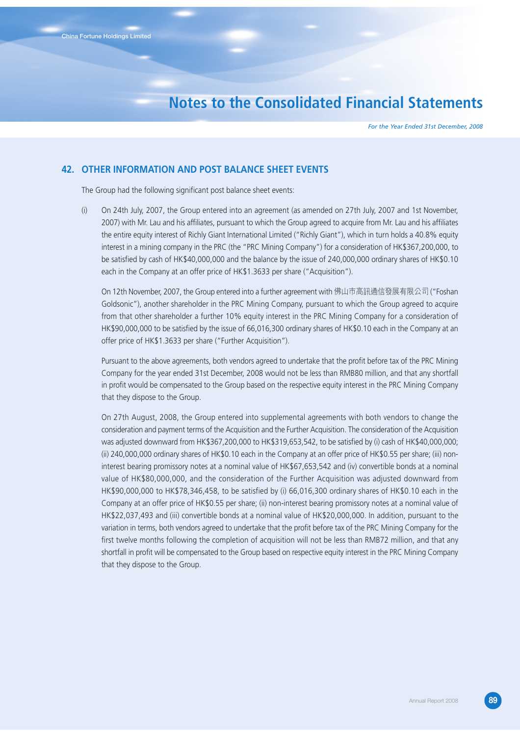## 42. OTHER INFORMATION AND POST BALANCE SHEET EVENTS

The Group had the following significant post balance sheet events:

(i) On 24th July, 2007, the Group entered into an agreement (as amended on 27th July, 2007 and 1st November, 2007) with Mr. Lau and his affiliates, pursuant to which the Group agreed to acquire from Mr. Lau and his affiliates the entire equity interest of Richly Giant International Limited ("Richly Giant"), which in turn holds a 40.8% equity interest in a mining company in the PRC (the "PRC Mining Company") for a consideration of HK$367,200,000, to be satisfied by cash of HK$40,000,000 and the balance by the issue of 240,000,000 ordinary shares of HK$0.10 each in the Company at an offer price of HK$1.3633 per share ("Acquisition").

   On 12th November, 2007, the Group entered into a further agreement with 佛山市高訊通信發展有限公司 ("Foshan Goldsonic"), another shareholder in the PRC Mining Company, pursuant to which the Group agreed to acquire from that other shareholder a further 10% equity interest in the PRC Mining Company for a consideration of HK$90,000,000 to be satisfied by the issue of 66,016,300 ordinary shares of HK$0.10 each in the Company at an offer price of HK$1.3633 per share ("Further Acquisition").

   Pursuant to the above agreements, both vendors agreed to undertake that the profit before tax of the PRC Mining Company for the year ended 31st December, 2008 would not be less than RMB80 million, and that any shortfall in profit would be compensated to the Group based on the respective equity interest in the PRC Mining Company that they dispose to the Group.

   On 27th August, 2008, the Group entered into supplemental agreements with both vendors to change the consideration and payment terms of the Acquisition and the Further Acquisition. The consideration of the Acquisition was adjusted downward from HK$367,200,000 to HK$319,653,542, to be satisfied by (i) cash of HK$40,000,000; (ii) 240,000,000 ordinary shares of HK$0.10 each in the Company at an offer price of HK$0.55 per share; (iii) non-interest bearing promissory notes at a nominal value of HK$67,653,542 and (iv) convertible bonds at a nominal value of HK$80,000,000, and the consideration of the Further Acquisition was adjusted downward from HK$90,000,000 to HK$78,346,458, to be satisfied by (i) 66,016,300 ordinary shares of HK$0.10 each in the Company at an offer price of HK$0.55 per share; (ii) non-interest bearing promissory notes at a nominal value of HK$22,037,493 and (iii) convertible bonds at a nominal value of HK$20,000,000. In addition, pursuant to the variation in terms, both vendors agreed to undertake that the profit before tax of the PRC Mining Company for the first twelve months following the completion of acquisition will not be less than RMB72 million, and that any shortfall in profit will be compensated to the Group based on respective equity interest in the PRC Mining Company that they dispose to the Group.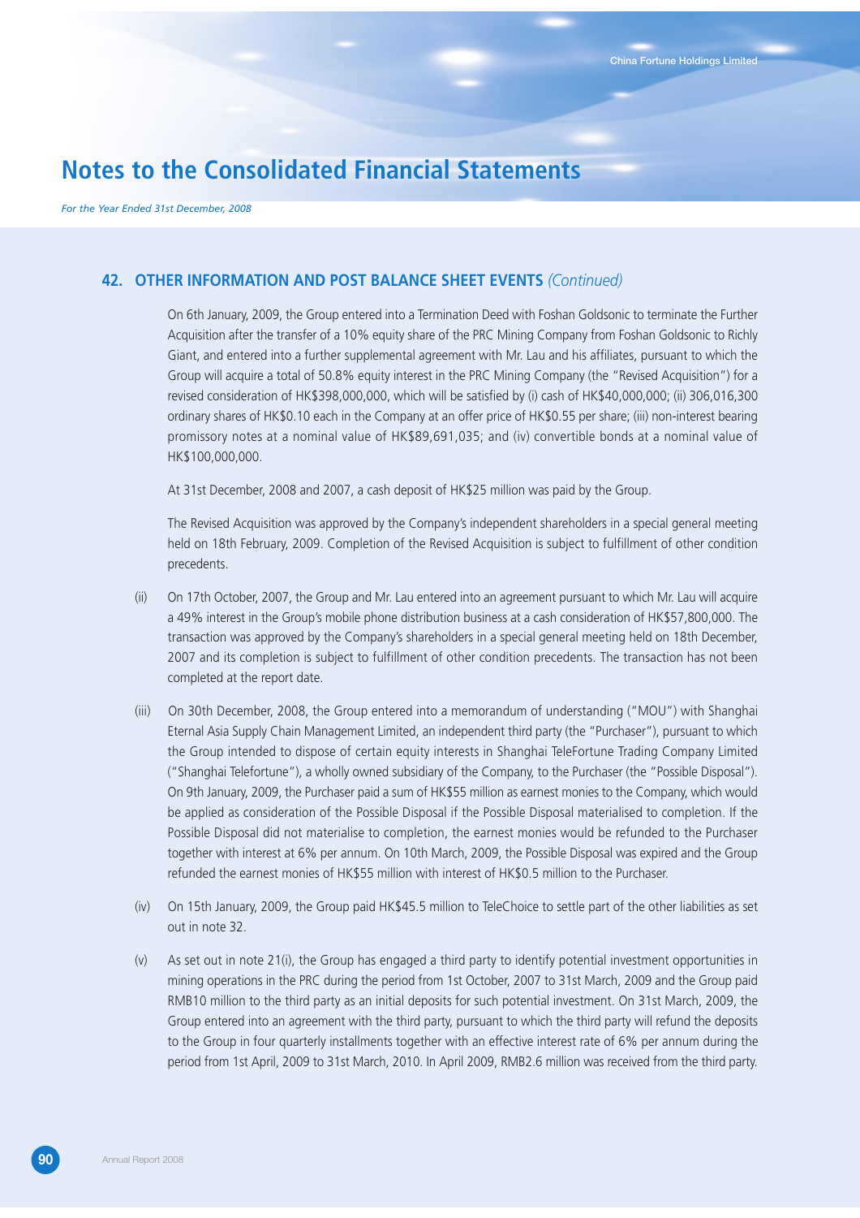## 42. OTHER INFORMATION AND POST BALANCE SHEET EVENTS *(Continued)*

On 6th January, 2009, the Group entered into a Termination Deed with Foshan Goldsonic to terminate the Further Acquisition after the transfer of a 10% equity share of the PRC Mining Company from Foshan Goldsonic to Richly Giant, and entered into a further supplemental agreement with Mr. Lau and his affiliates, pursuant to which the Group will acquire a total of 50.8% equity interest in the PRC Mining Company (the "Revised Acquisition") for a revised consideration of HK$398,000,000, which will be satisfied by (i) cash of HK$40,000,000; (ii) 306,016,300 ordinary shares of HK$0.10 each in the Company at an offer price of HK$0.55 per share; (iii) non-interest bearing promissory notes at a nominal value of HK$89,691,035; and (iv) convertible bonds at a nominal value of HK$100,000,000.

At 31st December, 2008 and 2007, a cash deposit of HK$25 million was paid by the Group.

The Revised Acquisition was approved by the Company's independent shareholders in a special general meeting held on 18th February, 2009. Completion of the Revised Acquisition is subject to fulfillment of other condition precedents.

(ii) On 17th October, 2007, the Group and Mr. Lau entered into an agreement pursuant to which Mr. Lau will acquire a 49% interest in the Group's mobile phone distribution business at a cash consideration of HK$57,800,000. The transaction was approved by the Company's shareholders in a special general meeting held on 18th December, 2007 and its completion is subject to fulfillment of other condition precedents. The transaction has not been completed at the report date.

(iii) On 30th December, 2008, the Group entered into a memorandum of understanding ("MOU") with Shanghai Eternal Asia Supply Chain Management Limited, an independent third party (the "Purchaser"), pursuant to which the Group intended to dispose of certain equity interests in Shanghai TeleFortune Trading Company Limited ("Shanghai Telefortune"), a wholly owned subsidiary of the Company, to the Purchaser (the "Possible Disposal"). On 9th January, 2009, the Purchaser paid a sum of HK$55 million as earnest monies to the Company, which would be applied as consideration of the Possible Disposal if the Possible Disposal materialised to completion. If the Possible Disposal did not materialise to completion, the earnest monies would be refunded to the Purchaser together with interest at 6% per annum. On 10th March, 2009, the Possible Disposal was expired and the Group refunded the earnest monies of HK$55 million with interest of HK$0.5 million to the Purchaser.

(iv) On 15th January, 2009, the Group paid HK$45.5 million to TeleChoice to settle part of the other liabilities as set out in note 32.

(v) As set out in note 21(i), the Group has engaged a third party to identify potential investment opportunities in mining operations in the PRC during the period from 1st October, 2007 to 31st March, 2009 and the Group paid RMB10 million to the third party as an initial deposits for such potential investment. On 31st March, 2009, the Group entered into an agreement with the third party, pursuant to which the third party will refund the deposits to the Group in four quarterly installments together with an effective interest rate of 6% per annum during the period from 1st April, 2009 to 31st March, 2010. In April 2009, RMB2.6 million was received from the third party.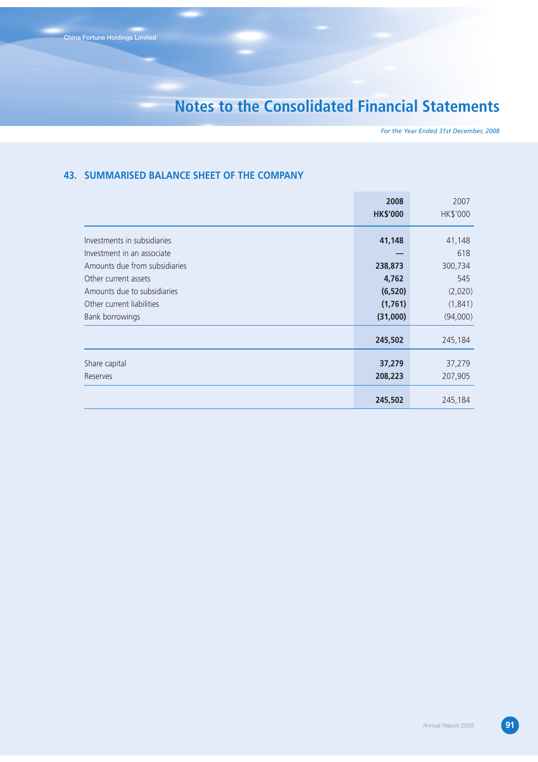## 43. SUMMARISED BALANCE SHEET OF THE COMPANY

| | 2008 HK$'000 | 2007 HK$'000 |
|---|---|---|
| Investments in subsidiaries | **41,148** | 41,148 |
| Investment in an associate | **—** | 618 |
| Amounts due from subsidiaries | **238,873** | 300,734 |
| Other current assets | **4,762** | 545 |
| Amounts due to subsidiaries | **(6,520)** | (2,020) |
| Other current liabilities | **(1,761)** | (1,841) |
| Bank borrowings | **(31,000)** | (94,000) |
| | **245,502** | 245,184 |
| Share capital | **37,279** | 37,279 |
| Reserves | **208,223** | 207,905 |
| | **245,502** | 245,184 |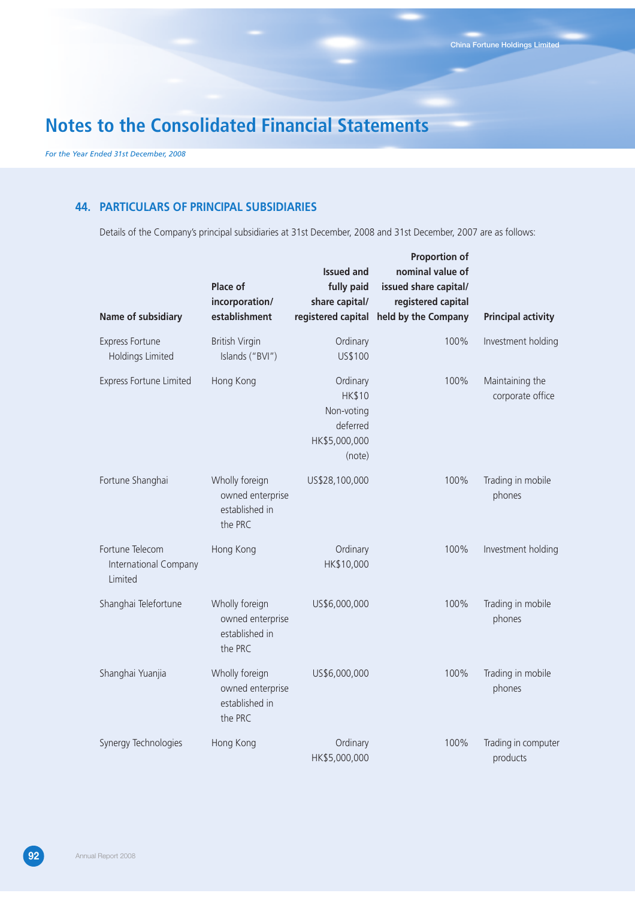# Notes to the Consolidated Financial Statements

*For the Year Ended 31st December, 2008*

## 44. PARTICULARS OF PRINCIPAL SUBSIDIARIES

Details of the Company's principal subsidiaries at 31st December, 2008 and 31st December, 2007 are as follows:

| Name of subsidiary | Place of incorporation/ establishment | Issued and fully paid share capital/ registered capital | Proportion of nominal value of issued share capital/ registered capital held by the Company | Principal activity |
|---|---|---|---|---|
| Express Fortune Holdings Limited | British Virgin Islands ("BVI") | Ordinary US$100 | 100% | Investment holding |
| Express Fortune Limited | Hong Kong | Ordinary HK$10 Non-voting deferred HK$5,000,000 (note) | 100% | Maintaining the corporate office |
| Fortune Shanghai | Wholly foreign owned enterprise established in the PRC | US$28,100,000 | 100% | Trading in mobile phones |
| Fortune Telecom International Company Limited | Hong Kong | Ordinary HK$10,000 | 100% | Investment holding |
| Shanghai Telefortune | Wholly foreign owned enterprise established in the PRC | US$6,000,000 | 100% | Trading in mobile phones |
| Shanghai Yuanjia | Wholly foreign owned enterprise established in the PRC | US$6,000,000 | 100% | Trading in mobile phones |
| Synergy Technologies | Hong Kong | Ordinary HK$5,000,000 | 100% | Trading in computer products |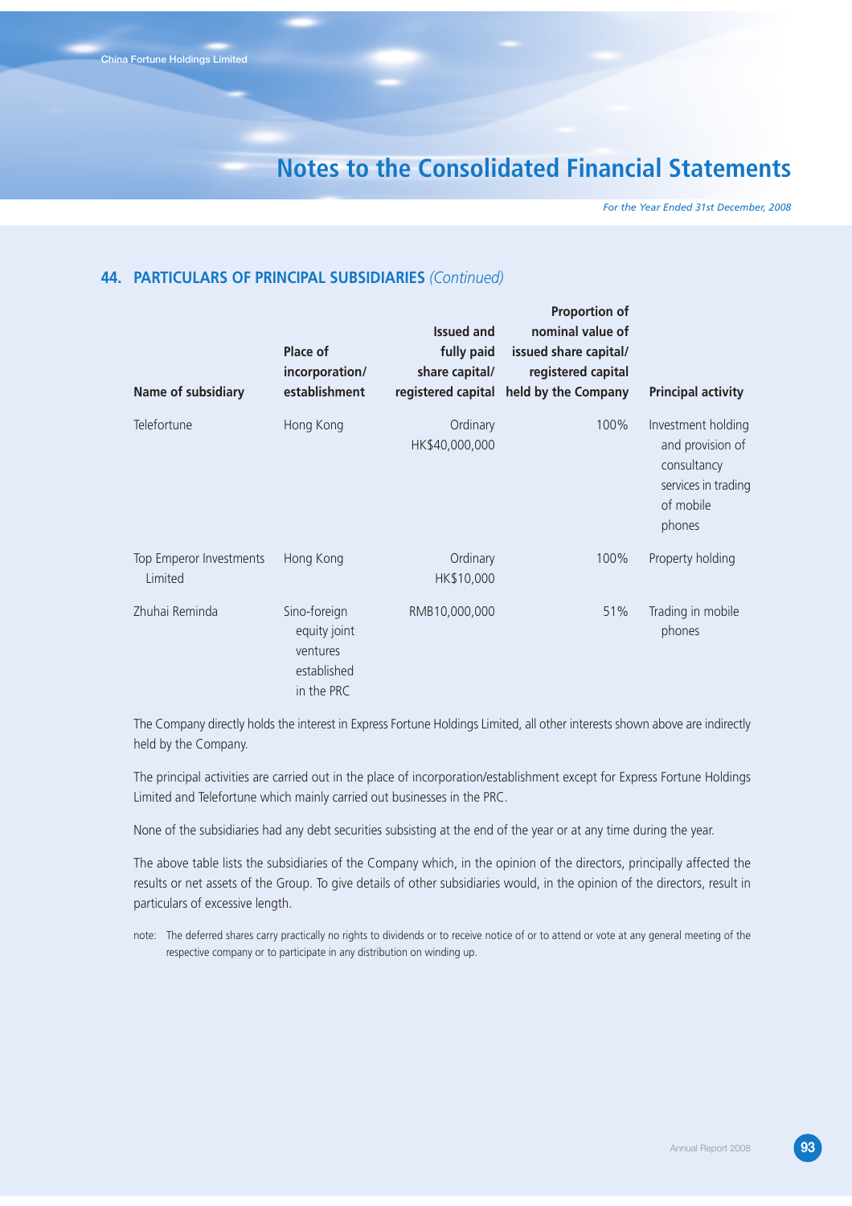## 44. PARTICULARS OF PRINCIPAL SUBSIDIARIES *(Continued)*

| Name of subsidiary | Place of incorporation/ establishment | Issued and fully paid share capital/ registered capital | Proportion of nominal value of issued share capital/ registered capital held by the Company | Principal activity |
|---|---|---|---|---|
| Telefortune | Hong Kong | Ordinary HK$40,000,000 | 100% | Investment holding and provision of consultancy services in trading of mobile phones |
| Top Emperor Investments Limited | Hong Kong | Ordinary HK$10,000 | 100% | Property holding |
| Zhuhai Reminda | Sino-foreign equity joint ventures established in the PRC | RMB10,000,000 | 51% | Trading in mobile phones |

The Company directly holds the interest in Express Fortune Holdings Limited, all other interests shown above are indirectly held by the Company.

The principal activities are carried out in the place of incorporation/establishment except for Express Fortune Holdings Limited and Telefortune which mainly carried out businesses in the PRC.

None of the subsidiaries had any debt securities subsisting at the end of the year or at any time during the year.

The above table lists the subsidiaries of the Company which, in the opinion of the directors, principally affected the results or net assets of the Group. To give details of other subsidiaries would, in the opinion of the directors, result in particulars of excessive length.

note: The deferred shares carry practically no rights to dividends or to receive notice of or to attend or vote at any general meeting of the respective company or to participate in any distribution on winding up.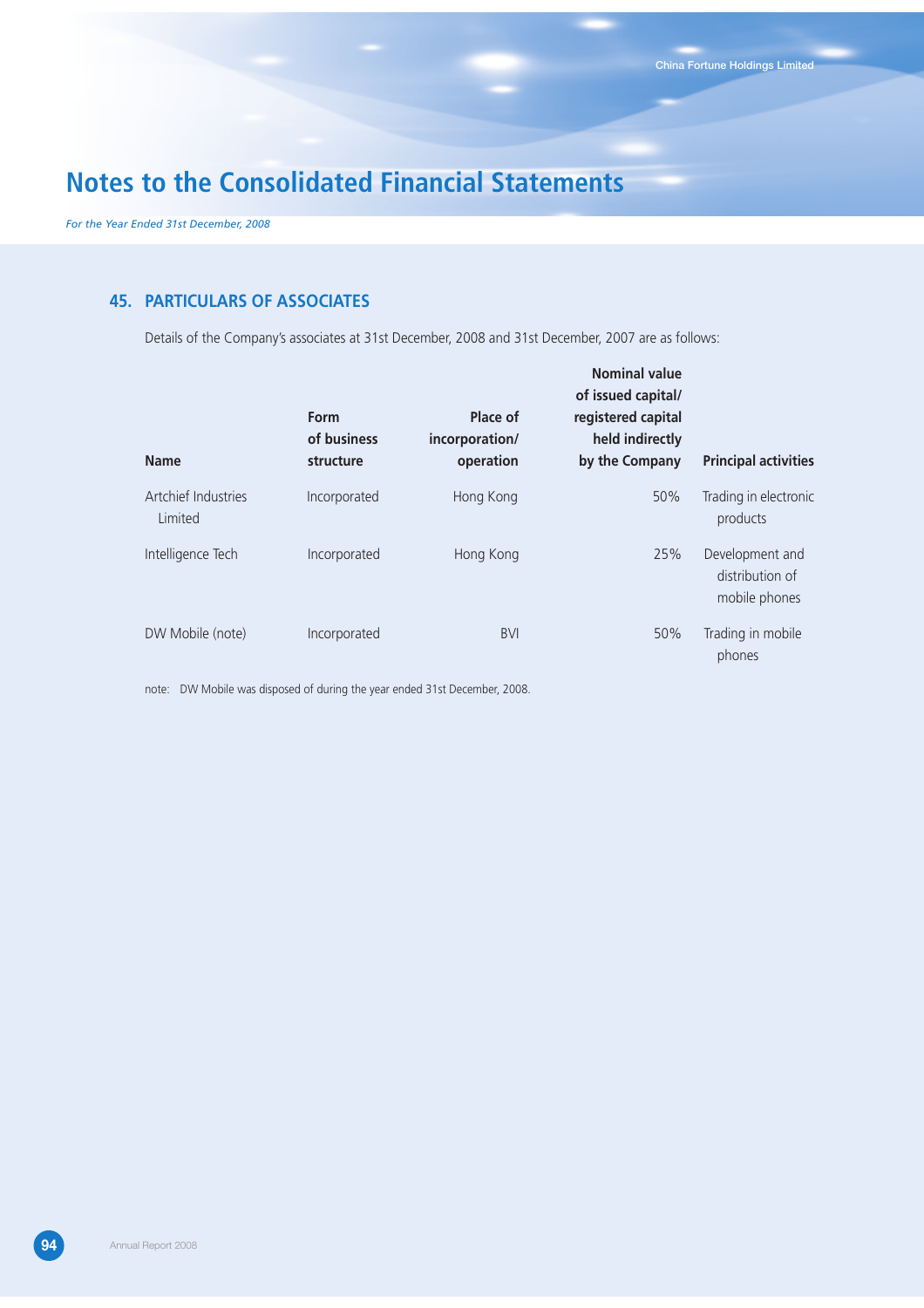## 45. PARTICULARS OF ASSOCIATES

Details of the Company's associates at 31st December, 2008 and 31st December, 2007 are as follows:

| Name | Form of business structure | Place of incorporation/ operation | Nominal value of issued capital/ registered capital held indirectly by the Company | Principal activities |
|---|---|---|---|---|
| Artchief Industries Limited | Incorporated | Hong Kong | 50% | Trading in electronic products |
| Intelligence Tech | Incorporated | Hong Kong | 25% | Development and distribution of mobile phones |
| DW Mobile (note) | Incorporated | BVI | 50% | Trading in mobile phones |

note: DW Mobile was disposed of during the year ended 31st December, 2008.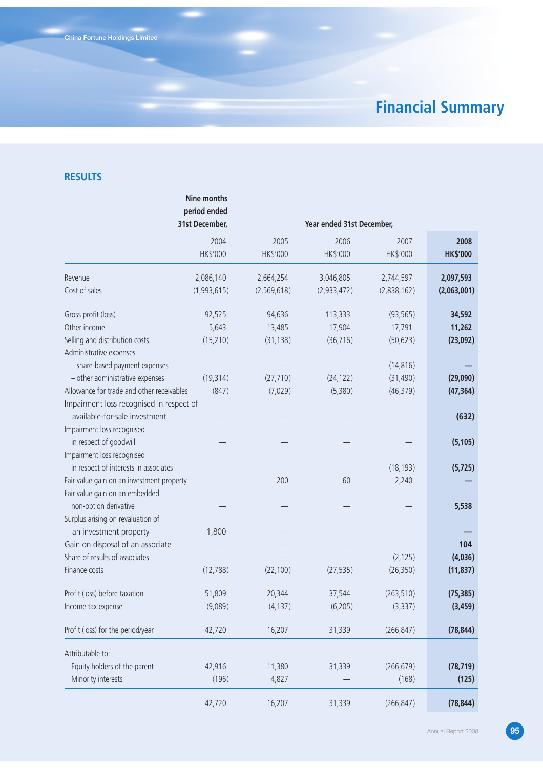# Financial Summary

## RESULTS

| | Nine months period ended 31st December, | Year ended 31st December, | | | |
|---|---|---|---|---|---|
| | 2004 | 2005 | 2006 | 2007 | **2008** |
| | HK$'000 | HK$'000 | HK$'000 | HK$'000 | **HK$'000** |
| Revenue | 2,086,140 | 2,664,254 | 3,046,805 | 2,744,597 | **2,097,593** |
| Cost of sales | (1,993,615) | (2,569,618) | (2,933,472) | (2,838,162) | **(2,063,001)** |
| Gross profit (loss) | 92,525 | 94,636 | 113,333 | (93,565) | **34,592** |
| Other income | 5,643 | 13,485 | 17,904 | 17,791 | **11,262** |
| Selling and distribution costs | (15,210) | (31,138) | (36,716) | (50,623) | **(23,092)** |
| Administrative expenses | | | | | |
| – share-based payment expenses | — | — | — | (14,816) | **—** |
| – other administrative expenses | (19,314) | (27,710) | (24,122) | (31,490) | **(29,090)** |
| Allowance for trade and other receivables | (847) | (7,029) | (5,380) | (46,379) | **(47,364)** |
| Impairment loss recognised in respect of available-for-sale investment | — | — | — | — | **(632)** |
| Impairment loss recognised in respect of goodwill | — | — | — | — | **(5,105)** |
| Impairment loss recognised in respect of interests in associates | — | — | — | (18,193) | **(5,725)** |
| Fair value gain on an investment property | — | 200 | 60 | 2,240 | **—** |
| Fair value gain on an embedded non-option derivative | — | — | — | — | **5,538** |
| Surplus arising on revaluation of an investment property | 1,800 | — | — | — | **—** |
| Gain on disposal of an associate | — | — | — | — | **104** |
| Share of results of associates | — | — | — | (2,125) | **(4,036)** |
| Finance costs | (12,788) | (22,100) | (27,535) | (26,350) | **(11,837)** |
| Profit (loss) before taxation | 51,809 | 20,344 | 37,544 | (263,510) | **(75,385)** |
| Income tax expense | (9,089) | (4,137) | (6,205) | (3,337) | **(3,459)** |
| Profit (loss) for the period/year | 42,720 | 16,207 | 31,339 | (266,847) | **(78,844)** |
| Attributable to: | | | | | |
| Equity holders of the parent | 42,916 | 11,380 | 31,339 | (266,679) | **(78,719)** |
| Minority interests | (196) | 4,827 | — | (168) | **(125)** |
| | 42,720 | 16,207 | 31,339 | (266,847) | **(78,844)** |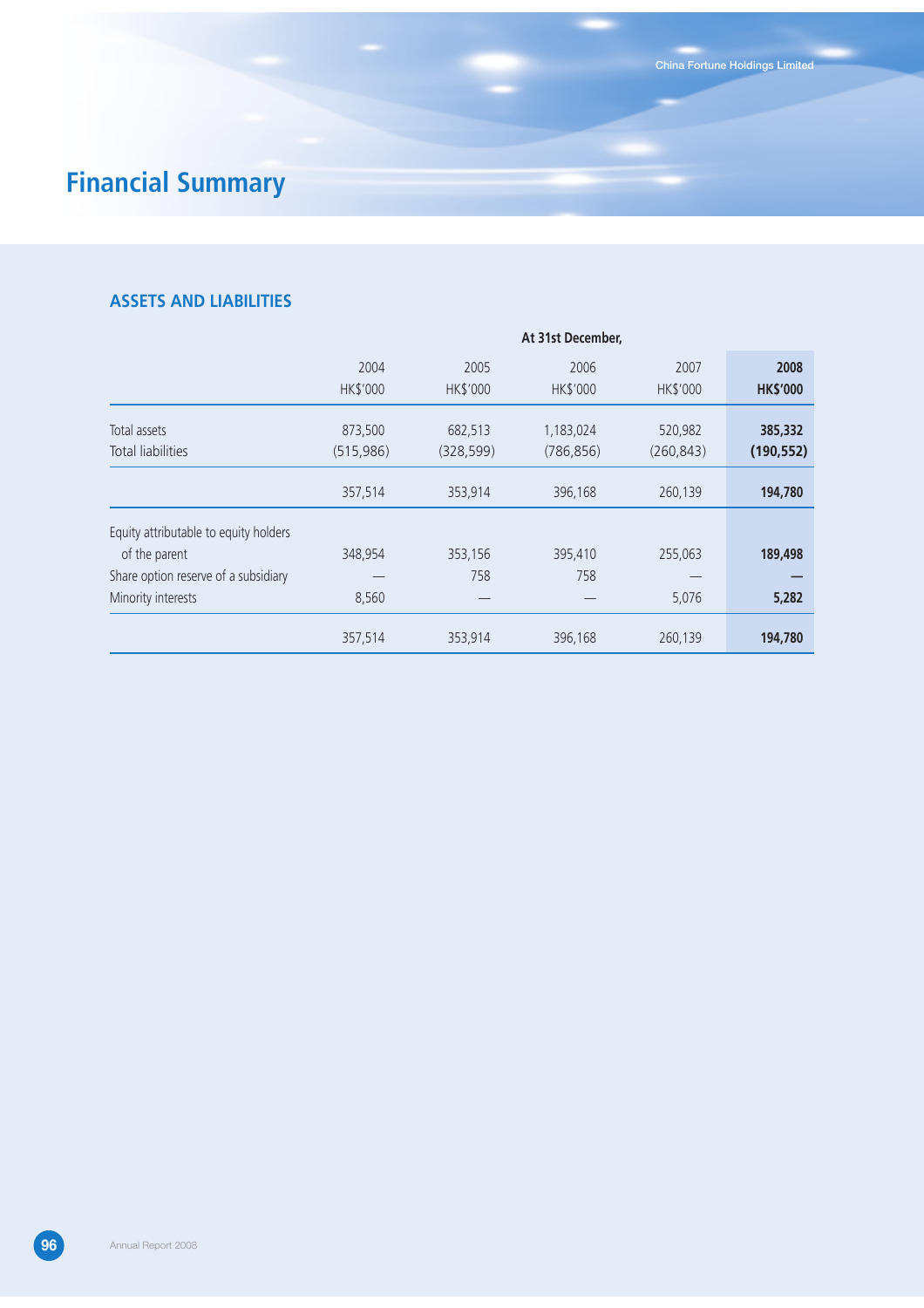# Financial Summary

## ASSETS AND LIABILITIES

| | At 31st December, | | | | |
|---|---|---|---|---|---|
| | 2004<br>HK$'000 | 2005<br>HK$'000 | 2006<br>HK$'000 | 2007<br>HK$'000 | **2008**<br>**HK$'000** |
| Total assets | 873,500 | 682,513 | 1,183,024 | 520,982 | **385,332** |
| Total liabilities | (515,986) | (328,599) | (786,856) | (260,843) | **(190,552)** |
| | 357,514 | 353,914 | 396,168 | 260,139 | **194,780** |
| Equity attributable to equity holders of the parent | 348,954 | 353,156 | 395,410 | 255,063 | **189,498** |
| Share option reserve of a subsidiary | — | 758 | 758 | — | **—** |
| Minority interests | 8,560 | — | — | 5,076 | **5,282** |
| | 357,514 | 353,914 | 396,168 | 260,139 | **194,780** |